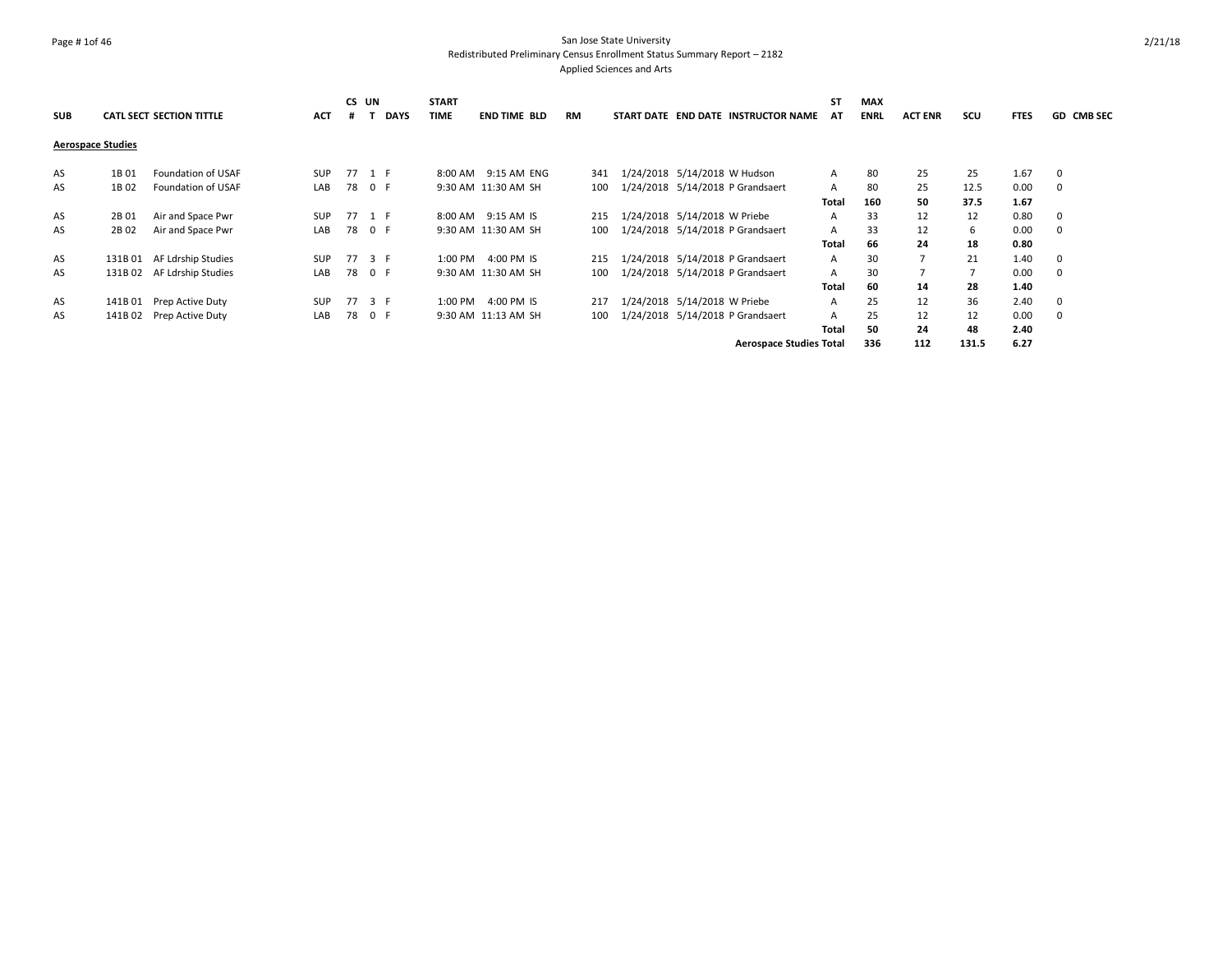San Jose State University

Redistributed Preliminary Census Enrollment Status Summary Report – 2182

Applied Sciences and Arts

| SUB | CATL | SECT | SECTION TITTLE | ACT | CS # | UNT | DAYS | START TIME | END TIME | BLD | RM | START DATE | END DATE | INSTRUCTOR NAME | ST AT | MAX ENRL | ACT ENR | SCU | FTES | GD | CMB SEC |
|---|---|---|---|---|---|---|---|---|---|---|---|---|---|---|---|---|---|---|---|---|---|
| **Aerospace Studies** | | | | | | | | | | | | | | | | | | | | | |
| AS | 1B | 01 | Foundation of USAF | SUP | 77 | 1 | F | 8:00 AM | 9:15 AM | ENG | 341 | 1/24/2018 | 5/14/2018 | W Hudson | A | 80 | 25 | 25 | 1.67 | 0 | |
| AS | 1B | 02 | Foundation of USAF | LAB | 78 | 0 | F | 9:30 AM | 11:30 AM | SH | 100 | 1/24/2018 | 5/14/2018 | P Grandsaert | A | 80 | 25 | 12.5 | 0.00 | 0 | |
| | | | | | | | | | | | | | | | **Total** | **160** | **50** | **37.5** | **1.67** | | |
| AS | 2B | 01 | Air and Space Pwr | SUP | 77 | 1 | F | 8:00 AM | 9:15 AM | IS | 215 | 1/24/2018 | 5/14/2018 | W Priebe | A | 33 | 12 | 12 | 0.80 | 0 | |
| AS | 2B | 02 | Air and Space Pwr | LAB | 78 | 0 | F | 9:30 AM | 11:30 AM | SH | 100 | 1/24/2018 | 5/14/2018 | P Grandsaert | A | 33 | 12 | 6 | 0.00 | 0 | |
| | | | | | | | | | | | | | | | **Total** | **66** | **24** | **18** | **0.80** | | |
| AS | 131B | 01 | AF Ldrship Studies | SUP | 77 | 3 | F | 1:00 PM | 4:00 PM | IS | 215 | 1/24/2018 | 5/14/2018 | P Grandsaert | A | 30 | 7 | 21 | 1.40 | 0 | |
| AS | 131B | 02 | AF Ldrship Studies | LAB | 78 | 0 | F | 9:30 AM | 11:30 AM | SH | 100 | 1/24/2018 | 5/14/2018 | P Grandsaert | A | 30 | 7 | 7 | 0.00 | 0 | |
| | | | | | | | | | | | | | | | **Total** | **60** | **14** | **28** | **1.40** | | |
| AS | 141B | 01 | Prep Active Duty | SUP | 77 | 3 | F | 1:00 PM | 4:00 PM | IS | 217 | 1/24/2018 | 5/14/2018 | W Priebe | A | 25 | 12 | 36 | 2.40 | 0 | |
| AS | 141B | 02 | Prep Active Duty | LAB | 78 | 0 | F | 9:30 AM | 11:13 AM | SH | 100 | 1/24/2018 | 5/14/2018 | P Grandsaert | A | 25 | 12 | 12 | 0.00 | 0 | |
| | | | | | | | | | | | | | | | **Total** | **50** | **24** | **48** | **2.40** | | |
| | | | | | | | | | | | | | | **Aerospace Studies Total** | | **336** | **112** | **131.5** | **6.27** | | |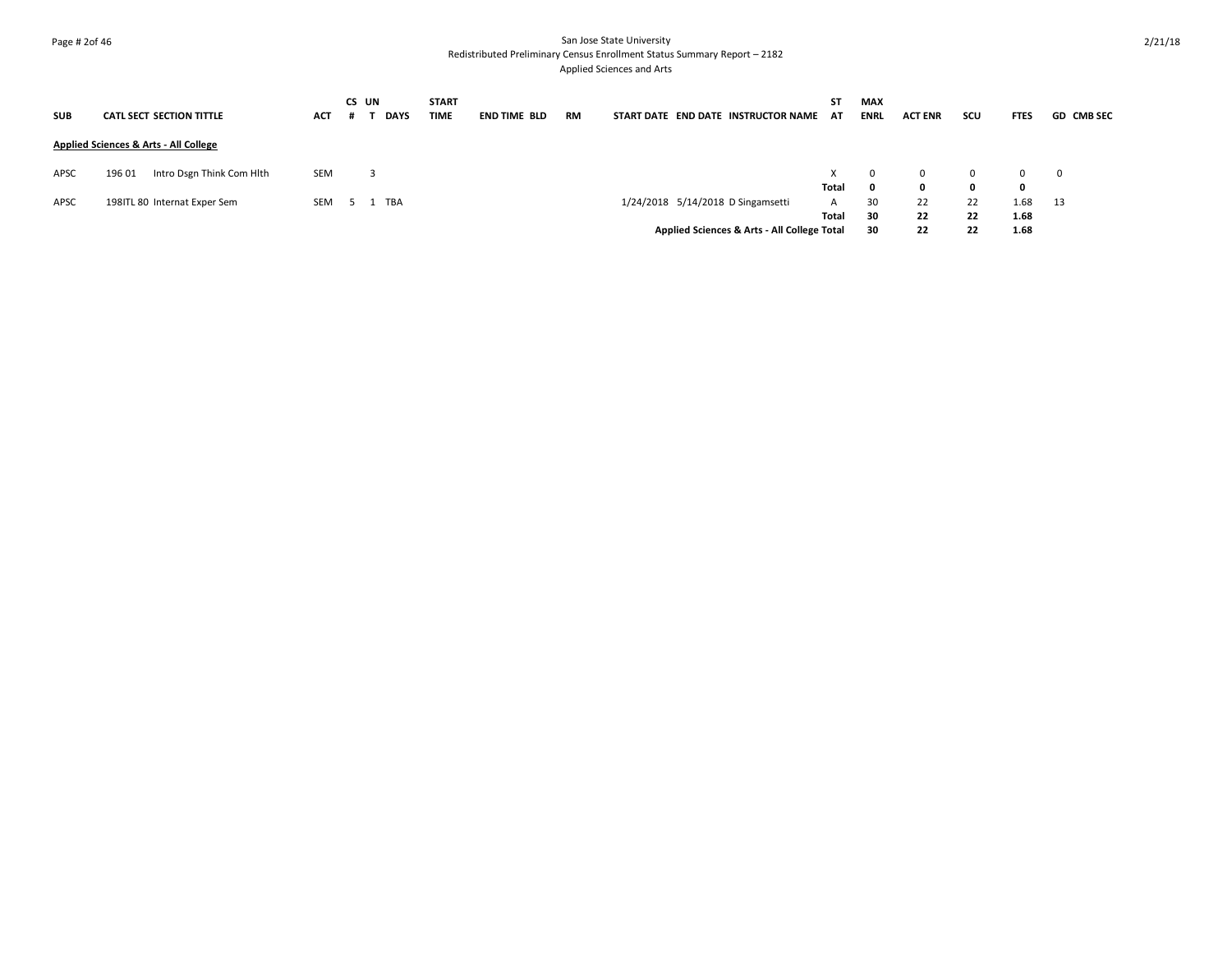San Jose State University
Redistributed Preliminary Census Enrollment Status Summary Report – 2182
Applied Sciences and Arts

| SUB | CATL | SECT | SECTION TITTLE | ACT | CS # | UNT | DAYS | START TIME | END TIME | BLD | RM | START DATE | END DATE | INSTRUCTOR NAME | STAT | MAX ENRL | ACT ENR | SCU | FTES | GD | CMB SEC |
|---|---|---|---|---|---|---|---|---|---|---|---|---|---|---|---|---|---|---|---|---|---|
| **Applied Sciences & Arts - All College** | | | | | | | | | | | | | | | | | | | | | |
| APSC | 196 | 01 | Intro Dsgn Think Com Hlth | SEM | | 3 | | | | | | | | | X | 0 | 0 | 0 | 0 | 0 | |
| | | | | | | | | | | | | | | | **Total** | **0** | **0** | **0** | **0** | | |
| APSC | 198ITL | 80 | Internat Exper Sem | SEM | 5 | 1 | TBA | | | | | 1/24/2018 | 5/14/2018 | D Singamsetti | A | 30 | 22 | 22 | 1.68 | 13 | |
| | | | | | | | | | | | | | | | **Total** | **30** | **22** | **22** | **1.68** | | |
| | | | | | | | | | | | | | | **Applied Sciences & Arts - All College Total** | | **30** | **22** | **22** | **1.68** | | |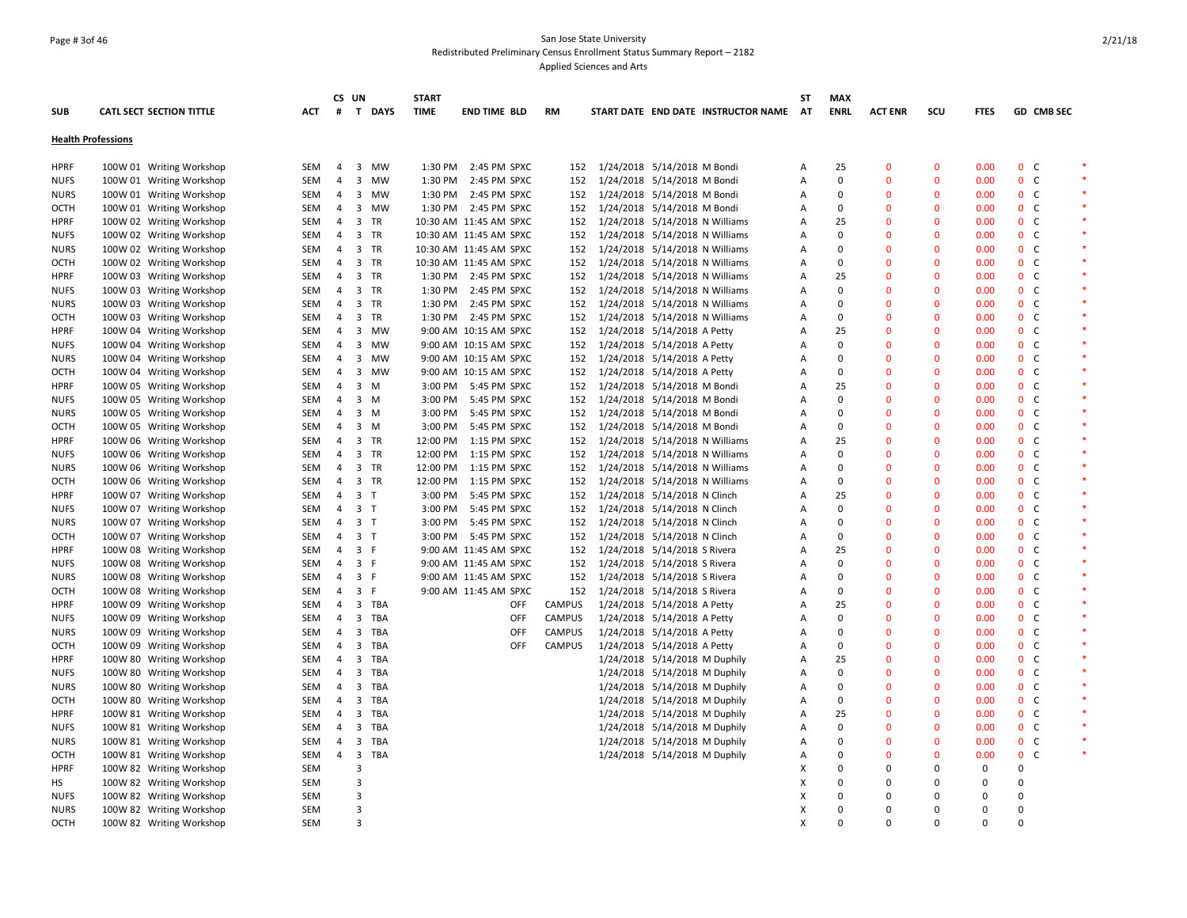San Jose State University
Redistributed Preliminary Census Enrollment Status Summary Report – 2182
Applied Sciences and Arts

| SUB | CATL SECT SECTION TITTLE | ACT | CS # | UN T | DAYS | START TIME | END TIME | BLD | RM | START DATE | END DATE | INSTRUCTOR NAME | ST AT | MAX ENRL | ACT ENR | SCU | FTES | GD | CMB SEC | |
|---|---|---|---|---|---|---|---|---|---|---|---|---|---|---|---|---|---|---|---|---|
| **Health Professions** | | | | | | | | | | | | | | | | | | | | |
| HPRF | 100W 01 Writing Workshop | SEM | 4 | 3 | MW | 1:30 PM | 2:45 PM | SPXC | 152 | 1/24/2018 | 5/14/2018 | M Bondi | A | 25 | 0 | 0 | 0.00 | 0 | C | * |
| NUFS | 100W 01 Writing Workshop | SEM | 4 | 3 | MW | 1:30 PM | 2:45 PM | SPXC | 152 | 1/24/2018 | 5/14/2018 | M Bondi | A | 0 | 0 | 0 | 0.00 | 0 | C | * |
| NURS | 100W 01 Writing Workshop | SEM | 4 | 3 | MW | 1:30 PM | 2:45 PM | SPXC | 152 | 1/24/2018 | 5/14/2018 | M Bondi | A | 0 | 0 | 0 | 0.00 | 0 | C | * |
| OCTH | 100W 01 Writing Workshop | SEM | 4 | 3 | MW | 1:30 PM | 2:45 PM | SPXC | 152 | 1/24/2018 | 5/14/2018 | M Bondi | A | 0 | 0 | 0 | 0.00 | 0 | C | * |
| HPRF | 100W 02 Writing Workshop | SEM | 4 | 3 | TR | 10:30 AM | 11:45 AM | SPXC | 152 | 1/24/2018 | 5/14/2018 | N Williams | A | 25 | 0 | 0 | 0.00 | 0 | C | * |
| NUFS | 100W 02 Writing Workshop | SEM | 4 | 3 | TR | 10:30 AM | 11:45 AM | SPXC | 152 | 1/24/2018 | 5/14/2018 | N Williams | A | 0 | 0 | 0 | 0.00 | 0 | C | * |
| NURS | 100W 02 Writing Workshop | SEM | 4 | 3 | TR | 10:30 AM | 11:45 AM | SPXC | 152 | 1/24/2018 | 5/14/2018 | N Williams | A | 0 | 0 | 0 | 0.00 | 0 | C | * |
| OCTH | 100W 02 Writing Workshop | SEM | 4 | 3 | TR | 10:30 AM | 11:45 AM | SPXC | 152 | 1/24/2018 | 5/14/2018 | N Williams | A | 0 | 0 | 0 | 0.00 | 0 | C | * |
| HPRF | 100W 03 Writing Workshop | SEM | 4 | 3 | TR | 1:30 PM | 2:45 PM | SPXC | 152 | 1/24/2018 | 5/14/2018 | N Williams | A | 25 | 0 | 0 | 0.00 | 0 | C | * |
| NUFS | 100W 03 Writing Workshop | SEM | 4 | 3 | TR | 1:30 PM | 2:45 PM | SPXC | 152 | 1/24/2018 | 5/14/2018 | N Williams | A | 0 | 0 | 0 | 0.00 | 0 | C | * |
| NURS | 100W 03 Writing Workshop | SEM | 4 | 3 | TR | 1:30 PM | 2:45 PM | SPXC | 152 | 1/24/2018 | 5/14/2018 | N Williams | A | 0 | 0 | 0 | 0.00 | 0 | C | * |
| OCTH | 100W 03 Writing Workshop | SEM | 4 | 3 | TR | 1:30 PM | 2:45 PM | SPXC | 152 | 1/24/2018 | 5/14/2018 | N Williams | A | 0 | 0 | 0 | 0.00 | 0 | C | * |
| HPRF | 100W 04 Writing Workshop | SEM | 4 | 3 | MW | 9:00 AM | 10:15 AM | SPXC | 152 | 1/24/2018 | 5/14/2018 | A Petty | A | 25 | 0 | 0 | 0.00 | 0 | C | * |
| NUFS | 100W 04 Writing Workshop | SEM | 4 | 3 | MW | 9:00 AM | 10:15 AM | SPXC | 152 | 1/24/2018 | 5/14/2018 | A Petty | A | 0 | 0 | 0 | 0.00 | 0 | C | * |
| NURS | 100W 04 Writing Workshop | SEM | 4 | 3 | MW | 9:00 AM | 10:15 AM | SPXC | 152 | 1/24/2018 | 5/14/2018 | A Petty | A | 0 | 0 | 0 | 0.00 | 0 | C | * |
| OCTH | 100W 04 Writing Workshop | SEM | 4 | 3 | MW | 9:00 AM | 10:15 AM | SPXC | 152 | 1/24/2018 | 5/14/2018 | A Petty | A | 0 | 0 | 0 | 0.00 | 0 | C | * |
| HPRF | 100W 05 Writing Workshop | SEM | 4 | 3 | M | 3:00 PM | 5:45 PM | SPXC | 152 | 1/24/2018 | 5/14/2018 | M Bondi | A | 25 | 0 | 0 | 0.00 | 0 | C | * |
| NUFS | 100W 05 Writing Workshop | SEM | 4 | 3 | M | 3:00 PM | 5:45 PM | SPXC | 152 | 1/24/2018 | 5/14/2018 | M Bondi | A | 0 | 0 | 0 | 0.00 | 0 | C | * |
| NURS | 100W 05 Writing Workshop | SEM | 4 | 3 | M | 3:00 PM | 5:45 PM | SPXC | 152 | 1/24/2018 | 5/14/2018 | M Bondi | A | 0 | 0 | 0 | 0.00 | 0 | C | * |
| OCTH | 100W 05 Writing Workshop | SEM | 4 | 3 | M | 3:00 PM | 5:45 PM | SPXC | 152 | 1/24/2018 | 5/14/2018 | M Bondi | A | 0 | 0 | 0 | 0.00 | 0 | C | * |
| HPRF | 100W 06 Writing Workshop | SEM | 4 | 3 | TR | 12:00 PM | 1:15 PM | SPXC | 152 | 1/24/2018 | 5/14/2018 | N Williams | A | 25 | 0 | 0 | 0.00 | 0 | C | * |
| NUFS | 100W 06 Writing Workshop | SEM | 4 | 3 | TR | 12:00 PM | 1:15 PM | SPXC | 152 | 1/24/2018 | 5/14/2018 | N Williams | A | 0 | 0 | 0 | 0.00 | 0 | C | * |
| NURS | 100W 06 Writing Workshop | SEM | 4 | 3 | TR | 12:00 PM | 1:15 PM | SPXC | 152 | 1/24/2018 | 5/14/2018 | N Williams | A | 0 | 0 | 0 | 0.00 | 0 | C | * |
| OCTH | 100W 06 Writing Workshop | SEM | 4 | 3 | TR | 12:00 PM | 1:15 PM | SPXC | 152 | 1/24/2018 | 5/14/2018 | N Williams | A | 0 | 0 | 0 | 0.00 | 0 | C | * |
| HPRF | 100W 07 Writing Workshop | SEM | 4 | 3 | T | 3:00 PM | 5:45 PM | SPXC | 152 | 1/24/2018 | 5/14/2018 | N Clinch | A | 25 | 0 | 0 | 0.00 | 0 | C | * |
| NUFS | 100W 07 Writing Workshop | SEM | 4 | 3 | T | 3:00 PM | 5:45 PM | SPXC | 152 | 1/24/2018 | 5/14/2018 | N Clinch | A | 0 | 0 | 0 | 0.00 | 0 | C | * |
| NURS | 100W 07 Writing Workshop | SEM | 4 | 3 | T | 3:00 PM | 5:45 PM | SPXC | 152 | 1/24/2018 | 5/14/2018 | N Clinch | A | 0 | 0 | 0 | 0.00 | 0 | C | * |
| OCTH | 100W 07 Writing Workshop | SEM | 4 | 3 | T | 3:00 PM | 5:45 PM | SPXC | 152 | 1/24/2018 | 5/14/2018 | N Clinch | A | 0 | 0 | 0 | 0.00 | 0 | C | * |
| HPRF | 100W 08 Writing Workshop | SEM | 4 | 3 | F | 9:00 AM | 11:45 AM | SPXC | 152 | 1/24/2018 | 5/14/2018 | S Rivera | A | 25 | 0 | 0 | 0.00 | 0 | C | * |
| NUFS | 100W 08 Writing Workshop | SEM | 4 | 3 | F | 9:00 AM | 11:45 AM | SPXC | 152 | 1/24/2018 | 5/14/2018 | S Rivera | A | 0 | 0 | 0 | 0.00 | 0 | C | * |
| NURS | 100W 08 Writing Workshop | SEM | 4 | 3 | F | 9:00 AM | 11:45 AM | SPXC | 152 | 1/24/2018 | 5/14/2018 | S Rivera | A | 0 | 0 | 0 | 0.00 | 0 | C | * |
| OCTH | 100W 08 Writing Workshop | SEM | 4 | 3 | F | 9:00 AM | 11:45 AM | SPXC | 152 | 1/24/2018 | 5/14/2018 | S Rivera | A | 0 | 0 | 0 | 0.00 | 0 | C | * |
| HPRF | 100W 09 Writing Workshop | SEM | 4 | 3 | TBA | | | OFF | CAMPUS | 1/24/2018 | 5/14/2018 | A Petty | A | 25 | 0 | 0 | 0.00 | 0 | C | * |
| NUFS | 100W 09 Writing Workshop | SEM | 4 | 3 | TBA | | | OFF | CAMPUS | 1/24/2018 | 5/14/2018 | A Petty | A | 0 | 0 | 0 | 0.00 | 0 | C | * |
| NURS | 100W 09 Writing Workshop | SEM | 4 | 3 | TBA | | | OFF | CAMPUS | 1/24/2018 | 5/14/2018 | A Petty | A | 0 | 0 | 0 | 0.00 | 0 | C | * |
| OCTH | 100W 09 Writing Workshop | SEM | 4 | 3 | TBA | | | OFF | CAMPUS | 1/24/2018 | 5/14/2018 | A Petty | A | 0 | 0 | 0 | 0.00 | 0 | C | * |
| HPRF | 100W 80 Writing Workshop | SEM | 4 | 3 | TBA | | | | | 1/24/2018 | 5/14/2018 | M Duphily | A | 25 | 0 | 0 | 0.00 | 0 | C | * |
| NUFS | 100W 80 Writing Workshop | SEM | 4 | 3 | TBA | | | | | 1/24/2018 | 5/14/2018 | M Duphily | A | 0 | 0 | 0 | 0.00 | 0 | C | * |
| NURS | 100W 80 Writing Workshop | SEM | 4 | 3 | TBA | | | | | 1/24/2018 | 5/14/2018 | M Duphily | A | 0 | 0 | 0 | 0.00 | 0 | C | * |
| OCTH | 100W 80 Writing Workshop | SEM | 4 | 3 | TBA | | | | | 1/24/2018 | 5/14/2018 | M Duphily | A | 0 | 0 | 0 | 0.00 | 0 | C | * |
| HPRF | 100W 81 Writing Workshop | SEM | 4 | 3 | TBA | | | | | 1/24/2018 | 5/14/2018 | M Duphily | A | 25 | 0 | 0 | 0.00 | 0 | C | * |
| NUFS | 100W 81 Writing Workshop | SEM | 4 | 3 | TBA | | | | | 1/24/2018 | 5/14/2018 | M Duphily | A | 0 | 0 | 0 | 0.00 | 0 | C | * |
| NURS | 100W 81 Writing Workshop | SEM | 4 | 3 | TBA | | | | | 1/24/2018 | 5/14/2018 | M Duphily | A | 0 | 0 | 0 | 0.00 | 0 | C | * |
| OCTH | 100W 81 Writing Workshop | SEM | 4 | 3 | TBA | | | | | 1/24/2018 | 5/14/2018 | M Duphily | A | 0 | 0 | 0 | 0.00 | 0 | C | * |
| HPRF | 100W 82 Writing Workshop | SEM | | 3 | | | | | | | | | X | 0 | 0 | 0 | 0 | 0 | | |
| HS | 100W 82 Writing Workshop | SEM | | 3 | | | | | | | | | X | 0 | 0 | 0 | 0 | 0 | | |
| NUFS | 100W 82 Writing Workshop | SEM | | 3 | | | | | | | | | X | 0 | 0 | 0 | 0 | 0 | | |
| NURS | 100W 82 Writing Workshop | SEM | | 3 | | | | | | | | | X | 0 | 0 | 0 | 0 | 0 | | |
| OCTH | 100W 82 Writing Workshop | SEM | | 3 | | | | | | | | | X | 0 | 0 | 0 | 0 | 0 | | |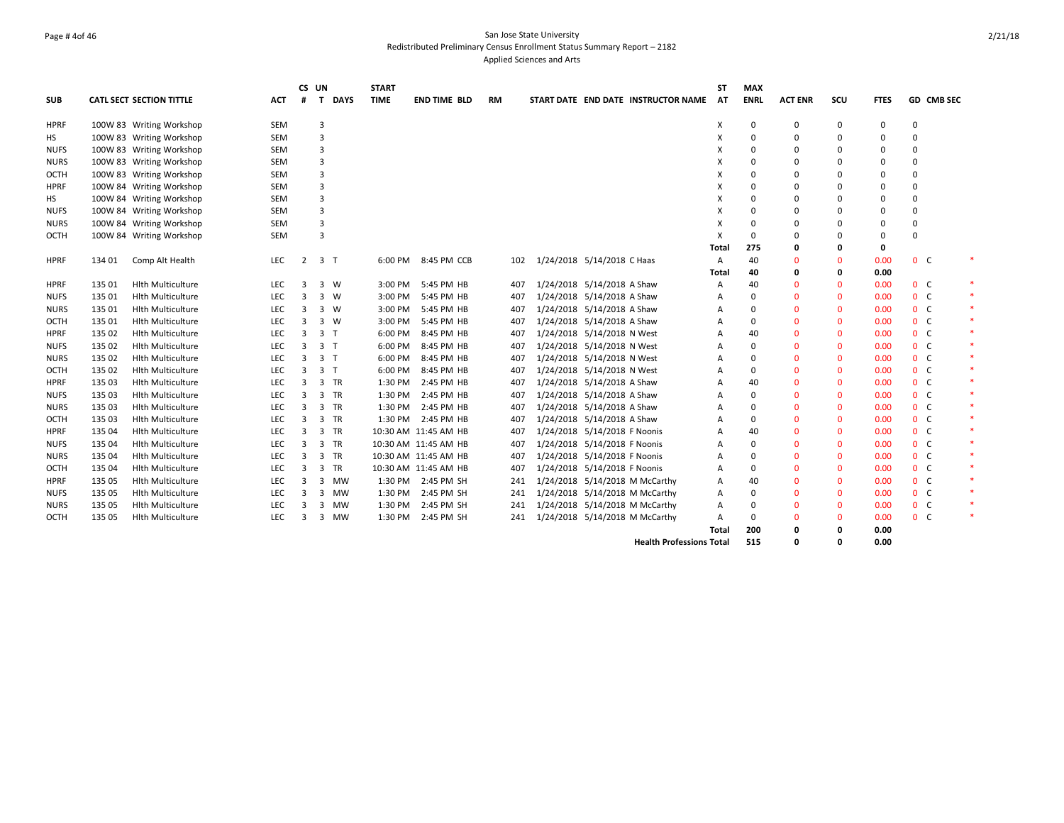San Jose State University
Redistributed Preliminary Census Enrollment Status Summary Report – 2182
Applied Sciences and Arts

| SUB | CATL | SECT | SECTION TITTLE | ACT | CS # | UN T | DAYS | START TIME | END TIME | BLD | RM | START DATE | END DATE | INSTRUCTOR NAME | ST AT | MAX ENRL | ACT ENR | SCU | FTES | GD | CMB SEC | |
|---|---|---|---|---|---|---|---|---|---|---|---|---|---|---|---|---|---|---|---|---|---|---|
| HPRF | 100W | 83 | Writing Workshop | SEM | | 3 | | | | | | | | | X | 0 | 0 | 0 | 0 | 0 | | |
| HS | 100W | 83 | Writing Workshop | SEM | | 3 | | | | | | | | | X | 0 | 0 | 0 | 0 | 0 | | |
| NUFS | 100W | 83 | Writing Workshop | SEM | | 3 | | | | | | | | | X | 0 | 0 | 0 | 0 | 0 | | |
| NURS | 100W | 83 | Writing Workshop | SEM | | 3 | | | | | | | | | X | 0 | 0 | 0 | 0 | 0 | | |
| OCTH | 100W | 83 | Writing Workshop | SEM | | 3 | | | | | | | | | X | 0 | 0 | 0 | 0 | 0 | | |
| HPRF | 100W | 84 | Writing Workshop | SEM | | 3 | | | | | | | | | X | 0 | 0 | 0 | 0 | 0 | | |
| HS | 100W | 84 | Writing Workshop | SEM | | 3 | | | | | | | | | X | 0 | 0 | 0 | 0 | 0 | | |
| NUFS | 100W | 84 | Writing Workshop | SEM | | 3 | | | | | | | | | X | 0 | 0 | 0 | 0 | 0 | | |
| NURS | 100W | 84 | Writing Workshop | SEM | | 3 | | | | | | | | | X | 0 | 0 | 0 | 0 | 0 | | |
| OCTH | 100W | 84 | Writing Workshop | SEM | | 3 | | | | | | | | | X | 0 | 0 | 0 | 0 | 0 | | |
| | | | | | | | | | | | | | | | Total | 275 | 0 | 0 | 0 | | | |
| HPRF | 134 | 01 | Comp Alt Health | LEC | 2 | 3 | T | 6:00 PM | 8:45 PM | CCB | 102 | 1/24/2018 | 5/14/2018 | C Haas | A | 40 | 0 | 0 | 0.00 | 0 | C | * |
| | | | | | | | | | | | | | | | Total | 40 | 0 | 0 | 0.00 | | | |
| HPRF | 135 | 01 | Hlth Multiculture | LEC | 3 | 3 | W | 3:00 PM | 5:45 PM | HB | 407 | 1/24/2018 | 5/14/2018 | A Shaw | A | 40 | 0 | 0 | 0.00 | 0 | C | * |
| NUFS | 135 | 01 | Hlth Multiculture | LEC | 3 | 3 | W | 3:00 PM | 5:45 PM | HB | 407 | 1/24/2018 | 5/14/2018 | A Shaw | A | 0 | 0 | 0 | 0.00 | 0 | C | * |
| NURS | 135 | 01 | Hlth Multiculture | LEC | 3 | 3 | W | 3:00 PM | 5:45 PM | HB | 407 | 1/24/2018 | 5/14/2018 | A Shaw | A | 0 | 0 | 0 | 0.00 | 0 | C | * |
| OCTH | 135 | 01 | Hlth Multiculture | LEC | 3 | 3 | W | 3:00 PM | 5:45 PM | HB | 407 | 1/24/2018 | 5/14/2018 | A Shaw | A | 0 | 0 | 0 | 0.00 | 0 | C | * |
| HPRF | 135 | 02 | Hlth Multiculture | LEC | 3 | 3 | T | 6:00 PM | 8:45 PM | HB | 407 | 1/24/2018 | 5/14/2018 | N West | A | 40 | 0 | 0 | 0.00 | 0 | C | * |
| NUFS | 135 | 02 | Hlth Multiculture | LEC | 3 | 3 | T | 6:00 PM | 8:45 PM | HB | 407 | 1/24/2018 | 5/14/2018 | N West | A | 0 | 0 | 0 | 0.00 | 0 | C | * |
| NURS | 135 | 02 | Hlth Multiculture | LEC | 3 | 3 | T | 6:00 PM | 8:45 PM | HB | 407 | 1/24/2018 | 5/14/2018 | N West | A | 0 | 0 | 0 | 0.00 | 0 | C | * |
| OCTH | 135 | 02 | Hlth Multiculture | LEC | 3 | 3 | T | 6:00 PM | 8:45 PM | HB | 407 | 1/24/2018 | 5/14/2018 | N West | A | 0 | 0 | 0 | 0.00 | 0 | C | * |
| HPRF | 135 | 03 | Hlth Multiculture | LEC | 3 | 3 | TR | 1:30 PM | 2:45 PM | HB | 407 | 1/24/2018 | 5/14/2018 | A Shaw | A | 40 | 0 | 0 | 0.00 | 0 | C | * |
| NUFS | 135 | 03 | Hlth Multiculture | LEC | 3 | 3 | TR | 1:30 PM | 2:45 PM | HB | 407 | 1/24/2018 | 5/14/2018 | A Shaw | A | 0 | 0 | 0 | 0.00 | 0 | C | * |
| NURS | 135 | 03 | Hlth Multiculture | LEC | 3 | 3 | TR | 1:30 PM | 2:45 PM | HB | 407 | 1/24/2018 | 5/14/2018 | A Shaw | A | 0 | 0 | 0 | 0.00 | 0 | C | * |
| OCTH | 135 | 03 | Hlth Multiculture | LEC | 3 | 3 | TR | 1:30 PM | 2:45 PM | HB | 407 | 1/24/2018 | 5/14/2018 | A Shaw | A | 0 | 0 | 0 | 0.00 | 0 | C | * |
| HPRF | 135 | 04 | Hlth Multiculture | LEC | 3 | 3 | TR | 10:30 AM | 11:45 AM | HB | 407 | 1/24/2018 | 5/14/2018 | F Noonis | A | 40 | 0 | 0 | 0.00 | 0 | C | * |
| NUFS | 135 | 04 | Hlth Multiculture | LEC | 3 | 3 | TR | 10:30 AM | 11:45 AM | HB | 407 | 1/24/2018 | 5/14/2018 | F Noonis | A | 0 | 0 | 0 | 0.00 | 0 | C | * |
| NURS | 135 | 04 | Hlth Multiculture | LEC | 3 | 3 | TR | 10:30 AM | 11:45 AM | HB | 407 | 1/24/2018 | 5/14/2018 | F Noonis | A | 0 | 0 | 0 | 0.00 | 0 | C | * |
| OCTH | 135 | 04 | Hlth Multiculture | LEC | 3 | 3 | TR | 10:30 AM | 11:45 AM | HB | 407 | 1/24/2018 | 5/14/2018 | F Noonis | A | 0 | 0 | 0 | 0.00 | 0 | C | * |
| HPRF | 135 | 05 | Hlth Multiculture | LEC | 3 | 3 | MW | 1:30 PM | 2:45 PM | SH | 241 | 1/24/2018 | 5/14/2018 | M McCarthy | A | 40 | 0 | 0 | 0.00 | 0 | C | * |
| NUFS | 135 | 05 | Hlth Multiculture | LEC | 3 | 3 | MW | 1:30 PM | 2:45 PM | SH | 241 | 1/24/2018 | 5/14/2018 | M McCarthy | A | 0 | 0 | 0 | 0.00 | 0 | C | * |
| NURS | 135 | 05 | Hlth Multiculture | LEC | 3 | 3 | MW | 1:30 PM | 2:45 PM | SH | 241 | 1/24/2018 | 5/14/2018 | M McCarthy | A | 0 | 0 | 0 | 0.00 | 0 | C | * |
| OCTH | 135 | 05 | Hlth Multiculture | LEC | 3 | 3 | MW | 1:30 PM | 2:45 PM | SH | 241 | 1/24/2018 | 5/14/2018 | M McCarthy | A | 0 | 0 | 0 | 0.00 | 0 | C | * |
| | | | | | | | | | | | | | | | Total | 200 | 0 | 0 | 0.00 | | | |
| | | | | | | | | | | | | | | Health Professions Total | | 515 | 0 | 0 | 0.00 | | | |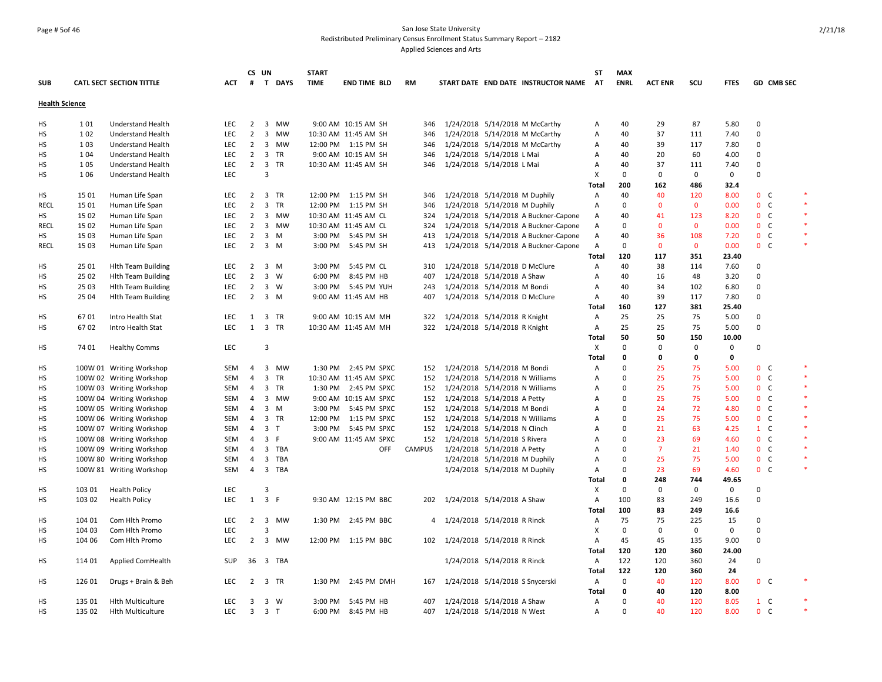San Jose State University
Redistributed Preliminary Census Enrollment Status Summary Report – 2182
Applied Sciences and Arts

## Health Science

| SUB | CATL | SECT | SECTION TITTLE | ACT | CS # | UN T | DAYS | START TIME | END TIME | BLD | RM | START DATE | END DATE | INSTRUCTOR NAME | ST AT | MAX ENRL | ACT ENR | SCU | FTES | GD | CMB SEC | |
|---|---|---|---|---|---|---|---|---|---|---|---|---|---|---|---|---|---|---|---|---|---|---|
| HS | 1 | 01 | Understand Health | LEC | 2 | 3 | MW | 9:00 AM | 10:15 AM | SH | 346 | 1/24/2018 | 5/14/2018 | M McCarthy | A | 40 | 29 | 87 | 5.80 | 0 | | |
| HS | 1 | 02 | Understand Health | LEC | 2 | 3 | MW | 10:30 AM | 11:45 AM | SH | 346 | 1/24/2018 | 5/14/2018 | M McCarthy | A | 40 | 37 | 111 | 7.40 | 0 | | |
| HS | 1 | 03 | Understand Health | LEC | 2 | 3 | MW | 12:00 PM | 1:15 PM | SH | 346 | 1/24/2018 | 5/14/2018 | M McCarthy | A | 40 | 39 | 117 | 7.80 | 0 | | |
| HS | 1 | 04 | Understand Health | LEC | 2 | 3 | TR | 9:00 AM | 10:15 AM | SH | 346 | 1/24/2018 | 5/14/2018 | L Mai | A | 40 | 20 | 60 | 4.00 | 0 | | |
| HS | 1 | 05 | Understand Health | LEC | 2 | 3 | TR | 10:30 AM | 11:45 AM | SH | 346 | 1/24/2018 | 5/14/2018 | L Mai | A | 40 | 37 | 111 | 7.40 | 0 | | |
| HS | 1 | 06 | Understand Health | LEC | | 3 | | | | | | | | | X | 0 | 0 | 0 | 0 | 0 | | |
| | | | | | | | | | | | | | | | Total | 200 | 162 | 486 | 32.4 | | | |
| HS | 15 | 01 | Human Life Span | LEC | 2 | 3 | TR | 12:00 PM | 1:15 PM | SH | 346 | 1/24/2018 | 5/14/2018 | M Duphily | A | 40 | 40 | 120 | 8.00 | 0 | C | * |
| RECL | 15 | 01 | Human Life Span | LEC | 2 | 3 | TR | 12:00 PM | 1:15 PM | SH | 346 | 1/24/2018 | 5/14/2018 | M Duphily | A | 0 | 0 | 0 | 0.00 | 0 | C | * |
| HS | 15 | 02 | Human Life Span | LEC | 2 | 3 | MW | 10:30 AM | 11:45 AM | CL | 324 | 1/24/2018 | 5/14/2018 | A Buckner-Capone | A | 40 | 41 | 123 | 8.20 | 0 | C | * |
| RECL | 15 | 02 | Human Life Span | LEC | 2 | 3 | MW | 10:30 AM | 11:45 AM | CL | 324 | 1/24/2018 | 5/14/2018 | A Buckner-Capone | A | 0 | 0 | 0 | 0.00 | 0 | C | * |
| HS | 15 | 03 | Human Life Span | LEC | 2 | 3 | M | 3:00 PM | 5:45 PM | SH | 413 | 1/24/2018 | 5/14/2018 | A Buckner-Capone | A | 40 | 36 | 108 | 7.20 | 0 | C | * |
| RECL | 15 | 03 | Human Life Span | LEC | 2 | 3 | M | 3:00 PM | 5:45 PM | SH | 413 | 1/24/2018 | 5/14/2018 | A Buckner-Capone | A | 0 | 0 | 0 | 0.00 | 0 | C | * |
| | | | | | | | | | | | | | | | Total | 120 | 117 | 351 | 23.40 | | | |
| HS | 25 | 01 | Hlth Team Building | LEC | 2 | 3 | M | 3:00 PM | 5:45 PM | CL | 310 | 1/24/2018 | 5/14/2018 | D McClure | A | 40 | 38 | 114 | 7.60 | 0 | | |
| HS | 25 | 02 | Hlth Team Building | LEC | 2 | 3 | W | 6:00 PM | 8:45 PM | HB | 407 | 1/24/2018 | 5/14/2018 | A Shaw | A | 40 | 16 | 48 | 3.20 | 0 | | |
| HS | 25 | 03 | Hlth Team Building | LEC | 2 | 3 | W | 3:00 PM | 5:45 PM | YUH | 243 | 1/24/2018 | 5/14/2018 | M Bondi | A | 40 | 34 | 102 | 6.80 | 0 | | |
| HS | 25 | 04 | Hlth Team Building | LEC | 2 | 3 | M | 9:00 AM | 11:45 AM | HB | 407 | 1/24/2018 | 5/14/2018 | D McClure | A | 40 | 39 | 117 | 7.80 | 0 | | |
| | | | | | | | | | | | | | | | Total | 160 | 127 | 381 | 25.40 | | | |
| HS | 67 | 01 | Intro Health Stat | LEC | 1 | 3 | TR | 9:00 AM | 10:15 AM | MH | 322 | 1/24/2018 | 5/14/2018 | R Knight | A | 25 | 25 | 75 | 5.00 | 0 | | |
| HS | 67 | 02 | Intro Health Stat | LEC | 1 | 3 | TR | 10:30 AM | 11:45 AM | MH | 322 | 1/24/2018 | 5/14/2018 | R Knight | A | 25 | 25 | 75 | 5.00 | 0 | | |
| | | | | | | | | | | | | | | | Total | 50 | 50 | 150 | 10.00 | | | |
| HS | 74 | 01 | Healthy Comms | LEC | | 3 | | | | | | | | | X | 0 | 0 | 0 | 0 | 0 | | |
| | | | | | | | | | | | | | | | Total | 0 | 0 | 0 | 0 | | | |
| HS | 100W | 01 | Writing Workshop | SEM | 4 | 3 | MW | 1:30 PM | 2:45 PM | SPXC | 152 | 1/24/2018 | 5/14/2018 | M Bondi | A | 0 | 25 | 75 | 5.00 | 0 | C | * |
| HS | 100W | 02 | Writing Workshop | SEM | 4 | 3 | TR | 10:30 AM | 11:45 AM | SPXC | 152 | 1/24/2018 | 5/14/2018 | N Williams | A | 0 | 25 | 75 | 5.00 | 0 | C | * |
| HS | 100W | 03 | Writing Workshop | SEM | 4 | 3 | TR | 1:30 PM | 2:45 PM | SPXC | 152 | 1/24/2018 | 5/14/2018 | N Williams | A | 0 | 25 | 75 | 5.00 | 0 | C | * |
| HS | 100W | 04 | Writing Workshop | SEM | 4 | 3 | MW | 9:00 AM | 10:15 AM | SPXC | 152 | 1/24/2018 | 5/14/2018 | A Petty | A | 0 | 25 | 75 | 5.00 | 0 | C | * |
| HS | 100W | 05 | Writing Workshop | SEM | 4 | 3 | M | 3:00 PM | 5:45 PM | SPXC | 152 | 1/24/2018 | 5/14/2018 | M Bondi | A | 0 | 24 | 72 | 4.80 | 0 | C | * |
| HS | 100W | 06 | Writing Workshop | SEM | 4 | 3 | TR | 12:00 PM | 1:15 PM | SPXC | 152 | 1/24/2018 | 5/14/2018 | N Williams | A | 0 | 25 | 75 | 5.00 | 0 | C | * |
| HS | 100W | 07 | Writing Workshop | SEM | 4 | 3 | T | 3:00 PM | 5:45 PM | SPXC | 152 | 1/24/2018 | 5/14/2018 | N Clinch | A | 0 | 21 | 63 | 4.25 | 1 | C | * |
| HS | 100W | 08 | Writing Workshop | SEM | 4 | 3 | F | 9:00 AM | 11:45 AM | SPXC | 152 | 1/24/2018 | 5/14/2018 | S Rivera | A | 0 | 23 | 69 | 4.60 | 0 | C | * |
| HS | 100W | 09 | Writing Workshop | SEM | 4 | 3 | TBA | | | OFF | CAMPUS | 1/24/2018 | 5/14/2018 | A Petty | A | 0 | 7 | 21 | 1.40 | 0 | C | * |
| HS | 100W | 80 | Writing Workshop | SEM | 4 | 3 | TBA | | | | | 1/24/2018 | 5/14/2018 | M Duphily | A | 0 | 25 | 75 | 5.00 | 0 | C | * |
| HS | 100W | 81 | Writing Workshop | SEM | 4 | 3 | TBA | | | | | 1/24/2018 | 5/14/2018 | M Duphily | A | 0 | 23 | 69 | 4.60 | 0 | C | * |
| | | | | | | | | | | | | | | | Total | 0 | 248 | 744 | 49.65 | | | |
| HS | 103 | 01 | Health Policy | LEC | | 3 | | | | | | | | | X | 0 | 0 | 0 | 0 | 0 | | |
| HS | 103 | 02 | Health Policy | LEC | 1 | 3 | F | 9:30 AM | 12:15 PM | BBC | 202 | 1/24/2018 | 5/14/2018 | A Shaw | A | 100 | 83 | 249 | 16.6 | 0 | | |
| | | | | | | | | | | | | | | | Total | 100 | 83 | 249 | 16.6 | | | |
| HS | 104 | 01 | Com Hlth Promo | LEC | 2 | 3 | MW | 1:30 PM | 2:45 PM | BBC | 4 | 1/24/2018 | 5/14/2018 | R Rinck | A | 75 | 75 | 225 | 15 | 0 | | |
| HS | 104 | 03 | Com Hlth Promo | LEC | | 3 | | | | | | | | | X | 0 | 0 | 0 | 0 | 0 | | |
| HS | 104 | 06 | Com Hlth Promo | LEC | 2 | 3 | MW | 12:00 PM | 1:15 PM | BBC | 102 | 1/24/2018 | 5/14/2018 | R Rinck | A | 45 | 45 | 135 | 9.00 | 0 | | |
| | | | | | | | | | | | | | | | Total | 120 | 120 | 360 | 24.00 | | | |
| HS | 114 | 01 | Applied ComHealth | SUP | 36 | 3 | TBA | | | | | 1/24/2018 | 5/14/2018 | R Rinck | A | 122 | 120 | 360 | 24 | 0 | | |
| | | | | | | | | | | | | | | | Total | 122 | 120 | 360 | 24 | | | |
| HS | 126 | 01 | Drugs + Brain & Beh | LEC | 2 | 3 | TR | 1:30 PM | 2:45 PM | DMH | 167 | 1/24/2018 | 5/14/2018 | S Snycerski | A | 0 | 40 | 120 | 8.00 | 0 | C | * |
| | | | | | | | | | | | | | | | Total | 0 | 40 | 120 | 8.00 | | | |
| HS | 135 | 01 | Hlth Multiculture | LEC | 3 | 3 | W | 3:00 PM | 5:45 PM | HB | 407 | 1/24/2018 | 5/14/2018 | A Shaw | A | 0 | 40 | 120 | 8.05 | 1 | C | * |
| HS | 135 | 02 | Hlth Multiculture | LEC | 3 | 3 | T | 6:00 PM | 8:45 PM | HB | 407 | 1/24/2018 | 5/14/2018 | N West | A | 0 | 40 | 120 | 8.00 | 0 | C | * |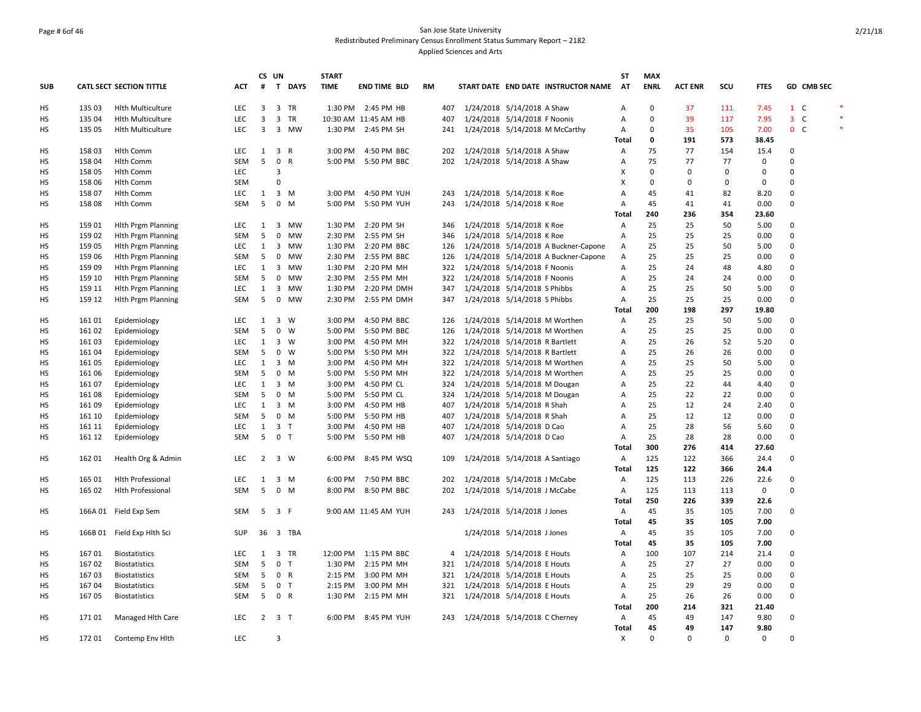San Jose State University
Redistributed Preliminary Census Enrollment Status Summary Report – 2182
Applied Sciences and Arts

| SUB | CATL SECT | SECTION TITTLE | ACT | CS # | UN T | DAYS | START TIME | END TIME | BLD | RM | START DATE | END DATE | INSTRUCTOR NAME | ST AT | MAX ENRL | ACT ENR | SCU | FTES | GD | CMB SEC |
|---|---|---|---|---|---|---|---|---|---|---|---|---|---|---|---|---|---|---|---|---|
| HS | 135 03 | Hlth Multiculture | LEC | 3 | 3 | TR | 1:30 PM | 2:45 PM | HB | 407 | 1/24/2018 | 5/14/2018 | A Shaw | A | 0 | 37 | 111 | 7.45 | 1 | C * |
| HS | 135 04 | Hlth Multiculture | LEC | 3 | 3 | TR | 10:30 AM | 11:45 AM | HB | 407 | 1/24/2018 | 5/14/2018 | F Noonis | A | 0 | 39 | 117 | 7.95 | 3 | C * |
| HS | 135 05 | Hlth Multiculture | LEC | 3 | 3 | MW | 1:30 PM | 2:45 PM | SH | 241 | 1/24/2018 | 5/14/2018 | M McCarthy | A | 0 | 35 | 105 | 7.00 | 0 | C * |
| | | | | | | | | | | | | | | Total | 0 | 191 | 573 | 38.45 | | |
| HS | 158 03 | Hlth Comm | LEC | 1 | 3 | R | 3:00 PM | 4:50 PM | BBC | 202 | 1/24/2018 | 5/14/2018 | A Shaw | A | 75 | 77 | 154 | 15.4 | 0 | |
| HS | 158 04 | Hlth Comm | SEM | 5 | 0 | R | 5:00 PM | 5:50 PM | BBC | 202 | 1/24/2018 | 5/14/2018 | A Shaw | A | 75 | 77 | 77 | 0 | 0 | |
| HS | 158 05 | Hlth Comm | LEC | | 3 | | | | | | | | | X | 0 | 0 | 0 | 0 | 0 | |
| HS | 158 06 | Hlth Comm | SEM | | 0 | | | | | | | | | X | 0 | 0 | 0 | 0 | 0 | |
| HS | 158 07 | Hlth Comm | LEC | 1 | 3 | M | 3:00 PM | 4:50 PM | YUH | 243 | 1/24/2018 | 5/14/2018 | K Roe | A | 45 | 41 | 82 | 8.20 | 0 | |
| HS | 158 08 | Hlth Comm | SEM | 5 | 0 | M | 5:00 PM | 5:50 PM | YUH | 243 | 1/24/2018 | 5/14/2018 | K Roe | A | 45 | 41 | 41 | 0.00 | 0 | |
| | | | | | | | | | | | | | | Total | 240 | 236 | 354 | 23.60 | | |
| HS | 159 01 | Hlth Prgm Planning | LEC | 1 | 3 | MW | 1:30 PM | 2:20 PM | SH | 346 | 1/24/2018 | 5/14/2018 | K Roe | A | 25 | 25 | 50 | 5.00 | 0 | |
| HS | 159 02 | Hlth Prgm Planning | SEM | 5 | 0 | MW | 2:30 PM | 2:55 PM | SH | 346 | 1/24/2018 | 5/14/2018 | K Roe | A | 25 | 25 | 25 | 0.00 | 0 | |
| HS | 159 05 | Hlth Prgm Planning | LEC | 1 | 3 | MW | 1:30 PM | 2:20 PM | BBC | 126 | 1/24/2018 | 5/14/2018 | A Buckner-Capone | A | 25 | 25 | 50 | 5.00 | 0 | |
| HS | 159 06 | Hlth Prgm Planning | SEM | 5 | 0 | MW | 2:30 PM | 2:55 PM | BBC | 126 | 1/24/2018 | 5/14/2018 | A Buckner-Capone | A | 25 | 25 | 25 | 0.00 | 0 | |
| HS | 159 09 | Hlth Prgm Planning | LEC | 1 | 3 | MW | 1:30 PM | 2:20 PM | MH | 322 | 1/24/2018 | 5/14/2018 | F Noonis | A | 25 | 24 | 48 | 4.80 | 0 | |
| HS | 159 10 | Hlth Prgm Planning | SEM | 5 | 0 | MW | 2:30 PM | 2:55 PM | MH | 322 | 1/24/2018 | 5/14/2018 | F Noonis | A | 25 | 24 | 24 | 0.00 | 0 | |
| HS | 159 11 | Hlth Prgm Planning | LEC | 1 | 3 | MW | 1:30 PM | 2:20 PM | DMH | 347 | 1/24/2018 | 5/14/2018 | S Phibbs | A | 25 | 25 | 50 | 5.00 | 0 | |
| HS | 159 12 | Hlth Prgm Planning | SEM | 5 | 0 | MW | 2:30 PM | 2:55 PM | DMH | 347 | 1/24/2018 | 5/14/2018 | S Phibbs | A | 25 | 25 | 25 | 0.00 | 0 | |
| | | | | | | | | | | | | | | Total | 200 | 198 | 297 | 19.80 | | |
| HS | 161 01 | Epidemiology | LEC | 1 | 3 | W | 3:00 PM | 4:50 PM | BBC | 126 | 1/24/2018 | 5/14/2018 | M Worthen | A | 25 | 25 | 50 | 5.00 | 0 | |
| HS | 161 02 | Epidemiology | SEM | 5 | 0 | W | 5:00 PM | 5:50 PM | BBC | 126 | 1/24/2018 | 5/14/2018 | M Worthen | A | 25 | 25 | 25 | 0.00 | 0 | |
| HS | 161 03 | Epidemiology | LEC | 1 | 3 | W | 3:00 PM | 4:50 PM | MH | 322 | 1/24/2018 | 5/14/2018 | R Bartlett | A | 25 | 26 | 52 | 5.20 | 0 | |
| HS | 161 04 | Epidemiology | SEM | 5 | 0 | W | 5:00 PM | 5:50 PM | MH | 322 | 1/24/2018 | 5/14/2018 | R Bartlett | A | 25 | 26 | 26 | 0.00 | 0 | |
| HS | 161 05 | Epidemiology | LEC | 1 | 3 | M | 3:00 PM | 4:50 PM | MH | 322 | 1/24/2018 | 5/14/2018 | M Worthen | A | 25 | 25 | 50 | 5.00 | 0 | |
| HS | 161 06 | Epidemiology | SEM | 5 | 0 | M | 5:00 PM | 5:50 PM | MH | 322 | 1/24/2018 | 5/14/2018 | M Worthen | A | 25 | 25 | 25 | 0.00 | 0 | |
| HS | 161 07 | Epidemiology | LEC | 1 | 3 | M | 3:00 PM | 4:50 PM | CL | 324 | 1/24/2018 | 5/14/2018 | M Dougan | A | 25 | 22 | 44 | 4.40 | 0 | |
| HS | 161 08 | Epidemiology | SEM | 5 | 0 | M | 5:00 PM | 5:50 PM | CL | 324 | 1/24/2018 | 5/14/2018 | M Dougan | A | 25 | 22 | 22 | 0.00 | 0 | |
| HS | 161 09 | Epidemiology | LEC | 1 | 3 | M | 3:00 PM | 4:50 PM | HB | 407 | 1/24/2018 | 5/14/2018 | R Shah | A | 25 | 12 | 24 | 2.40 | 0 | |
| HS | 161 10 | Epidemiology | SEM | 5 | 0 | M | 5:00 PM | 5:50 PM | HB | 407 | 1/24/2018 | 5/14/2018 | R Shah | A | 25 | 12 | 12 | 0.00 | 0 | |
| HS | 161 11 | Epidemiology | LEC | 1 | 3 | T | 3:00 PM | 4:50 PM | HB | 407 | 1/24/2018 | 5/14/2018 | D Cao | A | 25 | 28 | 56 | 5.60 | 0 | |
| HS | 161 12 | Epidemiology | SEM | 5 | 0 | T | 5:00 PM | 5:50 PM | HB | 407 | 1/24/2018 | 5/14/2018 | D Cao | A | 25 | 28 | 28 | 0.00 | 0 | |
| | | | | | | | | | | | | | | Total | 300 | 276 | 414 | 27.60 | | |
| HS | 162 01 | Health Org & Admin | LEC | 2 | 3 | W | 6:00 PM | 8:45 PM | WSQ | 109 | 1/24/2018 | 5/14/2018 | A Santiago | A | 125 | 122 | 366 | 24.4 | 0 | |
| | | | | | | | | | | | | | | Total | 125 | 122 | 366 | 24.4 | | |
| HS | 165 01 | Hlth Professional | LEC | 1 | 3 | M | 6:00 PM | 7:50 PM | BBC | 202 | 1/24/2018 | 5/14/2018 | J McCabe | A | 125 | 113 | 226 | 22.6 | 0 | |
| HS | 165 02 | Hlth Professional | SEM | 5 | 0 | M | 8:00 PM | 8:50 PM | BBC | 202 | 1/24/2018 | 5/14/2018 | J McCabe | A | 125 | 113 | 113 | 0 | 0 | |
| | | | | | | | | | | | | | | Total | 250 | 226 | 339 | 22.6 | | |
| HS | 166A 01 | Field Exp Sem | SEM | 5 | 3 | F | 9:00 AM | 11:45 AM | YUH | 243 | 1/24/2018 | 5/14/2018 | J Jones | A | 45 | 35 | 105 | 7.00 | 0 | |
| | | | | | | | | | | | | | | Total | 45 | 35 | 105 | 7.00 | | |
| HS | 166B 01 | Field Exp Hlth Sci | SUP | 36 | 3 | TBA | | | | | 1/24/2018 | 5/14/2018 | J Jones | A | 45 | 35 | 105 | 7.00 | 0 | |
| | | | | | | | | | | | | | | Total | 45 | 35 | 105 | 7.00 | | |
| HS | 167 01 | Biostatistics | LEC | 1 | 3 | TR | 12:00 PM | 1:15 PM | BBC | 4 | 1/24/2018 | 5/14/2018 | E Houts | A | 100 | 107 | 214 | 21.4 | 0 | |
| HS | 167 02 | Biostatistics | SEM | 5 | 0 | T | 1:30 PM | 2:15 PM | MH | 321 | 1/24/2018 | 5/14/2018 | E Houts | A | 25 | 27 | 27 | 0.00 | 0 | |
| HS | 167 03 | Biostatistics | SEM | 5 | 0 | R | 2:15 PM | 3:00 PM | MH | 321 | 1/24/2018 | 5/14/2018 | E Houts | A | 25 | 25 | 25 | 0.00 | 0 | |
| HS | 167 04 | Biostatistics | SEM | 5 | 0 | T | 2:15 PM | 3:00 PM | MH | 321 | 1/24/2018 | 5/14/2018 | E Houts | A | 25 | 29 | 29 | 0.00 | 0 | |
| HS | 167 05 | Biostatistics | SEM | 5 | 0 | R | 1:30 PM | 2:15 PM | MH | 321 | 1/24/2018 | 5/14/2018 | E Houts | A | 25 | 26 | 26 | 0.00 | 0 | |
| | | | | | | | | | | | | | | Total | 200 | 214 | 321 | 21.40 | | |
| HS | 171 01 | Managed Hlth Care | LEC | 2 | 3 | T | 6:00 PM | 8:45 PM | YUH | 243 | 1/24/2018 | 5/14/2018 | C Cherney | A | 45 | 49 | 147 | 9.80 | 0 | |
| | | | | | | | | | | | | | | Total | 45 | 49 | 147 | 9.80 | | |
| HS | 172 01 | Contemp Env Hlth | LEC | | 3 | | | | | | | | | X | 0 | 0 | 0 | 0 | 0 | |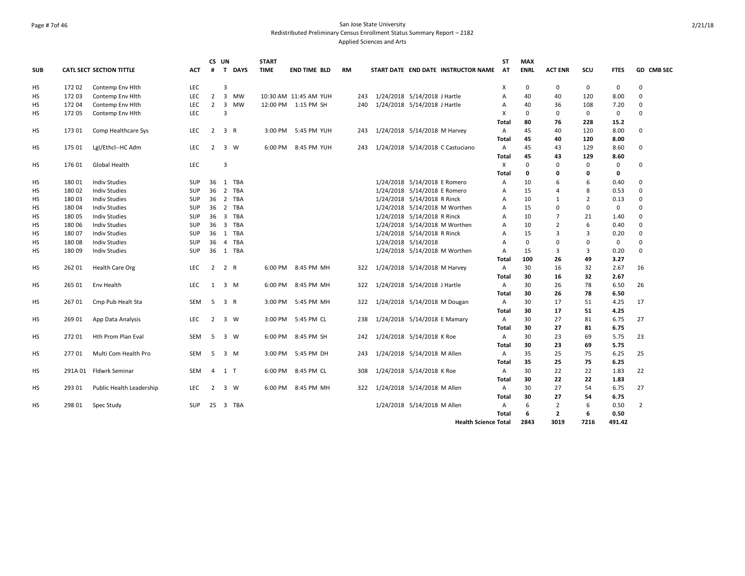San Jose State University
Redistributed Preliminary Census Enrollment Status Summary Report – 2182
Applied Sciences and Arts

| SUB | CATL SECT | SECTION TITTLE | ACT | CS # | UN T | DAYS | START TIME | END TIME | BLD | RM | START DATE | END DATE | INSTRUCTOR NAME | ST AT | MAX ENRL | ACT ENR | SCU | FTES | GD | CMB SEC |
|---|---|---|---|---|---|---|---|---|---|---|---|---|---|---|---|---|---|---|---|---|
| HS | 172 02 | Contemp Env Hlth | LEC | | 3 | | | | | | | | | X | 0 | 0 | 0 | 0 | 0 | |
| HS | 172 03 | Contemp Env Hlth | LEC | 2 | 3 | MW | 10:30 AM | 11:45 AM | YUH | 243 | 1/24/2018 | 5/14/2018 | J Hartle | A | 40 | 40 | 120 | 8.00 | 0 | |
| HS | 172 04 | Contemp Env Hlth | LEC | 2 | 3 | MW | 12:00 PM | 1:15 PM | SH | 240 | 1/24/2018 | 5/14/2018 | J Hartle | A | 40 | 36 | 108 | 7.20 | 0 | |
| HS | 172 05 | Contemp Env Hlth | LEC | | 3 | | | | | | | | | X | 0 | 0 | 0 | 0 | 0 | |
| | | | | | | | | | | | | | | **Total** | **80** | **76** | **228** | **15.2** | | |
| HS | 173 01 | Comp Healthcare Sys | LEC | 2 | 3 | R | 3:00 PM | 5:45 PM | YUH | 243 | 1/24/2018 | 5/14/2018 | M Harvey | A | 45 | 40 | 120 | 8.00 | 0 | |
| | | | | | | | | | | | | | | **Total** | **45** | **40** | **120** | **8.00** | | |
| HS | 175 01 | Lgl/Ethcl--HC Adm | LEC | 2 | 3 | W | 6:00 PM | 8:45 PM | YUH | 243 | 1/24/2018 | 5/14/2018 | C Castuciano | A | 45 | 43 | 129 | 8.60 | 0 | |
| | | | | | | | | | | | | | | **Total** | **45** | **43** | **129** | **8.60** | | |
| HS | 176 01 | Global Health | LEC | | 3 | | | | | | | | | X | 0 | 0 | 0 | 0 | 0 | |
| | | | | | | | | | | | | | | **Total** | **0** | **0** | **0** | **0** | | |
| HS | 180 01 | Indiv Studies | SUP | 36 | 1 | TBA | | | | | 1/24/2018 | 5/14/2018 | E Romero | A | 10 | 6 | 6 | 0.40 | 0 | |
| HS | 180 02 | Indiv Studies | SUP | 36 | 2 | TBA | | | | | 1/24/2018 | 5/14/2018 | E Romero | A | 15 | 4 | 8 | 0.53 | 0 | |
| HS | 180 03 | Indiv Studies | SUP | 36 | 2 | TBA | | | | | 1/24/2018 | 5/14/2018 | R Rinck | A | 10 | 1 | 2 | 0.13 | 0 | |
| HS | 180 04 | Indiv Studies | SUP | 36 | 2 | TBA | | | | | 1/24/2018 | 5/14/2018 | M Worthen | A | 15 | 0 | 0 | 0 | 0 | |
| HS | 180 05 | Indiv Studies | SUP | 36 | 3 | TBA | | | | | 1/24/2018 | 5/14/2018 | R Rinck | A | 10 | 7 | 21 | 1.40 | 0 | |
| HS | 180 06 | Indiv Studies | SUP | 36 | 3 | TBA | | | | | 1/24/2018 | 5/14/2018 | M Worthen | A | 10 | 2 | 6 | 0.40 | 0 | |
| HS | 180 07 | Indiv Studies | SUP | 36 | 1 | TBA | | | | | 1/24/2018 | 5/14/2018 | R Rinck | A | 15 | 3 | 3 | 0.20 | 0 | |
| HS | 180 08 | Indiv Studies | SUP | 36 | 4 | TBA | | | | | 1/24/2018 | 5/14/2018 | | A | 0 | 0 | 0 | 0 | 0 | |
| HS | 180 09 | Indiv Studies | SUP | 36 | 1 | TBA | | | | | 1/24/2018 | 5/14/2018 | M Worthen | A | 15 | 3 | 3 | 0.20 | 0 | |
| | | | | | | | | | | | | | | **Total** | **100** | **26** | **49** | **3.27** | | |
| HS | 262 01 | Health Care Org | LEC | 2 | 2 | R | 6:00 PM | 8:45 PM | MH | 322 | 1/24/2018 | 5/14/2018 | M Harvey | A | 30 | 16 | 32 | 2.67 | 16 | |
| | | | | | | | | | | | | | | **Total** | **30** | **16** | **32** | **2.67** | | |
| HS | 265 01 | Env Health | LEC | 1 | 3 | M | 6:00 PM | 8:45 PM | MH | 322 | 1/24/2018 | 5/14/2018 | J Hartle | A | 30 | 26 | 78 | 6.50 | 26 | |
| | | | | | | | | | | | | | | **Total** | **30** | **26** | **78** | **6.50** | | |
| HS | 267 01 | Cmp Pub Healt Sta | SEM | 5 | 3 | R | 3:00 PM | 5:45 PM | MH | 322 | 1/24/2018 | 5/14/2018 | M Dougan | A | 30 | 17 | 51 | 4.25 | 17 | |
| | | | | | | | | | | | | | | **Total** | **30** | **17** | **51** | **4.25** | | |
| HS | 269 01 | App Data Analysis | LEC | 2 | 3 | W | 3:00 PM | 5:45 PM | CL | 238 | 1/24/2018 | 5/14/2018 | E Mamary | A | 30 | 27 | 81 | 6.75 | 27 | |
| | | | | | | | | | | | | | | **Total** | **30** | **27** | **81** | **6.75** | | |
| HS | 272 01 | Hth Prom Plan Eval | SEM | 5 | 3 | W | 6:00 PM | 8:45 PM | SH | 242 | 1/24/2018 | 5/14/2018 | K Roe | A | 30 | 23 | 69 | 5.75 | 23 | |
| | | | | | | | | | | | | | | **Total** | **30** | **23** | **69** | **5.75** | | |
| HS | 277 01 | Multi Com Health Pro | SEM | 5 | 3 | M | 3:00 PM | 5:45 PM | DH | 243 | 1/24/2018 | 5/14/2018 | M Allen | A | 35 | 25 | 75 | 6.25 | 25 | |
| | | | | | | | | | | | | | | **Total** | **35** | **25** | **75** | **6.25** | | |
| HS | 291A 01 | Fldwrk Seminar | SEM | 4 | 1 | T | 6:00 PM | 8:45 PM | CL | 308 | 1/24/2018 | 5/14/2018 | K Roe | A | 30 | 22 | 22 | 1.83 | 22 | |
| | | | | | | | | | | | | | | **Total** | **30** | **22** | **22** | **1.83** | | |
| HS | 293 01 | Public Health Leadership | LEC | 2 | 3 | W | 6:00 PM | 8:45 PM | MH | 322 | 1/24/2018 | 5/14/2018 | M Allen | A | 30 | 27 | 54 | 6.75 | 27 | |
| | | | | | | | | | | | | | | **Total** | **30** | **27** | **54** | **6.75** | | |
| HS | 298 01 | Spec Study | SUP | 25 | 3 | TBA | | | | | 1/24/2018 | 5/14/2018 | M Allen | A | 6 | 2 | 6 | 0.50 | 2 | |
| | | | | | | | | | | | | | | **Total** | **6** | **2** | **6** | **0.50** | | |
| | | | | | | | | | | | | | **Health Science Total** | | **2843** | **3019** | **7216** | **491.42** | | |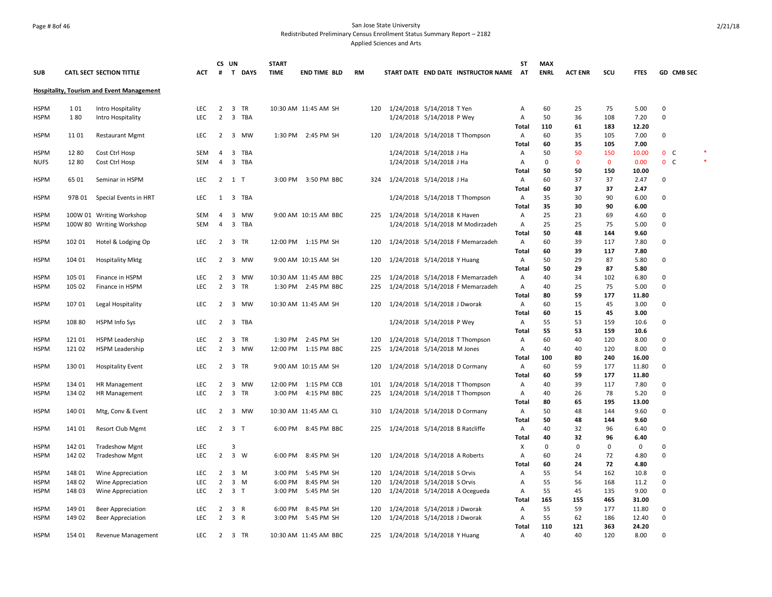San Jose State University

Redistributed Preliminary Census Enrollment Status Summary Report – 2182

Applied Sciences and Arts

| SUB | CATL SECT | SECTION TITTLE | ACT | CS # | UN T | DAYS | START TIME | END TIME | BLD | RM | START DATE | END DATE | INSTRUCTOR NAME | ST AT | MAX ENRL | ACT ENR | SCU | FTES | GD | CMB SEC | |
|---|---|---|---|---|---|---|---|---|---|---|---|---|---|---|---|---|---|---|---|---|---|
| **Hospitality, Tourism and Event Management** | | | | | | | | | | | | | | | | | | | | | |
| HSPM | 1 01 | Intro Hospitality | LEC | 2 | 3 | TR | 10:30 AM | 11:45 AM | SH | 120 | 1/24/2018 | 5/14/2018 | T Yen | A | 60 | 25 | 75 | 5.00 | 0 | | |
| HSPM | 1 80 | Intro Hospitality | LEC | 2 | 3 | TBA | | | | | 1/24/2018 | 5/14/2018 | P Wey | A | 50 | 36 | 108 | 7.20 | 0 | | |
| | | | | | | | | | | | | | | **Total** | **110** | **61** | **183** | **12.20** | | | |
| HSPM | 11 01 | Restaurant Mgmt | LEC | 2 | 3 | MW | 1:30 PM | 2:45 PM | SH | 120 | 1/24/2018 | 5/14/2018 | T Thompson | A | 60 | 35 | 105 | 7.00 | 0 | | |
| | | | | | | | | | | | | | | **Total** | **60** | **35** | **105** | **7.00** | | | |
| HSPM | 12 80 | Cost Ctrl Hosp | SEM | 4 | 3 | TBA | | | | | 1/24/2018 | 5/14/2018 | J Ha | A | 50 | 50 | 150 | 10.00 | 0 | C | * |
| NUFS | 12 80 | Cost Ctrl Hosp | SEM | 4 | 3 | TBA | | | | | 1/24/2018 | 5/14/2018 | J Ha | A | 0 | 0 | 0 | 0.00 | 0 | C | * |
| | | | | | | | | | | | | | | **Total** | **50** | **50** | **150** | **10.00** | | | |
| HSPM | 65 01 | Seminar in HSPM | LEC | 2 | 1 | T | 3:00 PM | 3:50 PM | BBC | 324 | 1/24/2018 | 5/14/2018 | J Ha | A | 60 | 37 | 37 | 2.47 | 0 | | |
| | | | | | | | | | | | | | | **Total** | **60** | **37** | **37** | **2.47** | | | |
| HSPM | 97B 01 | Special Events in HRT | LEC | 1 | 3 | TBA | | | | | 1/24/2018 | 5/14/2018 | T Thompson | A | 35 | 30 | 90 | 6.00 | 0 | | |
| | | | | | | | | | | | | | | **Total** | **35** | **30** | **90** | **6.00** | | | |
| HSPM | 100W 01 | Writing Workshop | SEM | 4 | 3 | MW | 9:00 AM | 10:15 AM | BBC | 225 | 1/24/2018 | 5/14/2018 | K Haven | A | 25 | 23 | 69 | 4.60 | 0 | | |
| HSPM | 100W 80 | Writing Workshop | SEM | 4 | 3 | TBA | | | | | 1/24/2018 | 5/14/2018 | M Modirzadeh | A | 25 | 25 | 75 | 5.00 | 0 | | |
| | | | | | | | | | | | | | | **Total** | **50** | **48** | **144** | **9.60** | | | |
| HSPM | 102 01 | Hotel & Lodging Op | LEC | 2 | 3 | TR | 12:00 PM | 1:15 PM | SH | 120 | 1/24/2018 | 5/14/2018 | F Memarzadeh | A | 60 | 39 | 117 | 7.80 | 0 | | |
| | | | | | | | | | | | | | | **Total** | **60** | **39** | **117** | **7.80** | | | |
| HSPM | 104 01 | Hospitality Mktg | LEC | 2 | 3 | MW | 9:00 AM | 10:15 AM | SH | 120 | 1/24/2018 | 5/14/2018 | Y Huang | A | 50 | 29 | 87 | 5.80 | 0 | | |
| | | | | | | | | | | | | | | **Total** | **50** | **29** | **87** | **5.80** | | | |
| HSPM | 105 01 | Finance in HSPM | LEC | 2 | 3 | MW | 10:30 AM | 11:45 AM | BBC | 225 | 1/24/2018 | 5/14/2018 | F Memarzadeh | A | 40 | 34 | 102 | 6.80 | 0 | | |
| HSPM | 105 02 | Finance in HSPM | LEC | 2 | 3 | TR | 1:30 PM | 2:45 PM | BBC | 225 | 1/24/2018 | 5/14/2018 | F Memarzadeh | A | 40 | 25 | 75 | 5.00 | 0 | | |
| | | | | | | | | | | | | | | **Total** | **80** | **59** | **177** | **11.80** | | | |
| HSPM | 107 01 | Legal Hospitality | LEC | 2 | 3 | MW | 10:30 AM | 11:45 AM | SH | 120 | 1/24/2018 | 5/14/2018 | J Dworak | A | 60 | 15 | 45 | 3.00 | 0 | | |
| | | | | | | | | | | | | | | **Total** | **60** | **15** | **45** | **3.00** | | | |
| HSPM | 108 80 | HSPM Info Sys | LEC | 2 | 3 | TBA | | | | | 1/24/2018 | 5/14/2018 | P Wey | A | 55 | 53 | 159 | 10.6 | 0 | | |
| | | | | | | | | | | | | | | **Total** | **55** | **53** | **159** | **10.6** | | | |
| HSPM | 121 01 | HSPM Leadership | LEC | 2 | 3 | TR | 1:30 PM | 2:45 PM | SH | 120 | 1/24/2018 | 5/14/2018 | T Thompson | A | 60 | 40 | 120 | 8.00 | 0 | | |
| HSPM | 121 02 | HSPM Leadership | LEC | 2 | 3 | MW | 12:00 PM | 1:15 PM | BBC | 225 | 1/24/2018 | 5/14/2018 | M Jones | A | 40 | 40 | 120 | 8.00 | 0 | | |
| | | | | | | | | | | | | | | **Total** | **100** | **80** | **240** | **16.00** | | | |
| HSPM | 130 01 | Hospitality Event | LEC | 2 | 3 | TR | 9:00 AM | 10:15 AM | SH | 120 | 1/24/2018 | 5/14/2018 | D Cormany | A | 60 | 59 | 177 | 11.80 | 0 | | |
| | | | | | | | | | | | | | | **Total** | **60** | **59** | **177** | **11.80** | | | |
| HSPM | 134 01 | HR Management | LEC | 2 | 3 | MW | 12:00 PM | 1:15 PM | CCB | 101 | 1/24/2018 | 5/14/2018 | T Thompson | A | 40 | 39 | 117 | 7.80 | 0 | | |
| HSPM | 134 02 | HR Management | LEC | 2 | 3 | TR | 3:00 PM | 4:15 PM | BBC | 225 | 1/24/2018 | 5/14/2018 | T Thompson | A | 40 | 26 | 78 | 5.20 | 0 | | |
| | | | | | | | | | | | | | | **Total** | **80** | **65** | **195** | **13.00** | | | |
| HSPM | 140 01 | Mtg, Conv & Event | LEC | 2 | 3 | MW | 10:30 AM | 11:45 AM | CL | 310 | 1/24/2018 | 5/14/2018 | D Cormany | A | 50 | 48 | 144 | 9.60 | 0 | | |
| | | | | | | | | | | | | | | **Total** | **50** | **48** | **144** | **9.60** | | | |
| HSPM | 141 01 | Resort Club Mgmt | LEC | 2 | 3 | T | 6:00 PM | 8:45 PM | BBC | 225 | 1/24/2018 | 5/14/2018 | B Ratcliffe | A | 40 | 32 | 96 | 6.40 | 0 | | |
| | | | | | | | | | | | | | | **Total** | **40** | **32** | **96** | **6.40** | | | |
| HSPM | 142 01 | Tradeshow Mgnt | LEC | | 3 | | | | | | | | | X | 0 | 0 | 0 | 0 | 0 | | |
| HSPM | 142 02 | Tradeshow Mgnt | LEC | 2 | 3 | W | 6:00 PM | 8:45 PM | SH | 120 | 1/24/2018 | 5/14/2018 | A Roberts | A | 60 | 24 | 72 | 4.80 | 0 | | |
| | | | | | | | | | | | | | | **Total** | **60** | **24** | **72** | **4.80** | | | |
| HSPM | 148 01 | Wine Appreciation | LEC | 2 | 3 | M | 3:00 PM | 5:45 PM | SH | 120 | 1/24/2018 | 5/14/2018 | S Orvis | A | 55 | 54 | 162 | 10.8 | 0 | | |
| HSPM | 148 02 | Wine Appreciation | LEC | 2 | 3 | M | 6:00 PM | 8:45 PM | SH | 120 | 1/24/2018 | 5/14/2018 | S Orvis | A | 55 | 56 | 168 | 11.2 | 0 | | |
| HSPM | 148 03 | Wine Appreciation | LEC | 2 | 3 | T | 3:00 PM | 5:45 PM | SH | 120 | 1/24/2018 | 5/14/2018 | A Ocegueda | A | 55 | 45 | 135 | 9.00 | 0 | | |
| | | | | | | | | | | | | | | **Total** | **165** | **155** | **465** | **31.00** | | | |
| HSPM | 149 01 | Beer Appreciation | LEC | 2 | 3 | R | 6:00 PM | 8:45 PM | SH | 120 | 1/24/2018 | 5/14/2018 | J Dworak | A | 55 | 59 | 177 | 11.80 | 0 | | |
| HSPM | 149 02 | Beer Appreciation | LEC | 2 | 3 | R | 3:00 PM | 5:45 PM | SH | 120 | 1/24/2018 | 5/14/2018 | J Dworak | A | 55 | 62 | 186 | 12.40 | 0 | | |
| | | | | | | | | | | | | | | **Total** | **110** | **121** | **363** | **24.20** | | | |
| HSPM | 154 01 | Revenue Management | LEC | 2 | 3 | TR | 10:30 AM | 11:45 AM | BBC | 225 | 1/24/2018 | 5/14/2018 | Y Huang | A | 40 | 40 | 120 | 8.00 | 0 | | |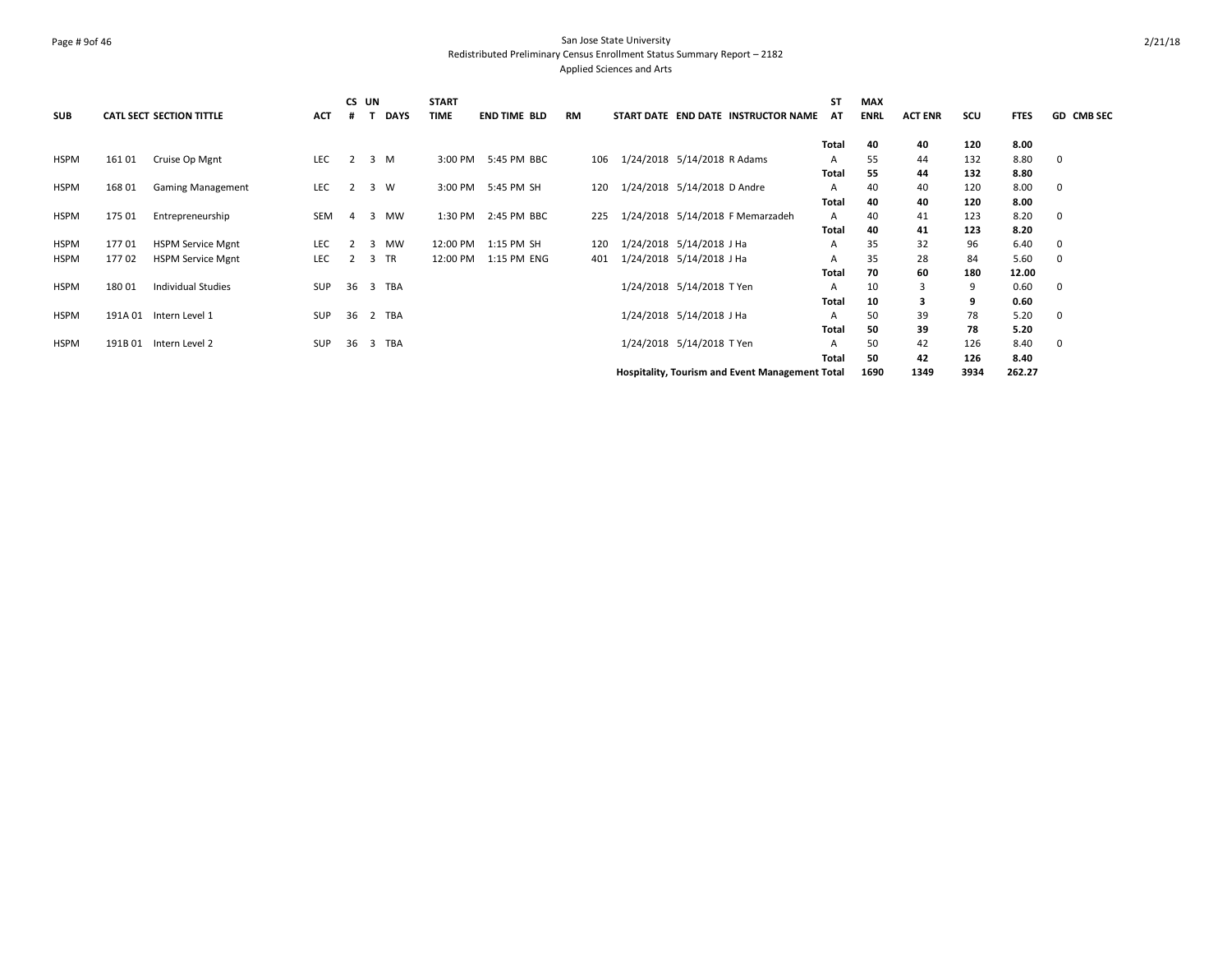San Jose State University
Redistributed Preliminary Census Enrollment Status Summary Report – 2182
Applied Sciences and Arts

| SUB | CATL SECT | SECTION TITTLE | ACT | CS # | UN T | DAYS | START TIME | END TIME | BLD | RM | START DATE | END DATE | INSTRUCTOR NAME | ST AT | MAX ENRL | ACT ENR | SCU | FTES | GD | CMB SEC |
|---|---|---|---|---|---|---|---|---|---|---|---|---|---|---|---|---|---|---|---|---|
| | | | | | | | | | | | | | | **Total** | **40** | **40** | **120** | **8.00** | | |
| HSPM | 161 01 | Cruise Op Mgnt | LEC | 2 | 3 | M | 3:00 PM | 5:45 PM | BBC | 106 | 1/24/2018 | 5/14/2018 | R Adams | A | 55 | 44 | 132 | 8.80 | 0 | |
| | | | | | | | | | | | | | | **Total** | **55** | **44** | **132** | **8.80** | | |
| HSPM | 168 01 | Gaming Management | LEC | 2 | 3 | W | 3:00 PM | 5:45 PM | SH | 120 | 1/24/2018 | 5/14/2018 | D Andre | A | 40 | 40 | 120 | 8.00 | 0 | |
| | | | | | | | | | | | | | | **Total** | **40** | **40** | **120** | **8.00** | | |
| HSPM | 175 01 | Entrepreneurship | SEM | 4 | 3 | MW | 1:30 PM | 2:45 PM | BBC | 225 | 1/24/2018 | 5/14/2018 | F Memarzadeh | A | 40 | 41 | 123 | 8.20 | 0 | |
| | | | | | | | | | | | | | | **Total** | **40** | **41** | **123** | **8.20** | | |
| HSPM | 177 01 | HSPM Service Mgnt | LEC | 2 | 3 | MW | 12:00 PM | 1:15 PM | SH | 120 | 1/24/2018 | 5/14/2018 | J Ha | A | 35 | 32 | 96 | 6.40 | 0 | |
| HSPM | 177 02 | HSPM Service Mgnt | LEC | 2 | 3 | TR | 12:00 PM | 1:15 PM | ENG | 401 | 1/24/2018 | 5/14/2018 | J Ha | A | 35 | 28 | 84 | 5.60 | 0 | |
| | | | | | | | | | | | | | | **Total** | **70** | **60** | **180** | **12.00** | | |
| HSPM | 180 01 | Individual Studies | SUP | 36 | 3 | TBA | | | | | 1/24/2018 | 5/14/2018 | T Yen | A | 10 | 3 | 9 | 0.60 | 0 | |
| | | | | | | | | | | | | | | **Total** | **10** | **3** | **9** | **0.60** | | |
| HSPM | 191A 01 | Intern Level 1 | SUP | 36 | 2 | TBA | | | | | 1/24/2018 | 5/14/2018 | J Ha | A | 50 | 39 | 78 | 5.20 | 0 | |
| | | | | | | | | | | | | | | **Total** | **50** | **39** | **78** | **5.20** | | |
| HSPM | 191B 01 | Intern Level 2 | SUP | 36 | 3 | TBA | | | | | 1/24/2018 | 5/14/2018 | T Yen | A | 50 | 42 | 126 | 8.40 | 0 | |
| | | | | | | | | | | | | | | **Total** | **50** | **42** | **126** | **8.40** | | |
| | | | | | | | | | | | | | **Hospitality, Tourism and Event Management Total** | | **1690** | **1349** | **3934** | **262.27** | | |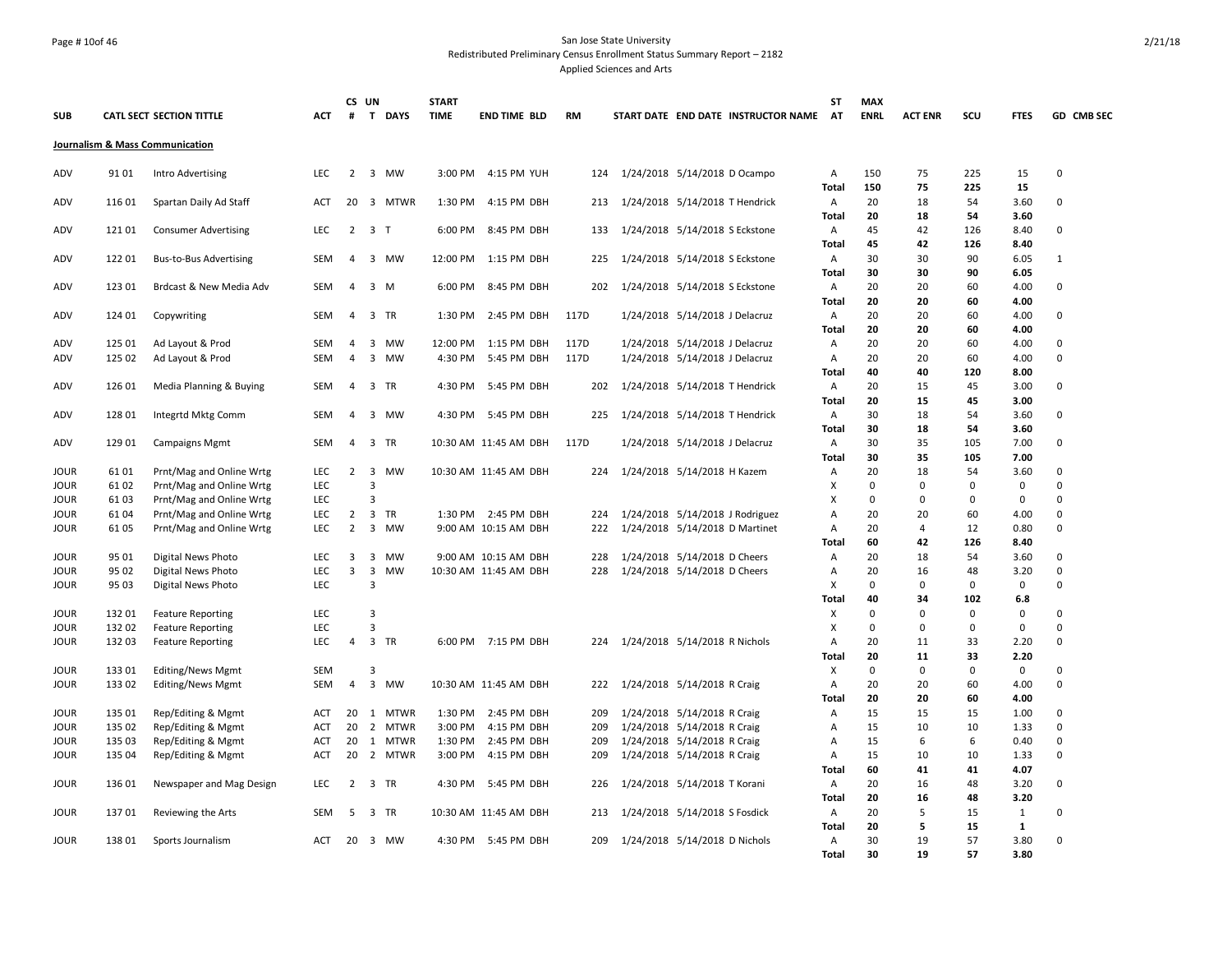San Jose State University
Redistributed Preliminary Census Enrollment Status Summary Report – 2182
Applied Sciences and Arts

| SUB | CATL | SECT | SECTION TITTLE | ACT | CS # | UN T | DAYS | START TIME | END TIME | BLD | RM | START DATE | END DATE | INSTRUCTOR NAME | ST AT | MAX ENRL | ACT ENR | SCU | FTES | GD | CMB SEC |
|---|---|---|---|---|---|---|---|---|---|---|---|---|---|---|---|---|---|---|---|---|---|
| **Journalism & Mass Communication** | | | | | | | | | | | | | | | | | | | | | |
| ADV | 91 | 01 | Intro Advertising | LEC | 2 | 3 | MW | 3:00 PM | 4:15 PM | YUH | 124 | 1/24/2018 | 5/14/2018 | D Ocampo | A | 150 | 75 | 225 | 15 | 0 | |
| | | | | | | | | | | | | | | | **Total** | **150** | **75** | **225** | **15** | | |
| ADV | 116 | 01 | Spartan Daily Ad Staff | ACT | 20 | 3 | MTWR | 1:30 PM | 4:15 PM | DBH | 213 | 1/24/2018 | 5/14/2018 | T Hendrick | A | 20 | 18 | 54 | 3.60 | 0 | |
| | | | | | | | | | | | | | | | **Total** | **20** | **18** | **54** | **3.60** | | |
| ADV | 121 | 01 | Consumer Advertising | LEC | 2 | 3 | T | 6:00 PM | 8:45 PM | DBH | 133 | 1/24/2018 | 5/14/2018 | S Eckstone | A | 45 | 42 | 126 | 8.40 | 0 | |
| | | | | | | | | | | | | | | | **Total** | **45** | **42** | **126** | **8.40** | | |
| ADV | 122 | 01 | Bus-to-Bus Advertising | SEM | 4 | 3 | MW | 12:00 PM | 1:15 PM | DBH | 225 | 1/24/2018 | 5/14/2018 | S Eckstone | A | 30 | 30 | 90 | 6.05 | 1 | |
| | | | | | | | | | | | | | | | **Total** | **30** | **30** | **90** | **6.05** | | |
| ADV | 123 | 01 | Brdcast & New Media Adv | SEM | 4 | 3 | M | 6:00 PM | 8:45 PM | DBH | 202 | 1/24/2018 | 5/14/2018 | S Eckstone | A | 20 | 20 | 60 | 4.00 | 0 | |
| | | | | | | | | | | | | | | | **Total** | **20** | **20** | **60** | **4.00** | | |
| ADV | 124 | 01 | Copywriting | SEM | 4 | 3 | TR | 1:30 PM | 2:45 PM | DBH | 117D | 1/24/2018 | 5/14/2018 | J Delacruz | A | 20 | 20 | 60 | 4.00 | 0 | |
| | | | | | | | | | | | | | | | **Total** | **20** | **20** | **60** | **4.00** | | |
| ADV | 125 | 01 | Ad Layout & Prod | SEM | 4 | 3 | MW | 12:00 PM | 1:15 PM | DBH | 117D | 1/24/2018 | 5/14/2018 | J Delacruz | A | 20 | 20 | 60 | 4.00 | 0 | |
| ADV | 125 | 02 | Ad Layout & Prod | SEM | 4 | 3 | MW | 4:30 PM | 5:45 PM | DBH | 117D | 1/24/2018 | 5/14/2018 | J Delacruz | A | 20 | 20 | 60 | 4.00 | 0 | |
| | | | | | | | | | | | | | | | **Total** | **40** | **40** | **120** | **8.00** | | |
| ADV | 126 | 01 | Media Planning & Buying | SEM | 4 | 3 | TR | 4:30 PM | 5:45 PM | DBH | 202 | 1/24/2018 | 5/14/2018 | T Hendrick | A | 20 | 15 | 45 | 3.00 | 0 | |
| | | | | | | | | | | | | | | | **Total** | **20** | **15** | **45** | **3.00** | | |
| ADV | 128 | 01 | Integrtd Mktg Comm | SEM | 4 | 3 | MW | 4:30 PM | 5:45 PM | DBH | 225 | 1/24/2018 | 5/14/2018 | T Hendrick | A | 30 | 18 | 54 | 3.60 | 0 | |
| | | | | | | | | | | | | | | | **Total** | **30** | **18** | **54** | **3.60** | | |
| ADV | 129 | 01 | Campaigns Mgmt | SEM | 4 | 3 | TR | 10:30 AM | 11:45 AM | DBH | 117D | 1/24/2018 | 5/14/2018 | J Delacruz | A | 30 | 35 | 105 | 7.00 | 0 | |
| | | | | | | | | | | | | | | | **Total** | **30** | **35** | **105** | **7.00** | | |
| JOUR | 61 | 01 | Prnt/Mag and Online Wrtg | LEC | 2 | 3 | MW | 10:30 AM | 11:45 AM | DBH | 224 | 1/24/2018 | 5/14/2018 | H Kazem | A | 20 | 18 | 54 | 3.60 | 0 | |
| JOUR | 61 | 02 | Prnt/Mag and Online Wrtg | LEC | | 3 | | | | | | | | | X | 0 | 0 | 0 | 0 | 0 | |
| JOUR | 61 | 03 | Prnt/Mag and Online Wrtg | LEC | | 3 | | | | | | | | | X | 0 | 0 | 0 | 0 | 0 | |
| JOUR | 61 | 04 | Prnt/Mag and Online Wrtg | LEC | 2 | 3 | TR | 1:30 PM | 2:45 PM | DBH | 224 | 1/24/2018 | 5/14/2018 | J Rodriguez | A | 20 | 20 | 60 | 4.00 | 0 | |
| JOUR | 61 | 05 | Prnt/Mag and Online Wrtg | LEC | 2 | 3 | MW | 9:00 AM | 10:15 AM | DBH | 222 | 1/24/2018 | 5/14/2018 | D Martinet | A | 20 | 4 | 12 | 0.80 | 0 | |
| | | | | | | | | | | | | | | | **Total** | **60** | **42** | **126** | **8.40** | | |
| JOUR | 95 | 01 | Digital News Photo | LEC | 3 | 3 | MW | 9:00 AM | 10:15 AM | DBH | 228 | 1/24/2018 | 5/14/2018 | D Cheers | A | 20 | 18 | 54 | 3.60 | 0 | |
| JOUR | 95 | 02 | Digital News Photo | LEC | 3 | 3 | MW | 10:30 AM | 11:45 AM | DBH | 228 | 1/24/2018 | 5/14/2018 | D Cheers | A | 20 | 16 | 48 | 3.20 | 0 | |
| JOUR | 95 | 03 | Digital News Photo | LEC | | 3 | | | | | | | | | X | 0 | 0 | 0 | 0 | 0 | |
| | | | | | | | | | | | | | | | **Total** | **40** | **34** | **102** | **6.8** | | |
| JOUR | 132 | 01 | Feature Reporting | LEC | | 3 | | | | | | | | | X | 0 | 0 | 0 | 0 | 0 | |
| JOUR | 132 | 02 | Feature Reporting | LEC | | 3 | | | | | | | | | X | 0 | 0 | 0 | 0 | 0 | |
| JOUR | 132 | 03 | Feature Reporting | LEC | 4 | 3 | TR | 6:00 PM | 7:15 PM | DBH | 224 | 1/24/2018 | 5/14/2018 | R Nichols | A | 20 | 11 | 33 | 2.20 | 0 | |
| | | | | | | | | | | | | | | | **Total** | **20** | **11** | **33** | **2.20** | | |
| JOUR | 133 | 01 | Editing/News Mgmt | SEM | | 3 | | | | | | | | | X | 0 | 0 | 0 | 0 | 0 | |
| JOUR | 133 | 02 | Editing/News Mgmt | SEM | 4 | 3 | MW | 10:30 AM | 11:45 AM | DBH | 222 | 1/24/2018 | 5/14/2018 | R Craig | A | 20 | 20 | 60 | 4.00 | 0 | |
| | | | | | | | | | | | | | | | **Total** | **20** | **20** | **60** | **4.00** | | |
| JOUR | 135 | 01 | Rep/Editing & Mgmt | ACT | 20 | 1 | MTWR | 1:30 PM | 2:45 PM | DBH | 209 | 1/24/2018 | 5/14/2018 | R Craig | A | 15 | 15 | 15 | 1.00 | 0 | |
| JOUR | 135 | 02 | Rep/Editing & Mgmt | ACT | 20 | 2 | MTWR | 3:00 PM | 4:15 PM | DBH | 209 | 1/24/2018 | 5/14/2018 | R Craig | A | 15 | 10 | 10 | 1.33 | 0 | |
| JOUR | 135 | 03 | Rep/Editing & Mgmt | ACT | 20 | 1 | MTWR | 1:30 PM | 2:45 PM | DBH | 209 | 1/24/2018 | 5/14/2018 | R Craig | A | 15 | 6 | 6 | 0.40 | 0 | |
| JOUR | 135 | 04 | Rep/Editing & Mgmt | ACT | 20 | 2 | MTWR | 3:00 PM | 4:15 PM | DBH | 209 | 1/24/2018 | 5/14/2018 | R Craig | A | 15 | 10 | 10 | 1.33 | 0 | |
| | | | | | | | | | | | | | | | **Total** | **60** | **41** | **41** | **4.07** | | |
| JOUR | 136 | 01 | Newspaper and Mag Design | LEC | 2 | 3 | TR | 4:30 PM | 5:45 PM | DBH | 226 | 1/24/2018 | 5/14/2018 | T Korani | A | 20 | 16 | 48 | 3.20 | 0 | |
| | | | | | | | | | | | | | | | **Total** | **20** | **16** | **48** | **3.20** | | |
| JOUR | 137 | 01 | Reviewing the Arts | SEM | 5 | 3 | TR | 10:30 AM | 11:45 AM | DBH | 213 | 1/24/2018 | 5/14/2018 | S Fosdick | A | 20 | 5 | 15 | 1 | 0 | |
| | | | | | | | | | | | | | | | **Total** | **20** | **5** | **15** | **1** | | |
| JOUR | 138 | 01 | Sports Journalism | ACT | 20 | 3 | MW | 4:30 PM | 5:45 PM | DBH | 209 | 1/24/2018 | 5/14/2018 | D Nichols | A | 30 | 19 | 57 | 3.80 | 0 | |
| | | | | | | | | | | | | | | | **Total** | **30** | **19** | **57** | **3.80** | | |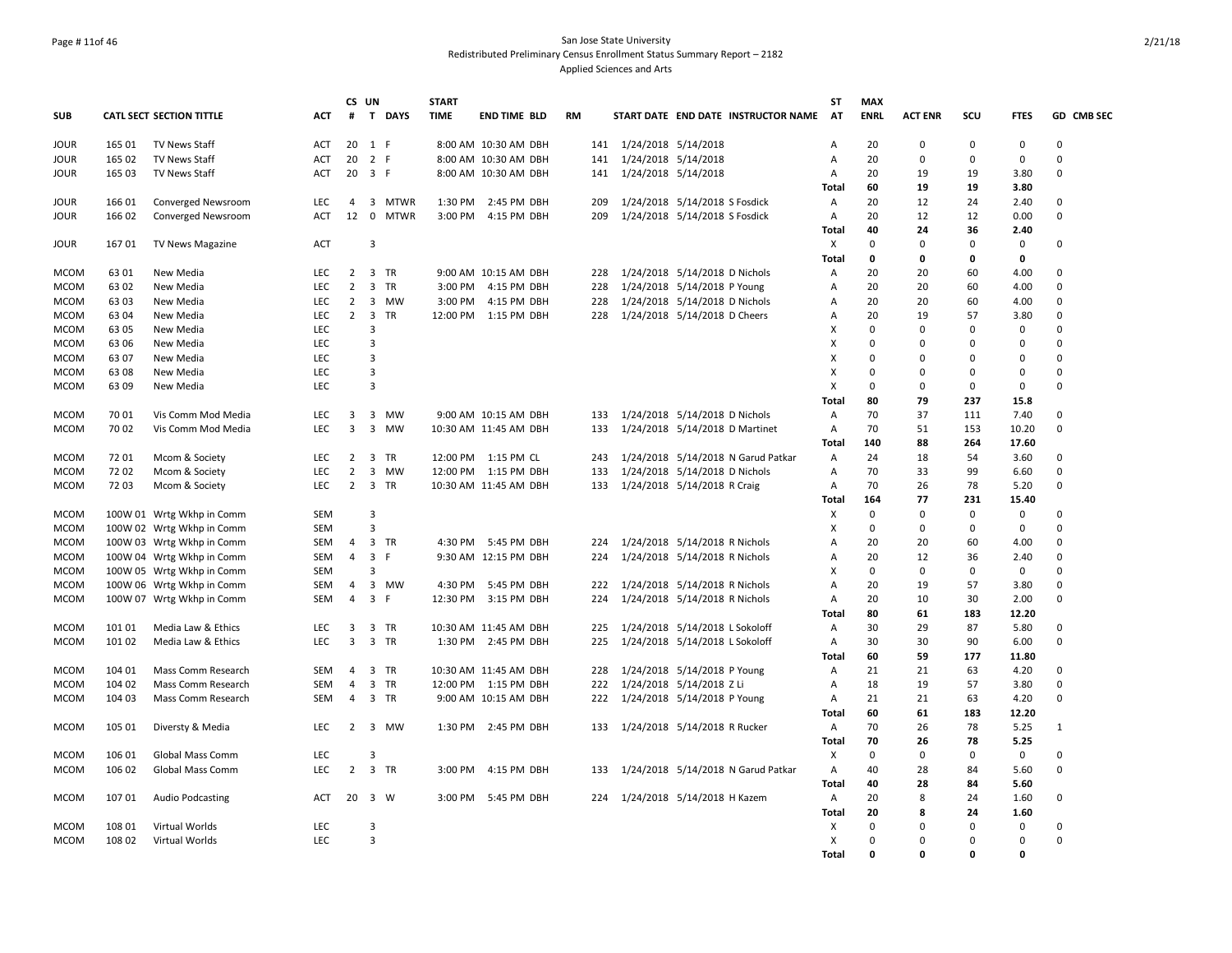San Jose State University
Redistributed Preliminary Census Enrollment Status Summary Report – 2182
Applied Sciences and Arts

| SUB | CATL | SECT | SECTION TITTLE | ACT | CS # | UN T | DAYS | START TIME | END TIME | BLD | RM | START DATE | END DATE | INSTRUCTOR NAME | ST AT | MAX ENRL | ACT ENR | SCU | FTES | GD | CMB SEC |
|---|---|---|---|---|---|---|---|---|---|---|---|---|---|---|---|---|---|---|---|---|---|
| JOUR | 165 | 01 | TV News Staff | ACT | 20 | 1 | F | 8:00 AM | 10:30 AM | DBH | 141 | 1/24/2018 | 5/14/2018 | | A | 20 | 0 | 0 | 0 | 0 | |
| JOUR | 165 | 02 | TV News Staff | ACT | 20 | 2 | F | 8:00 AM | 10:30 AM | DBH | 141 | 1/24/2018 | 5/14/2018 | | A | 20 | 0 | 0 | 0 | 0 | |
| JOUR | 165 | 03 | TV News Staff | ACT | 20 | 3 | F | 8:00 AM | 10:30 AM | DBH | 141 | 1/24/2018 | 5/14/2018 | | A | 20 | 19 | 19 | 3.80 | 0 | |
| | | | | | | | | | | | | | | | **Total** | **60** | **19** | **19** | **3.80** | | |
| JOUR | 166 | 01 | Converged Newsroom | LEC | 4 | 3 | MTWR | 1:30 PM | 2:45 PM | DBH | 209 | 1/24/2018 | 5/14/2018 | S Fosdick | A | 20 | 12 | 24 | 2.40 | 0 | |
| JOUR | 166 | 02 | Converged Newsroom | ACT | 12 | 0 | MTWR | 3:00 PM | 4:15 PM | DBH | 209 | 1/24/2018 | 5/14/2018 | S Fosdick | A | 20 | 12 | 12 | 0.00 | 0 | |
| | | | | | | | | | | | | | | | **Total** | **40** | **24** | **36** | **2.40** | | |
| JOUR | 167 | 01 | TV News Magazine | ACT | | 3 | | | | | | | | | X | 0 | 0 | 0 | 0 | 0 | |
| | | | | | | | | | | | | | | | **Total** | **0** | **0** | **0** | **0** | | |
| MCOM | 63 | 01 | New Media | LEC | 2 | 3 | TR | 9:00 AM | 10:15 AM | DBH | 228 | 1/24/2018 | 5/14/2018 | D Nichols | A | 20 | 20 | 60 | 4.00 | 0 | |
| MCOM | 63 | 02 | New Media | LEC | 2 | 3 | TR | 3:00 PM | 4:15 PM | DBH | 228 | 1/24/2018 | 5/14/2018 | P Young | A | 20 | 20 | 60 | 4.00 | 0 | |
| MCOM | 63 | 03 | New Media | LEC | 2 | 3 | MW | 3:00 PM | 4:15 PM | DBH | 228 | 1/24/2018 | 5/14/2018 | D Nichols | A | 20 | 20 | 60 | 4.00 | 0 | |
| MCOM | 63 | 04 | New Media | LEC | 2 | 3 | TR | 12:00 PM | 1:15 PM | DBH | 228 | 1/24/2018 | 5/14/2018 | D Cheers | A | 20 | 19 | 57 | 3.80 | 0 | |
| MCOM | 63 | 05 | New Media | LEC | | 3 | | | | | | | | | X | 0 | 0 | 0 | 0 | 0 | |
| MCOM | 63 | 06 | New Media | LEC | | 3 | | | | | | | | | X | 0 | 0 | 0 | 0 | 0 | |
| MCOM | 63 | 07 | New Media | LEC | | 3 | | | | | | | | | X | 0 | 0 | 0 | 0 | 0 | |
| MCOM | 63 | 08 | New Media | LEC | | 3 | | | | | | | | | X | 0 | 0 | 0 | 0 | 0 | |
| MCOM | 63 | 09 | New Media | LEC | | 3 | | | | | | | | | X | 0 | 0 | 0 | 0 | 0 | |
| | | | | | | | | | | | | | | | **Total** | **80** | **79** | **237** | **15.8** | | |
| MCOM | 70 | 01 | Vis Comm Mod Media | LEC | 3 | 3 | MW | 9:00 AM | 10:15 AM | DBH | 133 | 1/24/2018 | 5/14/2018 | D Nichols | A | 70 | 37 | 111 | 7.40 | 0 | |
| MCOM | 70 | 02 | Vis Comm Mod Media | LEC | 3 | 3 | MW | 10:30 AM | 11:45 AM | DBH | 133 | 1/24/2018 | 5/14/2018 | D Martinet | A | 70 | 51 | 153 | 10.20 | 0 | |
| | | | | | | | | | | | | | | | **Total** | **140** | **88** | **264** | **17.60** | | |
| MCOM | 72 | 01 | Mcom & Society | LEC | 2 | 3 | TR | 12:00 PM | 1:15 PM | CL | 243 | 1/24/2018 | 5/14/2018 | N Garud Patkar | A | 24 | 18 | 54 | 3.60 | 0 | |
| MCOM | 72 | 02 | Mcom & Society | LEC | 2 | 3 | MW | 12:00 PM | 1:15 PM | DBH | 133 | 1/24/2018 | 5/14/2018 | D Nichols | A | 70 | 33 | 99 | 6.60 | 0 | |
| MCOM | 72 | 03 | Mcom & Society | LEC | 2 | 3 | TR | 10:30 AM | 11:45 AM | DBH | 133 | 1/24/2018 | 5/14/2018 | R Craig | A | 70 | 26 | 78 | 5.20 | 0 | |
| | | | | | | | | | | | | | | | **Total** | **164** | **77** | **231** | **15.40** | | |
| MCOM | 100W | 01 | Wrtg Wkhp in Comm | SEM | | 3 | | | | | | | | | X | 0 | 0 | 0 | 0 | 0 | |
| MCOM | 100W | 02 | Wrtg Wkhp in Comm | SEM | | 3 | | | | | | | | | X | 0 | 0 | 0 | 0 | 0 | |
| MCOM | 100W | 03 | Wrtg Wkhp in Comm | SEM | 4 | 3 | TR | 4:30 PM | 5:45 PM | DBH | 224 | 1/24/2018 | 5/14/2018 | R Nichols | A | 20 | 20 | 60 | 4.00 | 0 | |
| MCOM | 100W | 04 | Wrtg Wkhp in Comm | SEM | 4 | 3 | F | 9:30 AM | 12:15 PM | DBH | 224 | 1/24/2018 | 5/14/2018 | R Nichols | A | 20 | 12 | 36 | 2.40 | 0 | |
| MCOM | 100W | 05 | Wrtg Wkhp in Comm | SEM | | 3 | | | | | | | | | X | 0 | 0 | 0 | 0 | 0 | |
| MCOM | 100W | 06 | Wrtg Wkhp in Comm | SEM | 4 | 3 | MW | 4:30 PM | 5:45 PM | DBH | 222 | 1/24/2018 | 5/14/2018 | R Nichols | A | 20 | 19 | 57 | 3.80 | 0 | |
| MCOM | 100W | 07 | Wrtg Wkhp in Comm | SEM | 4 | 3 | F | 12:30 PM | 3:15 PM | DBH | 224 | 1/24/2018 | 5/14/2018 | R Nichols | A | 20 | 10 | 30 | 2.00 | 0 | |
| | | | | | | | | | | | | | | | **Total** | **80** | **61** | **183** | **12.20** | | |
| MCOM | 101 | 01 | Media Law & Ethics | LEC | 3 | 3 | TR | 10:30 AM | 11:45 AM | DBH | 225 | 1/24/2018 | 5/14/2018 | L Sokoloff | A | 30 | 29 | 87 | 5.80 | 0 | |
| MCOM | 101 | 02 | Media Law & Ethics | LEC | 3 | 3 | TR | 1:30 PM | 2:45 PM | DBH | 225 | 1/24/2018 | 5/14/2018 | L Sokoloff | A | 30 | 30 | 90 | 6.00 | 0 | |
| | | | | | | | | | | | | | | | **Total** | **60** | **59** | **177** | **11.80** | | |
| MCOM | 104 | 01 | Mass Comm Research | SEM | 4 | 3 | TR | 10:30 AM | 11:45 AM | DBH | 228 | 1/24/2018 | 5/14/2018 | P Young | A | 21 | 21 | 63 | 4.20 | 0 | |
| MCOM | 104 | 02 | Mass Comm Research | SEM | 4 | 3 | TR | 12:00 PM | 1:15 PM | DBH | 222 | 1/24/2018 | 5/14/2018 | Z Li | A | 18 | 19 | 57 | 3.80 | 0 | |
| MCOM | 104 | 03 | Mass Comm Research | SEM | 4 | 3 | TR | 9:00 AM | 10:15 AM | DBH | 222 | 1/24/2018 | 5/14/2018 | P Young | A | 21 | 21 | 63 | 4.20 | 0 | |
| | | | | | | | | | | | | | | | **Total** | **60** | **61** | **183** | **12.20** | | |
| MCOM | 105 | 01 | Diversty & Media | LEC | 2 | 3 | MW | 1:30 PM | 2:45 PM | DBH | 133 | 1/24/2018 | 5/14/2018 | R Rucker | A | 70 | 26 | 78 | 5.25 | 1 | |
| | | | | | | | | | | | | | | | **Total** | **70** | **26** | **78** | **5.25** | | |
| MCOM | 106 | 01 | Global Mass Comm | LEC | | 3 | | | | | | | | | X | 0 | 0 | 0 | 0 | 0 | |
| MCOM | 106 | 02 | Global Mass Comm | LEC | 2 | 3 | TR | 3:00 PM | 4:15 PM | DBH | 133 | 1/24/2018 | 5/14/2018 | N Garud Patkar | A | 40 | 28 | 84 | 5.60 | 0 | |
| | | | | | | | | | | | | | | | **Total** | **40** | **28** | **84** | **5.60** | | |
| MCOM | 107 | 01 | Audio Podcasting | ACT | 20 | 3 | W | 3:00 PM | 5:45 PM | DBH | 224 | 1/24/2018 | 5/14/2018 | H Kazem | A | 20 | 8 | 24 | 1.60 | 0 | |
| | | | | | | | | | | | | | | | **Total** | **20** | **8** | **24** | **1.60** | | |
| MCOM | 108 | 01 | Virtual Worlds | LEC | | 3 | | | | | | | | | X | 0 | 0 | 0 | 0 | 0 | |
| MCOM | 108 | 02 | Virtual Worlds | LEC | | 3 | | | | | | | | | X | 0 | 0 | 0 | 0 | 0 | |
| | | | | | | | | | | | | | | | **Total** | **0** | **0** | **0** | **0** | | |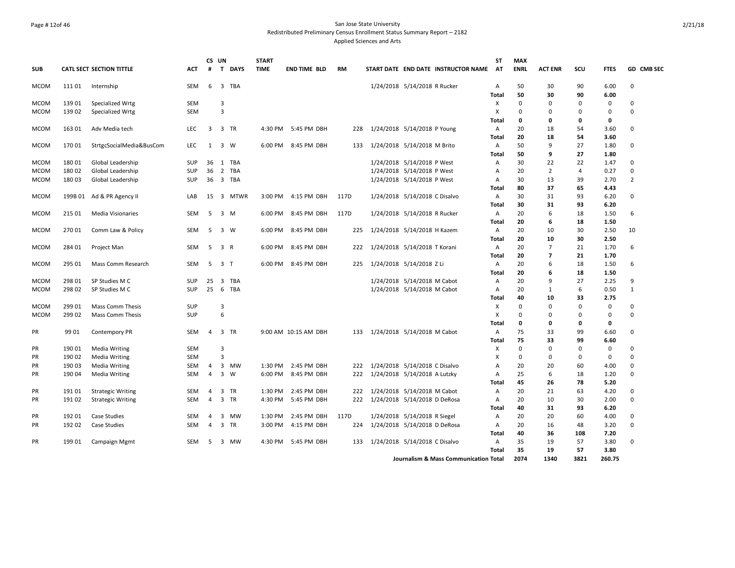San Jose State University
Redistributed Preliminary Census Enrollment Status Summary Report – 2182
Applied Sciences and Arts

| SUB | CATL SECT | SECTION TITTLE | ACT | CS # | UN T | DAYS | START TIME | END TIME | BLD | RM | START DATE | END DATE | INSTRUCTOR NAME | ST AT | MAX ENRL | ACT ENR | SCU | FTES | GD | CMB SEC |
|---|---|---|---|---|---|---|---|---|---|---|---|---|---|---|---|---|---|---|---|---|
| MCOM | 111 01 | Internship | SEM | 6 | 3 | TBA | | | | | 1/24/2018 | 5/14/2018 | R Rucker | A | 50 | 30 | 90 | 6.00 | 0 | |
| | | | | | | | | | | | | | | **Total** | **50** | **30** | **90** | **6.00** | | |
| MCOM | 139 01 | Specialized Wrtg | SEM | | 3 | | | | | | | | | X | 0 | 0 | 0 | 0 | 0 | |
| MCOM | 139 02 | Specialized Wrtg | SEM | | 3 | | | | | | | | | X | 0 | 0 | 0 | 0 | 0 | |
| | | | | | | | | | | | | | | **Total** | **0** | **0** | **0** | **0** | | |
| MCOM | 163 01 | Adv Media tech | LEC | 3 | 3 | TR | 4:30 PM | 5:45 PM | DBH | 228 | 1/24/2018 | 5/14/2018 | P Young | A | 20 | 18 | 54 | 3.60 | 0 | |
| | | | | | | | | | | | | | | **Total** | **20** | **18** | **54** | **3.60** | | |
| MCOM | 170 01 | StrtgcSocialMedia&BusCom | LEC | 1 | 3 | W | 6:00 PM | 8:45 PM | DBH | 133 | 1/24/2018 | 5/14/2018 | M Brito | A | 50 | 9 | 27 | 1.80 | 0 | |
| | | | | | | | | | | | | | | **Total** | **50** | **9** | **27** | **1.80** | | |
| MCOM | 180 01 | Global Leadership | SUP | 36 | 1 | TBA | | | | | 1/24/2018 | 5/14/2018 | P West | A | 30 | 22 | 22 | 1.47 | 0 | |
| MCOM | 180 02 | Global Leadership | SUP | 36 | 2 | TBA | | | | | 1/24/2018 | 5/14/2018 | P West | A | 20 | 2 | 4 | 0.27 | 0 | |
| MCOM | 180 03 | Global Leadership | SUP | 36 | 3 | TBA | | | | | 1/24/2018 | 5/14/2018 | P West | A | 30 | 13 | 39 | 2.70 | 2 | |
| | | | | | | | | | | | | | | **Total** | **80** | **37** | **65** | **4.43** | | |
| MCOM | 199B 01 | Ad & PR Agency II | LAB | 15 | 3 | MTWR | 3:00 PM | 4:15 PM | DBH | 117D | 1/24/2018 | 5/14/2018 | C Disalvo | A | 30 | 31 | 93 | 6.20 | 0 | |
| | | | | | | | | | | | | | | **Total** | **30** | **31** | **93** | **6.20** | | |
| MCOM | 215 01 | Media Visionaries | SEM | 5 | 3 | M | 6:00 PM | 8:45 PM | DBH | 117D | 1/24/2018 | 5/14/2018 | R Rucker | A | 20 | 6 | 18 | 1.50 | 6 | |
| | | | | | | | | | | | | | | **Total** | **20** | **6** | **18** | **1.50** | | |
| MCOM | 270 01 | Comm Law & Policy | SEM | 5 | 3 | W | 6:00 PM | 8:45 PM | DBH | 225 | 1/24/2018 | 5/14/2018 | H Kazem | A | 20 | 10 | 30 | 2.50 | 10 | |
| | | | | | | | | | | | | | | **Total** | **20** | **10** | **30** | **2.50** | | |
| MCOM | 284 01 | Project Man | SEM | 5 | 3 | R | 6:00 PM | 8:45 PM | DBH | 222 | 1/24/2018 | 5/14/2018 | T Korani | A | 20 | 7 | 21 | 1.70 | 6 | |
| | | | | | | | | | | | | | | **Total** | **20** | **7** | **21** | **1.70** | | |
| MCOM | 295 01 | Mass Comm Research | SEM | 5 | 3 | T | 6:00 PM | 8:45 PM | DBH | 225 | 1/24/2018 | 5/14/2018 | Z Li | A | 20 | 6 | 18 | 1.50 | 6 | |
| | | | | | | | | | | | | | | **Total** | **20** | **6** | **18** | **1.50** | | |
| MCOM | 298 01 | SP Studies M C | SUP | 25 | 3 | TBA | | | | | 1/24/2018 | 5/14/2018 | M Cabot | A | 20 | 9 | 27 | 2.25 | 9 | |
| MCOM | 298 02 | SP Studies M C | SUP | 25 | 6 | TBA | | | | | 1/24/2018 | 5/14/2018 | M Cabot | A | 20 | 1 | 6 | 0.50 | 1 | |
| | | | | | | | | | | | | | | **Total** | **40** | **10** | **33** | **2.75** | | |
| MCOM | 299 01 | Mass Comm Thesis | SUP | | 3 | | | | | | | | | X | 0 | 0 | 0 | 0 | 0 | |
| MCOM | 299 02 | Mass Comm Thesis | SUP | | 6 | | | | | | | | | X | 0 | 0 | 0 | 0 | 0 | |
| | | | | | | | | | | | | | | **Total** | **0** | **0** | **0** | **0** | | |
| PR | 99 01 | Contempory PR | SEM | 4 | 3 | TR | 9:00 AM | 10:15 AM | DBH | 133 | 1/24/2018 | 5/14/2018 | M Cabot | A | 75 | 33 | 99 | 6.60 | 0 | |
| | | | | | | | | | | | | | | **Total** | **75** | **33** | **99** | **6.60** | | |
| PR | 190 01 | Media Writing | SEM | | 3 | | | | | | | | | X | 0 | 0 | 0 | 0 | 0 | |
| PR | 190 02 | Media Writing | SEM | | 3 | | | | | | | | | X | 0 | 0 | 0 | 0 | 0 | |
| PR | 190 03 | Media Writing | SEM | 4 | 3 | MW | 1:30 PM | 2:45 PM | DBH | 222 | 1/24/2018 | 5/14/2018 | C Disalvo | A | 20 | 20 | 60 | 4.00 | 0 | |
| PR | 190 04 | Media Writing | SEM | 4 | 3 | W | 6:00 PM | 8:45 PM | DBH | 222 | 1/24/2018 | 5/14/2018 | A Lutzky | A | 25 | 6 | 18 | 1.20 | 0 | |
| | | | | | | | | | | | | | | **Total** | **45** | **26** | **78** | **5.20** | | |
| PR | 191 01 | Strategic Writing | SEM | 4 | 3 | TR | 1:30 PM | 2:45 PM | DBH | 222 | 1/24/2018 | 5/14/2018 | M Cabot | A | 20 | 21 | 63 | 4.20 | 0 | |
| PR | 191 02 | Strategic Writing | SEM | 4 | 3 | TR | 4:30 PM | 5:45 PM | DBH | 222 | 1/24/2018 | 5/14/2018 | D DeRosa | A | 20 | 10 | 30 | 2.00 | 0 | |
| | | | | | | | | | | | | | | **Total** | **40** | **31** | **93** | **6.20** | | |
| PR | 192 01 | Case Studies | SEM | 4 | 3 | MW | 1:30 PM | 2:45 PM | DBH | 117D | 1/24/2018 | 5/14/2018 | R Siegel | A | 20 | 20 | 60 | 4.00 | 0 | |
| PR | 192 02 | Case Studies | SEM | 4 | 3 | TR | 3:00 PM | 4:15 PM | DBH | 224 | 1/24/2018 | 5/14/2018 | D DeRosa | A | 20 | 16 | 48 | 3.20 | 0 | |
| | | | | | | | | | | | | | | **Total** | **40** | **36** | **108** | **7.20** | | |
| PR | 199 01 | Campaign Mgmt | SEM | 5 | 3 | MW | 4:30 PM | 5:45 PM | DBH | 133 | 1/24/2018 | 5/14/2018 | C Disalvo | A | 35 | 19 | 57 | 3.80 | 0 | |
| | | | | | | | | | | | | | | **Total** | **35** | **19** | **57** | **3.80** | | |
| | | | | | | | | | | | | | **Journalism & Mass Communication Total** | | **2074** | **1340** | **3821** | **260.75** | | |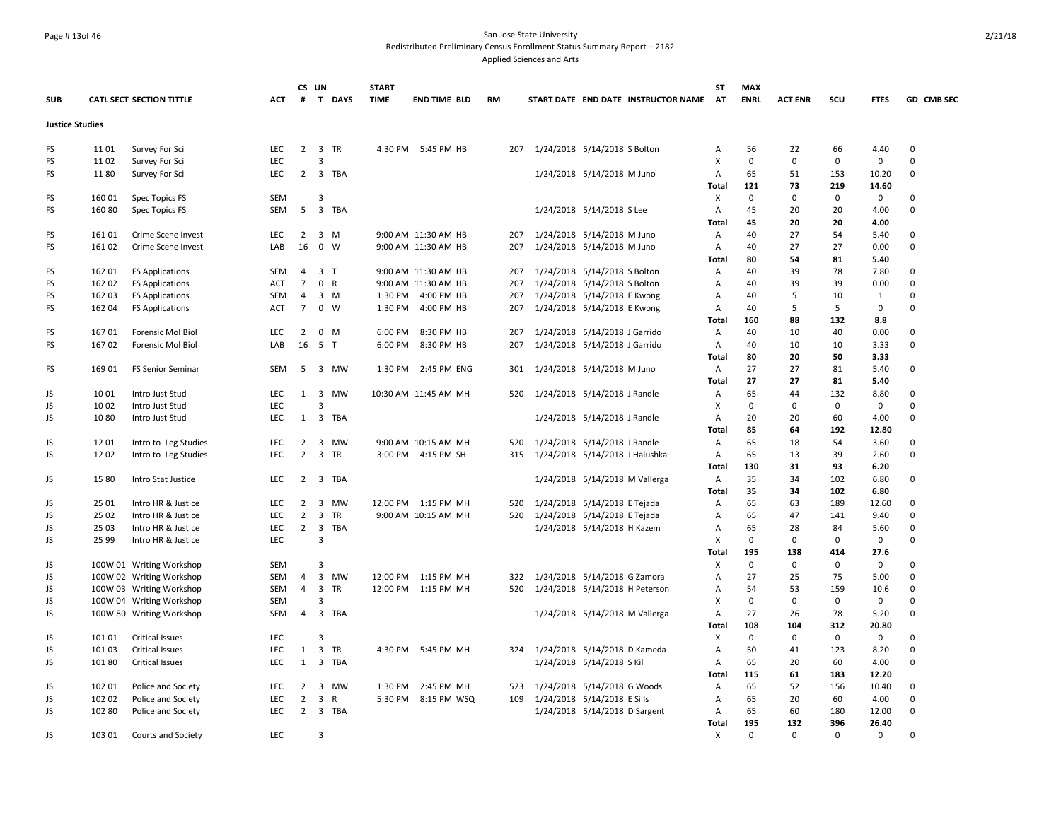San Jose State University
Redistributed Preliminary Census Enrollment Status Summary Report – 2182
Applied Sciences and Arts

| SUB | CATL SECT | SECTION TITTLE | ACT | CS # | UN T | DAYS | START TIME | END TIME | BLD | RM | START DATE | END DATE | INSTRUCTOR NAME | ST AT | MAX ENRL | ACT ENR | SCU | FTES | GD | CMB SEC |
|---|---|---|---|---|---|---|---|---|---|---|---|---|---|---|---|---|---|---|---|---|
| **Justice Studies** | | | | | | | | | | | | | | | | | | | | |
| FS | 11 01 | Survey For Sci | LEC | 2 | 3 | TR | 4:30 PM | 5:45 PM | HB | 207 | 1/24/2018 | 5/14/2018 | S Bolton | A | 56 | 22 | 66 | 4.40 | 0 | |
| FS | 11 02 | Survey For Sci | LEC | | 3 | | | | | | | | | X | 0 | 0 | 0 | 0 | 0 | |
| FS | 11 80 | Survey For Sci | LEC | 2 | 3 | TBA | | | | | 1/24/2018 | 5/14/2018 | M Juno | A | 65 | 51 | 153 | 10.20 | 0 | |
| | | | | | | | | | | | | | | Total | 121 | 73 | 219 | 14.60 | | |
| FS | 160 01 | Spec Topics FS | SEM | | 3 | | | | | | | | | X | 0 | 0 | 0 | 0 | 0 | |
| FS | 160 80 | Spec Topics FS | SEM | 5 | 3 | TBA | | | | | 1/24/2018 | 5/14/2018 | S Lee | A | 45 | 20 | 20 | 4.00 | 0 | |
| | | | | | | | | | | | | | | Total | 45 | 20 | 20 | 4.00 | | |
| FS | 161 01 | Crime Scene Invest | LEC | 2 | 3 | M | 9:00 AM | 11:30 AM | HB | 207 | 1/24/2018 | 5/14/2018 | M Juno | A | 40 | 27 | 54 | 5.40 | 0 | |
| FS | 161 02 | Crime Scene Invest | LAB | 16 | 0 | W | 9:00 AM | 11:30 AM | HB | 207 | 1/24/2018 | 5/14/2018 | M Juno | A | 40 | 27 | 27 | 0.00 | 0 | |
| | | | | | | | | | | | | | | Total | 80 | 54 | 81 | 5.40 | | |
| FS | 162 01 | FS Applications | SEM | 4 | 3 | T | 9:00 AM | 11:30 AM | HB | 207 | 1/24/2018 | 5/14/2018 | S Bolton | A | 40 | 39 | 78 | 7.80 | 0 | |
| FS | 162 02 | FS Applications | ACT | 7 | 0 | R | 9:00 AM | 11:30 AM | HB | 207 | 1/24/2018 | 5/14/2018 | S Bolton | A | 40 | 39 | 39 | 0.00 | 0 | |
| FS | 162 03 | FS Applications | SEM | 4 | 3 | M | 1:30 PM | 4:00 PM | HB | 207 | 1/24/2018 | 5/14/2018 | E Kwong | A | 40 | 5 | 10 | 1 | 0 | |
| FS | 162 04 | FS Applications | ACT | 7 | 0 | W | 1:30 PM | 4:00 PM | HB | 207 | 1/24/2018 | 5/14/2018 | E Kwong | A | 40 | 5 | 5 | 0 | 0 | |
| | | | | | | | | | | | | | | Total | 160 | 88 | 132 | 8.8 | | |
| FS | 167 01 | Forensic Mol Biol | LEC | 2 | 0 | M | 6:00 PM | 8:30 PM | HB | 207 | 1/24/2018 | 5/14/2018 | J Garrido | A | 40 | 10 | 40 | 0.00 | 0 | |
| FS | 167 02 | Forensic Mol Biol | LAB | 16 | 5 | T | 6:00 PM | 8:30 PM | HB | 207 | 1/24/2018 | 5/14/2018 | J Garrido | A | 40 | 10 | 10 | 3.33 | 0 | |
| | | | | | | | | | | | | | | Total | 80 | 20 | 50 | 3.33 | | |
| FS | 169 01 | FS Senior Seminar | SEM | 5 | 3 | MW | 1:30 PM | 2:45 PM | ENG | 301 | 1/24/2018 | 5/14/2018 | M Juno | A | 27 | 27 | 81 | 5.40 | 0 | |
| | | | | | | | | | | | | | | Total | 27 | 27 | 81 | 5.40 | | |
| JS | 10 01 | Intro Just Stud | LEC | 1 | 3 | MW | 10:30 AM | 11:45 AM | MH | 520 | 1/24/2018 | 5/14/2018 | J Randle | A | 65 | 44 | 132 | 8.80 | 0 | |
| JS | 10 02 | Intro Just Stud | LEC | | 3 | | | | | | | | | X | 0 | 0 | 0 | 0 | 0 | |
| JS | 10 80 | Intro Just Stud | LEC | 1 | 3 | TBA | | | | | 1/24/2018 | 5/14/2018 | J Randle | A | 20 | 20 | 60 | 4.00 | 0 | |
| | | | | | | | | | | | | | | Total | 85 | 64 | 192 | 12.80 | | |
| JS | 12 01 | Intro to Leg Studies | LEC | 2 | 3 | MW | 9:00 AM | 10:15 AM | MH | 520 | 1/24/2018 | 5/14/2018 | J Randle | A | 65 | 18 | 54 | 3.60 | 0 | |
| JS | 12 02 | Intro to Leg Studies | LEC | 2 | 3 | TR | 3:00 PM | 4:15 PM | SH | 315 | 1/24/2018 | 5/14/2018 | J Halushka | A | 65 | 13 | 39 | 2.60 | 0 | |
| | | | | | | | | | | | | | | Total | 130 | 31 | 93 | 6.20 | | |
| JS | 15 80 | Intro Stat Justice | LEC | 2 | 3 | TBA | | | | | 1/24/2018 | 5/14/2018 | M Vallerga | A | 35 | 34 | 102 | 6.80 | 0 | |
| | | | | | | | | | | | | | | Total | 35 | 34 | 102 | 6.80 | | |
| JS | 25 01 | Intro HR & Justice | LEC | 2 | 3 | MW | 12:00 PM | 1:15 PM | MH | 520 | 1/24/2018 | 5/14/2018 | E Tejada | A | 65 | 63 | 189 | 12.60 | 0 | |
| JS | 25 02 | Intro HR & Justice | LEC | 2 | 3 | TR | 9:00 AM | 10:15 AM | MH | 520 | 1/24/2018 | 5/14/2018 | E Tejada | A | 65 | 47 | 141 | 9.40 | 0 | |
| JS | 25 03 | Intro HR & Justice | LEC | 2 | 3 | TBA | | | | | 1/24/2018 | 5/14/2018 | H Kazem | A | 65 | 28 | 84 | 5.60 | 0 | |
| JS | 25 99 | Intro HR & Justice | LEC | | 3 | | | | | | | | | X | 0 | 0 | 0 | 0 | 0 | |
| | | | | | | | | | | | | | | Total | 195 | 138 | 414 | 27.6 | | |
| JS | 100W 01 | Writing Workshop | SEM | | 3 | | | | | | | | | X | 0 | 0 | 0 | 0 | 0 | |
| JS | 100W 02 | Writing Workshop | SEM | 4 | 3 | MW | 12:00 PM | 1:15 PM | MH | 322 | 1/24/2018 | 5/14/2018 | G Zamora | A | 27 | 25 | 75 | 5.00 | 0 | |
| JS | 100W 03 | Writing Workshop | SEM | 4 | 3 | TR | 12:00 PM | 1:15 PM | MH | 520 | 1/24/2018 | 5/14/2018 | H Peterson | A | 54 | 53 | 159 | 10.6 | 0 | |
| JS | 100W 04 | Writing Workshop | SEM | | 3 | | | | | | | | | X | 0 | 0 | 0 | 0 | 0 | |
| JS | 100W 80 | Writing Workshop | SEM | 4 | 3 | TBA | | | | | 1/24/2018 | 5/14/2018 | M Vallerga | A | 27 | 26 | 78 | 5.20 | 0 | |
| | | | | | | | | | | | | | | Total | 108 | 104 | 312 | 20.80 | | |
| JS | 101 01 | Critical Issues | LEC | | 3 | | | | | | | | | X | 0 | 0 | 0 | 0 | 0 | |
| JS | 101 03 | Critical Issues | LEC | 1 | 3 | TR | 4:30 PM | 5:45 PM | MH | 324 | 1/24/2018 | 5/14/2018 | D Kameda | A | 50 | 41 | 123 | 8.20 | 0 | |
| JS | 101 80 | Critical Issues | LEC | 1 | 3 | TBA | | | | | 1/24/2018 | 5/14/2018 | S Kil | A | 65 | 20 | 60 | 4.00 | 0 | |
| | | | | | | | | | | | | | | Total | 115 | 61 | 183 | 12.20 | | |
| JS | 102 01 | Police and Society | LEC | 2 | 3 | MW | 1:30 PM | 2:45 PM | MH | 523 | 1/24/2018 | 5/14/2018 | G Woods | A | 65 | 52 | 156 | 10.40 | 0 | |
| JS | 102 02 | Police and Society | LEC | 2 | 3 | R | 5:30 PM | 8:15 PM | WSQ | 109 | 1/24/2018 | 5/14/2018 | E Sills | A | 65 | 20 | 60 | 4.00 | 0 | |
| JS | 102 80 | Police and Society | LEC | 2 | 3 | TBA | | | | | 1/24/2018 | 5/14/2018 | D Sargent | A | 65 | 60 | 180 | 12.00 | 0 | |
| | | | | | | | | | | | | | | Total | 195 | 132 | 396 | 26.40 | | |
| JS | 103 01 | Courts and Society | LEC | | 3 | | | | | | | | | X | 0 | 0 | 0 | 0 | 0 | |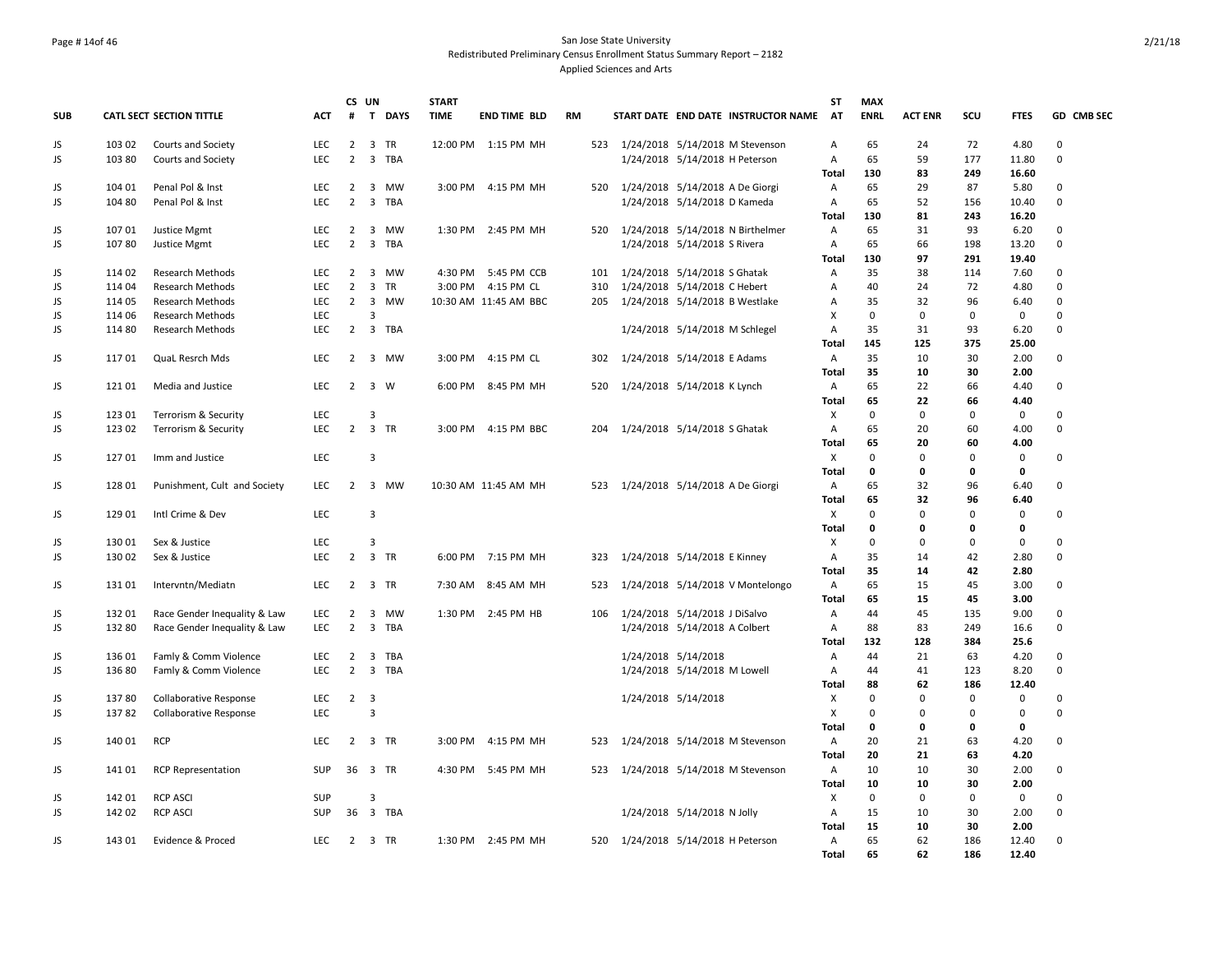San Jose State University
Redistributed Preliminary Census Enrollment Status Summary Report – 2182
Applied Sciences and Arts

| SUB | CATL SECT | SECTION TITTLE | ACT | CS # | UN T | DAYS | START TIME | END TIME | BLD | RM | START DATE | END DATE | INSTRUCTOR NAME | ST AT | MAX ENRL | ACT ENR | SCU | FTES | GD | CMB SEC |
|---|---|---|---|---|---|---|---|---|---|---|---|---|---|---|---|---|---|---|---|---|
| JS | 103 02 | Courts and Society | LEC | 2 | 3 | TR | 12:00 PM | 1:15 PM | MH | 523 | 1/24/2018 | 5/14/2018 | M Stevenson | A | 65 | 24 | 72 | 4.80 | 0 | |
| JS | 103 80 | Courts and Society | LEC | 2 | 3 | TBA | | | | | 1/24/2018 | 5/14/2018 | H Peterson | A | 65 | 59 | 177 | 11.80 | 0 | |
| | | | | | | | | | | | | | | **Total** | **130** | **83** | **249** | **16.60** | | |
| JS | 104 01 | Penal Pol & Inst | LEC | 2 | 3 | MW | 3:00 PM | 4:15 PM | MH | 520 | 1/24/2018 | 5/14/2018 | A De Giorgi | A | 65 | 29 | 87 | 5.80 | 0 | |
| JS | 104 80 | Penal Pol & Inst | LEC | 2 | 3 | TBA | | | | | 1/24/2018 | 5/14/2018 | D Kameda | A | 65 | 52 | 156 | 10.40 | 0 | |
| | | | | | | | | | | | | | | **Total** | **130** | **81** | **243** | **16.20** | | |
| JS | 107 01 | Justice Mgmt | LEC | 2 | 3 | MW | 1:30 PM | 2:45 PM | MH | 520 | 1/24/2018 | 5/14/2018 | N Birthelmer | A | 65 | 31 | 93 | 6.20 | 0 | |
| JS | 107 80 | Justice Mgmt | LEC | 2 | 3 | TBA | | | | | 1/24/2018 | 5/14/2018 | S Rivera | A | 65 | 66 | 198 | 13.20 | 0 | |
| | | | | | | | | | | | | | | **Total** | **130** | **97** | **291** | **19.40** | | |
| JS | 114 02 | Research Methods | LEC | 2 | 3 | MW | 4:30 PM | 5:45 PM | CCB | 101 | 1/24/2018 | 5/14/2018 | S Ghatak | A | 35 | 38 | 114 | 7.60 | 0 | |
| JS | 114 04 | Research Methods | LEC | 2 | 3 | TR | 3:00 PM | 4:15 PM | CL | 310 | 1/24/2018 | 5/14/2018 | C Hebert | A | 40 | 24 | 72 | 4.80 | 0 | |
| JS | 114 05 | Research Methods | LEC | 2 | 3 | MW | 10:30 AM | 11:45 AM | BBC | 205 | 1/24/2018 | 5/14/2018 | B Westlake | A | 35 | 32 | 96 | 6.40 | 0 | |
| JS | 114 06 | Research Methods | LEC | | 3 | | | | | | | | | X | 0 | 0 | 0 | 0 | 0 | |
| JS | 114 80 | Research Methods | LEC | 2 | 3 | TBA | | | | | 1/24/2018 | 5/14/2018 | M Schlegel | A | 35 | 31 | 93 | 6.20 | 0 | |
| | | | | | | | | | | | | | | **Total** | **145** | **125** | **375** | **25.00** | | |
| JS | 117 01 | QuaL Resrch Mds | LEC | 2 | 3 | MW | 3:00 PM | 4:15 PM | CL | 302 | 1/24/2018 | 5/14/2018 | E Adams | A | 35 | 10 | 30 | 2.00 | 0 | |
| | | | | | | | | | | | | | | **Total** | **35** | **10** | **30** | **2.00** | | |
| JS | 121 01 | Media and Justice | LEC | 2 | 3 | W | 6:00 PM | 8:45 PM | MH | 520 | 1/24/2018 | 5/14/2018 | K Lynch | A | 65 | 22 | 66 | 4.40 | 0 | |
| | | | | | | | | | | | | | | **Total** | **65** | **22** | **66** | **4.40** | | |
| JS | 123 01 | Terrorism & Security | LEC | | 3 | | | | | | | | | X | 0 | 0 | 0 | 0 | 0 | |
| JS | 123 02 | Terrorism & Security | LEC | 2 | 3 | TR | 3:00 PM | 4:15 PM | BBC | 204 | 1/24/2018 | 5/14/2018 | S Ghatak | A | 65 | 20 | 60 | 4.00 | 0 | |
| | | | | | | | | | | | | | | **Total** | **65** | **20** | **60** | **4.00** | | |
| JS | 127 01 | Imm and Justice | LEC | | 3 | | | | | | | | | X | 0 | 0 | 0 | 0 | 0 | |
| | | | | | | | | | | | | | | **Total** | **0** | **0** | **0** | **0** | | |
| JS | 128 01 | Punishment, Cult and Society | LEC | 2 | 3 | MW | 10:30 AM | 11:45 AM | MH | 523 | 1/24/2018 | 5/14/2018 | A De Giorgi | A | 65 | 32 | 96 | 6.40 | 0 | |
| | | | | | | | | | | | | | | **Total** | **65** | **32** | **96** | **6.40** | | |
| JS | 129 01 | Intl Crime & Dev | LEC | | 3 | | | | | | | | | X | 0 | 0 | 0 | 0 | 0 | |
| | | | | | | | | | | | | | | **Total** | **0** | **0** | **0** | **0** | | |
| JS | 130 01 | Sex & Justice | LEC | | 3 | | | | | | | | | X | 0 | 0 | 0 | 0 | 0 | |
| JS | 130 02 | Sex & Justice | LEC | 2 | 3 | TR | 6:00 PM | 7:15 PM | MH | 323 | 1/24/2018 | 5/14/2018 | E Kinney | A | 35 | 14 | 42 | 2.80 | 0 | |
| | | | | | | | | | | | | | | **Total** | **35** | **14** | **42** | **2.80** | | |
| JS | 131 01 | Intervntn/Mediatn | LEC | 2 | 3 | TR | 7:30 AM | 8:45 AM | MH | 523 | 1/24/2018 | 5/14/2018 | V Montelongo | A | 65 | 15 | 45 | 3.00 | 0 | |
| | | | | | | | | | | | | | | **Total** | **65** | **15** | **45** | **3.00** | | |
| JS | 132 01 | Race Gender Inequality & Law | LEC | 2 | 3 | MW | 1:30 PM | 2:45 PM | HB | 106 | 1/24/2018 | 5/14/2018 | J DiSalvo | A | 44 | 45 | 135 | 9.00 | 0 | |
| JS | 132 80 | Race Gender Inequality & Law | LEC | 2 | 3 | TBA | | | | | 1/24/2018 | 5/14/2018 | A Colbert | A | 88 | 83 | 249 | 16.6 | 0 | |
| | | | | | | | | | | | | | | **Total** | **132** | **128** | **384** | **25.6** | | |
| JS | 136 01 | Famly & Comm Violence | LEC | 2 | 3 | TBA | | | | | 1/24/2018 | 5/14/2018 | | A | 44 | 21 | 63 | 4.20 | 0 | |
| JS | 136 80 | Famly & Comm Violence | LEC | 2 | 3 | TBA | | | | | 1/24/2018 | 5/14/2018 | M Lowell | A | 44 | 41 | 123 | 8.20 | 0 | |
| | | | | | | | | | | | | | | **Total** | **88** | **62** | **186** | **12.40** | | |
| JS | 137 80 | Collaborative Response | LEC | 2 | 3 | | | | | | 1/24/2018 | 5/14/2018 | | X | 0 | 0 | 0 | 0 | 0 | |
| JS | 137 82 | Collaborative Response | LEC | | 3 | | | | | | | | | X | 0 | 0 | 0 | 0 | 0 | |
| | | | | | | | | | | | | | | **Total** | **0** | **0** | **0** | **0** | | |
| JS | 140 01 | RCP | LEC | 2 | 3 | TR | 3:00 PM | 4:15 PM | MH | 523 | 1/24/2018 | 5/14/2018 | M Stevenson | A | 20 | 21 | 63 | 4.20 | 0 | |
| | | | | | | | | | | | | | | **Total** | **20** | **21** | **63** | **4.20** | | |
| JS | 141 01 | RCP Representation | SUP | 36 | 3 | TR | 4:30 PM | 5:45 PM | MH | 523 | 1/24/2018 | 5/14/2018 | M Stevenson | A | 10 | 10 | 30 | 2.00 | 0 | |
| | | | | | | | | | | | | | | **Total** | **10** | **10** | **30** | **2.00** | | |
| JS | 142 01 | RCP ASCI | SUP | | 3 | | | | | | | | | X | 0 | 0 | 0 | 0 | 0 | |
| JS | 142 02 | RCP ASCI | SUP | 36 | 3 | TBA | | | | | 1/24/2018 | 5/14/2018 | N Jolly | A | 15 | 10 | 30 | 2.00 | 0 | |
| | | | | | | | | | | | | | | **Total** | **15** | **10** | **30** | **2.00** | | |
| JS | 143 01 | Evidence & Proced | LEC | 2 | 3 | TR | 1:30 PM | 2:45 PM | MH | 520 | 1/24/2018 | 5/14/2018 | H Peterson | A | 65 | 62 | 186 | 12.40 | 0 | |
| | | | | | | | | | | | | | | **Total** | **65** | **62** | **186** | **12.40** | | |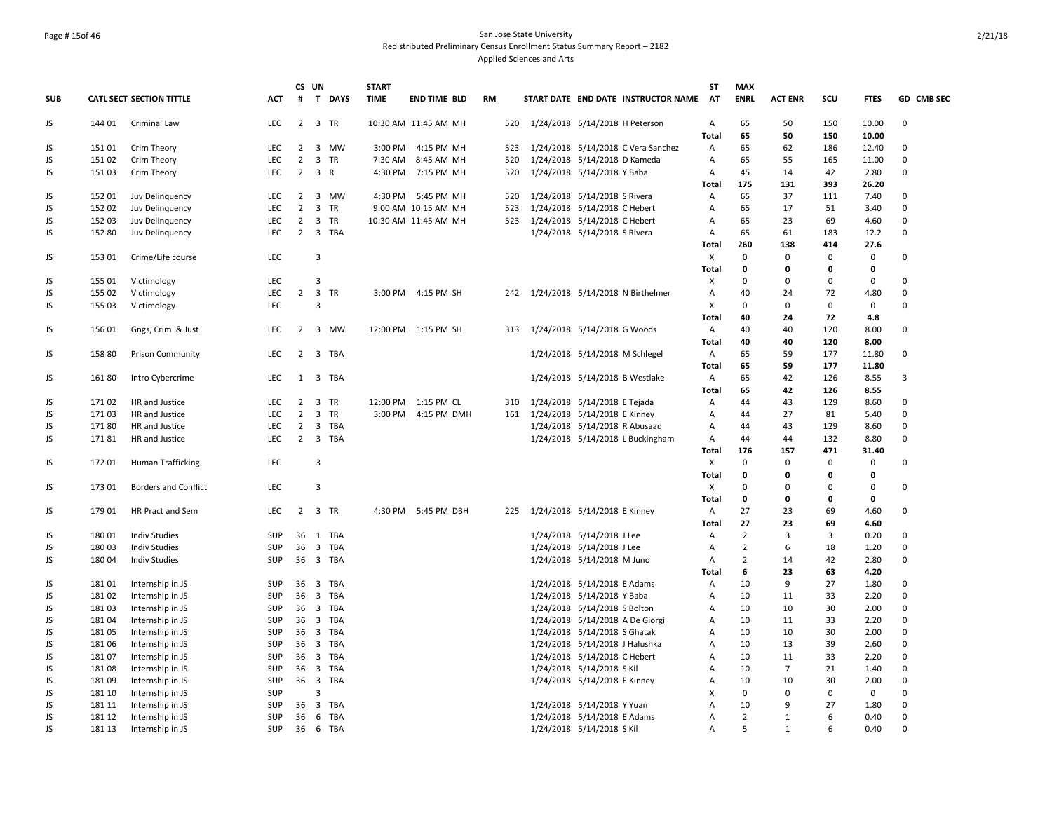San Jose State University
Redistributed Preliminary Census Enrollment Status Summary Report – 2182
Applied Sciences and Arts

| SUB | CATL | SECT | SECTION TITTLE | ACT | CS # | UN T | DAYS | START TIME | END TIME | BLD | RM | START DATE | END DATE | INSTRUCTOR NAME | ST AT | MAX ENRL | ACT ENR | SCU | FTES | GD | CMB SEC |
|---|---|---|---|---|---|---|---|---|---|---|---|---|---|---|---|---|---|---|---|---|---|
| JS | 144 | 01 | Criminal Law | LEC | 2 | 3 | TR | 10:30 AM | 11:45 AM | MH | 520 | 1/24/2018 | 5/14/2018 | H Peterson | A | 65 | 50 | 150 | 10.00 | 0 | |
| | | | | | | | | | | | | | | | **Total** | **65** | **50** | **150** | **10.00** | | |
| JS | 151 | 01 | Crim Theory | LEC | 2 | 3 | MW | 3:00 PM | 4:15 PM | MH | 523 | 1/24/2018 | 5/14/2018 | C Vera Sanchez | A | 65 | 62 | 186 | 12.40 | 0 | |
| JS | 151 | 02 | Crim Theory | LEC | 2 | 3 | TR | 7:30 AM | 8:45 AM | MH | 520 | 1/24/2018 | 5/14/2018 | D Kameda | A | 65 | 55 | 165 | 11.00 | 0 | |
| JS | 151 | 03 | Crim Theory | LEC | 2 | 3 | R | 4:30 PM | 7:15 PM | MH | 520 | 1/24/2018 | 5/14/2018 | Y Baba | A | 45 | 14 | 42 | 2.80 | 0 | |
| | | | | | | | | | | | | | | | **Total** | **175** | **131** | **393** | **26.20** | | |
| JS | 152 | 01 | Juv Delinquency | LEC | 2 | 3 | MW | 4:30 PM | 5:45 PM | MH | 520 | 1/24/2018 | 5/14/2018 | S Rivera | A | 65 | 37 | 111 | 7.40 | 0 | |
| JS | 152 | 02 | Juv Delinquency | LEC | 2 | 3 | TR | 9:00 AM | 10:15 AM | MH | 523 | 1/24/2018 | 5/14/2018 | C Hebert | A | 65 | 17 | 51 | 3.40 | 0 | |
| JS | 152 | 03 | Juv Delinquency | LEC | 2 | 3 | TR | 10:30 AM | 11:45 AM | MH | 523 | 1/24/2018 | 5/14/2018 | C Hebert | A | 65 | 23 | 69 | 4.60 | 0 | |
| JS | 152 | 80 | Juv Delinquency | LEC | 2 | 3 | TBA | | | | | 1/24/2018 | 5/14/2018 | S Rivera | A | 65 | 61 | 183 | 12.2 | 0 | |
| | | | | | | | | | | | | | | | **Total** | **260** | **138** | **414** | **27.6** | | |
| JS | 153 | 01 | Crime/Life course | LEC | | 3 | | | | | | | | | X | 0 | 0 | 0 | 0 | 0 | |
| | | | | | | | | | | | | | | | **Total** | **0** | **0** | **0** | **0** | | |
| JS | 155 | 01 | Victimology | LEC | | 3 | | | | | | | | | X | 0 | 0 | 0 | 0 | 0 | |
| JS | 155 | 02 | Victimology | LEC | 2 | 3 | TR | 3:00 PM | 4:15 PM | SH | 242 | 1/24/2018 | 5/14/2018 | N Birthelmer | A | 40 | 24 | 72 | 4.80 | 0 | |
| JS | 155 | 03 | Victimology | LEC | | 3 | | | | | | | | | X | 0 | 0 | 0 | 0 | 0 | |
| | | | | | | | | | | | | | | | **Total** | **40** | **24** | **72** | **4.8** | | |
| JS | 156 | 01 | Gngs, Crim & Just | LEC | 2 | 3 | MW | 12:00 PM | 1:15 PM | SH | 313 | 1/24/2018 | 5/14/2018 | G Woods | A | 40 | 40 | 120 | 8.00 | 0 | |
| | | | | | | | | | | | | | | | **Total** | **40** | **40** | **120** | **8.00** | | |
| JS | 158 | 80 | Prison Community | LEC | 2 | 3 | TBA | | | | | 1/24/2018 | 5/14/2018 | M Schlegel | A | 65 | 59 | 177 | 11.80 | 0 | |
| | | | | | | | | | | | | | | | **Total** | **65** | **59** | **177** | **11.80** | | |
| JS | 161 | 80 | Intro Cybercrime | LEC | 1 | 3 | TBA | | | | | 1/24/2018 | 5/14/2018 | B Westlake | A | 65 | 42 | 126 | 8.55 | 3 | |
| | | | | | | | | | | | | | | | **Total** | **65** | **42** | **126** | **8.55** | | |
| JS | 171 | 02 | HR and Justice | LEC | 2 | 3 | TR | 12:00 PM | 1:15 PM | CL | 310 | 1/24/2018 | 5/14/2018 | E Tejada | A | 44 | 43 | 129 | 8.60 | 0 | |
| JS | 171 | 03 | HR and Justice | LEC | 2 | 3 | TR | 3:00 PM | 4:15 PM | DMH | 161 | 1/24/2018 | 5/14/2018 | E Kinney | A | 44 | 27 | 81 | 5.40 | 0 | |
| JS | 171 | 80 | HR and Justice | LEC | 2 | 3 | TBA | | | | | 1/24/2018 | 5/14/2018 | R Abusaad | A | 44 | 43 | 129 | 8.60 | 0 | |
| JS | 171 | 81 | HR and Justice | LEC | 2 | 3 | TBA | | | | | 1/24/2018 | 5/14/2018 | L Buckingham | A | 44 | 44 | 132 | 8.80 | 0 | |
| | | | | | | | | | | | | | | | **Total** | **176** | **157** | **471** | **31.40** | | |
| JS | 172 | 01 | Human Trafficking | LEC | | 3 | | | | | | | | | X | 0 | 0 | 0 | 0 | 0 | |
| | | | | | | | | | | | | | | | **Total** | **0** | **0** | **0** | **0** | | |
| JS | 173 | 01 | Borders and Conflict | LEC | | 3 | | | | | | | | | X | 0 | 0 | 0 | 0 | 0 | |
| | | | | | | | | | | | | | | | **Total** | **0** | **0** | **0** | **0** | | |
| JS | 179 | 01 | HR Pract and Sem | LEC | 2 | 3 | TR | 4:30 PM | 5:45 PM | DBH | 225 | 1/24/2018 | 5/14/2018 | E Kinney | A | 27 | 23 | 69 | 4.60 | 0 | |
| | | | | | | | | | | | | | | | **Total** | **27** | **23** | **69** | **4.60** | | |
| JS | 180 | 01 | Indiv Studies | SUP | 36 | 1 | TBA | | | | | 1/24/2018 | 5/14/2018 | J Lee | A | 2 | 3 | 3 | 0.20 | 0 | |
| JS | 180 | 03 | Indiv Studies | SUP | 36 | 3 | TBA | | | | | 1/24/2018 | 5/14/2018 | J Lee | A | 2 | 6 | 18 | 1.20 | 0 | |
| JS | 180 | 04 | Indiv Studies | SUP | 36 | 3 | TBA | | | | | 1/24/2018 | 5/14/2018 | M Juno | A | 2 | 14 | 42 | 2.80 | 0 | |
| | | | | | | | | | | | | | | | **Total** | **6** | **23** | **63** | **4.20** | | |
| JS | 181 | 01 | Internship in JS | SUP | 36 | 3 | TBA | | | | | 1/24/2018 | 5/14/2018 | E Adams | A | 10 | 9 | 27 | 1.80 | 0 | |
| JS | 181 | 02 | Internship in JS | SUP | 36 | 3 | TBA | | | | | 1/24/2018 | 5/14/2018 | Y Baba | A | 10 | 11 | 33 | 2.20 | 0 | |
| JS | 181 | 03 | Internship in JS | SUP | 36 | 3 | TBA | | | | | 1/24/2018 | 5/14/2018 | S Bolton | A | 10 | 10 | 30 | 2.00 | 0 | |
| JS | 181 | 04 | Internship in JS | SUP | 36 | 3 | TBA | | | | | 1/24/2018 | 5/14/2018 | A De Giorgi | A | 10 | 11 | 33 | 2.20 | 0 | |
| JS | 181 | 05 | Internship in JS | SUP | 36 | 3 | TBA | | | | | 1/24/2018 | 5/14/2018 | S Ghatak | A | 10 | 10 | 30 | 2.00 | 0 | |
| JS | 181 | 06 | Internship in JS | SUP | 36 | 3 | TBA | | | | | 1/24/2018 | 5/14/2018 | J Halushka | A | 10 | 13 | 39 | 2.60 | 0 | |
| JS | 181 | 07 | Internship in JS | SUP | 36 | 3 | TBA | | | | | 1/24/2018 | 5/14/2018 | C Hebert | A | 10 | 11 | 33 | 2.20 | 0 | |
| JS | 181 | 08 | Internship in JS | SUP | 36 | 3 | TBA | | | | | 1/24/2018 | 5/14/2018 | S Kil | A | 10 | 7 | 21 | 1.40 | 0 | |
| JS | 181 | 09 | Internship in JS | SUP | 36 | 3 | TBA | | | | | 1/24/2018 | 5/14/2018 | E Kinney | A | 10 | 10 | 30 | 2.00 | 0 | |
| JS | 181 | 10 | Internship in JS | SUP | | 3 | | | | | | | | | X | 0 | 0 | 0 | 0 | 0 | |
| JS | 181 | 11 | Internship in JS | SUP | 36 | 3 | TBA | | | | | 1/24/2018 | 5/14/2018 | Y Yuan | A | 10 | 9 | 27 | 1.80 | 0 | |
| JS | 181 | 12 | Internship in JS | SUP | 36 | 6 | TBA | | | | | 1/24/2018 | 5/14/2018 | E Adams | A | 2 | 1 | 6 | 0.40 | 0 | |
| JS | 181 | 13 | Internship in JS | SUP | 36 | 6 | TBA | | | | | 1/24/2018 | 5/14/2018 | S Kil | A | 5 | 1 | 6 | 0.40 | 0 | |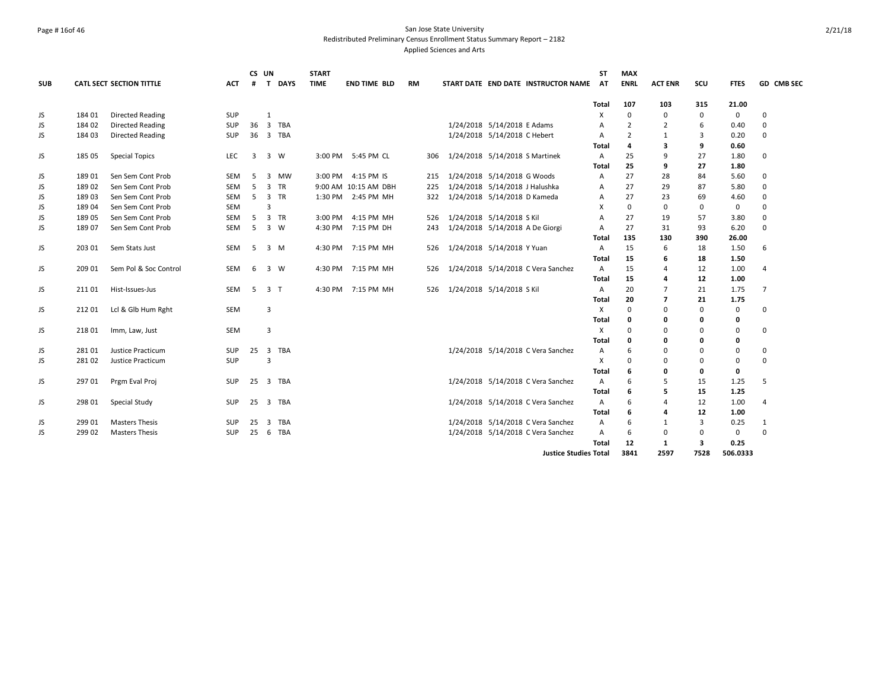San Jose State University
Redistributed Preliminary Census Enrollment Status Summary Report – 2182
Applied Sciences and Arts

| SUB | CATL SECT | SECTION TITTLE | ACT | CS # | UN T | DAYS | START TIME | END TIME | BLD | RM | START DATE | END DATE | INSTRUCTOR NAME | ST AT | MAX ENRL | ACT ENR | SCU | FTES | GD | CMB SEC |
|---|---|---|---|---|---|---|---|---|---|---|---|---|---|---|---|---|---|---|---|---|
| | | | | | | | | | | | | | | **Total** | **107** | **103** | **315** | **21.00** | | |
| JS | 184 01 | Directed Reading | SUP | | 1 | | | | | | | | | X | 0 | 0 | 0 | 0 | 0 | |
| JS | 184 02 | Directed Reading | SUP | 36 | 3 | TBA | | | | | 1/24/2018 | 5/14/2018 | E Adams | A | 2 | 2 | 6 | 0.40 | 0 | |
| JS | 184 03 | Directed Reading | SUP | 36 | 3 | TBA | | | | | 1/24/2018 | 5/14/2018 | C Hebert | A | 2 | 1 | 3 | 0.20 | 0 | |
| | | | | | | | | | | | | | | **Total** | **4** | **3** | **9** | **0.60** | | |
| JS | 185 05 | Special Topics | LEC | 3 | 3 | W | 3:00 PM | 5:45 PM | CL | 306 | 1/24/2018 | 5/14/2018 | S Martinek | A | 25 | 9 | 27 | 1.80 | 0 | |
| | | | | | | | | | | | | | | **Total** | **25** | **9** | **27** | **1.80** | | |
| JS | 189 01 | Sen Sem Cont Prob | SEM | 5 | 3 | MW | 3:00 PM | 4:15 PM | IS | 215 | 1/24/2018 | 5/14/2018 | G Woods | A | 27 | 28 | 84 | 5.60 | 0 | |
| JS | 189 02 | Sen Sem Cont Prob | SEM | 5 | 3 | TR | 9:00 AM | 10:15 AM | DBH | 225 | 1/24/2018 | 5/14/2018 | J Halushka | A | 27 | 29 | 87 | 5.80 | 0 | |
| JS | 189 03 | Sen Sem Cont Prob | SEM | 5 | 3 | TR | 1:30 PM | 2:45 PM | MH | 322 | 1/24/2018 | 5/14/2018 | D Kameda | A | 27 | 23 | 69 | 4.60 | 0 | |
| JS | 189 04 | Sen Sem Cont Prob | SEM | | 3 | | | | | | | | | X | 0 | 0 | 0 | 0 | 0 | |
| JS | 189 05 | Sen Sem Cont Prob | SEM | 5 | 3 | TR | 3:00 PM | 4:15 PM | MH | 526 | 1/24/2018 | 5/14/2018 | S Kil | A | 27 | 19 | 57 | 3.80 | 0 | |
| JS | 189 07 | Sen Sem Cont Prob | SEM | 5 | 3 | W | 4:30 PM | 7:15 PM | DH | 243 | 1/24/2018 | 5/14/2018 | A De Giorgi | A | 27 | 31 | 93 | 6.20 | 0 | |
| | | | | | | | | | | | | | | **Total** | **135** | **130** | **390** | **26.00** | | |
| JS | 203 01 | Sem Stats Just | SEM | 5 | 3 | M | 4:30 PM | 7:15 PM | MH | 526 | 1/24/2018 | 5/14/2018 | Y Yuan | A | 15 | 6 | 18 | 1.50 | 6 | |
| | | | | | | | | | | | | | | **Total** | **15** | **6** | **18** | **1.50** | | |
| JS | 209 01 | Sem Pol & Soc Control | SEM | 6 | 3 | W | 4:30 PM | 7:15 PM | MH | 526 | 1/24/2018 | 5/14/2018 | C Vera Sanchez | A | 15 | 4 | 12 | 1.00 | 4 | |
| | | | | | | | | | | | | | | **Total** | **15** | **4** | **12** | **1.00** | | |
| JS | 211 01 | Hist-Issues-Jus | SEM | 5 | 3 | T | 4:30 PM | 7:15 PM | MH | 526 | 1/24/2018 | 5/14/2018 | S Kil | A | 20 | 7 | 21 | 1.75 | 7 | |
| | | | | | | | | | | | | | | **Total** | **20** | **7** | **21** | **1.75** | | |
| JS | 212 01 | Lcl & Glb Hum Rght | SEM | | 3 | | | | | | | | | X | 0 | 0 | 0 | 0 | 0 | |
| | | | | | | | | | | | | | | **Total** | **0** | **0** | **0** | **0** | | |
| JS | 218 01 | Imm, Law, Just | SEM | | 3 | | | | | | | | | X | 0 | 0 | 0 | 0 | 0 | |
| | | | | | | | | | | | | | | **Total** | **0** | **0** | **0** | **0** | | |
| JS | 281 01 | Justice Practicum | SUP | 25 | 3 | TBA | | | | | 1/24/2018 | 5/14/2018 | C Vera Sanchez | A | 6 | 0 | 0 | 0 | 0 | |
| JS | 281 02 | Justice Practicum | SUP | | 3 | | | | | | | | | X | 0 | 0 | 0 | 0 | 0 | |
| | | | | | | | | | | | | | | **Total** | **6** | **0** | **0** | **0** | | |
| JS | 297 01 | Prgm Eval Proj | SUP | 25 | 3 | TBA | | | | | 1/24/2018 | 5/14/2018 | C Vera Sanchez | A | 6 | 5 | 15 | 1.25 | 5 | |
| | | | | | | | | | | | | | | **Total** | **6** | **5** | **15** | **1.25** | | |
| JS | 298 01 | Special Study | SUP | 25 | 3 | TBA | | | | | 1/24/2018 | 5/14/2018 | C Vera Sanchez | A | 6 | 4 | 12 | 1.00 | 4 | |
| | | | | | | | | | | | | | | **Total** | **6** | **4** | **12** | **1.00** | | |
| JS | 299 01 | Masters Thesis | SUP | 25 | 3 | TBA | | | | | 1/24/2018 | 5/14/2018 | C Vera Sanchez | A | 6 | 1 | 3 | 0.25 | 1 | |
| JS | 299 02 | Masters Thesis | SUP | 25 | 6 | TBA | | | | | 1/24/2018 | 5/14/2018 | C Vera Sanchez | A | 6 | 0 | 0 | 0 | 0 | |
| | | | | | | | | | | | | | | **Total** | **12** | **1** | **3** | **0.25** | | |
| | | | | | | | | | | | | | **Justice Studies Total** | | **3841** | **2597** | **7528** | **506.0333** | | |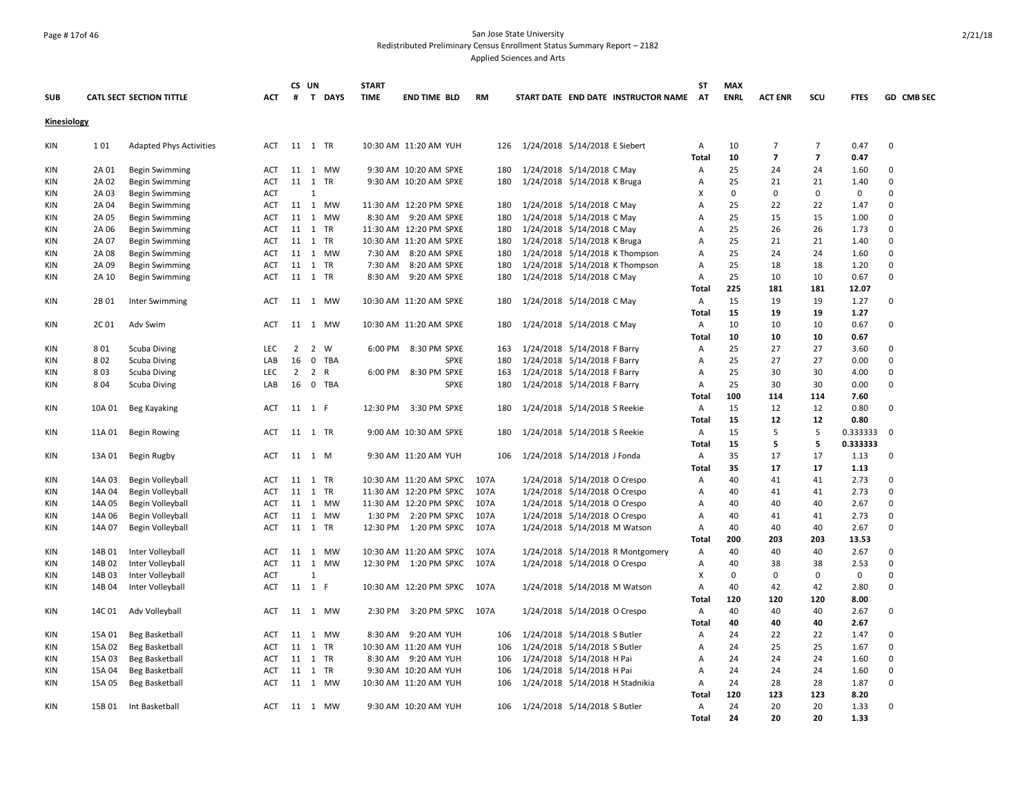San Jose State University
Redistributed Preliminary Census Enrollment Status Summary Report – 2182
Applied Sciences and Arts

| SUB | CATL SECT | SECTION TITTLE | ACT | CS # | UN T | DAYS | START TIME | END TIME | BLD | RM | START DATE | END DATE | INSTRUCTOR NAME | ST AT | MAX ENRL | ACT ENR | SCU | FTES | GD | CMB SEC |
|---|---|---|---|---|---|---|---|---|---|---|---|---|---|---|---|---|---|---|---|---|
| **Kinesiology** | | | | | | | | | | | | | | | | | | | | |
| KIN | 1 01 | Adapted Phys Activities | ACT | 11 | 1 | TR | 10:30 AM | 11:20 AM | YUH | 126 | 1/24/2018 | 5/14/2018 | E Siebert | A | 10 | 7 | 7 | 0.47 | 0 | |
| | | | | | | | | | | | | | | **Total** | **10** | **7** | **7** | **0.47** | | |
| KIN | 2A 01 | Begin Swimming | ACT | 11 | 1 | MW | 9:30 AM | 10:20 AM | SPXE | 180 | 1/24/2018 | 5/14/2018 | C May | A | 25 | 24 | 24 | 1.60 | 0 | |
| KIN | 2A 02 | Begin Swimming | ACT | 11 | 1 | TR | 9:30 AM | 10:20 AM | SPXE | 180 | 1/24/2018 | 5/14/2018 | K Bruga | A | 25 | 21 | 21 | 1.40 | 0 | |
| KIN | 2A 03 | Begin Swimming | ACT | | 1 | | | | | | | | | X | 0 | 0 | 0 | 0 | 0 | |
| KIN | 2A 04 | Begin Swimming | ACT | 11 | 1 | MW | 11:30 AM | 12:20 PM | SPXE | 180 | 1/24/2018 | 5/14/2018 | C May | A | 25 | 22 | 22 | 1.47 | 0 | |
| KIN | 2A 05 | Begin Swimming | ACT | 11 | 1 | MW | 8:30 AM | 9:20 AM | SPXE | 180 | 1/24/2018 | 5/14/2018 | C May | A | 25 | 15 | 15 | 1.00 | 0 | |
| KIN | 2A 06 | Begin Swimming | ACT | 11 | 1 | TR | 11:30 AM | 12:20 PM | SPXE | 180 | 1/24/2018 | 5/14/2018 | C May | A | 25 | 26 | 26 | 1.73 | 0 | |
| KIN | 2A 07 | Begin Swimming | ACT | 11 | 1 | TR | 10:30 AM | 11:20 AM | SPXE | 180 | 1/24/2018 | 5/14/2018 | K Bruga | A | 25 | 21 | 21 | 1.40 | 0 | |
| KIN | 2A 08 | Begin Swimming | ACT | 11 | 1 | MW | 7:30 AM | 8:20 AM | SPXE | 180 | 1/24/2018 | 5/14/2018 | K Thompson | A | 25 | 24 | 24 | 1.60 | 0 | |
| KIN | 2A 09 | Begin Swimming | ACT | 11 | 1 | TR | 7:30 AM | 8:20 AM | SPXE | 180 | 1/24/2018 | 5/14/2018 | K Thompson | A | 25 | 18 | 18 | 1.20 | 0 | |
| KIN | 2A 10 | Begin Swimming | ACT | 11 | 1 | TR | 8:30 AM | 9:20 AM | SPXE | 180 | 1/24/2018 | 5/14/2018 | C May | A | 25 | 10 | 10 | 0.67 | 0 | |
| | | | | | | | | | | | | | | **Total** | **225** | **181** | **181** | **12.07** | | |
| KIN | 2B 01 | Inter Swimming | ACT | 11 | 1 | MW | 10:30 AM | 11:20 AM | SPXE | 180 | 1/24/2018 | 5/14/2018 | C May | A | 15 | 19 | 19 | 1.27 | 0 | |
| | | | | | | | | | | | | | | **Total** | **15** | **19** | **19** | **1.27** | | |
| KIN | 2C 01 | Adv Swim | ACT | 11 | 1 | MW | 10:30 AM | 11:20 AM | SPXE | 180 | 1/24/2018 | 5/14/2018 | C May | A | 10 | 10 | 10 | 0.67 | 0 | |
| | | | | | | | | | | | | | | **Total** | **10** | **10** | **10** | **0.67** | | |
| KIN | 8 01 | Scuba Diving | LEC | 2 | 2 | W | 6:00 PM | 8:30 PM | SPXE | 163 | 1/24/2018 | 5/14/2018 | F Barry | A | 25 | 27 | 27 | 3.60 | 0 | |
| KIN | 8 02 | Scuba Diving | LAB | 16 | 0 | TBA | | | SPXE | 180 | 1/24/2018 | 5/14/2018 | F Barry | A | 25 | 27 | 27 | 0.00 | 0 | |
| KIN | 8 03 | Scuba Diving | LEC | 2 | 2 | R | 6:00 PM | 8:30 PM | SPXE | 163 | 1/24/2018 | 5/14/2018 | F Barry | A | 25 | 30 | 30 | 4.00 | 0 | |
| KIN | 8 04 | Scuba Diving | LAB | 16 | 0 | TBA | | | SPXE | 180 | 1/24/2018 | 5/14/2018 | F Barry | A | 25 | 30 | 30 | 0.00 | 0 | |
| | | | | | | | | | | | | | | **Total** | **100** | **114** | **114** | **7.60** | | |
| KIN | 10A 01 | Beg Kayaking | ACT | 11 | 1 | F | 12:30 PM | 3:30 PM | SPXE | 180 | 1/24/2018 | 5/14/2018 | S Reekie | A | 15 | 12 | 12 | 0.80 | 0 | |
| | | | | | | | | | | | | | | **Total** | **15** | **12** | **12** | **0.80** | | |
| KIN | 11A 01 | Begin Rowing | ACT | 11 | 1 | TR | 9:00 AM | 10:30 AM | SPXE | 180 | 1/24/2018 | 5/14/2018 | S Reekie | A | 15 | 5 | 5 | 0.333333 | 0 | |
| | | | | | | | | | | | | | | **Total** | **15** | **5** | **5** | **0.333333** | | |
| KIN | 13A 01 | Begin Rugby | ACT | 11 | 1 | M | 9:30 AM | 11:20 AM | YUH | 106 | 1/24/2018 | 5/14/2018 | J Fonda | A | 35 | 17 | 17 | 1.13 | 0 | |
| | | | | | | | | | | | | | | **Total** | **35** | **17** | **17** | **1.13** | | |
| KIN | 14A 03 | Begin Volleyball | ACT | 11 | 1 | TR | 10:30 AM | 11:20 AM | SPXC | 107A | 1/24/2018 | 5/14/2018 | O Crespo | A | 40 | 41 | 41 | 2.73 | 0 | |
| KIN | 14A 04 | Begin Volleyball | ACT | 11 | 1 | TR | 11:30 AM | 12:20 PM | SPXC | 107A | 1/24/2018 | 5/14/2018 | O Crespo | A | 40 | 41 | 41 | 2.73 | 0 | |
| KIN | 14A 05 | Begin Volleyball | ACT | 11 | 1 | MW | 11:30 AM | 12:20 PM | SPXC | 107A | 1/24/2018 | 5/14/2018 | O Crespo | A | 40 | 40 | 40 | 2.67 | 0 | |
| KIN | 14A 06 | Begin Volleyball | ACT | 11 | 1 | MW | 1:30 PM | 2:20 PM | SPXC | 107A | 1/24/2018 | 5/14/2018 | O Crespo | A | 40 | 41 | 41 | 2.73 | 0 | |
| KIN | 14A 07 | Begin Volleyball | ACT | 11 | 1 | TR | 12:30 PM | 1:20 PM | SPXC | 107A | 1/24/2018 | 5/14/2018 | M Watson | A | 40 | 40 | 40 | 2.67 | 0 | |
| | | | | | | | | | | | | | | **Total** | **200** | **203** | **203** | **13.53** | | |
| KIN | 14B 01 | Inter Volleyball | ACT | 11 | 1 | MW | 10:30 AM | 11:20 AM | SPXC | 107A | 1/24/2018 | 5/14/2018 | R Montgomery | A | 40 | 40 | 40 | 2.67 | 0 | |
| KIN | 14B 02 | Inter Volleyball | ACT | 11 | 1 | MW | 12:30 PM | 1:20 PM | SPXC | 107A | 1/24/2018 | 5/14/2018 | O Crespo | A | 40 | 38 | 38 | 2.53 | 0 | |
| KIN | 14B 03 | Inter Volleyball | ACT | | 1 | | | | | | | | | X | 0 | 0 | 0 | 0 | 0 | |
| KIN | 14B 04 | Inter Volleyball | ACT | 11 | 1 | F | 10:30 AM | 12:20 PM | SPXC | 107A | 1/24/2018 | 5/14/2018 | M Watson | A | 40 | 42 | 42 | 2.80 | 0 | |
| | | | | | | | | | | | | | | **Total** | **120** | **120** | **120** | **8.00** | | |
| KIN | 14C 01 | Adv Volleyball | ACT | 11 | 1 | MW | 2:30 PM | 3:20 PM | SPXC | 107A | 1/24/2018 | 5/14/2018 | O Crespo | A | 40 | 40 | 40 | 2.67 | 0 | |
| | | | | | | | | | | | | | | **Total** | **40** | **40** | **40** | **2.67** | | |
| KIN | 15A 01 | Beg Basketball | ACT | 11 | 1 | MW | 8:30 AM | 9:20 AM | YUH | 106 | 1/24/2018 | 5/14/2018 | S Butler | A | 24 | 22 | 22 | 1.47 | 0 | |
| KIN | 15A 02 | Beg Basketball | ACT | 11 | 1 | TR | 10:30 AM | 11:20 AM | YUH | 106 | 1/24/2018 | 5/14/2018 | S Butler | A | 24 | 25 | 25 | 1.67 | 0 | |
| KIN | 15A 03 | Beg Basketball | ACT | 11 | 1 | TR | 8:30 AM | 9:20 AM | YUH | 106 | 1/24/2018 | 5/14/2018 | H Pai | A | 24 | 24 | 24 | 1.60 | 0 | |
| KIN | 15A 04 | Beg Basketball | ACT | 11 | 1 | TR | 9:30 AM | 10:20 AM | YUH | 106 | 1/24/2018 | 5/14/2018 | H Pai | A | 24 | 24 | 24 | 1.60 | 0 | |
| KIN | 15A 05 | Beg Basketball | ACT | 11 | 1 | MW | 10:30 AM | 11:20 AM | YUH | 106 | 1/24/2018 | 5/14/2018 | H Stadnikia | A | 24 | 28 | 28 | 1.87 | 0 | |
| | | | | | | | | | | | | | | **Total** | **120** | **123** | **123** | **8.20** | | |
| KIN | 15B 01 | Int Basketball | ACT | 11 | 1 | MW | 9:30 AM | 10:20 AM | YUH | 106 | 1/24/2018 | 5/14/2018 | S Butler | A | 24 | 20 | 20 | 1.33 | 0 | |
| | | | | | | | | | | | | | | **Total** | **24** | **20** | **20** | **1.33** | | |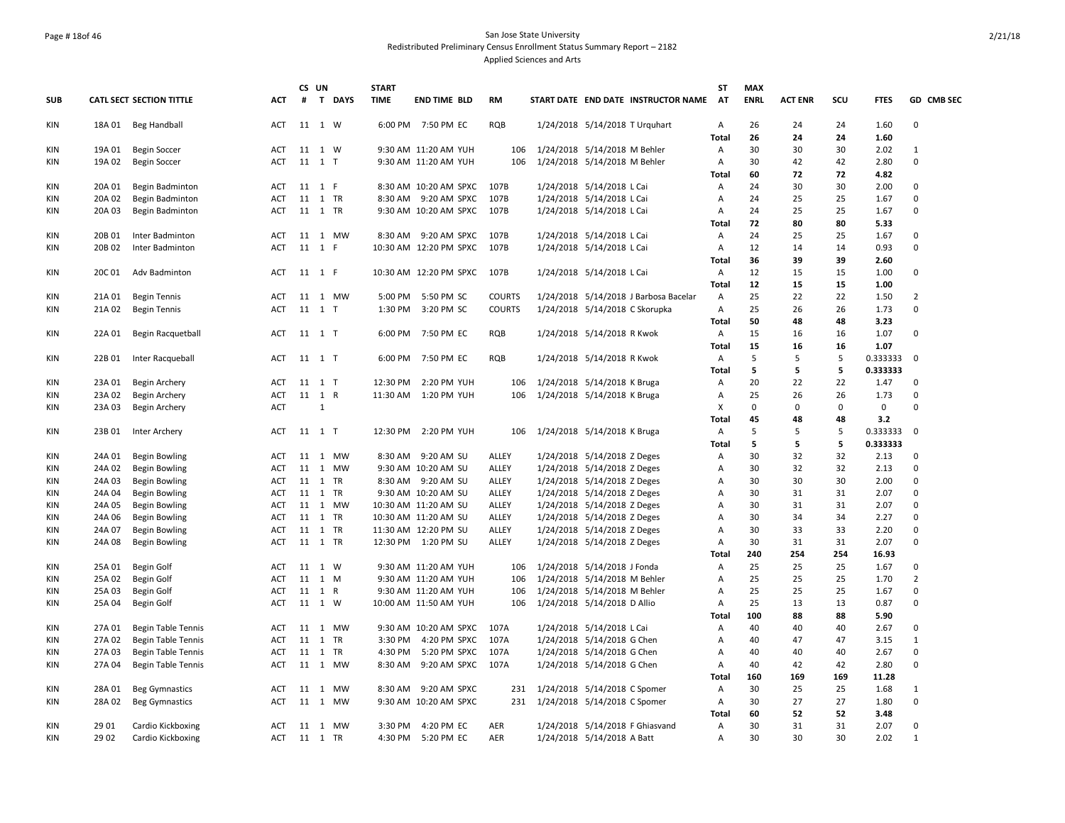San Jose State University
Redistributed Preliminary Census Enrollment Status Summary Report – 2182
Applied Sciences and Arts

| SUB | CATL SECT | SECTION TITTLE | ACT | CS # | UN T | DAYS | START TIME | END TIME | BLD | RM | START DATE | END DATE | INSTRUCTOR NAME | ST AT | MAX ENRL | ACT ENR | SCU | FTES | GD | CMB SEC |
|---|---|---|---|---|---|---|---|---|---|---|---|---|---|---|---|---|---|---|---|---|
| KIN | 18A 01 | Beg Handball | ACT | 11 | 1 | W | 6:00 PM | 7:50 PM | EC | RQB | 1/24/2018 | 5/14/2018 | T Urquhart | A | 26 | 24 | 24 | 1.60 | 0 | |
| | | | | | | | | | | | | | | Total | 26 | 24 | 24 | 1.60 | | |
| KIN | 19A 01 | Begin Soccer | ACT | 11 | 1 | W | 9:30 AM | 11:20 AM | YUH | 106 | 1/24/2018 | 5/14/2018 | M Behler | A | 30 | 30 | 30 | 2.02 | 1 | |
| KIN | 19A 02 | Begin Soccer | ACT | 11 | 1 | T | 9:30 AM | 11:20 AM | YUH | 106 | 1/24/2018 | 5/14/2018 | M Behler | A | 30 | 42 | 42 | 2.80 | 0 | |
| | | | | | | | | | | | | | | Total | 60 | 72 | 72 | 4.82 | | |
| KIN | 20A 01 | Begin Badminton | ACT | 11 | 1 | F | 8:30 AM | 10:20 AM | SPXC | 107B | 1/24/2018 | 5/14/2018 | L Cai | A | 24 | 30 | 30 | 2.00 | 0 | |
| KIN | 20A 02 | Begin Badminton | ACT | 11 | 1 | TR | 8:30 AM | 9:20 AM | SPXC | 107B | 1/24/2018 | 5/14/2018 | L Cai | A | 24 | 25 | 25 | 1.67 | 0 | |
| KIN | 20A 03 | Begin Badminton | ACT | 11 | 1 | TR | 9:30 AM | 10:20 AM | SPXC | 107B | 1/24/2018 | 5/14/2018 | L Cai | A | 24 | 25 | 25 | 1.67 | 0 | |
| | | | | | | | | | | | | | | Total | 72 | 80 | 80 | 5.33 | | |
| KIN | 20B 01 | Inter Badminton | ACT | 11 | 1 | MW | 8:30 AM | 9:20 AM | SPXC | 107B | 1/24/2018 | 5/14/2018 | L Cai | A | 24 | 25 | 25 | 1.67 | 0 | |
| KIN | 20B 02 | Inter Badminton | ACT | 11 | 1 | F | 10:30 AM | 12:20 PM | SPXC | 107B | 1/24/2018 | 5/14/2018 | L Cai | A | 12 | 14 | 14 | 0.93 | 0 | |
| | | | | | | | | | | | | | | Total | 36 | 39 | 39 | 2.60 | | |
| KIN | 20C 01 | Adv Badminton | ACT | 11 | 1 | F | 10:30 AM | 12:20 PM | SPXC | 107B | 1/24/2018 | 5/14/2018 | L Cai | A | 12 | 15 | 15 | 1.00 | 0 | |
| | | | | | | | | | | | | | | Total | 12 | 15 | 15 | 1.00 | | |
| KIN | 21A 01 | Begin Tennis | ACT | 11 | 1 | MW | 5:00 PM | 5:50 PM | SC | COURTS | 1/24/2018 | 5/14/2018 | J Barbosa Bacelar | A | 25 | 22 | 22 | 1.50 | 2 | |
| KIN | 21A 02 | Begin Tennis | ACT | 11 | 1 | T | 1:30 PM | 3:20 PM | SC | COURTS | 1/24/2018 | 5/14/2018 | C Skorupka | A | 25 | 26 | 26 | 1.73 | 0 | |
| | | | | | | | | | | | | | | Total | 50 | 48 | 48 | 3.23 | | |
| KIN | 22A 01 | Begin Racquetball | ACT | 11 | 1 | T | 6:00 PM | 7:50 PM | EC | RQB | 1/24/2018 | 5/14/2018 | R Kwok | A | 15 | 16 | 16 | 1.07 | 0 | |
| | | | | | | | | | | | | | | Total | 15 | 16 | 16 | 1.07 | | |
| KIN | 22B 01 | Inter Racqueball | ACT | 11 | 1 | T | 6:00 PM | 7:50 PM | EC | RQB | 1/24/2018 | 5/14/2018 | R Kwok | A | 5 | 5 | 5 | 0.333333 | 0 | |
| | | | | | | | | | | | | | | Total | 5 | 5 | 5 | 0.333333 | | |
| KIN | 23A 01 | Begin Archery | ACT | 11 | 1 | T | 12:30 PM | 2:20 PM | YUH | 106 | 1/24/2018 | 5/14/2018 | K Bruga | A | 20 | 22 | 22 | 1.47 | 0 | |
| KIN | 23A 02 | Begin Archery | ACT | 11 | 1 | R | 11:30 AM | 1:20 PM | YUH | 106 | 1/24/2018 | 5/14/2018 | K Bruga | A | 25 | 26 | 26 | 1.73 | 0 | |
| KIN | 23A 03 | Begin Archery | ACT | | 1 | | | | | | | | | X | 0 | 0 | 0 | 0 | 0 | |
| | | | | | | | | | | | | | | Total | 45 | 48 | 48 | 3.2 | | |
| KIN | 23B 01 | Inter Archery | ACT | 11 | 1 | T | 12:30 PM | 2:20 PM | YUH | 106 | 1/24/2018 | 5/14/2018 | K Bruga | A | 5 | 5 | 5 | 0.333333 | 0 | |
| | | | | | | | | | | | | | | Total | 5 | 5 | 5 | 0.333333 | | |
| KIN | 24A 01 | Begin Bowling | ACT | 11 | 1 | MW | 8:30 AM | 9:20 AM | SU | ALLEY | 1/24/2018 | 5/14/2018 | Z Deges | A | 30 | 32 | 32 | 2.13 | 0 | |
| KIN | 24A 02 | Begin Bowling | ACT | 11 | 1 | MW | 9:30 AM | 10:20 AM | SU | ALLEY | 1/24/2018 | 5/14/2018 | Z Deges | A | 30 | 32 | 32 | 2.13 | 0 | |
| KIN | 24A 03 | Begin Bowling | ACT | 11 | 1 | TR | 8:30 AM | 9:20 AM | SU | ALLEY | 1/24/2018 | 5/14/2018 | Z Deges | A | 30 | 30 | 30 | 2.00 | 0 | |
| KIN | 24A 04 | Begin Bowling | ACT | 11 | 1 | TR | 9:30 AM | 10:20 AM | SU | ALLEY | 1/24/2018 | 5/14/2018 | Z Deges | A | 30 | 31 | 31 | 2.07 | 0 | |
| KIN | 24A 05 | Begin Bowling | ACT | 11 | 1 | MW | 10:30 AM | 11:20 AM | SU | ALLEY | 1/24/2018 | 5/14/2018 | Z Deges | A | 30 | 31 | 31 | 2.07 | 0 | |
| KIN | 24A 06 | Begin Bowling | ACT | 11 | 1 | TR | 10:30 AM | 11:20 AM | SU | ALLEY | 1/24/2018 | 5/14/2018 | Z Deges | A | 30 | 34 | 34 | 2.27 | 0 | |
| KIN | 24A 07 | Begin Bowling | ACT | 11 | 1 | TR | 11:30 AM | 12:20 PM | SU | ALLEY | 1/24/2018 | 5/14/2018 | Z Deges | A | 30 | 33 | 33 | 2.20 | 0 | |
| KIN | 24A 08 | Begin Bowling | ACT | 11 | 1 | TR | 12:30 PM | 1:20 PM | SU | ALLEY | 1/24/2018 | 5/14/2018 | Z Deges | A | 30 | 31 | 31 | 2.07 | 0 | |
| | | | | | | | | | | | | | | Total | 240 | 254 | 254 | 16.93 | | |
| KIN | 25A 01 | Begin Golf | ACT | 11 | 1 | W | 9:30 AM | 11:20 AM | YUH | 106 | 1/24/2018 | 5/14/2018 | J Fonda | A | 25 | 25 | 25 | 1.67 | 0 | |
| KIN | 25A 02 | Begin Golf | ACT | 11 | 1 | M | 9:30 AM | 11:20 AM | YUH | 106 | 1/24/2018 | 5/14/2018 | M Behler | A | 25 | 25 | 25 | 1.70 | 2 | |
| KIN | 25A 03 | Begin Golf | ACT | 11 | 1 | R | 9:30 AM | 11:20 AM | YUH | 106 | 1/24/2018 | 5/14/2018 | M Behler | A | 25 | 25 | 25 | 1.67 | 0 | |
| KIN | 25A 04 | Begin Golf | ACT | 11 | 1 | W | 10:00 AM | 11:50 AM | YUH | 106 | 1/24/2018 | 5/14/2018 | D Allio | A | 25 | 13 | 13 | 0.87 | 0 | |
| | | | | | | | | | | | | | | Total | 100 | 88 | 88 | 5.90 | | |
| KIN | 27A 01 | Begin Table Tennis | ACT | 11 | 1 | MW | 9:30 AM | 10:20 AM | SPXC | 107A | 1/24/2018 | 5/14/2018 | L Cai | A | 40 | 40 | 40 | 2.67 | 0 | |
| KIN | 27A 02 | Begin Table Tennis | ACT | 11 | 1 | TR | 3:30 PM | 4:20 PM | SPXC | 107A | 1/24/2018 | 5/14/2018 | G Chen | A | 40 | 47 | 47 | 3.15 | 1 | |
| KIN | 27A 03 | Begin Table Tennis | ACT | 11 | 1 | TR | 4:30 PM | 5:20 PM | SPXC | 107A | 1/24/2018 | 5/14/2018 | G Chen | A | 40 | 40 | 40 | 2.67 | 0 | |
| KIN | 27A 04 | Begin Table Tennis | ACT | 11 | 1 | MW | 8:30 AM | 9:20 AM | SPXC | 107A | 1/24/2018 | 5/14/2018 | G Chen | A | 40 | 42 | 42 | 2.80 | 0 | |
| | | | | | | | | | | | | | | Total | 160 | 169 | 169 | 11.28 | | |
| KIN | 28A 01 | Beg Gymnastics | ACT | 11 | 1 | MW | 8:30 AM | 9:20 AM | SPXC | 231 | 1/24/2018 | 5/14/2018 | C Spomer | A | 30 | 25 | 25 | 1.68 | 1 | |
| KIN | 28A 02 | Beg Gymnastics | ACT | 11 | 1 | MW | 9:30 AM | 10:20 AM | SPXC | 231 | 1/24/2018 | 5/14/2018 | C Spomer | A | 30 | 27 | 27 | 1.80 | 0 | |
| | | | | | | | | | | | | | | Total | 60 | 52 | 52 | 3.48 | | |
| KIN | 29 01 | Cardio Kickboxing | ACT | 11 | 1 | MW | 3:30 PM | 4:20 PM | EC | AER | 1/24/2018 | 5/14/2018 | F Ghiasvand | A | 30 | 31 | 31 | 2.07 | 0 | |
| KIN | 29 02 | Cardio Kickboxing | ACT | 11 | 1 | TR | 4:30 PM | 5:20 PM | EC | AER | 1/24/2018 | 5/14/2018 | A Batt | A | 30 | 30 | 30 | 2.02 | 1 | |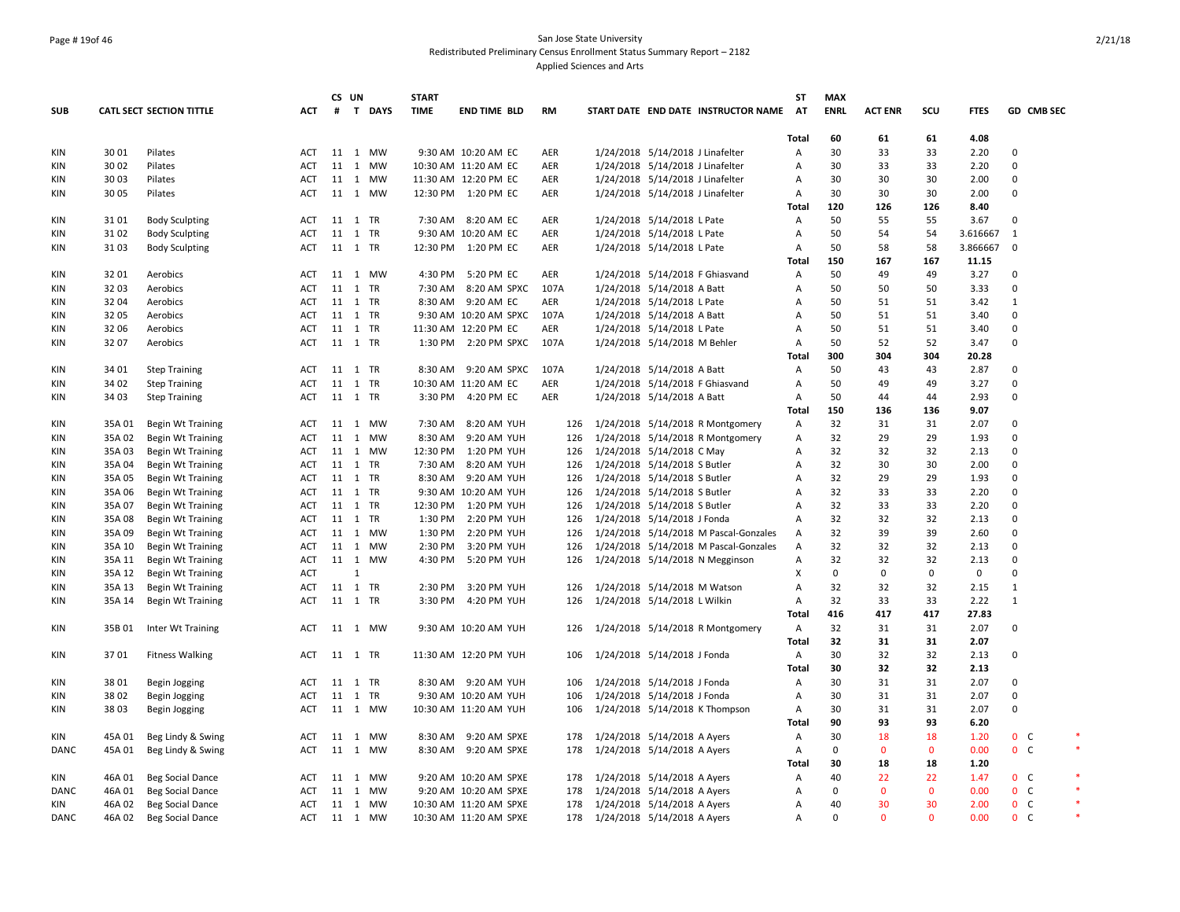San Jose State University
Redistributed Preliminary Census Enrollment Status Summary Report – 2182
Applied Sciences and Arts

| SUB | CATL | SECT | SECTION TITTLE | ACT | CS # | UN T | DAYS | START TIME | END TIME | BLD | RM | START DATE | END DATE | INSTRUCTOR NAME | ST AT | MAX ENRL | ACT ENR | SCU | FTES | GD | CMB SEC | |
|---|---|---|---|---|---|---|---|---|---|---|---|---|---|---|---|---|---|---|---|---|---|---|
| | | | | | | | | | | | | | | | Total | 60 | 61 | 61 | 4.08 | | | |
| KIN | 30 | 01 | Pilates | ACT | 11 | 1 | MW | 9:30 AM | 10:20 AM | EC | AER | 1/24/2018 | 5/14/2018 | J Linafelter | A | 30 | 33 | 33 | 2.20 | 0 | | |
| KIN | 30 | 02 | Pilates | ACT | 11 | 1 | MW | 10:30 AM | 11:20 AM | EC | AER | 1/24/2018 | 5/14/2018 | J Linafelter | A | 30 | 33 | 33 | 2.20 | 0 | | |
| KIN | 30 | 03 | Pilates | ACT | 11 | 1 | MW | 11:30 AM | 12:20 PM | EC | AER | 1/24/2018 | 5/14/2018 | J Linafelter | A | 30 | 30 | 30 | 2.00 | 0 | | |
| KIN | 30 | 05 | Pilates | ACT | 11 | 1 | MW | 12:30 PM | 1:20 PM | EC | AER | 1/24/2018 | 5/14/2018 | J Linafelter | A | 30 | 30 | 30 | 2.00 | 0 | | |
| | | | | | | | | | | | | | | | Total | 120 | 126 | 126 | 8.40 | | | |
| KIN | 31 | 01 | Body Sculpting | ACT | 11 | 1 | TR | 7:30 AM | 8:20 AM | EC | AER | 1/24/2018 | 5/14/2018 | L Pate | A | 50 | 55 | 55 | 3.67 | 0 | | |
| KIN | 31 | 02 | Body Sculpting | ACT | 11 | 1 | TR | 9:30 AM | 10:20 AM | EC | AER | 1/24/2018 | 5/14/2018 | L Pate | A | 50 | 54 | 54 | 3.616667 | 1 | | |
| KIN | 31 | 03 | Body Sculpting | ACT | 11 | 1 | TR | 12:30 PM | 1:20 PM | EC | AER | 1/24/2018 | 5/14/2018 | L Pate | A | 50 | 58 | 58 | 3.866667 | 0 | | |
| | | | | | | | | | | | | | | | Total | 150 | 167 | 167 | 11.15 | | | |
| KIN | 32 | 01 | Aerobics | ACT | 11 | 1 | MW | 4:30 PM | 5:20 PM | EC | AER | 1/24/2018 | 5/14/2018 | F Ghiasvand | A | 50 | 49 | 49 | 3.27 | 0 | | |
| KIN | 32 | 03 | Aerobics | ACT | 11 | 1 | TR | 7:30 AM | 8:20 AM | SPXC | 107A | 1/24/2018 | 5/14/2018 | A Batt | A | 50 | 50 | 50 | 3.33 | 0 | | |
| KIN | 32 | 04 | Aerobics | ACT | 11 | 1 | TR | 8:30 AM | 9:20 AM | EC | AER | 1/24/2018 | 5/14/2018 | L Pate | A | 50 | 51 | 51 | 3.42 | 1 | | |
| KIN | 32 | 05 | Aerobics | ACT | 11 | 1 | TR | 9:30 AM | 10:20 AM | SPXC | 107A | 1/24/2018 | 5/14/2018 | A Batt | A | 50 | 51 | 51 | 3.40 | 0 | | |
| KIN | 32 | 06 | Aerobics | ACT | 11 | 1 | TR | 11:30 AM | 12:20 PM | EC | AER | 1/24/2018 | 5/14/2018 | L Pate | A | 50 | 51 | 51 | 3.40 | 0 | | |
| KIN | 32 | 07 | Aerobics | ACT | 11 | 1 | TR | 1:30 PM | 2:20 PM | SPXC | 107A | 1/24/2018 | 5/14/2018 | M Behler | A | 50 | 52 | 52 | 3.47 | 0 | | |
| | | | | | | | | | | | | | | | Total | 300 | 304 | 304 | 20.28 | | | |
| KIN | 34 | 01 | Step Training | ACT | 11 | 1 | TR | 8:30 AM | 9:20 AM | SPXC | 107A | 1/24/2018 | 5/14/2018 | A Batt | A | 50 | 43 | 43 | 2.87 | 0 | | |
| KIN | 34 | 02 | Step Training | ACT | 11 | 1 | TR | 10:30 AM | 11:20 AM | EC | AER | 1/24/2018 | 5/14/2018 | F Ghiasvand | A | 50 | 49 | 49 | 3.27 | 0 | | |
| KIN | 34 | 03 | Step Training | ACT | 11 | 1 | TR | 3:30 PM | 4:20 PM | EC | AER | 1/24/2018 | 5/14/2018 | A Batt | A | 50 | 44 | 44 | 2.93 | 0 | | |
| | | | | | | | | | | | | | | | Total | 150 | 136 | 136 | 9.07 | | | |
| KIN | 35A | 01 | Begin Wt Training | ACT | 11 | 1 | MW | 7:30 AM | 8:20 AM | YUH | 126 | 1/24/2018 | 5/14/2018 | R Montgomery | A | 32 | 31 | 31 | 2.07 | 0 | | |
| KIN | 35A | 02 | Begin Wt Training | ACT | 11 | 1 | MW | 8:30 AM | 9:20 AM | YUH | 126 | 1/24/2018 | 5/14/2018 | R Montgomery | A | 32 | 29 | 29 | 1.93 | 0 | | |
| KIN | 35A | 03 | Begin Wt Training | ACT | 11 | 1 | MW | 12:30 PM | 1:20 PM | YUH | 126 | 1/24/2018 | 5/14/2018 | C May | A | 32 | 32 | 32 | 2.13 | 0 | | |
| KIN | 35A | 04 | Begin Wt Training | ACT | 11 | 1 | TR | 7:30 AM | 8:20 AM | YUH | 126 | 1/24/2018 | 5/14/2018 | S Butler | A | 32 | 30 | 30 | 2.00 | 0 | | |
| KIN | 35A | 05 | Begin Wt Training | ACT | 11 | 1 | TR | 8:30 AM | 9:20 AM | YUH | 126 | 1/24/2018 | 5/14/2018 | S Butler | A | 32 | 29 | 29 | 1.93 | 0 | | |
| KIN | 35A | 06 | Begin Wt Training | ACT | 11 | 1 | TR | 9:30 AM | 10:20 AM | YUH | 126 | 1/24/2018 | 5/14/2018 | S Butler | A | 32 | 33 | 33 | 2.20 | 0 | | |
| KIN | 35A | 07 | Begin Wt Training | ACT | 11 | 1 | TR | 12:30 PM | 1:20 PM | YUH | 126 | 1/24/2018 | 5/14/2018 | S Butler | A | 32 | 33 | 33 | 2.20 | 0 | | |
| KIN | 35A | 08 | Begin Wt Training | ACT | 11 | 1 | TR | 1:30 PM | 2:20 PM | YUH | 126 | 1/24/2018 | 5/14/2018 | J Fonda | A | 32 | 32 | 32 | 2.13 | 0 | | |
| KIN | 35A | 09 | Begin Wt Training | ACT | 11 | 1 | MW | 1:30 PM | 2:20 PM | YUH | 126 | 1/24/2018 | 5/14/2018 | M Pascal-Gonzales | A | 32 | 39 | 39 | 2.60 | 0 | | |
| KIN | 35A | 10 | Begin Wt Training | ACT | 11 | 1 | MW | 2:30 PM | 3:20 PM | YUH | 126 | 1/24/2018 | 5/14/2018 | M Pascal-Gonzales | A | 32 | 32 | 32 | 2.13 | 0 | | |
| KIN | 35A | 11 | Begin Wt Training | ACT | 11 | 1 | MW | 4:30 PM | 5:20 PM | YUH | 126 | 1/24/2018 | 5/14/2018 | N Megginson | A | 32 | 32 | 32 | 2.13 | 0 | | |
| KIN | 35A | 12 | Begin Wt Training | ACT | | 1 | | | | | | | | | X | 0 | 0 | 0 | 0 | 0 | | |
| KIN | 35A | 13 | Begin Wt Training | ACT | 11 | 1 | TR | 2:30 PM | 3:20 PM | YUH | 126 | 1/24/2018 | 5/14/2018 | M Watson | A | 32 | 32 | 32 | 2.15 | 1 | | |
| KIN | 35A | 14 | Begin Wt Training | ACT | 11 | 1 | TR | 3:30 PM | 4:20 PM | YUH | 126 | 1/24/2018 | 5/14/2018 | L Wilkin | A | 32 | 33 | 33 | 2.22 | 1 | | |
| | | | | | | | | | | | | | | | Total | 416 | 417 | 417 | 27.83 | | | |
| KIN | 35B | 01 | Inter Wt Training | ACT | 11 | 1 | MW | 9:30 AM | 10:20 AM | YUH | 126 | 1/24/2018 | 5/14/2018 | R Montgomery | A | 32 | 31 | 31 | 2.07 | 0 | | |
| | | | | | | | | | | | | | | | Total | 32 | 31 | 31 | 2.07 | | | |
| KIN | 37 | 01 | Fitness Walking | ACT | 11 | 1 | TR | 11:30 AM | 12:20 PM | YUH | 106 | 1/24/2018 | 5/14/2018 | J Fonda | A | 30 | 32 | 32 | 2.13 | 0 | | |
| | | | | | | | | | | | | | | | Total | 30 | 32 | 32 | 2.13 | | | |
| KIN | 38 | 01 | Begin Jogging | ACT | 11 | 1 | TR | 8:30 AM | 9:20 AM | YUH | 106 | 1/24/2018 | 5/14/2018 | J Fonda | A | 30 | 31 | 31 | 2.07 | 0 | | |
| KIN | 38 | 02 | Begin Jogging | ACT | 11 | 1 | TR | 9:30 AM | 10:20 AM | YUH | 106 | 1/24/2018 | 5/14/2018 | J Fonda | A | 30 | 31 | 31 | 2.07 | 0 | | |
| KIN | 38 | 03 | Begin Jogging | ACT | 11 | 1 | MW | 10:30 AM | 11:20 AM | YUH | 106 | 1/24/2018 | 5/14/2018 | K Thompson | A | 30 | 31 | 31 | 2.07 | 0 | | |
| | | | | | | | | | | | | | | | Total | 90 | 93 | 93 | 6.20 | | | |
| KIN | 45A | 01 | Beg Lindy & Swing | ACT | 11 | 1 | MW | 8:30 AM | 9:20 AM | SPXE | 178 | 1/24/2018 | 5/14/2018 | A Ayers | A | 30 | 18 | 18 | 1.20 | 0 | C | * |
| DANC | 45A | 01 | Beg Lindy & Swing | ACT | 11 | 1 | MW | 8:30 AM | 9:20 AM | SPXE | 178 | 1/24/2018 | 5/14/2018 | A Ayers | A | 0 | 0 | 0 | 0.00 | 0 | C | * |
| | | | | | | | | | | | | | | | Total | 30 | 18 | 18 | 1.20 | | | |
| KIN | 46A | 01 | Beg Social Dance | ACT | 11 | 1 | MW | 9:20 AM | 10:20 AM | SPXE | 178 | 1/24/2018 | 5/14/2018 | A Ayers | A | 40 | 22 | 22 | 1.47 | 0 | C | * |
| DANC | 46A | 01 | Beg Social Dance | ACT | 11 | 1 | MW | 9:20 AM | 10:20 AM | SPXE | 178 | 1/24/2018 | 5/14/2018 | A Ayers | A | 0 | 0 | 0 | 0.00 | 0 | C | * |
| KIN | 46A | 02 | Beg Social Dance | ACT | 11 | 1 | MW | 10:30 AM | 11:20 AM | SPXE | 178 | 1/24/2018 | 5/14/2018 | A Ayers | A | 40 | 30 | 30 | 2.00 | 0 | C | * |
| DANC | 46A | 02 | Beg Social Dance | ACT | 11 | 1 | MW | 10:30 AM | 11:20 AM | SPXE | 178 | 1/24/2018 | 5/14/2018 | A Ayers | A | 0 | 0 | 0 | 0.00 | 0 | C | * |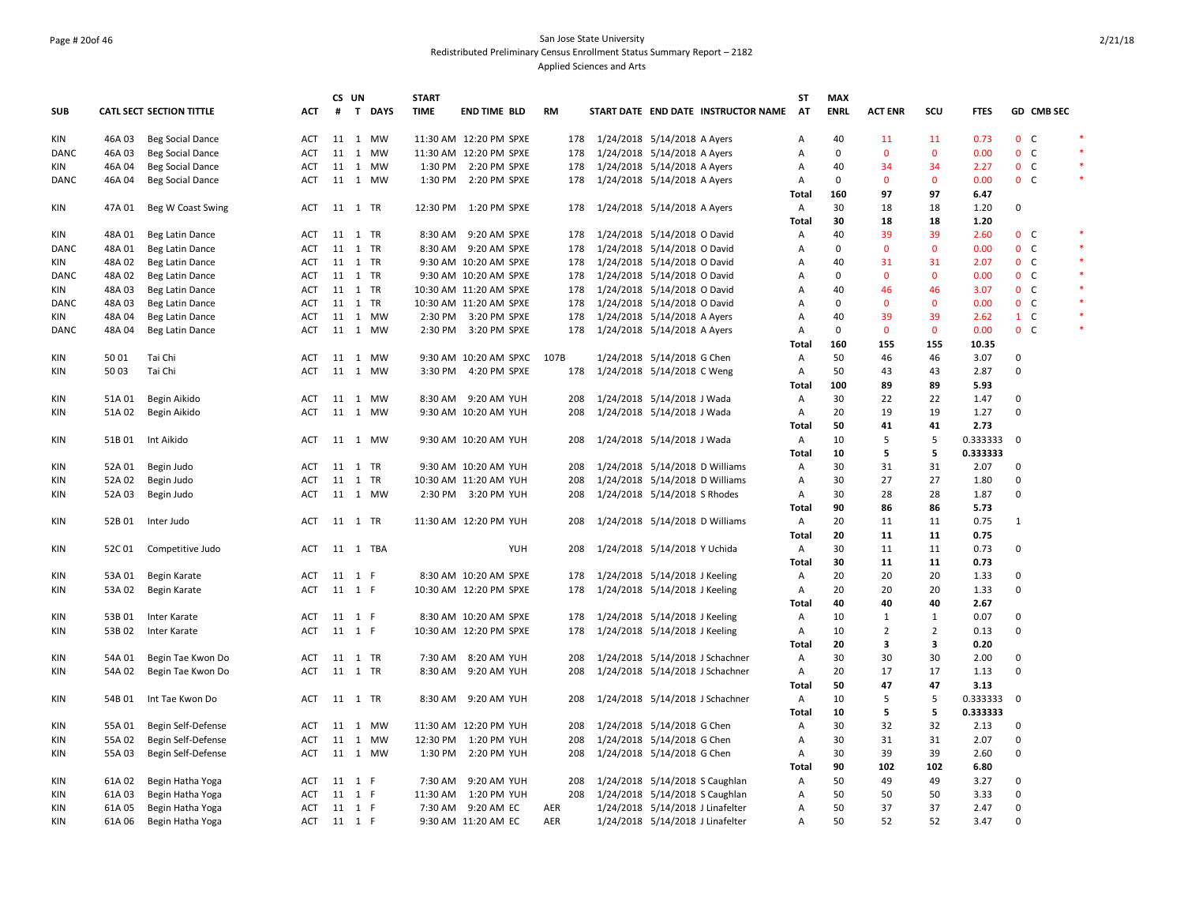San Jose State University
Redistributed Preliminary Census Enrollment Status Summary Report – 2182
Applied Sciences and Arts

| SUB | CATL SECT | SECTION TITTLE | ACT | CS # | UN T | DAYS | START TIME | END TIME | BLD | RM | START DATE | END DATE | INSTRUCTOR NAME | ST AT | MAX ENRL | ACT ENR | SCU | FTES | GD | CMB SEC | |
|---|---|---|---|---|---|---|---|---|---|---|---|---|---|---|---|---|---|---|---|---|---|
| KIN | 46A 03 | Beg Social Dance | ACT | 11 | 1 | MW | 11:30 AM | 12:20 PM | SPXE | 178 | 1/24/2018 | 5/14/2018 | A Ayers | A | 40 | 11 | 11 | 0.73 | 0 | C | * |
| DANC | 46A 03 | Beg Social Dance | ACT | 11 | 1 | MW | 11:30 AM | 12:20 PM | SPXE | 178 | 1/24/2018 | 5/14/2018 | A Ayers | A | 0 | 0 | 0 | 0.00 | 0 | C | * |
| KIN | 46A 04 | Beg Social Dance | ACT | 11 | 1 | MW | 1:30 PM | 2:20 PM | SPXE | 178 | 1/24/2018 | 5/14/2018 | A Ayers | A | 40 | 34 | 34 | 2.27 | 0 | C | * |
| DANC | 46A 04 | Beg Social Dance | ACT | 11 | 1 | MW | 1:30 PM | 2:20 PM | SPXE | 178 | 1/24/2018 | 5/14/2018 | A Ayers | A | 0 | 0 | 0 | 0.00 | 0 | C | * |
| | | | | | | | | | | | | | | **Total** | **160** | **97** | **97** | **6.47** | | | |
| KIN | 47A 01 | Beg W Coast Swing | ACT | 11 | 1 | TR | 12:30 PM | 1:20 PM | SPXE | 178 | 1/24/2018 | 5/14/2018 | A Ayers | A | 30 | 18 | 18 | 1.20 | 0 | | |
| | | | | | | | | | | | | | | **Total** | **30** | **18** | **18** | **1.20** | | | |
| KIN | 48A 01 | Beg Latin Dance | ACT | 11 | 1 | TR | 8:30 AM | 9:20 AM | SPXE | 178 | 1/24/2018 | 5/14/2018 | O David | A | 40 | 39 | 39 | 2.60 | 0 | C | * |
| DANC | 48A 01 | Beg Latin Dance | ACT | 11 | 1 | TR | 8:30 AM | 9:20 AM | SPXE | 178 | 1/24/2018 | 5/14/2018 | O David | A | 0 | 0 | 0 | 0.00 | 0 | C | * |
| KIN | 48A 02 | Beg Latin Dance | ACT | 11 | 1 | TR | 9:30 AM | 10:20 AM | SPXE | 178 | 1/24/2018 | 5/14/2018 | O David | A | 40 | 31 | 31 | 2.07 | 0 | C | * |
| DANC | 48A 02 | Beg Latin Dance | ACT | 11 | 1 | TR | 9:30 AM | 10:20 AM | SPXE | 178 | 1/24/2018 | 5/14/2018 | O David | A | 0 | 0 | 0 | 0.00 | 0 | C | * |
| KIN | 48A 03 | Beg Latin Dance | ACT | 11 | 1 | TR | 10:30 AM | 11:20 AM | SPXE | 178 | 1/24/2018 | 5/14/2018 | O David | A | 40 | 46 | 46 | 3.07 | 0 | C | * |
| DANC | 48A 03 | Beg Latin Dance | ACT | 11 | 1 | TR | 10:30 AM | 11:20 AM | SPXE | 178 | 1/24/2018 | 5/14/2018 | O David | A | 0 | 0 | 0 | 0.00 | 0 | C | * |
| KIN | 48A 04 | Beg Latin Dance | ACT | 11 | 1 | MW | 2:30 PM | 3:20 PM | SPXE | 178 | 1/24/2018 | 5/14/2018 | A Ayers | A | 40 | 39 | 39 | 2.62 | 1 | C | * |
| DANC | 48A 04 | Beg Latin Dance | ACT | 11 | 1 | MW | 2:30 PM | 3:20 PM | SPXE | 178 | 1/24/2018 | 5/14/2018 | A Ayers | A | 0 | 0 | 0 | 0.00 | 0 | C | * |
| | | | | | | | | | | | | | | **Total** | **160** | **155** | **155** | **10.35** | | | |
| KIN | 50 01 | Tai Chi | ACT | 11 | 1 | MW | 9:30 AM | 10:20 AM | SPXC | 107B | 1/24/2018 | 5/14/2018 | G Chen | A | 50 | 46 | 46 | 3.07 | 0 | | |
| KIN | 50 03 | Tai Chi | ACT | 11 | 1 | MW | 3:30 PM | 4:20 PM | SPXE | 178 | 1/24/2018 | 5/14/2018 | C Weng | A | 50 | 43 | 43 | 2.87 | 0 | | |
| | | | | | | | | | | | | | | **Total** | **100** | **89** | **89** | **5.93** | | | |
| KIN | 51A 01 | Begin Aikido | ACT | 11 | 1 | MW | 8:30 AM | 9:20 AM | YUH | 208 | 1/24/2018 | 5/14/2018 | J Wada | A | 30 | 22 | 22 | 1.47 | 0 | | |
| KIN | 51A 02 | Begin Aikido | ACT | 11 | 1 | MW | 9:30 AM | 10:20 AM | YUH | 208 | 1/24/2018 | 5/14/2018 | J Wada | A | 20 | 19 | 19 | 1.27 | 0 | | |
| | | | | | | | | | | | | | | **Total** | **50** | **41** | **41** | **2.73** | | | |
| KIN | 51B 01 | Int Aikido | ACT | 11 | 1 | MW | 9:30 AM | 10:20 AM | YUH | 208 | 1/24/2018 | 5/14/2018 | J Wada | A | 10 | 5 | 5 | 0.333333 | 0 | | |
| | | | | | | | | | | | | | | **Total** | **10** | **5** | **5** | **0.333333** | | | |
| KIN | 52A 01 | Begin Judo | ACT | 11 | 1 | TR | 9:30 AM | 10:20 AM | YUH | 208 | 1/24/2018 | 5/14/2018 | D Williams | A | 30 | 31 | 31 | 2.07 | 0 | | |
| KIN | 52A 02 | Begin Judo | ACT | 11 | 1 | TR | 10:30 AM | 11:20 AM | YUH | 208 | 1/24/2018 | 5/14/2018 | D Williams | A | 30 | 27 | 27 | 1.80 | 0 | | |
| KIN | 52A 03 | Begin Judo | ACT | 11 | 1 | MW | 2:30 PM | 3:20 PM | YUH | 208 | 1/24/2018 | 5/14/2018 | S Rhodes | A | 30 | 28 | 28 | 1.87 | 0 | | |
| | | | | | | | | | | | | | | **Total** | **90** | **86** | **86** | **5.73** | | | |
| KIN | 52B 01 | Inter Judo | ACT | 11 | 1 | TR | 11:30 AM | 12:20 PM | YUH | 208 | 1/24/2018 | 5/14/2018 | D Williams | A | 20 | 11 | 11 | 0.75 | 1 | | |
| | | | | | | | | | | | | | | **Total** | **20** | **11** | **11** | **0.75** | | | |
| KIN | 52C 01 | Competitive Judo | ACT | 11 | 1 | TBA | | | YUH | 208 | 1/24/2018 | 5/14/2018 | Y Uchida | A | 30 | 11 | 11 | 0.73 | 0 | | |
| | | | | | | | | | | | | | | **Total** | **30** | **11** | **11** | **0.73** | | | |
| KIN | 53A 01 | Begin Karate | ACT | 11 | 1 | F | 8:30 AM | 10:20 AM | SPXE | 178 | 1/24/2018 | 5/14/2018 | J Keeling | A | 20 | 20 | 20 | 1.33 | 0 | | |
| KIN | 53A 02 | Begin Karate | ACT | 11 | 1 | F | 10:30 AM | 12:20 PM | SPXE | 178 | 1/24/2018 | 5/14/2018 | J Keeling | A | 20 | 20 | 20 | 1.33 | 0 | | |
| | | | | | | | | | | | | | | **Total** | **40** | **40** | **40** | **2.67** | | | |
| KIN | 53B 01 | Inter Karate | ACT | 11 | 1 | F | 8:30 AM | 10:20 AM | SPXE | 178 | 1/24/2018 | 5/14/2018 | J Keeling | A | 10 | 1 | 1 | 0.07 | 0 | | |
| KIN | 53B 02 | Inter Karate | ACT | 11 | 1 | F | 10:30 AM | 12:20 PM | SPXE | 178 | 1/24/2018 | 5/14/2018 | J Keeling | A | 10 | 2 | 2 | 0.13 | 0 | | |
| | | | | | | | | | | | | | | **Total** | **20** | **3** | **3** | **0.20** | | | |
| KIN | 54A 01 | Begin Tae Kwon Do | ACT | 11 | 1 | TR | 7:30 AM | 8:20 AM | YUH | 208 | 1/24/2018 | 5/14/2018 | J Schachner | A | 30 | 30 | 30 | 2.00 | 0 | | |
| KIN | 54A 02 | Begin Tae Kwon Do | ACT | 11 | 1 | TR | 8:30 AM | 9:20 AM | YUH | 208 | 1/24/2018 | 5/14/2018 | J Schachner | A | 20 | 17 | 17 | 1.13 | 0 | | |
| | | | | | | | | | | | | | | **Total** | **50** | **47** | **47** | **3.13** | | | |
| KIN | 54B 01 | Int Tae Kwon Do | ACT | 11 | 1 | TR | 8:30 AM | 9:20 AM | YUH | 208 | 1/24/2018 | 5/14/2018 | J Schachner | A | 10 | 5 | 5 | 0.333333 | 0 | | |
| | | | | | | | | | | | | | | **Total** | **10** | **5** | **5** | **0.333333** | | | |
| KIN | 55A 01 | Begin Self-Defense | ACT | 11 | 1 | MW | 11:30 AM | 12:20 PM | YUH | 208 | 1/24/2018 | 5/14/2018 | G Chen | A | 30 | 32 | 32 | 2.13 | 0 | | |
| KIN | 55A 02 | Begin Self-Defense | ACT | 11 | 1 | MW | 12:30 PM | 1:20 PM | YUH | 208 | 1/24/2018 | 5/14/2018 | G Chen | A | 30 | 31 | 31 | 2.07 | 0 | | |
| KIN | 55A 03 | Begin Self-Defense | ACT | 11 | 1 | MW | 1:30 PM | 2:20 PM | YUH | 208 | 1/24/2018 | 5/14/2018 | G Chen | A | 30 | 39 | 39 | 2.60 | 0 | | |
| | | | | | | | | | | | | | | **Total** | **90** | **102** | **102** | **6.80** | | | |
| KIN | 61A 02 | Begin Hatha Yoga | ACT | 11 | 1 | F | 7:30 AM | 9:20 AM | YUH | 208 | 1/24/2018 | 5/14/2018 | S Caughlan | A | 50 | 49 | 49 | 3.27 | 0 | | |
| KIN | 61A 03 | Begin Hatha Yoga | ACT | 11 | 1 | F | 11:30 AM | 1:20 PM | YUH | 208 | 1/24/2018 | 5/14/2018 | S Caughlan | A | 50 | 50 | 50 | 3.33 | 0 | | |
| KIN | 61A 05 | Begin Hatha Yoga | ACT | 11 | 1 | F | 7:30 AM | 9:20 AM | EC | AER | 1/24/2018 | 5/14/2018 | J Linafelter | A | 50 | 37 | 37 | 2.47 | 0 | | |
| KIN | 61A 06 | Begin Hatha Yoga | ACT | 11 | 1 | F | 9:30 AM | 11:20 AM | EC | AER | 1/24/2018 | 5/14/2018 | J Linafelter | A | 50 | 52 | 52 | 3.47 | 0 | | |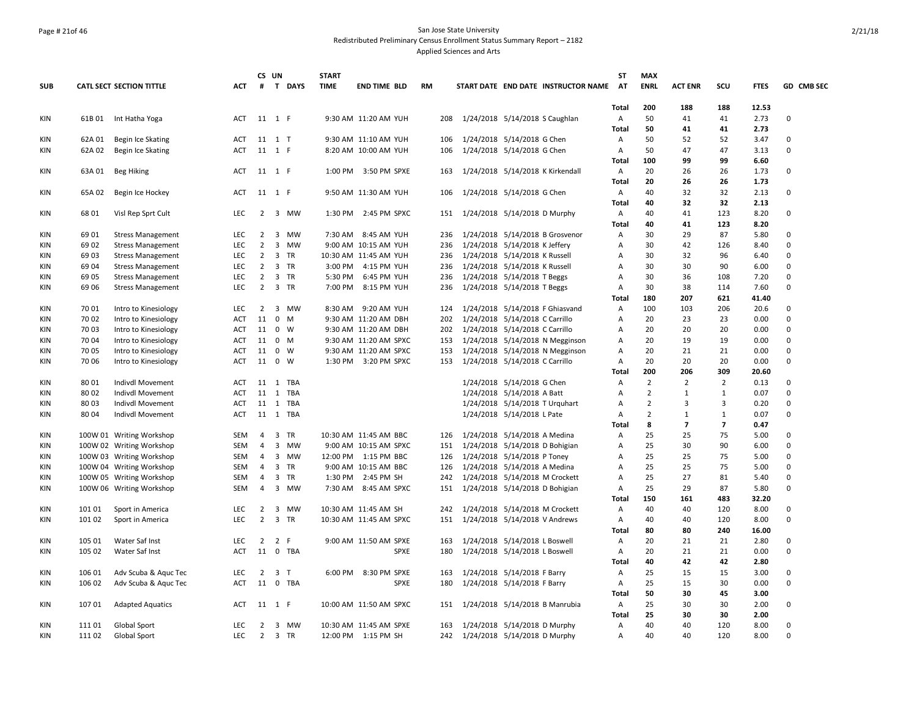San Jose State University
Redistributed Preliminary Census Enrollment Status Summary Report – 2182
Applied Sciences and Arts

| SUB | CATL SECT | SECTION TITTLE | ACT | CS # | UN T | DAYS | START TIME | END TIME | BLD | RM | START DATE | END DATE | INSTRUCTOR NAME | ST AT | MAX ENRL | ACT ENR | SCU | FTES | GD | CMB SEC |
|---|---|---|---|---|---|---|---|---|---|---|---|---|---|---|---|---|---|---|---|---|
| | | | | | | | | | | | | | | Total | 200 | 188 | 188 | 12.53 | | |
| KIN | 61B 01 | Int Hatha Yoga | ACT | 11 | 1 | F | 9:30 AM | 11:20 AM | YUH | 208 | 1/24/2018 | 5/14/2018 | S Caughlan | A | 50 | 41 | 41 | 2.73 | 0 | |
| | | | | | | | | | | | | | | Total | 50 | 41 | 41 | 2.73 | | |
| KIN | 62A 01 | Begin Ice Skating | ACT | 11 | 1 | T | 9:30 AM | 11:10 AM | YUH | 106 | 1/24/2018 | 5/14/2018 | G Chen | A | 50 | 52 | 52 | 3.47 | 0 | |
| KIN | 62A 02 | Begin Ice Skating | ACT | 11 | 1 | F | 8:20 AM | 10:00 AM | YUH | 106 | 1/24/2018 | 5/14/2018 | G Chen | A | 50 | 47 | 47 | 3.13 | 0 | |
| | | | | | | | | | | | | | | Total | 100 | 99 | 99 | 6.60 | | |
| KIN | 63A 01 | Beg Hiking | ACT | 11 | 1 | F | 1:00 PM | 3:50 PM | SPXE | 163 | 1/24/2018 | 5/14/2018 | K Kirkendall | A | 20 | 26 | 26 | 1.73 | 0 | |
| | | | | | | | | | | | | | | Total | 20 | 26 | 26 | 1.73 | | |
| KIN | 65A 02 | Begin Ice Hockey | ACT | 11 | 1 | F | 9:50 AM | 11:30 AM | YUH | 106 | 1/24/2018 | 5/14/2018 | G Chen | A | 40 | 32 | 32 | 2.13 | 0 | |
| | | | | | | | | | | | | | | Total | 40 | 32 | 32 | 2.13 | | |
| KIN | 68 01 | Visl Rep Sprt Cult | LEC | 2 | 3 | MW | 1:30 PM | 2:45 PM | SPXC | 151 | 1/24/2018 | 5/14/2018 | D Murphy | A | 40 | 41 | 123 | 8.20 | 0 | |
| | | | | | | | | | | | | | | Total | 40 | 41 | 123 | 8.20 | | |
| KIN | 69 01 | Stress Management | LEC | 2 | 3 | MW | 7:30 AM | 8:45 AM | YUH | 236 | 1/24/2018 | 5/14/2018 | B Grosvenor | A | 30 | 29 | 87 | 5.80 | 0 | |
| KIN | 69 02 | Stress Management | LEC | 2 | 3 | MW | 9:00 AM | 10:15 AM | YUH | 236 | 1/24/2018 | 5/14/2018 | K Jeffery | A | 30 | 42 | 126 | 8.40 | 0 | |
| KIN | 69 03 | Stress Management | LEC | 2 | 3 | TR | 10:30 AM | 11:45 AM | YUH | 236 | 1/24/2018 | 5/14/2018 | K Russell | A | 30 | 32 | 96 | 6.40 | 0 | |
| KIN | 69 04 | Stress Management | LEC | 2 | 3 | TR | 3:00 PM | 4:15 PM | YUH | 236 | 1/24/2018 | 5/14/2018 | K Russell | A | 30 | 30 | 90 | 6.00 | 0 | |
| KIN | 69 05 | Stress Management | LEC | 2 | 3 | TR | 5:30 PM | 6:45 PM | YUH | 236 | 1/24/2018 | 5/14/2018 | T Beggs | A | 30 | 36 | 108 | 7.20 | 0 | |
| KIN | 69 06 | Stress Management | LEC | 2 | 3 | TR | 7:00 PM | 8:15 PM | YUH | 236 | 1/24/2018 | 5/14/2018 | T Beggs | A | 30 | 38 | 114 | 7.60 | 0 | |
| | | | | | | | | | | | | | | Total | 180 | 207 | 621 | 41.40 | | |
| KIN | 70 01 | Intro to Kinesiology | LEC | 2 | 3 | MW | 8:30 AM | 9:20 AM | YUH | 124 | 1/24/2018 | 5/14/2018 | F Ghiasvand | A | 100 | 103 | 206 | 20.6 | 0 | |
| KIN | 70 02 | Intro to Kinesiology | ACT | 11 | 0 | M | 9:30 AM | 11:20 AM | DBH | 202 | 1/24/2018 | 5/14/2018 | C Carrillo | A | 20 | 23 | 23 | 0.00 | 0 | |
| KIN | 70 03 | Intro to Kinesiology | ACT | 11 | 0 | W | 9:30 AM | 11:20 AM | DBH | 202 | 1/24/2018 | 5/14/2018 | C Carrillo | A | 20 | 20 | 20 | 0.00 | 0 | |
| KIN | 70 04 | Intro to Kinesiology | ACT | 11 | 0 | M | 9:30 AM | 11:20 AM | SPXC | 153 | 1/24/2018 | 5/14/2018 | N Megginson | A | 20 | 19 | 19 | 0.00 | 0 | |
| KIN | 70 05 | Intro to Kinesiology | ACT | 11 | 0 | W | 9:30 AM | 11:20 AM | SPXC | 153 | 1/24/2018 | 5/14/2018 | N Megginson | A | 20 | 21 | 21 | 0.00 | 0 | |
| KIN | 70 06 | Intro to Kinesiology | ACT | 11 | 0 | W | 1:30 PM | 3:20 PM | SPXC | 153 | 1/24/2018 | 5/14/2018 | C Carrillo | A | 20 | 20 | 20 | 0.00 | 0 | |
| | | | | | | | | | | | | | | Total | 200 | 206 | 309 | 20.60 | | |
| KIN | 80 01 | Indivdl Movement | ACT | 11 | 1 | TBA | | | | | 1/24/2018 | 5/14/2018 | G Chen | A | 2 | 2 | 2 | 0.13 | 0 | |
| KIN | 80 02 | Indivdl Movement | ACT | 11 | 1 | TBA | | | | | 1/24/2018 | 5/14/2018 | A Batt | A | 2 | 1 | 1 | 0.07 | 0 | |
| KIN | 80 03 | Indivdl Movement | ACT | 11 | 1 | TBA | | | | | 1/24/2018 | 5/14/2018 | T Urquhart | A | 2 | 3 | 3 | 0.20 | 0 | |
| KIN | 80 04 | Indivdl Movement | ACT | 11 | 1 | TBA | | | | | 1/24/2018 | 5/14/2018 | L Pate | A | 2 | 1 | 1 | 0.07 | 0 | |
| | | | | | | | | | | | | | | Total | 8 | 7 | 7 | 0.47 | | |
| KIN | 100W 01 | Writing Workshop | SEM | 4 | 3 | TR | 10:30 AM | 11:45 AM | BBC | 126 | 1/24/2018 | 5/14/2018 | A Medina | A | 25 | 25 | 75 | 5.00 | 0 | |
| KIN | 100W 02 | Writing Workshop | SEM | 4 | 3 | MW | 9:00 AM | 10:15 AM | SPXC | 151 | 1/24/2018 | 5/14/2018 | D Bohigian | A | 25 | 30 | 90 | 6.00 | 0 | |
| KIN | 100W 03 | Writing Workshop | SEM | 4 | 3 | MW | 12:00 PM | 1:15 PM | BBC | 126 | 1/24/2018 | 5/14/2018 | P Toney | A | 25 | 25 | 75 | 5.00 | 0 | |
| KIN | 100W 04 | Writing Workshop | SEM | 4 | 3 | TR | 9:00 AM | 10:15 AM | BBC | 126 | 1/24/2018 | 5/14/2018 | A Medina | A | 25 | 25 | 75 | 5.00 | 0 | |
| KIN | 100W 05 | Writing Workshop | SEM | 4 | 3 | TR | 1:30 PM | 2:45 PM | SH | 242 | 1/24/2018 | 5/14/2018 | M Crockett | A | 25 | 27 | 81 | 5.40 | 0 | |
| KIN | 100W 06 | Writing Workshop | SEM | 4 | 3 | MW | 7:30 AM | 8:45 AM | SPXC | 151 | 1/24/2018 | 5/14/2018 | D Bohigian | A | 25 | 29 | 87 | 5.80 | 0 | |
| | | | | | | | | | | | | | | Total | 150 | 161 | 483 | 32.20 | | |
| KIN | 101 01 | Sport in America | LEC | 2 | 3 | MW | 10:30 AM | 11:45 AM | SH | 242 | 1/24/2018 | 5/14/2018 | M Crockett | A | 40 | 40 | 120 | 8.00 | 0 | |
| KIN | 101 02 | Sport in America | LEC | 2 | 3 | TR | 10:30 AM | 11:45 AM | SPXC | 151 | 1/24/2018 | 5/14/2018 | V Andrews | A | 40 | 40 | 120 | 8.00 | 0 | |
| | | | | | | | | | | | | | | Total | 80 | 80 | 240 | 16.00 | | |
| KIN | 105 01 | Water Saf Inst | LEC | 2 | 2 | F | 9:00 AM | 11:50 AM | SPXE | 163 | 1/24/2018 | 5/14/2018 | L Boswell | A | 20 | 21 | 21 | 2.80 | 0 | |
| KIN | 105 02 | Water Saf Inst | ACT | 11 | 0 | TBA | | | SPXE | 180 | 1/24/2018 | 5/14/2018 | L Boswell | A | 20 | 21 | 21 | 0.00 | 0 | |
| | | | | | | | | | | | | | | Total | 40 | 42 | 42 | 2.80 | | |
| KIN | 106 01 | Adv Scuba & Aquc Tec | LEC | 2 | 3 | T | 6:00 PM | 8:30 PM | SPXE | 163 | 1/24/2018 | 5/14/2018 | F Barry | A | 25 | 15 | 15 | 3.00 | 0 | |
| KIN | 106 02 | Adv Scuba & Aquc Tec | ACT | 11 | 0 | TBA | | | SPXE | 180 | 1/24/2018 | 5/14/2018 | F Barry | A | 25 | 15 | 30 | 0.00 | 0 | |
| | | | | | | | | | | | | | | Total | 50 | 30 | 45 | 3.00 | | |
| KIN | 107 01 | Adapted Aquatics | ACT | 11 | 1 | F | 10:00 AM | 11:50 AM | SPXC | 151 | 1/24/2018 | 5/14/2018 | B Manrubia | A | 25 | 30 | 30 | 2.00 | 0 | |
| | | | | | | | | | | | | | | Total | 25 | 30 | 30 | 2.00 | | |
| KIN | 111 01 | Global Sport | LEC | 2 | 3 | MW | 10:30 AM | 11:45 AM | SPXE | 163 | 1/24/2018 | 5/14/2018 | D Murphy | A | 40 | 40 | 120 | 8.00 | 0 | |
| KIN | 111 02 | Global Sport | LEC | 2 | 3 | TR | 12:00 PM | 1:15 PM | SH | 242 | 1/24/2018 | 5/14/2018 | D Murphy | A | 40 | 40 | 120 | 8.00 | 0 | |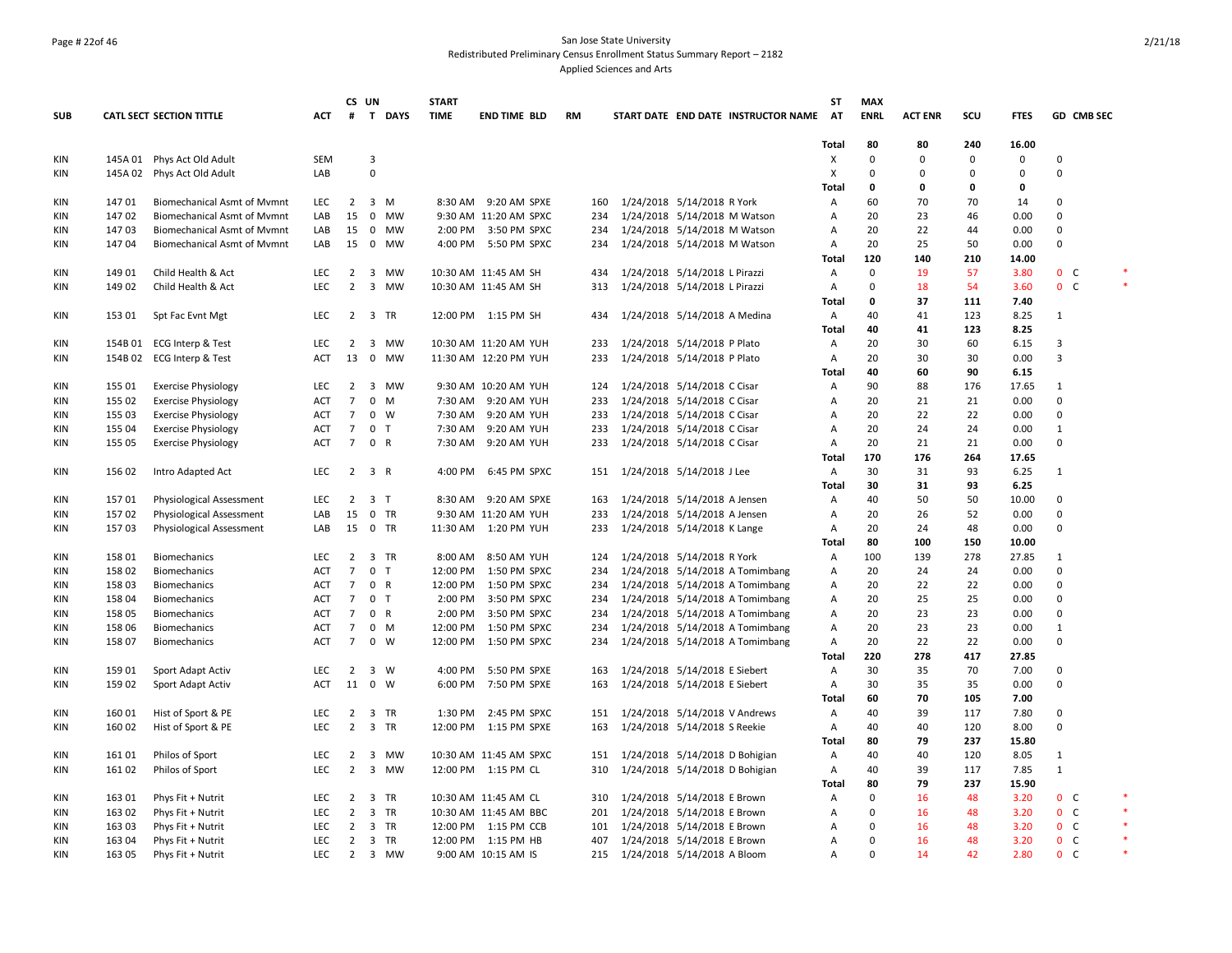San Jose State University
Redistributed Preliminary Census Enrollment Status Summary Report – 2182
Applied Sciences and Arts

| SUB | CATL SECT | SECTION TITTLE | ACT | CS # | UN T | DAYS | START TIME | END TIME | BLD | RM | START DATE | END DATE | INSTRUCTOR NAME | ST AT | MAX ENRL | ACT ENR | SCU | FTES | GD | CMB SEC | |
|---|---|---|---|---|---|---|---|---|---|---|---|---|---|---|---|---|---|---|---|---|---|
| | | | | | | | | | | | | | | Total | 80 | 80 | 240 | 16.00 | | | |
| KIN | 145A 01 | Phys Act Old Adult | SEM | | 3 | | | | | | | | | X | 0 | 0 | 0 | 0 | 0 | | |
| KIN | 145A 02 | Phys Act Old Adult | LAB | | 0 | | | | | | | | | X | 0 | 0 | 0 | 0 | 0 | | |
| | | | | | | | | | | | | | | Total | 0 | 0 | 0 | 0 | | | |
| KIN | 147 01 | Biomechanical Asmt of Mvmnt | LEC | 2 | 3 | M | 8:30 AM | 9:20 AM | SPXE | 160 | 1/24/2018 | 5/14/2018 | R York | A | 60 | 70 | 70 | 14 | 0 | | |
| KIN | 147 02 | Biomechanical Asmt of Mvmnt | LAB | 15 | 0 | MW | 9:30 AM | 11:20 AM | SPXC | 234 | 1/24/2018 | 5/14/2018 | M Watson | A | 20 | 23 | 46 | 0.00 | 0 | | |
| KIN | 147 03 | Biomechanical Asmt of Mvmnt | LAB | 15 | 0 | MW | 2:00 PM | 3:50 PM | SPXC | 234 | 1/24/2018 | 5/14/2018 | M Watson | A | 20 | 22 | 44 | 0.00 | 0 | | |
| KIN | 147 04 | Biomechanical Asmt of Mvmnt | LAB | 15 | 0 | MW | 4:00 PM | 5:50 PM | SPXC | 234 | 1/24/2018 | 5/14/2018 | M Watson | A | 20 | 25 | 50 | 0.00 | 0 | | |
| | | | | | | | | | | | | | | Total | 120 | 140 | 210 | 14.00 | | | |
| KIN | 149 01 | Child Health & Act | LEC | 2 | 3 | MW | 10:30 AM | 11:45 AM | SH | 434 | 1/24/2018 | 5/14/2018 | L Pirazzi | A | 0 | 19 | 57 | 3.80 | 0 | C | * |
| KIN | 149 02 | Child Health & Act | LEC | 2 | 3 | MW | 10:30 AM | 11:45 AM | SH | 313 | 1/24/2018 | 5/14/2018 | L Pirazzi | A | 0 | 18 | 54 | 3.60 | 0 | C | * |
| | | | | | | | | | | | | | | Total | 0 | 37 | 111 | 7.40 | | | |
| KIN | 153 01 | Spt Fac Evnt Mgt | LEC | 2 | 3 | TR | 12:00 PM | 1:15 PM | SH | 434 | 1/24/2018 | 5/14/2018 | A Medina | A | 40 | 41 | 123 | 8.25 | 1 | | |
| | | | | | | | | | | | | | | Total | 40 | 41 | 123 | 8.25 | | | |
| KIN | 154B 01 | ECG Interp & Test | LEC | 2 | 3 | MW | 10:30 AM | 11:20 AM | YUH | 233 | 1/24/2018 | 5/14/2018 | P Plato | A | 20 | 30 | 60 | 6.15 | 3 | | |
| KIN | 154B 02 | ECG Interp & Test | ACT | 13 | 0 | MW | 11:30 AM | 12:20 PM | YUH | 233 | 1/24/2018 | 5/14/2018 | P Plato | A | 20 | 30 | 30 | 0.00 | 3 | | |
| | | | | | | | | | | | | | | Total | 40 | 60 | 90 | 6.15 | | | |
| KIN | 155 01 | Exercise Physiology | LEC | 2 | 3 | MW | 9:30 AM | 10:20 AM | YUH | 124 | 1/24/2018 | 5/14/2018 | C Cisar | A | 90 | 88 | 176 | 17.65 | 1 | | |
| KIN | 155 02 | Exercise Physiology | ACT | 7 | 0 | M | 7:30 AM | 9:20 AM | YUH | 233 | 1/24/2018 | 5/14/2018 | C Cisar | A | 20 | 21 | 21 | 0.00 | 0 | | |
| KIN | 155 03 | Exercise Physiology | ACT | 7 | 0 | W | 7:30 AM | 9:20 AM | YUH | 233 | 1/24/2018 | 5/14/2018 | C Cisar | A | 20 | 22 | 22 | 0.00 | 0 | | |
| KIN | 155 04 | Exercise Physiology | ACT | 7 | 0 | T | 7:30 AM | 9:20 AM | YUH | 233 | 1/24/2018 | 5/14/2018 | C Cisar | A | 20 | 24 | 24 | 0.00 | 1 | | |
| KIN | 155 05 | Exercise Physiology | ACT | 7 | 0 | R | 7:30 AM | 9:20 AM | YUH | 233 | 1/24/2018 | 5/14/2018 | C Cisar | A | 20 | 21 | 21 | 0.00 | 0 | | |
| | | | | | | | | | | | | | | Total | 170 | 176 | 264 | 17.65 | | | |
| KIN | 156 02 | Intro Adapted Act | LEC | 2 | 3 | R | 4:00 PM | 6:45 PM | SPXC | 151 | 1/24/2018 | 5/14/2018 | J Lee | A | 30 | 31 | 93 | 6.25 | 1 | | |
| | | | | | | | | | | | | | | Total | 30 | 31 | 93 | 6.25 | | | |
| KIN | 157 01 | Physiological Assessment | LEC | 2 | 3 | T | 8:30 AM | 9:20 AM | SPXE | 163 | 1/24/2018 | 5/14/2018 | A Jensen | A | 40 | 50 | 50 | 10.00 | 0 | | |
| KIN | 157 02 | Physiological Assessment | LAB | 15 | 0 | TR | 9:30 AM | 11:20 AM | YUH | 233 | 1/24/2018 | 5/14/2018 | A Jensen | A | 20 | 26 | 52 | 0.00 | 0 | | |
| KIN | 157 03 | Physiological Assessment | LAB | 15 | 0 | TR | 11:30 AM | 1:20 PM | YUH | 233 | 1/24/2018 | 5/14/2018 | K Lange | A | 20 | 24 | 48 | 0.00 | 0 | | |
| | | | | | | | | | | | | | | Total | 80 | 100 | 150 | 10.00 | | | |
| KIN | 158 01 | Biomechanics | LEC | 2 | 3 | TR | 8:00 AM | 8:50 AM | YUH | 124 | 1/24/2018 | 5/14/2018 | R York | A | 100 | 139 | 278 | 27.85 | 1 | | |
| KIN | 158 02 | Biomechanics | ACT | 7 | 0 | T | 12:00 PM | 1:50 PM | SPXC | 234 | 1/24/2018 | 5/14/2018 | A Tomimbang | A | 20 | 24 | 24 | 0.00 | 0 | | |
| KIN | 158 03 | Biomechanics | ACT | 7 | 0 | R | 12:00 PM | 1:50 PM | SPXC | 234 | 1/24/2018 | 5/14/2018 | A Tomimbang | A | 20 | 22 | 22 | 0.00 | 0 | | |
| KIN | 158 04 | Biomechanics | ACT | 7 | 0 | T | 2:00 PM | 3:50 PM | SPXC | 234 | 1/24/2018 | 5/14/2018 | A Tomimbang | A | 20 | 25 | 25 | 0.00 | 0 | | |
| KIN | 158 05 | Biomechanics | ACT | 7 | 0 | R | 2:00 PM | 3:50 PM | SPXC | 234 | 1/24/2018 | 5/14/2018 | A Tomimbang | A | 20 | 23 | 23 | 0.00 | 0 | | |
| KIN | 158 06 | Biomechanics | ACT | 7 | 0 | M | 12:00 PM | 1:50 PM | SPXC | 234 | 1/24/2018 | 5/14/2018 | A Tomimbang | A | 20 | 23 | 23 | 0.00 | 1 | | |
| KIN | 158 07 | Biomechanics | ACT | 7 | 0 | W | 12:00 PM | 1:50 PM | SPXC | 234 | 1/24/2018 | 5/14/2018 | A Tomimbang | A | 20 | 22 | 22 | 0.00 | 0 | | |
| | | | | | | | | | | | | | | Total | 220 | 278 | 417 | 27.85 | | | |
| KIN | 159 01 | Sport Adapt Activ | LEC | 2 | 3 | W | 4:00 PM | 5:50 PM | SPXE | 163 | 1/24/2018 | 5/14/2018 | E Siebert | A | 30 | 35 | 70 | 7.00 | 0 | | |
| KIN | 159 02 | Sport Adapt Activ | ACT | 11 | 0 | W | 6:00 PM | 7:50 PM | SPXE | 163 | 1/24/2018 | 5/14/2018 | E Siebert | A | 30 | 35 | 35 | 0.00 | 0 | | |
| | | | | | | | | | | | | | | Total | 60 | 70 | 105 | 7.00 | | | |
| KIN | 160 01 | Hist of Sport & PE | LEC | 2 | 3 | TR | 1:30 PM | 2:45 PM | SPXC | 151 | 1/24/2018 | 5/14/2018 | V Andrews | A | 40 | 39 | 117 | 7.80 | 0 | | |
| KIN | 160 02 | Hist of Sport & PE | LEC | 2 | 3 | TR | 12:00 PM | 1:15 PM | SPXE | 163 | 1/24/2018 | 5/14/2018 | S Reekie | A | 40 | 40 | 120 | 8.00 | 0 | | |
| | | | | | | | | | | | | | | Total | 80 | 79 | 237 | 15.80 | | | |
| KIN | 161 01 | Philos of Sport | LEC | 2 | 3 | MW | 10:30 AM | 11:45 AM | SPXC | 151 | 1/24/2018 | 5/14/2018 | D Bohigian | A | 40 | 40 | 120 | 8.05 | 1 | | |
| KIN | 161 02 | Philos of Sport | LEC | 2 | 3 | MW | 12:00 PM | 1:15 PM | CL | 310 | 1/24/2018 | 5/14/2018 | D Bohigian | A | 40 | 39 | 117 | 7.85 | 1 | | |
| | | | | | | | | | | | | | | Total | 80 | 79 | 237 | 15.90 | | | |
| KIN | 163 01 | Phys Fit + Nutrit | LEC | 2 | 3 | TR | 10:30 AM | 11:45 AM | CL | 310 | 1/24/2018 | 5/14/2018 | E Brown | A | 0 | 16 | 48 | 3.20 | 0 | C | * |
| KIN | 163 02 | Phys Fit + Nutrit | LEC | 2 | 3 | TR | 10:30 AM | 11:45 AM | BBC | 201 | 1/24/2018 | 5/14/2018 | E Brown | A | 0 | 16 | 48 | 3.20 | 0 | C | * |
| KIN | 163 03 | Phys Fit + Nutrit | LEC | 2 | 3 | TR | 12:00 PM | 1:15 PM | CCB | 101 | 1/24/2018 | 5/14/2018 | E Brown | A | 0 | 16 | 48 | 3.20 | 0 | C | * |
| KIN | 163 04 | Phys Fit + Nutrit | LEC | 2 | 3 | TR | 12:00 PM | 1:15 PM | HB | 407 | 1/24/2018 | 5/14/2018 | E Brown | A | 0 | 16 | 48 | 3.20 | 0 | C | * |
| KIN | 163 05 | Phys Fit + Nutrit | LEC | 2 | 3 | MW | 9:00 AM | 10:15 AM | IS | 215 | 1/24/2018 | 5/14/2018 | A Bloom | A | 0 | 14 | 42 | 2.80 | 0 | C | * |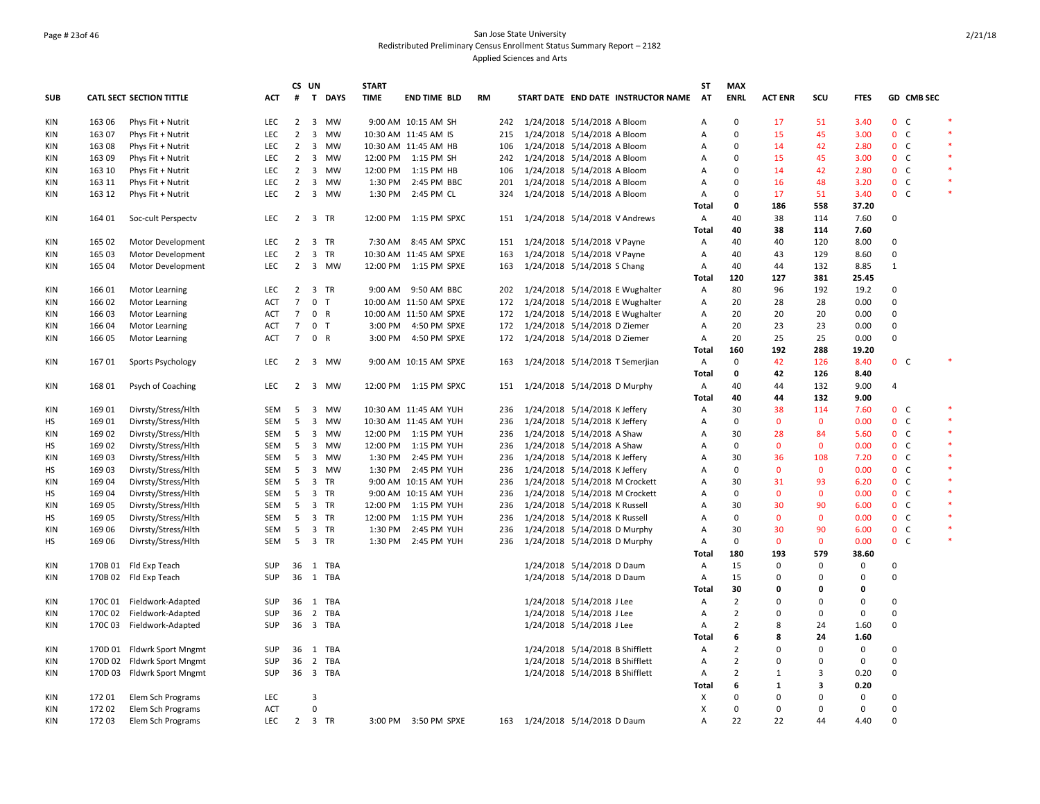San Jose State University

Redistributed Preliminary Census Enrollment Status Summary Report – 2182

Applied Sciences and Arts

| SUB | CATL SECT | SECTION TITTLE | ACT | CS # | UN T | DAYS | START TIME | END TIME | BLD | RM | START DATE | END DATE | INSTRUCTOR NAME | ST AT | MAX ENRL | ACT ENR | SCU | FTES | GD | CMB SEC | |
|---|---|---|---|---|---|---|---|---|---|---|---|---|---|---|---|---|---|---|---|---|---|
| KIN | 163 06 | Phys Fit + Nutrit | LEC | 2 | 3 | MW | 9:00 AM | 10:15 AM | SH | 242 | 1/24/2018 | 5/14/2018 | A Bloom | A | 0 | 17 | 51 | 3.40 | 0 | C | * |
| KIN | 163 07 | Phys Fit + Nutrit | LEC | 2 | 3 | MW | 10:30 AM | 11:45 AM | IS | 215 | 1/24/2018 | 5/14/2018 | A Bloom | A | 0 | 15 | 45 | 3.00 | 0 | C | * |
| KIN | 163 08 | Phys Fit + Nutrit | LEC | 2 | 3 | MW | 10:30 AM | 11:45 AM | HB | 106 | 1/24/2018 | 5/14/2018 | A Bloom | A | 0 | 14 | 42 | 2.80 | 0 | C | * |
| KIN | 163 09 | Phys Fit + Nutrit | LEC | 2 | 3 | MW | 12:00 PM | 1:15 PM | SH | 242 | 1/24/2018 | 5/14/2018 | A Bloom | A | 0 | 15 | 45 | 3.00 | 0 | C | * |
| KIN | 163 10 | Phys Fit + Nutrit | LEC | 2 | 3 | MW | 12:00 PM | 1:15 PM | HB | 106 | 1/24/2018 | 5/14/2018 | A Bloom | A | 0 | 14 | 42 | 2.80 | 0 | C | * |
| KIN | 163 11 | Phys Fit + Nutrit | LEC | 2 | 3 | MW | 1:30 PM | 2:45 PM | BBC | 201 | 1/24/2018 | 5/14/2018 | A Bloom | A | 0 | 16 | 48 | 3.20 | 0 | C | * |
| KIN | 163 12 | Phys Fit + Nutrit | LEC | 2 | 3 | MW | 1:30 PM | 2:45 PM | CL | 324 | 1/24/2018 | 5/14/2018 | A Bloom | A | 0 | 17 | 51 | 3.40 | 0 | C | * |
| | | | | | | | | | | | | | | **Total** | **0** | **186** | **558** | **37.20** | | | |
| KIN | 164 01 | Soc-cult Perspectv | LEC | 2 | 3 | TR | 12:00 PM | 1:15 PM | SPXC | 151 | 1/24/2018 | 5/14/2018 | V Andrews | A | 40 | 38 | 114 | 7.60 | 0 | | |
| | | | | | | | | | | | | | | **Total** | **40** | **38** | **114** | **7.60** | | | |
| KIN | 165 02 | Motor Development | LEC | 2 | 3 | TR | 7:30 AM | 8:45 AM | SPXC | 151 | 1/24/2018 | 5/14/2018 | V Payne | A | 40 | 40 | 120 | 8.00 | 0 | | |
| KIN | 165 03 | Motor Development | LEC | 2 | 3 | TR | 10:30 AM | 11:45 AM | SPXE | 163 | 1/24/2018 | 5/14/2018 | V Payne | A | 40 | 43 | 129 | 8.60 | 0 | | |
| KIN | 165 04 | Motor Development | LEC | 2 | 3 | MW | 12:00 PM | 1:15 PM | SPXE | 163 | 1/24/2018 | 5/14/2018 | S Chang | A | 40 | 44 | 132 | 8.85 | 1 | | |
| | | | | | | | | | | | | | | **Total** | **120** | **127** | **381** | **25.45** | | | |
| KIN | 166 01 | Motor Learning | LEC | 2 | 3 | TR | 9:00 AM | 9:50 AM | BBC | 202 | 1/24/2018 | 5/14/2018 | E Wughalter | A | 80 | 96 | 192 | 19.2 | 0 | | |
| KIN | 166 02 | Motor Learning | ACT | 7 | 0 | T | 10:00 AM | 11:50 AM | SPXE | 172 | 1/24/2018 | 5/14/2018 | E Wughalter | A | 20 | 28 | 28 | 0.00 | 0 | | |
| KIN | 166 03 | Motor Learning | ACT | 7 | 0 | R | 10:00 AM | 11:50 AM | SPXE | 172 | 1/24/2018 | 5/14/2018 | E Wughalter | A | 20 | 20 | 20 | 0.00 | 0 | | |
| KIN | 166 04 | Motor Learning | ACT | 7 | 0 | T | 3:00 PM | 4:50 PM | SPXE | 172 | 1/24/2018 | 5/14/2018 | D Ziemer | A | 20 | 23 | 23 | 0.00 | 0 | | |
| KIN | 166 05 | Motor Learning | ACT | 7 | 0 | R | 3:00 PM | 4:50 PM | SPXE | 172 | 1/24/2018 | 5/14/2018 | D Ziemer | A | 20 | 25 | 25 | 0.00 | 0 | | |
| | | | | | | | | | | | | | | **Total** | **160** | **192** | **288** | **19.20** | | | |
| KIN | 167 01 | Sports Psychology | LEC | 2 | 3 | MW | 9:00 AM | 10:15 AM | SPXE | 163 | 1/24/2018 | 5/14/2018 | T Semerjian | A | 0 | 42 | 126 | 8.40 | 0 | C | * |
| | | | | | | | | | | | | | | **Total** | **0** | **42** | **126** | **8.40** | | | |
| KIN | 168 01 | Psych of Coaching | LEC | 2 | 3 | MW | 12:00 PM | 1:15 PM | SPXC | 151 | 1/24/2018 | 5/14/2018 | D Murphy | A | 40 | 44 | 132 | 9.00 | 4 | | |
| | | | | | | | | | | | | | | **Total** | **40** | **44** | **132** | **9.00** | | | |
| KIN | 169 01 | Divrsty/Stress/Hlth | SEM | 5 | 3 | MW | 10:30 AM | 11:45 AM | YUH | 236 | 1/24/2018 | 5/14/2018 | K Jeffery | A | 30 | 38 | 114 | 7.60 | 0 | C | * |
| HS | 169 01 | Divrsty/Stress/Hlth | SEM | 5 | 3 | MW | 10:30 AM | 11:45 AM | YUH | 236 | 1/24/2018 | 5/14/2018 | K Jeffery | A | 0 | 0 | 0 | 0.00 | 0 | C | * |
| KIN | 169 02 | Divrsty/Stress/Hlth | SEM | 5 | 3 | MW | 12:00 PM | 1:15 PM | YUH | 236 | 1/24/2018 | 5/14/2018 | A Shaw | A | 30 | 28 | 84 | 5.60 | 0 | C | * |
| HS | 169 02 | Divrsty/Stress/Hlth | SEM | 5 | 3 | MW | 12:00 PM | 1:15 PM | YUH | 236 | 1/24/2018 | 5/14/2018 | A Shaw | A | 0 | 0 | 0 | 0.00 | 0 | C | * |
| KIN | 169 03 | Divrsty/Stress/Hlth | SEM | 5 | 3 | MW | 1:30 PM | 2:45 PM | YUH | 236 | 1/24/2018 | 5/14/2018 | K Jeffery | A | 30 | 36 | 108 | 7.20 | 0 | C | * |
| HS | 169 03 | Divrsty/Stress/Hlth | SEM | 5 | 3 | MW | 1:30 PM | 2:45 PM | YUH | 236 | 1/24/2018 | 5/14/2018 | K Jeffery | A | 0 | 0 | 0 | 0.00 | 0 | C | * |
| KIN | 169 04 | Divrsty/Stress/Hlth | SEM | 5 | 3 | TR | 9:00 AM | 10:15 AM | YUH | 236 | 1/24/2018 | 5/14/2018 | M Crockett | A | 30 | 31 | 93 | 6.20 | 0 | C | * |
| HS | 169 04 | Divrsty/Stress/Hlth | SEM | 5 | 3 | TR | 9:00 AM | 10:15 AM | YUH | 236 | 1/24/2018 | 5/14/2018 | M Crockett | A | 0 | 0 | 0 | 0.00 | 0 | C | * |
| KIN | 169 05 | Divrsty/Stress/Hlth | SEM | 5 | 3 | TR | 12:00 PM | 1:15 PM | YUH | 236 | 1/24/2018 | 5/14/2018 | K Russell | A | 30 | 30 | 90 | 6.00 | 0 | C | * |
| HS | 169 05 | Divrsty/Stress/Hlth | SEM | 5 | 3 | TR | 12:00 PM | 1:15 PM | YUH | 236 | 1/24/2018 | 5/14/2018 | K Russell | A | 0 | 0 | 0 | 0.00 | 0 | C | * |
| KIN | 169 06 | Divrsty/Stress/Hlth | SEM | 5 | 3 | TR | 1:30 PM | 2:45 PM | YUH | 236 | 1/24/2018 | 5/14/2018 | D Murphy | A | 30 | 30 | 90 | 6.00 | 0 | C | * |
| HS | 169 06 | Divrsty/Stress/Hlth | SEM | 5 | 3 | TR | 1:30 PM | 2:45 PM | YUH | 236 | 1/24/2018 | 5/14/2018 | D Murphy | A | 0 | 0 | 0 | 0.00 | 0 | C | * |
| | | | | | | | | | | | | | | **Total** | **180** | **193** | **579** | **38.60** | | | |
| KIN | 170B 01 | Fld Exp Teach | SUP | 36 | 1 | TBA | | | | | 1/24/2018 | 5/14/2018 | D Daum | A | 15 | 0 | 0 | 0 | 0 | | |
| KIN | 170B 02 | Fld Exp Teach | SUP | 36 | 1 | TBA | | | | | 1/24/2018 | 5/14/2018 | D Daum | A | 15 | 0 | 0 | 0 | 0 | | |
| | | | | | | | | | | | | | | **Total** | **30** | **0** | **0** | **0** | | | |
| KIN | 170C 01 | Fieldwork-Adapted | SUP | 36 | 1 | TBA | | | | | 1/24/2018 | 5/14/2018 | J Lee | A | 2 | 0 | 0 | 0 | 0 | | |
| KIN | 170C 02 | Fieldwork-Adapted | SUP | 36 | 2 | TBA | | | | | 1/24/2018 | 5/14/2018 | J Lee | A | 2 | 0 | 0 | 0 | 0 | | |
| KIN | 170C 03 | Fieldwork-Adapted | SUP | 36 | 3 | TBA | | | | | 1/24/2018 | 5/14/2018 | J Lee | A | 2 | 8 | 24 | 1.60 | 0 | | |
| | | | | | | | | | | | | | | **Total** | **6** | **8** | **24** | **1.60** | | | |
| KIN | 170D 01 | Fldwrk Sport Mngmt | SUP | 36 | 1 | TBA | | | | | 1/24/2018 | 5/14/2018 | B Shifflett | A | 2 | 0 | 0 | 0 | 0 | | |
| KIN | 170D 02 | Fldwrk Sport Mngmt | SUP | 36 | 2 | TBA | | | | | 1/24/2018 | 5/14/2018 | B Shifflett | A | 2 | 0 | 0 | 0 | 0 | | |
| KIN | 170D 03 | Fldwrk Sport Mngmt | SUP | 36 | 3 | TBA | | | | | 1/24/2018 | 5/14/2018 | B Shifflett | A | 2 | 1 | 3 | 0.20 | 0 | | |
| | | | | | | | | | | | | | | **Total** | **6** | **1** | **3** | **0.20** | | | |
| KIN | 172 01 | Elem Sch Programs | LEC | | 3 | | | | | | | | | X | 0 | 0 | 0 | 0 | 0 | | |
| KIN | 172 02 | Elem Sch Programs | ACT | | 0 | | | | | | | | | X | 0 | 0 | 0 | 0 | 0 | | |
| KIN | 172 03 | Elem Sch Programs | LEC | 2 | 3 | TR | 3:00 PM | 3:50 PM | SPXE | 163 | 1/24/2018 | 5/14/2018 | D Daum | A | 22 | 22 | 44 | 4.40 | 0 | | |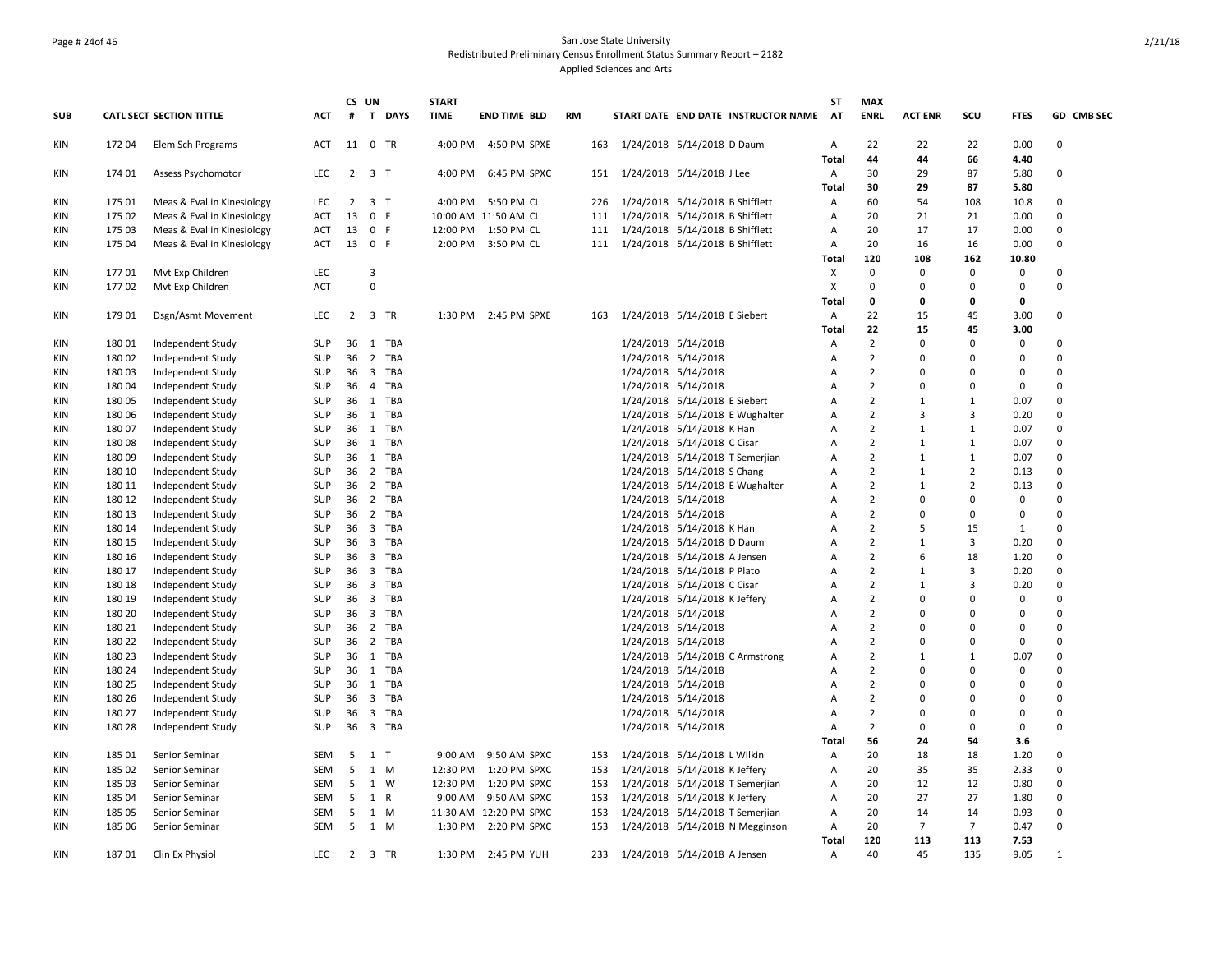San Jose State University
Redistributed Preliminary Census Enrollment Status Summary Report – 2182
Applied Sciences and Arts

| SUB | CATL SECT | SECTION TITTLE | ACT | CS # | UN T | DAYS | START TIME | END TIME | BLD | RM | START DATE | END DATE | INSTRUCTOR NAME | ST AT | MAX ENRL | ACT ENR | SCU | FTES | GD | CMB SEC |
|---|---|---|---|---|---|---|---|---|---|---|---|---|---|---|---|---|---|---|---|---|
| KIN | 172 04 | Elem Sch Programs | ACT | 11 | 0 | TR | 4:00 PM | 4:50 PM | SPXE | 163 | 1/24/2018 | 5/14/2018 | D Daum | A | 22 | 22 | 22 | 0.00 | 0 | |
| | | | | | | | | | | | | | | Total | 44 | 44 | 66 | 4.40 | | |
| KIN | 174 01 | Assess Psychomotor | LEC | 2 | 3 | T | 4:00 PM | 6:45 PM | SPXC | 151 | 1/24/2018 | 5/14/2018 | J Lee | A | 30 | 29 | 87 | 5.80 | 0 | |
| | | | | | | | | | | | | | | Total | 30 | 29 | 87 | 5.80 | | |
| KIN | 175 01 | Meas & Eval in Kinesiology | LEC | 2 | 3 | T | 4:00 PM | 5:50 PM | CL | 226 | 1/24/2018 | 5/14/2018 | B Shifflett | A | 60 | 54 | 108 | 10.8 | 0 | |
| KIN | 175 02 | Meas & Eval in Kinesiology | ACT | 13 | 0 | F | 10:00 AM | 11:50 AM | CL | 111 | 1/24/2018 | 5/14/2018 | B Shifflett | A | 20 | 21 | 21 | 0.00 | 0 | |
| KIN | 175 03 | Meas & Eval in Kinesiology | ACT | 13 | 0 | F | 12:00 PM | 1:50 PM | CL | 111 | 1/24/2018 | 5/14/2018 | B Shifflett | A | 20 | 17 | 17 | 0.00 | 0 | |
| KIN | 175 04 | Meas & Eval in Kinesiology | ACT | 13 | 0 | F | 2:00 PM | 3:50 PM | CL | 111 | 1/24/2018 | 5/14/2018 | B Shifflett | A | 20 | 16 | 16 | 0.00 | 0 | |
| | | | | | | | | | | | | | | Total | 120 | 108 | 162 | 10.80 | | |
| KIN | 177 01 | Mvt Exp Children | LEC | | 3 | | | | | | | | | X | 0 | 0 | 0 | 0 | 0 | |
| KIN | 177 02 | Mvt Exp Children | ACT | | 0 | | | | | | | | | X | 0 | 0 | 0 | 0 | 0 | |
| | | | | | | | | | | | | | | Total | 0 | 0 | 0 | 0 | | |
| KIN | 179 01 | Dsgn/Asmt Movement | LEC | 2 | 3 | TR | 1:30 PM | 2:45 PM | SPXE | 163 | 1/24/2018 | 5/14/2018 | E Siebert | A | 22 | 15 | 45 | 3.00 | 0 | |
| | | | | | | | | | | | | | | Total | 22 | 15 | 45 | 3.00 | | |
| KIN | 180 01 | Independent Study | SUP | 36 | 1 | TBA | | | | | 1/24/2018 | 5/14/2018 | | A | 2 | 0 | 0 | 0 | 0 | |
| KIN | 180 02 | Independent Study | SUP | 36 | 2 | TBA | | | | | 1/24/2018 | 5/14/2018 | | A | 2 | 0 | 0 | 0 | 0 | |
| KIN | 180 03 | Independent Study | SUP | 36 | 3 | TBA | | | | | 1/24/2018 | 5/14/2018 | | A | 2 | 0 | 0 | 0 | 0 | |
| KIN | 180 04 | Independent Study | SUP | 36 | 4 | TBA | | | | | 1/24/2018 | 5/14/2018 | | A | 2 | 0 | 0 | 0 | 0 | |
| KIN | 180 05 | Independent Study | SUP | 36 | 1 | TBA | | | | | 1/24/2018 | 5/14/2018 | E Siebert | A | 2 | 1 | 1 | 0.07 | 0 | |
| KIN | 180 06 | Independent Study | SUP | 36 | 1 | TBA | | | | | 1/24/2018 | 5/14/2018 | E Wughalter | A | 2 | 3 | 3 | 0.20 | 0 | |
| KIN | 180 07 | Independent Study | SUP | 36 | 1 | TBA | | | | | 1/24/2018 | 5/14/2018 | K Han | A | 2 | 1 | 1 | 0.07 | 0 | |
| KIN | 180 08 | Independent Study | SUP | 36 | 1 | TBA | | | | | 1/24/2018 | 5/14/2018 | C Cisar | A | 2 | 1 | 1 | 0.07 | 0 | |
| KIN | 180 09 | Independent Study | SUP | 36 | 1 | TBA | | | | | 1/24/2018 | 5/14/2018 | T Semerjian | A | 2 | 1 | 1 | 0.07 | 0 | |
| KIN | 180 10 | Independent Study | SUP | 36 | 2 | TBA | | | | | 1/24/2018 | 5/14/2018 | S Chang | A | 2 | 1 | 2 | 0.13 | 0 | |
| KIN | 180 11 | Independent Study | SUP | 36 | 2 | TBA | | | | | 1/24/2018 | 5/14/2018 | E Wughalter | A | 2 | 1 | 2 | 0.13 | 0 | |
| KIN | 180 12 | Independent Study | SUP | 36 | 2 | TBA | | | | | 1/24/2018 | 5/14/2018 | | A | 2 | 0 | 0 | 0 | 0 | |
| KIN | 180 13 | Independent Study | SUP | 36 | 2 | TBA | | | | | 1/24/2018 | 5/14/2018 | | A | 2 | 0 | 0 | 0 | 0 | |
| KIN | 180 14 | Independent Study | SUP | 36 | 3 | TBA | | | | | 1/24/2018 | 5/14/2018 | K Han | A | 2 | 5 | 15 | 1 | 0 | |
| KIN | 180 15 | Independent Study | SUP | 36 | 3 | TBA | | | | | 1/24/2018 | 5/14/2018 | D Daum | A | 2 | 1 | 3 | 0.20 | 0 | |
| KIN | 180 16 | Independent Study | SUP | 36 | 3 | TBA | | | | | 1/24/2018 | 5/14/2018 | A Jensen | A | 2 | 6 | 18 | 1.20 | 0 | |
| KIN | 180 17 | Independent Study | SUP | 36 | 3 | TBA | | | | | 1/24/2018 | 5/14/2018 | P Plato | A | 2 | 1 | 3 | 0.20 | 0 | |
| KIN | 180 18 | Independent Study | SUP | 36 | 3 | TBA | | | | | 1/24/2018 | 5/14/2018 | C Cisar | A | 2 | 1 | 3 | 0.20 | 0 | |
| KIN | 180 19 | Independent Study | SUP | 36 | 3 | TBA | | | | | 1/24/2018 | 5/14/2018 | K Jeffery | A | 2 | 0 | 0 | 0 | 0 | |
| KIN | 180 20 | Independent Study | SUP | 36 | 3 | TBA | | | | | 1/24/2018 | 5/14/2018 | | A | 2 | 0 | 0 | 0 | 0 | |
| KIN | 180 21 | Independent Study | SUP | 36 | 2 | TBA | | | | | 1/24/2018 | 5/14/2018 | | A | 2 | 0 | 0 | 0 | 0 | |
| KIN | 180 22 | Independent Study | SUP | 36 | 2 | TBA | | | | | 1/24/2018 | 5/14/2018 | | A | 2 | 0 | 0 | 0 | 0 | |
| KIN | 180 23 | Independent Study | SUP | 36 | 1 | TBA | | | | | 1/24/2018 | 5/14/2018 | C Armstrong | A | 2 | 1 | 1 | 0.07 | 0 | |
| KIN | 180 24 | Independent Study | SUP | 36 | 1 | TBA | | | | | 1/24/2018 | 5/14/2018 | | A | 2 | 0 | 0 | 0 | 0 | |
| KIN | 180 25 | Independent Study | SUP | 36 | 1 | TBA | | | | | 1/24/2018 | 5/14/2018 | | A | 2 | 0 | 0 | 0 | 0 | |
| KIN | 180 26 | Independent Study | SUP | 36 | 3 | TBA | | | | | 1/24/2018 | 5/14/2018 | | A | 2 | 0 | 0 | 0 | 0 | |
| KIN | 180 27 | Independent Study | SUP | 36 | 3 | TBA | | | | | 1/24/2018 | 5/14/2018 | | A | 2 | 0 | 0 | 0 | 0 | |
| KIN | 180 28 | Independent Study | SUP | 36 | 3 | TBA | | | | | 1/24/2018 | 5/14/2018 | | A | 2 | 0 | 0 | 0 | 0 | |
| | | | | | | | | | | | | | | Total | 56 | 24 | 54 | 3.6 | | |
| KIN | 185 01 | Senior Seminar | SEM | 5 | 1 | T | 9:00 AM | 9:50 AM | SPXC | 153 | 1/24/2018 | 5/14/2018 | L Wilkin | A | 20 | 18 | 18 | 1.20 | 0 | |
| KIN | 185 02 | Senior Seminar | SEM | 5 | 1 | M | 12:30 PM | 1:20 PM | SPXC | 153 | 1/24/2018 | 5/14/2018 | K Jeffery | A | 20 | 35 | 35 | 2.33 | 0 | |
| KIN | 185 03 | Senior Seminar | SEM | 5 | 1 | W | 12:30 PM | 1:20 PM | SPXC | 153 | 1/24/2018 | 5/14/2018 | T Semerjian | A | 20 | 12 | 12 | 0.80 | 0 | |
| KIN | 185 04 | Senior Seminar | SEM | 5 | 1 | R | 9:00 AM | 9:50 AM | SPXC | 153 | 1/24/2018 | 5/14/2018 | K Jeffery | A | 20 | 27 | 27 | 1.80 | 0 | |
| KIN | 185 05 | Senior Seminar | SEM | 5 | 1 | M | 11:30 AM | 12:20 PM | SPXC | 153 | 1/24/2018 | 5/14/2018 | T Semerjian | A | 20 | 14 | 14 | 0.93 | 0 | |
| KIN | 185 06 | Senior Seminar | SEM | 5 | 1 | M | 1:30 PM | 2:20 PM | SPXC | 153 | 1/24/2018 | 5/14/2018 | N Megginson | A | 20 | 7 | 7 | 0.47 | 0 | |
| | | | | | | | | | | | | | | Total | 120 | 113 | 113 | 7.53 | | |
| KIN | 187 01 | Clin Ex Physiol | LEC | 2 | 3 | TR | 1:30 PM | 2:45 PM | YUH | 233 | 1/24/2018 | 5/14/2018 | A Jensen | A | 40 | 45 | 135 | 9.05 | 1 | |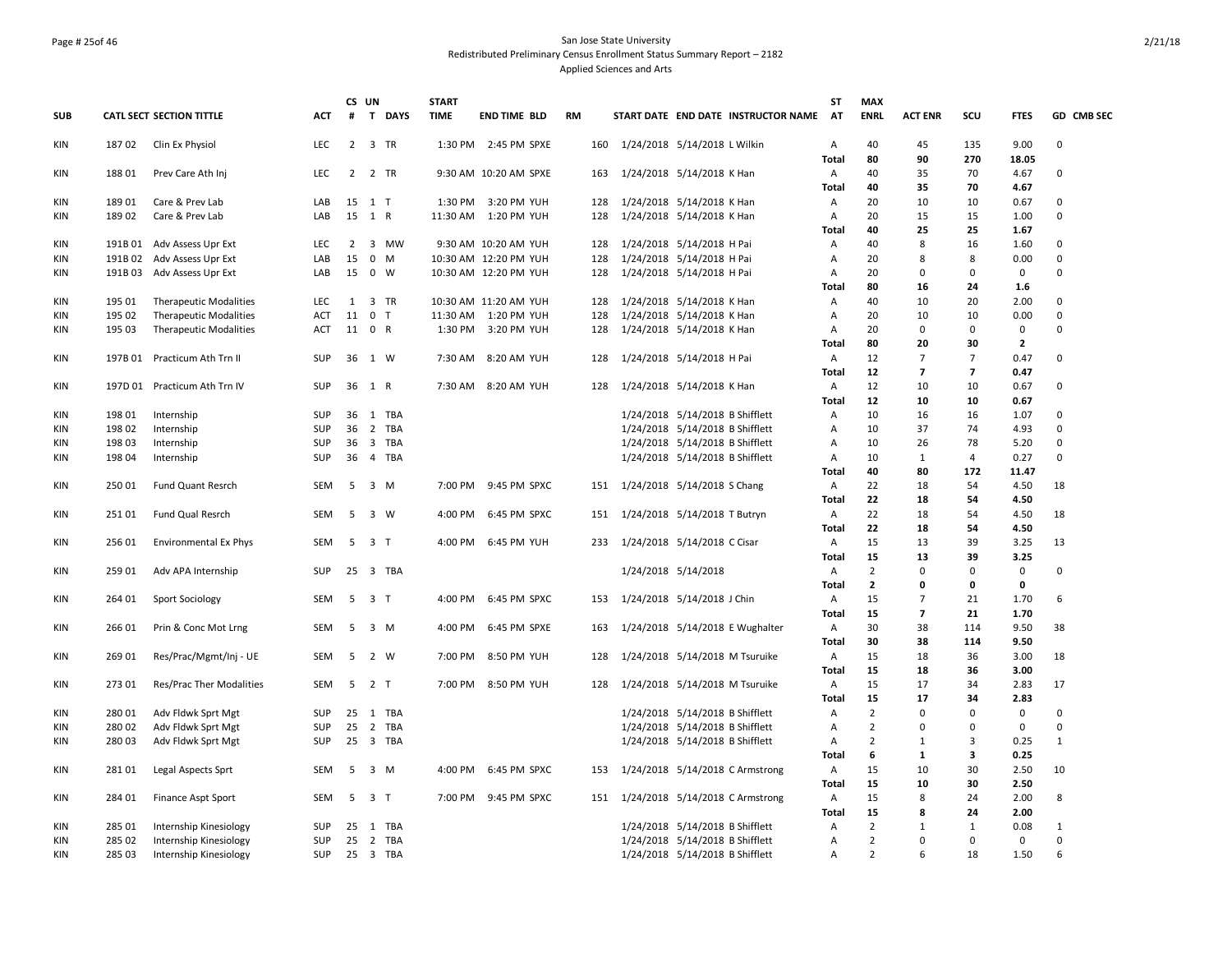San Jose State University
Redistributed Preliminary Census Enrollment Status Summary Report – 2182
Applied Sciences and Arts

| SUB | CATL SECT | SECTION TITTLE | ACT | CS # | UN T | DAYS | START TIME | END TIME | BLD | RM | START DATE | END DATE | INSTRUCTOR NAME | ST AT | MAX ENRL | ACT ENR | SCU | FTES | GD | CMB SEC |
|---|---|---|---|---|---|---|---|---|---|---|---|---|---|---|---|---|---|---|---|---|
| KIN | 187 02 | Clin Ex Physiol | LEC | 2 | 3 | TR | 1:30 PM | 2:45 PM | SPXE | 160 | 1/24/2018 | 5/14/2018 | L Wilkin | A | 40 | 45 | 135 | 9.00 | 0 | |
| | | | | | | | | | | | | | | **Total** | **80** | **90** | **270** | **18.05** | | |
| KIN | 188 01 | Prev Care Ath Inj | LEC | 2 | 2 | TR | 9:30 AM | 10:20 AM | SPXE | 163 | 1/24/2018 | 5/14/2018 | K Han | A | 40 | 35 | 70 | 4.67 | 0 | |
| | | | | | | | | | | | | | | **Total** | **40** | **35** | **70** | **4.67** | | |
| KIN | 189 01 | Care & Prev Lab | LAB | 15 | 1 | T | 1:30 PM | 3:20 PM | YUH | 128 | 1/24/2018 | 5/14/2018 | K Han | A | 20 | 10 | 10 | 0.67 | 0 | |
| KIN | 189 02 | Care & Prev Lab | LAB | 15 | 1 | R | 11:30 AM | 1:20 PM | YUH | 128 | 1/24/2018 | 5/14/2018 | K Han | A | 20 | 15 | 15 | 1.00 | 0 | |
| | | | | | | | | | | | | | | **Total** | **40** | **25** | **25** | **1.67** | | |
| KIN | 191B 01 | Adv Assess Upr Ext | LEC | 2 | 3 | MW | 9:30 AM | 10:20 AM | YUH | 128 | 1/24/2018 | 5/14/2018 | H Pai | A | 40 | 8 | 16 | 1.60 | 0 | |
| KIN | 191B 02 | Adv Assess Upr Ext | LAB | 15 | 0 | M | 10:30 AM | 12:20 PM | YUH | 128 | 1/24/2018 | 5/14/2018 | H Pai | A | 20 | 8 | 8 | 0.00 | 0 | |
| KIN | 191B 03 | Adv Assess Upr Ext | LAB | 15 | 0 | W | 10:30 AM | 12:20 PM | YUH | 128 | 1/24/2018 | 5/14/2018 | H Pai | A | 20 | 0 | 0 | 0 | 0 | |
| | | | | | | | | | | | | | | **Total** | **80** | **16** | **24** | **1.6** | | |
| KIN | 195 01 | Therapeutic Modalities | LEC | 1 | 3 | TR | 10:30 AM | 11:20 AM | YUH | 128 | 1/24/2018 | 5/14/2018 | K Han | A | 40 | 10 | 20 | 2.00 | 0 | |
| KIN | 195 02 | Therapeutic Modalities | ACT | 11 | 0 | T | 11:30 AM | 1:20 PM | YUH | 128 | 1/24/2018 | 5/14/2018 | K Han | A | 20 | 10 | 10 | 0.00 | 0 | |
| KIN | 195 03 | Therapeutic Modalities | ACT | 11 | 0 | R | 1:30 PM | 3:20 PM | YUH | 128 | 1/24/2018 | 5/14/2018 | K Han | A | 20 | 0 | 0 | 0 | 0 | |
| | | | | | | | | | | | | | | **Total** | **80** | **20** | **30** | **2** | | |
| KIN | 197B 01 | Practicum Ath Trn II | SUP | 36 | 1 | W | 7:30 AM | 8:20 AM | YUH | 128 | 1/24/2018 | 5/14/2018 | H Pai | A | 12 | 7 | 7 | 0.47 | 0 | |
| | | | | | | | | | | | | | | **Total** | **12** | **7** | **7** | **0.47** | | |
| KIN | 197D 01 | Practicum Ath Trn IV | SUP | 36 | 1 | R | 7:30 AM | 8:20 AM | YUH | 128 | 1/24/2018 | 5/14/2018 | K Han | A | 12 | 10 | 10 | 0.67 | 0 | |
| | | | | | | | | | | | | | | **Total** | **12** | **10** | **10** | **0.67** | | |
| KIN | 198 01 | Internship | SUP | 36 | 1 | TBA | | | | | 1/24/2018 | 5/14/2018 | B Shifflett | A | 10 | 16 | 16 | 1.07 | 0 | |
| KIN | 198 02 | Internship | SUP | 36 | 2 | TBA | | | | | 1/24/2018 | 5/14/2018 | B Shifflett | A | 10 | 37 | 74 | 4.93 | 0 | |
| KIN | 198 03 | Internship | SUP | 36 | 3 | TBA | | | | | 1/24/2018 | 5/14/2018 | B Shifflett | A | 10 | 26 | 78 | 5.20 | 0 | |
| KIN | 198 04 | Internship | SUP | 36 | 4 | TBA | | | | | 1/24/2018 | 5/14/2018 | B Shifflett | A | 10 | 1 | 4 | 0.27 | 0 | |
| | | | | | | | | | | | | | | **Total** | **40** | **80** | **172** | **11.47** | | |
| KIN | 250 01 | Fund Quant Resrch | SEM | 5 | 3 | M | 7:00 PM | 9:45 PM | SPXC | 151 | 1/24/2018 | 5/14/2018 | S Chang | A | 22 | 18 | 54 | 4.50 | 18 | |
| | | | | | | | | | | | | | | **Total** | **22** | **18** | **54** | **4.50** | | |
| KIN | 251 01 | Fund Qual Resrch | SEM | 5 | 3 | W | 4:00 PM | 6:45 PM | SPXC | 151 | 1/24/2018 | 5/14/2018 | T Butryn | A | 22 | 18 | 54 | 4.50 | 18 | |
| | | | | | | | | | | | | | | **Total** | **22** | **18** | **54** | **4.50** | | |
| KIN | 256 01 | Environmental Ex Phys | SEM | 5 | 3 | T | 4:00 PM | 6:45 PM | YUH | 233 | 1/24/2018 | 5/14/2018 | C Cisar | A | 15 | 13 | 39 | 3.25 | 13 | |
| | | | | | | | | | | | | | | **Total** | **15** | **13** | **39** | **3.25** | | |
| KIN | 259 01 | Adv APA Internship | SUP | 25 | 3 | TBA | | | | | 1/24/2018 | 5/14/2018 | | A | 2 | 0 | 0 | 0 | 0 | |
| | | | | | | | | | | | | | | **Total** | **2** | **0** | **0** | **0** | | |
| KIN | 264 01 | Sport Sociology | SEM | 5 | 3 | T | 4:00 PM | 6:45 PM | SPXC | 153 | 1/24/2018 | 5/14/2018 | J Chin | A | 15 | 7 | 21 | 1.70 | 6 | |
| | | | | | | | | | | | | | | **Total** | **15** | **7** | **21** | **1.70** | | |
| KIN | 266 01 | Prin & Conc Mot Lrng | SEM | 5 | 3 | M | 4:00 PM | 6:45 PM | SPXE | 163 | 1/24/2018 | 5/14/2018 | E Wughalter | A | 30 | 38 | 114 | 9.50 | 38 | |
| | | | | | | | | | | | | | | **Total** | **30** | **38** | **114** | **9.50** | | |
| KIN | 269 01 | Res/Prac/Mgmt/Inj - UE | SEM | 5 | 2 | W | 7:00 PM | 8:50 PM | YUH | 128 | 1/24/2018 | 5/14/2018 | M Tsuruike | A | 15 | 18 | 36 | 3.00 | 18 | |
| | | | | | | | | | | | | | | **Total** | **15** | **18** | **36** | **3.00** | | |
| KIN | 273 01 | Res/Prac Ther Modalities | SEM | 5 | 2 | T | 7:00 PM | 8:50 PM | YUH | 128 | 1/24/2018 | 5/14/2018 | M Tsuruike | A | 15 | 17 | 34 | 2.83 | 17 | |
| | | | | | | | | | | | | | | **Total** | **15** | **17** | **34** | **2.83** | | |
| KIN | 280 01 | Adv Fldwk Sprt Mgt | SUP | 25 | 1 | TBA | | | | | 1/24/2018 | 5/14/2018 | B Shifflett | A | 2 | 0 | 0 | 0 | 0 | |
| KIN | 280 02 | Adv Fldwk Sprt Mgt | SUP | 25 | 2 | TBA | | | | | 1/24/2018 | 5/14/2018 | B Shifflett | A | 2 | 0 | 0 | 0 | 0 | |
| KIN | 280 03 | Adv Fldwk Sprt Mgt | SUP | 25 | 3 | TBA | | | | | 1/24/2018 | 5/14/2018 | B Shifflett | A | 2 | 1 | 3 | 0.25 | 1 | |
| | | | | | | | | | | | | | | **Total** | **6** | **1** | **3** | **0.25** | | |
| KIN | 281 01 | Legal Aspects Sprt | SEM | 5 | 3 | M | 4:00 PM | 6:45 PM | SPXC | 153 | 1/24/2018 | 5/14/2018 | C Armstrong | A | 15 | 10 | 30 | 2.50 | 10 | |
| | | | | | | | | | | | | | | **Total** | **15** | **10** | **30** | **2.50** | | |
| KIN | 284 01 | Finance Aspt Sport | SEM | 5 | 3 | T | 7:00 PM | 9:45 PM | SPXC | 151 | 1/24/2018 | 5/14/2018 | C Armstrong | A | 15 | 8 | 24 | 2.00 | 8 | |
| | | | | | | | | | | | | | | **Total** | **15** | **8** | **24** | **2.00** | | |
| KIN | 285 01 | Internship Kinesiology | SUP | 25 | 1 | TBA | | | | | 1/24/2018 | 5/14/2018 | B Shifflett | A | 2 | 1 | 1 | 0.08 | 1 | |
| KIN | 285 02 | Internship Kinesiology | SUP | 25 | 2 | TBA | | | | | 1/24/2018 | 5/14/2018 | B Shifflett | A | 2 | 0 | 0 | 0 | 0 | |
| KIN | 285 03 | Internship Kinesiology | SUP | 25 | 3 | TBA | | | | | 1/24/2018 | 5/14/2018 | B Shifflett | A | 2 | 6 | 18 | 1.50 | 6 | |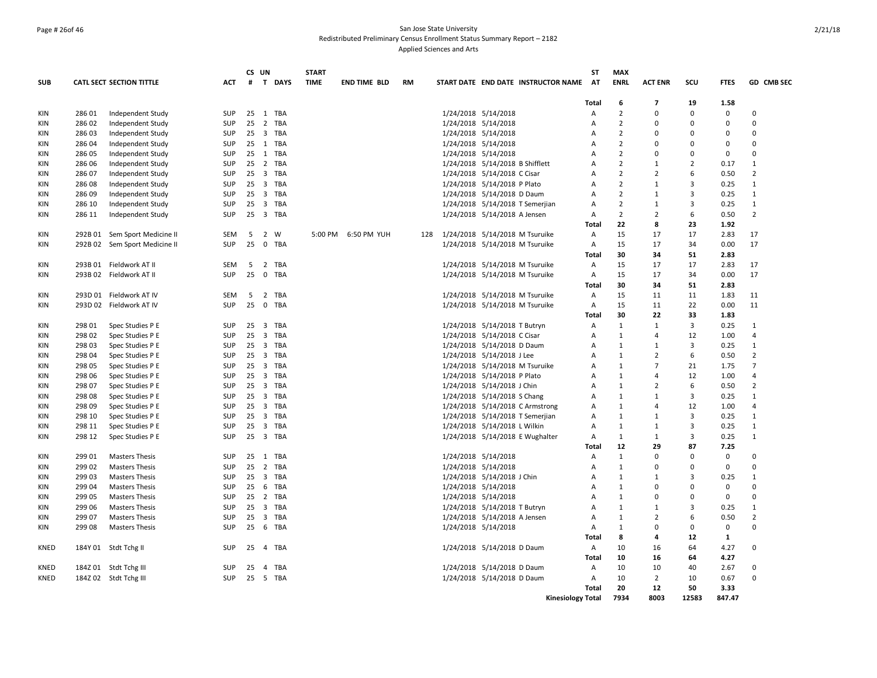San Jose State University

Redistributed Preliminary Census Enrollment Status Summary Report – 2182

Applied Sciences and Arts

| SUB | CATL SECT | SECTION TITTLE | ACT | CS # | UN T | DAYS | START TIME | END TIME | BLD | RM | START DATE | END DATE | INSTRUCTOR NAME | ST AT | MAX ENRL | ACT ENR | SCU | FTES | GD | CMB SEC |
|---|---|---|---|---|---|---|---|---|---|---|---|---|---|---|---|---|---|---|---|---|
| | | | | | | | | | | | | | | Total | 6 | 7 | 19 | 1.58 | | |
| KIN | 286 01 | Independent Study | SUP | 25 | 1 | TBA | | | | | 1/24/2018 | 5/14/2018 | | A | 2 | 0 | 0 | 0 | 0 | |
| KIN | 286 02 | Independent Study | SUP | 25 | 2 | TBA | | | | | 1/24/2018 | 5/14/2018 | | A | 2 | 0 | 0 | 0 | 0 | |
| KIN | 286 03 | Independent Study | SUP | 25 | 3 | TBA | | | | | 1/24/2018 | 5/14/2018 | | A | 2 | 0 | 0 | 0 | 0 | |
| KIN | 286 04 | Independent Study | SUP | 25 | 1 | TBA | | | | | 1/24/2018 | 5/14/2018 | | A | 2 | 0 | 0 | 0 | 0 | |
| KIN | 286 05 | Independent Study | SUP | 25 | 1 | TBA | | | | | 1/24/2018 | 5/14/2018 | | A | 2 | 0 | 0 | 0 | 0 | |
| KIN | 286 06 | Independent Study | SUP | 25 | 2 | TBA | | | | | 1/24/2018 | 5/14/2018 | B Shifflett | A | 2 | 1 | 2 | 0.17 | 1 | |
| KIN | 286 07 | Independent Study | SUP | 25 | 3 | TBA | | | | | 1/24/2018 | 5/14/2018 | C Cisar | A | 2 | 2 | 6 | 0.50 | 2 | |
| KIN | 286 08 | Independent Study | SUP | 25 | 3 | TBA | | | | | 1/24/2018 | 5/14/2018 | P Plato | A | 2 | 1 | 3 | 0.25 | 1 | |
| KIN | 286 09 | Independent Study | SUP | 25 | 3 | TBA | | | | | 1/24/2018 | 5/14/2018 | D Daum | A | 2 | 1 | 3 | 0.25 | 1 | |
| KIN | 286 10 | Independent Study | SUP | 25 | 3 | TBA | | | | | 1/24/2018 | 5/14/2018 | T Semerjian | A | 2 | 1 | 3 | 0.25 | 1 | |
| KIN | 286 11 | Independent Study | SUP | 25 | 3 | TBA | | | | | 1/24/2018 | 5/14/2018 | A Jensen | A | 2 | 2 | 6 | 0.50 | 2 | |
| | | | | | | | | | | | | | | Total | 22 | 8 | 23 | 1.92 | | |
| KIN | 292B 01 | Sem Sport Medicine II | SEM | 5 | 2 | W | 5:00 PM | 6:50 PM | YUH | 128 | 1/24/2018 | 5/14/2018 | M Tsuruike | A | 15 | 17 | 17 | 2.83 | 17 | |
| KIN | 292B 02 | Sem Sport Medicine II | SUP | 25 | 0 | TBA | | | | | 1/24/2018 | 5/14/2018 | M Tsuruike | A | 15 | 17 | 34 | 0.00 | 17 | |
| | | | | | | | | | | | | | | Total | 30 | 34 | 51 | 2.83 | | |
| KIN | 293B 01 | Fieldwork AT II | SEM | 5 | 2 | TBA | | | | | 1/24/2018 | 5/14/2018 | M Tsuruike | A | 15 | 17 | 17 | 2.83 | 17 | |
| KIN | 293B 02 | Fieldwork AT II | SUP | 25 | 0 | TBA | | | | | 1/24/2018 | 5/14/2018 | M Tsuruike | A | 15 | 17 | 34 | 0.00 | 17 | |
| | | | | | | | | | | | | | | Total | 30 | 34 | 51 | 2.83 | | |
| KIN | 293D 01 | Fieldwork AT IV | SEM | 5 | 2 | TBA | | | | | 1/24/2018 | 5/14/2018 | M Tsuruike | A | 15 | 11 | 11 | 1.83 | 11 | |
| KIN | 293D 02 | Fieldwork AT IV | SUP | 25 | 0 | TBA | | | | | 1/24/2018 | 5/14/2018 | M Tsuruike | A | 15 | 11 | 22 | 0.00 | 11 | |
| | | | | | | | | | | | | | | Total | 30 | 22 | 33 | 1.83 | | |
| KIN | 298 01 | Spec Studies P E | SUP | 25 | 3 | TBA | | | | | 1/24/2018 | 5/14/2018 | T Butryn | A | 1 | 1 | 3 | 0.25 | 1 | |
| KIN | 298 02 | Spec Studies P E | SUP | 25 | 3 | TBA | | | | | 1/24/2018 | 5/14/2018 | C Cisar | A | 1 | 4 | 12 | 1.00 | 4 | |
| KIN | 298 03 | Spec Studies P E | SUP | 25 | 3 | TBA | | | | | 1/24/2018 | 5/14/2018 | D Daum | A | 1 | 1 | 3 | 0.25 | 1 | |
| KIN | 298 04 | Spec Studies P E | SUP | 25 | 3 | TBA | | | | | 1/24/2018 | 5/14/2018 | J Lee | A | 1 | 2 | 6 | 0.50 | 2 | |
| KIN | 298 05 | Spec Studies P E | SUP | 25 | 3 | TBA | | | | | 1/24/2018 | 5/14/2018 | M Tsuruike | A | 1 | 7 | 21 | 1.75 | 7 | |
| KIN | 298 06 | Spec Studies P E | SUP | 25 | 3 | TBA | | | | | 1/24/2018 | 5/14/2018 | P Plato | A | 1 | 4 | 12 | 1.00 | 4 | |
| KIN | 298 07 | Spec Studies P E | SUP | 25 | 3 | TBA | | | | | 1/24/2018 | 5/14/2018 | J Chin | A | 1 | 2 | 6 | 0.50 | 2 | |
| KIN | 298 08 | Spec Studies P E | SUP | 25 | 3 | TBA | | | | | 1/24/2018 | 5/14/2018 | S Chang | A | 1 | 1 | 3 | 0.25 | 1 | |
| KIN | 298 09 | Spec Studies P E | SUP | 25 | 3 | TBA | | | | | 1/24/2018 | 5/14/2018 | C Armstrong | A | 1 | 4 | 12 | 1.00 | 4 | |
| KIN | 298 10 | Spec Studies P E | SUP | 25 | 3 | TBA | | | | | 1/24/2018 | 5/14/2018 | T Semerjian | A | 1 | 1 | 3 | 0.25 | 1 | |
| KIN | 298 11 | Spec Studies P E | SUP | 25 | 3 | TBA | | | | | 1/24/2018 | 5/14/2018 | L Wilkin | A | 1 | 1 | 3 | 0.25 | 1 | |
| KIN | 298 12 | Spec Studies P E | SUP | 25 | 3 | TBA | | | | | 1/24/2018 | 5/14/2018 | E Wughalter | A | 1 | 1 | 3 | 0.25 | 1 | |
| | | | | | | | | | | | | | | Total | 12 | 29 | 87 | 7.25 | | |
| KIN | 299 01 | Masters Thesis | SUP | 25 | 1 | TBA | | | | | 1/24/2018 | 5/14/2018 | | A | 1 | 0 | 0 | 0 | 0 | |
| KIN | 299 02 | Masters Thesis | SUP | 25 | 2 | TBA | | | | | 1/24/2018 | 5/14/2018 | | A | 1 | 0 | 0 | 0 | 0 | |
| KIN | 299 03 | Masters Thesis | SUP | 25 | 3 | TBA | | | | | 1/24/2018 | 5/14/2018 | J Chin | A | 1 | 1 | 3 | 0.25 | 1 | |
| KIN | 299 04 | Masters Thesis | SUP | 25 | 6 | TBA | | | | | 1/24/2018 | 5/14/2018 | | A | 1 | 0 | 0 | 0 | 0 | |
| KIN | 299 05 | Masters Thesis | SUP | 25 | 2 | TBA | | | | | 1/24/2018 | 5/14/2018 | | A | 1 | 0 | 0 | 0 | 0 | |
| KIN | 299 06 | Masters Thesis | SUP | 25 | 3 | TBA | | | | | 1/24/2018 | 5/14/2018 | T Butryn | A | 1 | 1 | 3 | 0.25 | 1 | |
| KIN | 299 07 | Masters Thesis | SUP | 25 | 3 | TBA | | | | | 1/24/2018 | 5/14/2018 | A Jensen | A | 1 | 2 | 6 | 0.50 | 2 | |
| KIN | 299 08 | Masters Thesis | SUP | 25 | 6 | TBA | | | | | 1/24/2018 | 5/14/2018 | | A | 1 | 0 | 0 | 0 | 0 | |
| | | | | | | | | | | | | | | Total | 8 | 4 | 12 | 1 | | |
| KNED | 184Y 01 | Stdt Tchg II | SUP | 25 | 4 | TBA | | | | | 1/24/2018 | 5/14/2018 | D Daum | A | 10 | 16 | 64 | 4.27 | 0 | |
| | | | | | | | | | | | | | | Total | 10 | 16 | 64 | 4.27 | | |
| KNED | 184Z 01 | Stdt Tchg III | SUP | 25 | 4 | TBA | | | | | 1/24/2018 | 5/14/2018 | D Daum | A | 10 | 10 | 40 | 2.67 | 0 | |
| KNED | 184Z 02 | Stdt Tchg III | SUP | 25 | 5 | TBA | | | | | 1/24/2018 | 5/14/2018 | D Daum | A | 10 | 2 | 10 | 0.67 | 0 | |
| | | | | | | | | | | | | | | Total | 20 | 12 | 50 | 3.33 | | |
| | | | | | | | | | | | | | Kinesiology Total | | 7934 | 8003 | 12583 | 847.47 | | |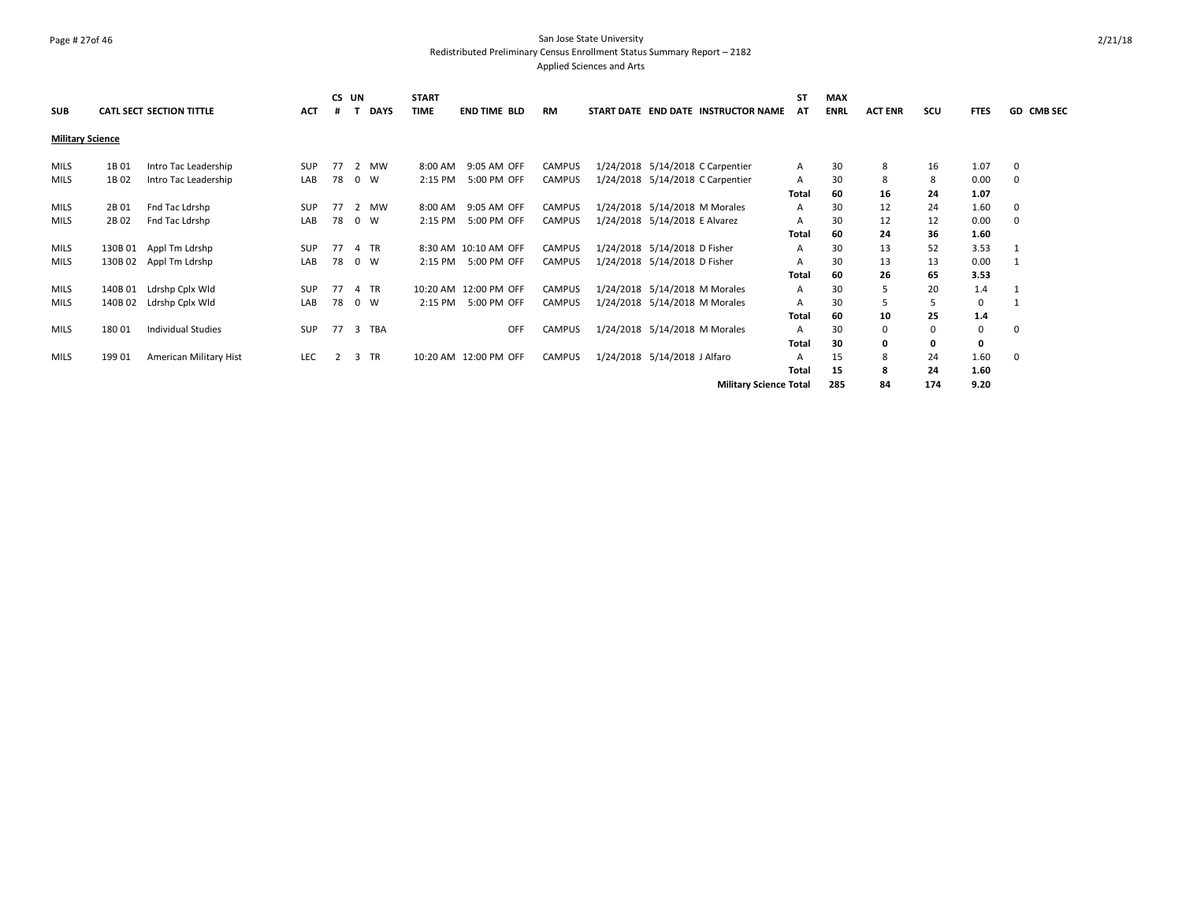San Jose State University
Redistributed Preliminary Census Enrollment Status Summary Report – 2182
Applied Sciences and Arts

| SUB | CATL SECT | SECTION TITTLE | ACT | CS # | UN T | DAYS | START TIME | END TIME | BLD | RM | START DATE | END DATE | INSTRUCTOR NAME | ST AT | MAX ENRL | ACT ENR | SCU | FTES | GD | CMB SEC |
|---|---|---|---|---|---|---|---|---|---|---|---|---|---|---|---|---|---|---|---|---|
| **Military Science** | | | | | | | | | | | | | | | | | | | | |
| MILS | 1B 01 | Intro Tac Leadership | SUP | 77 | 2 | MW | 8:00 AM | 9:05 AM | OFF | CAMPUS | 1/24/2018 | 5/14/2018 | C Carpentier | A | 30 | 8 | 16 | 1.07 | 0 | |
| MILS | 1B 02 | Intro Tac Leadership | LAB | 78 | 0 | W | 2:15 PM | 5:00 PM | OFF | CAMPUS | 1/24/2018 | 5/14/2018 | C Carpentier | A | 30 | 8 | 8 | 0.00 | 0 | |
| | | | | | | | | | | | | | | **Total** | **60** | **16** | **24** | **1.07** | | |
| MILS | 2B 01 | Fnd Tac Ldrshp | SUP | 77 | 2 | MW | 8:00 AM | 9:05 AM | OFF | CAMPUS | 1/24/2018 | 5/14/2018 | M Morales | A | 30 | 12 | 24 | 1.60 | 0 | |
| MILS | 2B 02 | Fnd Tac Ldrshp | LAB | 78 | 0 | W | 2:15 PM | 5:00 PM | OFF | CAMPUS | 1/24/2018 | 5/14/2018 | E Alvarez | A | 30 | 12 | 12 | 0.00 | 0 | |
| | | | | | | | | | | | | | | **Total** | **60** | **24** | **36** | **1.60** | | |
| MILS | 130B 01 | Appl Tm Ldrshp | SUP | 77 | 4 | TR | 8:30 AM | 10:10 AM | OFF | CAMPUS | 1/24/2018 | 5/14/2018 | D Fisher | A | 30 | 13 | 52 | 3.53 | 1 | |
| MILS | 130B 02 | Appl Tm Ldrshp | LAB | 78 | 0 | W | 2:15 PM | 5:00 PM | OFF | CAMPUS | 1/24/2018 | 5/14/2018 | D Fisher | A | 30 | 13 | 13 | 0.00 | 1 | |
| | | | | | | | | | | | | | | **Total** | **60** | **26** | **65** | **3.53** | | |
| MILS | 140B 01 | Ldrshp Cplx Wld | SUP | 77 | 4 | TR | 10:20 AM | 12:00 PM | OFF | CAMPUS | 1/24/2018 | 5/14/2018 | M Morales | A | 30 | 5 | 20 | 1.4 | 1 | |
| MILS | 140B 02 | Ldrshp Cplx Wld | LAB | 78 | 0 | W | 2:15 PM | 5:00 PM | OFF | CAMPUS | 1/24/2018 | 5/14/2018 | M Morales | A | 30 | 5 | 5 | 0 | 1 | |
| | | | | | | | | | | | | | | **Total** | **60** | **10** | **25** | **1.4** | | |
| MILS | 180 01 | Individual Studies | SUP | 77 | 3 | TBA | | | OFF | CAMPUS | 1/24/2018 | 5/14/2018 | M Morales | A | 30 | 0 | 0 | 0 | 0 | |
| | | | | | | | | | | | | | | **Total** | **30** | **0** | **0** | **0** | | |
| MILS | 199 01 | American Military Hist | LEC | 2 | 3 | TR | 10:20 AM | 12:00 PM | OFF | CAMPUS | 1/24/2018 | 5/14/2018 | J Alfaro | A | 15 | 8 | 24 | 1.60 | 0 | |
| | | | | | | | | | | | | | | **Total** | **15** | **8** | **24** | **1.60** | | |
| | | | | | | | | | | | | | **Military Science Total** | | **285** | **84** | **174** | **9.20** | | |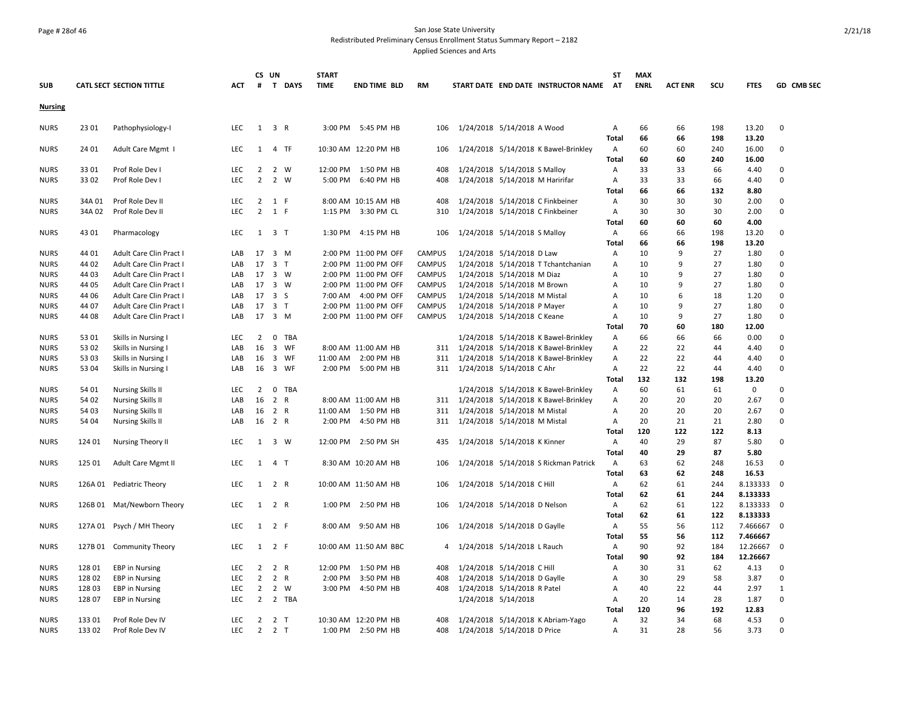San Jose State University
Redistributed Preliminary Census Enrollment Status Summary Report – 2182
Applied Sciences and Arts

| SUB | CATL SECT | SECTION TITTLE | ACT | CS # | UN T | DAYS | START TIME | END TIME | BLD | RM | START DATE | END DATE | INSTRUCTOR NAME | ST AT | MAX ENRL | ACT ENR | SCU | FTES | GD | CMB SEC |
|---|---|---|---|---|---|---|---|---|---|---|---|---|---|---|---|---|---|---|---|---|
| **Nursing** | | | | | | | | | | | | | | | | | | | | |
| NURS | 23 01 | Pathophysiology-I | LEC | 1 | 3 | R | 3:00 PM | 5:45 PM | HB | 106 | 1/24/2018 | 5/14/2018 | A Wood | A | 66 | 66 | 198 | 13.20 | 0 | |
| | | | | | | | | | | | | | | **Total** | **66** | **66** | **198** | **13.20** | | |
| NURS | 24 01 | Adult Care Mgmt I | LEC | 1 | 4 | TF | 10:30 AM | 12:20 PM | HB | 106 | 1/24/2018 | 5/14/2018 | K Bawel-Brinkley | A | 60 | 60 | 240 | 16.00 | 0 | |
| | | | | | | | | | | | | | | **Total** | **60** | **60** | **240** | **16.00** | | |
| NURS | 33 01 | Prof Role Dev I | LEC | 2 | 2 | W | 12:00 PM | 1:50 PM | HB | 408 | 1/24/2018 | 5/14/2018 | S Malloy | A | 33 | 33 | 66 | 4.40 | 0 | |
| NURS | 33 02 | Prof Role Dev I | LEC | 2 | 2 | W | 5:00 PM | 6:40 PM | HB | 408 | 1/24/2018 | 5/14/2018 | M Haririfar | A | 33 | 33 | 66 | 4.40 | 0 | |
| | | | | | | | | | | | | | | **Total** | **66** | **66** | **132** | **8.80** | | |
| NURS | 34A 01 | Prof Role Dev II | LEC | 2 | 1 | F | 8:00 AM | 10:15 AM | HB | 408 | 1/24/2018 | 5/14/2018 | C Finkbeiner | A | 30 | 30 | 30 | 2.00 | 0 | |
| NURS | 34A 02 | Prof Role Dev II | LEC | 2 | 1 | F | 1:15 PM | 3:30 PM | CL | 310 | 1/24/2018 | 5/14/2018 | C Finkbeiner | A | 30 | 30 | 30 | 2.00 | 0 | |
| | | | | | | | | | | | | | | **Total** | **60** | **60** | **60** | **4.00** | | |
| NURS | 43 01 | Pharmacology | LEC | 1 | 3 | T | 1:30 PM | 4:15 PM | HB | 106 | 1/24/2018 | 5/14/2018 | S Malloy | A | 66 | 66 | 198 | 13.20 | 0 | |
| | | | | | | | | | | | | | | **Total** | **66** | **66** | **198** | **13.20** | | |
| NURS | 44 01 | Adult Care Clin Pract I | LAB | 17 | 3 | M | 2:00 PM | 11:00 PM | OFF | CAMPUS | 1/24/2018 | 5/14/2018 | D Law | A | 10 | 9 | 27 | 1.80 | 0 | |
| NURS | 44 02 | Adult Care Clin Pract I | LAB | 17 | 3 | T | 2:00 PM | 11:00 PM | OFF | CAMPUS | 1/24/2018 | 5/14/2018 | T Tchantchanian | A | 10 | 9 | 27 | 1.80 | 0 | |
| NURS | 44 03 | Adult Care Clin Pract I | LAB | 17 | 3 | W | 2:00 PM | 11:00 PM | OFF | CAMPUS | 1/24/2018 | 5/14/2018 | M Diaz | A | 10 | 9 | 27 | 1.80 | 0 | |
| NURS | 44 05 | Adult Care Clin Pract I | LAB | 17 | 3 | W | 2:00 PM | 11:00 PM | OFF | CAMPUS | 1/24/2018 | 5/14/2018 | M Brown | A | 10 | 9 | 27 | 1.80 | 0 | |
| NURS | 44 06 | Adult Care Clin Pract I | LAB | 17 | 3 | S | 7:00 AM | 4:00 PM | OFF | CAMPUS | 1/24/2018 | 5/14/2018 | M Mistal | A | 10 | 6 | 18 | 1.20 | 0 | |
| NURS | 44 07 | Adult Care Clin Pract I | LAB | 17 | 3 | T | 2:00 PM | 11:00 PM | OFF | CAMPUS | 1/24/2018 | 5/14/2018 | P Mayer | A | 10 | 9 | 27 | 1.80 | 0 | |
| NURS | 44 08 | Adult Care Clin Pract I | LAB | 17 | 3 | M | 2:00 PM | 11:00 PM | OFF | CAMPUS | 1/24/2018 | 5/14/2018 | C Keane | A | 10 | 9 | 27 | 1.80 | 0 | |
| | | | | | | | | | | | | | | **Total** | **70** | **60** | **180** | **12.00** | | |
| NURS | 53 01 | Skills in Nursing I | LEC | 2 | 0 | TBA | | | | | 1/24/2018 | 5/14/2018 | K Bawel-Brinkley | A | 66 | 66 | 66 | 0.00 | 0 | |
| NURS | 53 02 | Skills in Nursing I | LAB | 16 | 3 | WF | 8:00 AM | 11:00 AM | HB | 311 | 1/24/2018 | 5/14/2018 | K Bawel-Brinkley | A | 22 | 22 | 44 | 4.40 | 0 | |
| NURS | 53 03 | Skills in Nursing I | LAB | 16 | 3 | WF | 11:00 AM | 2:00 PM | HB | 311 | 1/24/2018 | 5/14/2018 | K Bawel-Brinkley | A | 22 | 22 | 44 | 4.40 | 0 | |
| NURS | 53 04 | Skills in Nursing I | LAB | 16 | 3 | WF | 2:00 PM | 5:00 PM | HB | 311 | 1/24/2018 | 5/14/2018 | C Ahr | A | 22 | 22 | 44 | 4.40 | 0 | |
| | | | | | | | | | | | | | | **Total** | **132** | **132** | **198** | **13.20** | | |
| NURS | 54 01 | Nursing Skills II | LEC | 2 | 0 | TBA | | | | | 1/24/2018 | 5/14/2018 | K Bawel-Brinkley | A | 60 | 61 | 61 | 0 | 0 | |
| NURS | 54 02 | Nursing Skills II | LAB | 16 | 2 | R | 8:00 AM | 11:00 AM | HB | 311 | 1/24/2018 | 5/14/2018 | K Bawel-Brinkley | A | 20 | 20 | 20 | 2.67 | 0 | |
| NURS | 54 03 | Nursing Skills II | LAB | 16 | 2 | R | 11:00 AM | 1:50 PM | HB | 311 | 1/24/2018 | 5/14/2018 | M Mistal | A | 20 | 20 | 20 | 2.67 | 0 | |
| NURS | 54 04 | Nursing Skills II | LAB | 16 | 2 | R | 2:00 PM | 4:50 PM | HB | 311 | 1/24/2018 | 5/14/2018 | M Mistal | A | 20 | 21 | 21 | 2.80 | 0 | |
| | | | | | | | | | | | | | | **Total** | **120** | **122** | **122** | **8.13** | | |
| NURS | 124 01 | Nursing Theory II | LEC | 1 | 3 | W | 12:00 PM | 2:50 PM | SH | 435 | 1/24/2018 | 5/14/2018 | K Kinner | A | 40 | 29 | 87 | 5.80 | 0 | |
| | | | | | | | | | | | | | | **Total** | **40** | **29** | **87** | **5.80** | | |
| NURS | 125 01 | Adult Care Mgmt II | LEC | 1 | 4 | T | 8:30 AM | 10:20 AM | HB | 106 | 1/24/2018 | 5/14/2018 | S Rickman Patrick | A | 63 | 62 | 248 | 16.53 | 0 | |
| | | | | | | | | | | | | | | **Total** | **63** | **62** | **248** | **16.53** | | |
| NURS | 126A 01 | Pediatric Theory | LEC | 1 | 2 | R | 10:00 AM | 11:50 AM | HB | 106 | 1/24/2018 | 5/14/2018 | C Hill | A | 62 | 61 | 244 | 8.133333 | 0 | |
| | | | | | | | | | | | | | | **Total** | **62** | **61** | **244** | **8.133333** | | |
| NURS | 126B 01 | Mat/Newborn Theory | LEC | 1 | 2 | R | 1:00 PM | 2:50 PM | HB | 106 | 1/24/2018 | 5/14/2018 | D Nelson | A | 62 | 61 | 122 | 8.133333 | 0 | |
| | | | | | | | | | | | | | | **Total** | **62** | **61** | **122** | **8.133333** | | |
| NURS | 127A 01 | Psych / MH Theory | LEC | 1 | 2 | F | 8:00 AM | 9:50 AM | HB | 106 | 1/24/2018 | 5/14/2018 | D Gaylle | A | 55 | 56 | 112 | 7.466667 | 0 | |
| | | | | | | | | | | | | | | **Total** | **55** | **56** | **112** | **7.466667** | | |
| NURS | 127B 01 | Community Theory | LEC | 1 | 2 | F | 10:00 AM | 11:50 AM | BBC | 4 | 1/24/2018 | 5/14/2018 | L Rauch | A | 90 | 92 | 184 | 12.26667 | 0 | |
| | | | | | | | | | | | | | | **Total** | **90** | **92** | **184** | **12.26667** | | |
| NURS | 128 01 | EBP in Nursing | LEC | 2 | 2 | R | 12:00 PM | 1:50 PM | HB | 408 | 1/24/2018 | 5/14/2018 | C Hill | A | 30 | 31 | 62 | 4.13 | 0 | |
| NURS | 128 02 | EBP in Nursing | LEC | 2 | 2 | R | 2:00 PM | 3:50 PM | HB | 408 | 1/24/2018 | 5/14/2018 | D Gaylle | A | 30 | 29 | 58 | 3.87 | 0 | |
| NURS | 128 03 | EBP in Nursing | LEC | 2 | 2 | W | 3:00 PM | 4:50 PM | HB | 408 | 1/24/2018 | 5/14/2018 | R Patel | A | 40 | 22 | 44 | 2.97 | 1 | |
| NURS | 128 07 | EBP in Nursing | LEC | 2 | 2 | TBA | | | | | 1/24/2018 | 5/14/2018 | | A | 20 | 14 | 28 | 1.87 | 0 | |
| | | | | | | | | | | | | | | **Total** | **120** | **96** | **192** | **12.83** | | |
| NURS | 133 01 | Prof Role Dev IV | LEC | 2 | 2 | T | 10:30 AM | 12:20 PM | HB | 408 | 1/24/2018 | 5/14/2018 | K Abriam-Yago | A | 32 | 34 | 68 | 4.53 | 0 | |
| NURS | 133 02 | Prof Role Dev IV | LEC | 2 | 2 | T | 1:00 PM | 2:50 PM | HB | 408 | 1/24/2018 | 5/14/2018 | D Price | A | 31 | 28 | 56 | 3.73 | 0 | |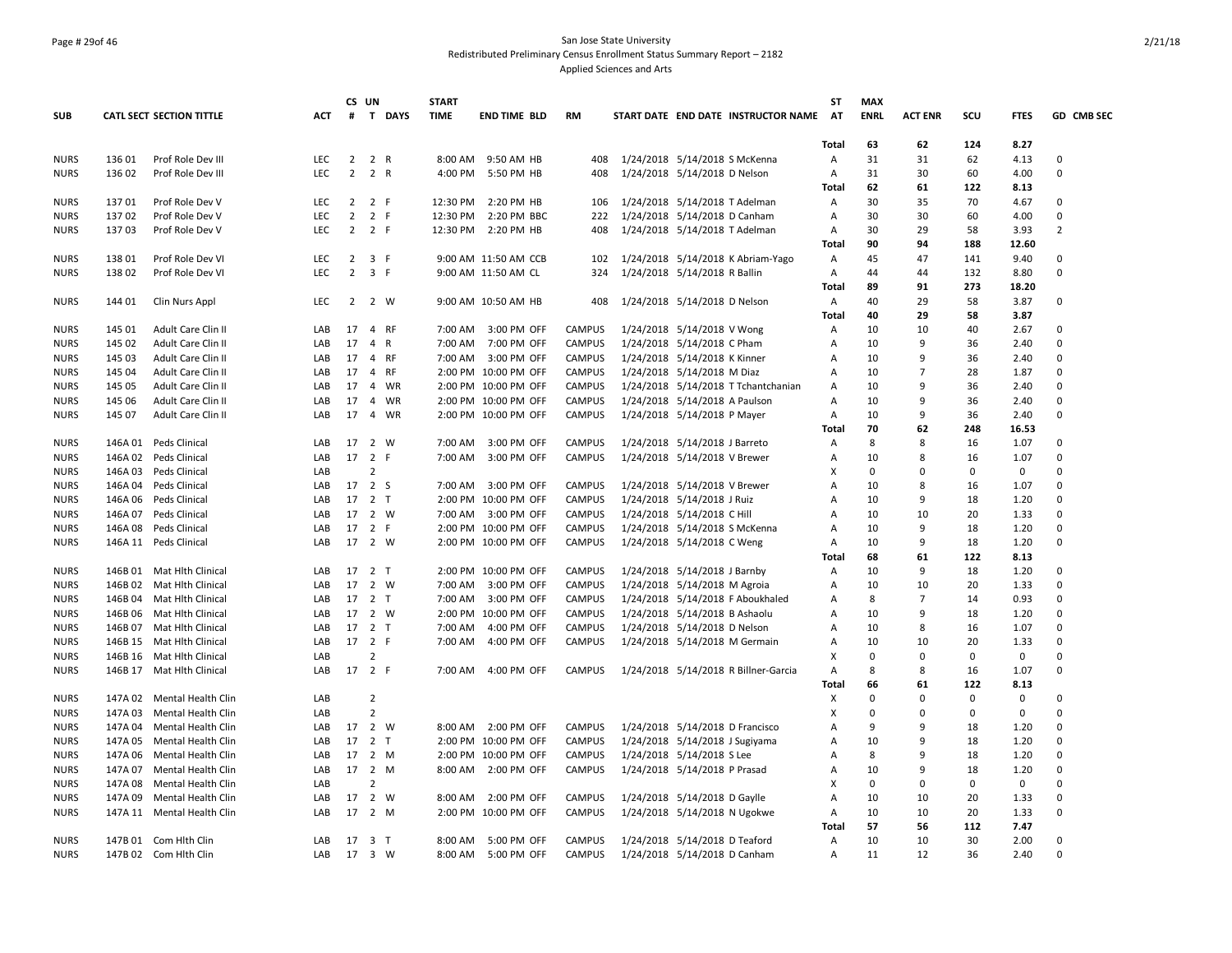San Jose State University
Redistributed Preliminary Census Enrollment Status Summary Report – 2182
Applied Sciences and Arts

| SUB | CATL | SECT | SECTION TITTLE | ACT | CS # | UN T | DAYS | START TIME | END TIME | BLD | RM | START DATE | END DATE | INSTRUCTOR NAME | ST AT | MAX ENRL | ACT ENR | SCU | FTES | GD | CMB SEC |
|---|---|---|---|---|---|---|---|---|---|---|---|---|---|---|---|---|---|---|---|---|---|
| | | | | | | | | | | | | | | | Total | 63 | 62 | 124 | 8.27 | | |
| NURS | 136 | 01 | Prof Role Dev III | LEC | 2 | 2 | R | 8:00 AM | 9:50 AM | HB | 408 | 1/24/2018 | 5/14/2018 | S McKenna | A | 31 | 31 | 62 | 4.13 | 0 | |
| NURS | 136 | 02 | Prof Role Dev III | LEC | 2 | 2 | R | 4:00 PM | 5:50 PM | HB | 408 | 1/24/2018 | 5/14/2018 | D Nelson | A | 31 | 30 | 60 | 4.00 | 0 | |
| | | | | | | | | | | | | | | | Total | 62 | 61 | 122 | 8.13 | | |
| NURS | 137 | 01 | Prof Role Dev V | LEC | 2 | 2 | F | 12:30 PM | 2:20 PM | HB | 106 | 1/24/2018 | 5/14/2018 | T Adelman | A | 30 | 35 | 70 | 4.67 | 0 | |
| NURS | 137 | 02 | Prof Role Dev V | LEC | 2 | 2 | F | 12:30 PM | 2:20 PM | BBC | 222 | 1/24/2018 | 5/14/2018 | D Canham | A | 30 | 30 | 60 | 4.00 | 0 | |
| NURS | 137 | 03 | Prof Role Dev V | LEC | 2 | 2 | F | 12:30 PM | 2:20 PM | HB | 408 | 1/24/2018 | 5/14/2018 | T Adelman | A | 30 | 29 | 58 | 3.93 | 2 | |
| | | | | | | | | | | | | | | | Total | 90 | 94 | 188 | 12.60 | | |
| NURS | 138 | 01 | Prof Role Dev VI | LEC | 2 | 3 | F | 9:00 AM | 11:50 AM | CCB | 102 | 1/24/2018 | 5/14/2018 | K Abriam-Yago | A | 45 | 47 | 141 | 9.40 | 0 | |
| NURS | 138 | 02 | Prof Role Dev VI | LEC | 2 | 3 | F | 9:00 AM | 11:50 AM | CL | 324 | 1/24/2018 | 5/14/2018 | R Ballin | A | 44 | 44 | 132 | 8.80 | 0 | |
| | | | | | | | | | | | | | | | Total | 89 | 91 | 273 | 18.20 | | |
| NURS | 144 | 01 | Clin Nurs Appl | LEC | 2 | 2 | W | 9:00 AM | 10:50 AM | HB | 408 | 1/24/2018 | 5/14/2018 | D Nelson | A | 40 | 29 | 58 | 3.87 | 0 | |
| | | | | | | | | | | | | | | | Total | 40 | 29 | 58 | 3.87 | | |
| NURS | 145 | 01 | Adult Care Clin II | LAB | 17 | 4 | RF | 7:00 AM | 3:00 PM | OFF | CAMPUS | 1/24/2018 | 5/14/2018 | V Wong | A | 10 | 10 | 40 | 2.67 | 0 | |
| NURS | 145 | 02 | Adult Care Clin II | LAB | 17 | 4 | R | 7:00 AM | 7:00 PM | OFF | CAMPUS | 1/24/2018 | 5/14/2018 | C Pham | A | 10 | 9 | 36 | 2.40 | 0 | |
| NURS | 145 | 03 | Adult Care Clin II | LAB | 17 | 4 | RF | 7:00 AM | 3:00 PM | OFF | CAMPUS | 1/24/2018 | 5/14/2018 | K Kinner | A | 10 | 9 | 36 | 2.40 | 0 | |
| NURS | 145 | 04 | Adult Care Clin II | LAB | 17 | 4 | RF | 2:00 PM | 10:00 PM | OFF | CAMPUS | 1/24/2018 | 5/14/2018 | M Diaz | A | 10 | 7 | 28 | 1.87 | 0 | |
| NURS | 145 | 05 | Adult Care Clin II | LAB | 17 | 4 | WR | 2:00 PM | 10:00 PM | OFF | CAMPUS | 1/24/2018 | 5/14/2018 | T Tchantchanian | A | 10 | 9 | 36 | 2.40 | 0 | |
| NURS | 145 | 06 | Adult Care Clin II | LAB | 17 | 4 | WR | 2:00 PM | 10:00 PM | OFF | CAMPUS | 1/24/2018 | 5/14/2018 | A Paulson | A | 10 | 9 | 36 | 2.40 | 0 | |
| NURS | 145 | 07 | Adult Care Clin II | LAB | 17 | 4 | WR | 2:00 PM | 10:00 PM | OFF | CAMPUS | 1/24/2018 | 5/14/2018 | P Mayer | A | 10 | 9 | 36 | 2.40 | 0 | |
| | | | | | | | | | | | | | | | Total | 70 | 62 | 248 | 16.53 | | |
| NURS | 146A | 01 | Peds Clinical | LAB | 17 | 2 | W | 7:00 AM | 3:00 PM | OFF | CAMPUS | 1/24/2018 | 5/14/2018 | J Barreto | A | 8 | 8 | 16 | 1.07 | 0 | |
| NURS | 146A | 02 | Peds Clinical | LAB | 17 | 2 | F | 7:00 AM | 3:00 PM | OFF | CAMPUS | 1/24/2018 | 5/14/2018 | V Brewer | A | 10 | 8 | 16 | 1.07 | 0 | |
| NURS | 146A | 03 | Peds Clinical | LAB | | 2 | | | | | | | | | X | 0 | 0 | 0 | 0 | 0 | |
| NURS | 146A | 04 | Peds Clinical | LAB | 17 | 2 | S | 7:00 AM | 3:00 PM | OFF | CAMPUS | 1/24/2018 | 5/14/2018 | V Brewer | A | 10 | 8 | 16 | 1.07 | 0 | |
| NURS | 146A | 06 | Peds Clinical | LAB | 17 | 2 | T | 2:00 PM | 10:00 PM | OFF | CAMPUS | 1/24/2018 | 5/14/2018 | J Ruiz | A | 10 | 9 | 18 | 1.20 | 0 | |
| NURS | 146A | 07 | Peds Clinical | LAB | 17 | 2 | W | 7:00 AM | 3:00 PM | OFF | CAMPUS | 1/24/2018 | 5/14/2018 | C Hill | A | 10 | 10 | 20 | 1.33 | 0 | |
| NURS | 146A | 08 | Peds Clinical | LAB | 17 | 2 | F | 2:00 PM | 10:00 PM | OFF | CAMPUS | 1/24/2018 | 5/14/2018 | S McKenna | A | 10 | 9 | 18 | 1.20 | 0 | |
| NURS | 146A | 11 | Peds Clinical | LAB | 17 | 2 | W | 2:00 PM | 10:00 PM | OFF | CAMPUS | 1/24/2018 | 5/14/2018 | C Weng | A | 10 | 9 | 18 | 1.20 | 0 | |
| | | | | | | | | | | | | | | | Total | 68 | 61 | 122 | 8.13 | | |
| NURS | 146B | 01 | Mat Hlth Clinical | LAB | 17 | 2 | T | 2:00 PM | 10:00 PM | OFF | CAMPUS | 1/24/2018 | 5/14/2018 | J Barnby | A | 10 | 9 | 18 | 1.20 | 0 | |
| NURS | 146B | 02 | Mat Hlth Clinical | LAB | 17 | 2 | W | 7:00 AM | 3:00 PM | OFF | CAMPUS | 1/24/2018 | 5/14/2018 | M Agroia | A | 10 | 10 | 20 | 1.33 | 0 | |
| NURS | 146B | 04 | Mat Hlth Clinical | LAB | 17 | 2 | T | 7:00 AM | 3:00 PM | OFF | CAMPUS | 1/24/2018 | 5/14/2018 | F Aboukhaled | A | 8 | 7 | 14 | 0.93 | 0 | |
| NURS | 146B | 06 | Mat Hlth Clinical | LAB | 17 | 2 | W | 2:00 PM | 10:00 PM | OFF | CAMPUS | 1/24/2018 | 5/14/2018 | B Ashaolu | A | 10 | 9 | 18 | 1.20 | 0 | |
| NURS | 146B | 07 | Mat Hlth Clinical | LAB | 17 | 2 | T | 7:00 AM | 4:00 PM | OFF | CAMPUS | 1/24/2018 | 5/14/2018 | D Nelson | A | 10 | 8 | 16 | 1.07 | 0 | |
| NURS | 146B | 15 | Mat Hlth Clinical | LAB | 17 | 2 | F | 7:00 AM | 4:00 PM | OFF | CAMPUS | 1/24/2018 | 5/14/2018 | M Germain | A | 10 | 10 | 20 | 1.33 | 0 | |
| NURS | 146B | 16 | Mat Hlth Clinical | LAB | | 2 | | | | | | | | | X | 0 | 0 | 0 | 0 | 0 | |
| NURS | 146B | 17 | Mat Hlth Clinical | LAB | 17 | 2 | F | 7:00 AM | 4:00 PM | OFF | CAMPUS | 1/24/2018 | 5/14/2018 | R Billner-Garcia | A | 8 | 8 | 16 | 1.07 | 0 | |
| | | | | | | | | | | | | | | | Total | 66 | 61 | 122 | 8.13 | | |
| NURS | 147A | 02 | Mental Health Clin | LAB | | 2 | | | | | | | | | X | 0 | 0 | 0 | 0 | 0 | |
| NURS | 147A | 03 | Mental Health Clin | LAB | | 2 | | | | | | | | | X | 0 | 0 | 0 | 0 | 0 | |
| NURS | 147A | 04 | Mental Health Clin | LAB | 17 | 2 | W | 8:00 AM | 2:00 PM | OFF | CAMPUS | 1/24/2018 | 5/14/2018 | D Francisco | A | 9 | 9 | 18 | 1.20 | 0 | |
| NURS | 147A | 05 | Mental Health Clin | LAB | 17 | 2 | T | 2:00 PM | 10:00 PM | OFF | CAMPUS | 1/24/2018 | 5/14/2018 | J Sugiyama | A | 10 | 9 | 18 | 1.20 | 0 | |
| NURS | 147A | 06 | Mental Health Clin | LAB | 17 | 2 | M | 2:00 PM | 10:00 PM | OFF | CAMPUS | 1/24/2018 | 5/14/2018 | S Lee | A | 8 | 9 | 18 | 1.20 | 0 | |
| NURS | 147A | 07 | Mental Health Clin | LAB | 17 | 2 | M | 8:00 AM | 2:00 PM | OFF | CAMPUS | 1/24/2018 | 5/14/2018 | P Prasad | A | 10 | 9 | 18 | 1.20 | 0 | |
| NURS | 147A | 08 | Mental Health Clin | LAB | | 2 | | | | | | | | | X | 0 | 0 | 0 | 0 | 0 | |
| NURS | 147A | 09 | Mental Health Clin | LAB | 17 | 2 | W | 8:00 AM | 2:00 PM | OFF | CAMPUS | 1/24/2018 | 5/14/2018 | D Gaylle | A | 10 | 10 | 20 | 1.33 | 0 | |
| NURS | 147A | 11 | Mental Health Clin | LAB | 17 | 2 | M | 2:00 PM | 10:00 PM | OFF | CAMPUS | 1/24/2018 | 5/14/2018 | N Ugokwe | A | 10 | 10 | 20 | 1.33 | 0 | |
| | | | | | | | | | | | | | | | Total | 57 | 56 | 112 | 7.47 | | |
| NURS | 147B | 01 | Com Hlth Clin | LAB | 17 | 3 | T | 8:00 AM | 5:00 PM | OFF | CAMPUS | 1/24/2018 | 5/14/2018 | D Teaford | A | 10 | 10 | 30 | 2.00 | 0 | |
| NURS | 147B | 02 | Com Hlth Clin | LAB | 17 | 3 | W | 8:00 AM | 5:00 PM | OFF | CAMPUS | 1/24/2018 | 5/14/2018 | D Canham | A | 11 | 12 | 36 | 2.40 | 0 | |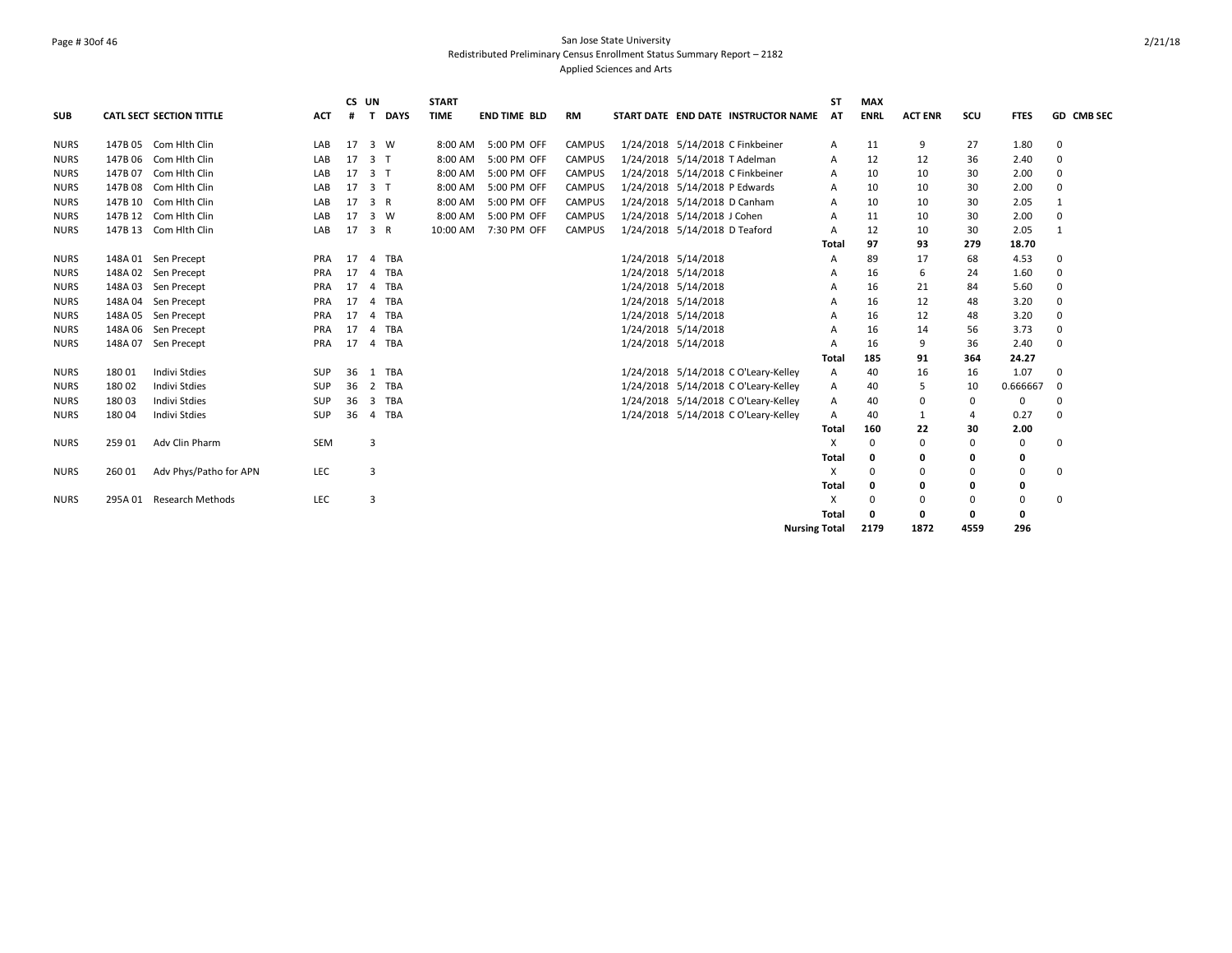San Jose State University
Redistributed Preliminary Census Enrollment Status Summary Report – 2182
Applied Sciences and Arts

| SUB | CATL SECT | SECTION TITTLE | ACT | CS # | UN T | DAYS | START TIME | END TIME | BLD | RM | START DATE | END DATE | INSTRUCTOR NAME | ST AT | MAX ENRL | ACT ENR | SCU | FTES | GD | CMB SEC |
|---|---|---|---|---|---|---|---|---|---|---|---|---|---|---|---|---|---|---|---|---|
| NURS | 147B 05 | Com Hlth Clin | LAB | 17 | 3 | W | 8:00 AM | 5:00 PM | OFF | CAMPUS | 1/24/2018 | 5/14/2018 | C Finkbeiner | A | 11 | 9 | 27 | 1.80 | 0 | |
| NURS | 147B 06 | Com Hlth Clin | LAB | 17 | 3 | T | 8:00 AM | 5:00 PM | OFF | CAMPUS | 1/24/2018 | 5/14/2018 | T Adelman | A | 12 | 12 | 36 | 2.40 | 0 | |
| NURS | 147B 07 | Com Hlth Clin | LAB | 17 | 3 | T | 8:00 AM | 5:00 PM | OFF | CAMPUS | 1/24/2018 | 5/14/2018 | C Finkbeiner | A | 10 | 10 | 30 | 2.00 | 0 | |
| NURS | 147B 08 | Com Hlth Clin | LAB | 17 | 3 | T | 8:00 AM | 5:00 PM | OFF | CAMPUS | 1/24/2018 | 5/14/2018 | P Edwards | A | 10 | 10 | 30 | 2.00 | 0 | |
| NURS | 147B 10 | Com Hlth Clin | LAB | 17 | 3 | R | 8:00 AM | 5:00 PM | OFF | CAMPUS | 1/24/2018 | 5/14/2018 | D Canham | A | 10 | 10 | 30 | 2.05 | 1 | |
| NURS | 147B 12 | Com Hlth Clin | LAB | 17 | 3 | W | 8:00 AM | 5:00 PM | OFF | CAMPUS | 1/24/2018 | 5/14/2018 | J Cohen | A | 11 | 10 | 30 | 2.00 | 0 | |
| NURS | 147B 13 | Com Hlth Clin | LAB | 17 | 3 | R | 10:00 AM | 7:30 PM | OFF | CAMPUS | 1/24/2018 | 5/14/2018 | D Teaford | A | 12 | 10 | 30 | 2.05 | 1 | |
| | | | | | | | | | | | | | | **Total** | **97** | **93** | **279** | **18.70** | | |
| NURS | 148A 01 | Sen Precept | PRA | 17 | 4 | TBA | | | | | 1/24/2018 | 5/14/2018 | | A | 89 | 17 | 68 | 4.53 | 0 | |
| NURS | 148A 02 | Sen Precept | PRA | 17 | 4 | TBA | | | | | 1/24/2018 | 5/14/2018 | | A | 16 | 6 | 24 | 1.60 | 0 | |
| NURS | 148A 03 | Sen Precept | PRA | 17 | 4 | TBA | | | | | 1/24/2018 | 5/14/2018 | | A | 16 | 21 | 84 | 5.60 | 0 | |
| NURS | 148A 04 | Sen Precept | PRA | 17 | 4 | TBA | | | | | 1/24/2018 | 5/14/2018 | | A | 16 | 12 | 48 | 3.20 | 0 | |
| NURS | 148A 05 | Sen Precept | PRA | 17 | 4 | TBA | | | | | 1/24/2018 | 5/14/2018 | | A | 16 | 12 | 48 | 3.20 | 0 | |
| NURS | 148A 06 | Sen Precept | PRA | 17 | 4 | TBA | | | | | 1/24/2018 | 5/14/2018 | | A | 16 | 14 | 56 | 3.73 | 0 | |
| NURS | 148A 07 | Sen Precept | PRA | 17 | 4 | TBA | | | | | 1/24/2018 | 5/14/2018 | | A | 16 | 9 | 36 | 2.40 | 0 | |
| | | | | | | | | | | | | | | **Total** | **185** | **91** | **364** | **24.27** | | |
| NURS | 180 01 | Indivi Stdies | SUP | 36 | 1 | TBA | | | | | 1/24/2018 | 5/14/2018 | C O'Leary-Kelley | A | 40 | 16 | 16 | 1.07 | 0 | |
| NURS | 180 02 | Indivi Stdies | SUP | 36 | 2 | TBA | | | | | 1/24/2018 | 5/14/2018 | C O'Leary-Kelley | A | 40 | 5 | 10 | 0.666667 | 0 | |
| NURS | 180 03 | Indivi Stdies | SUP | 36 | 3 | TBA | | | | | 1/24/2018 | 5/14/2018 | C O'Leary-Kelley | A | 40 | 0 | 0 | 0 | 0 | |
| NURS | 180 04 | Indivi Stdies | SUP | 36 | 4 | TBA | | | | | 1/24/2018 | 5/14/2018 | C O'Leary-Kelley | A | 40 | 1 | 4 | 0.27 | 0 | |
| | | | | | | | | | | | | | | **Total** | **160** | **22** | **30** | **2.00** | | |
| NURS | 259 01 | Adv Clin Pharm | SEM | | 3 | | | | | | | | | X | 0 | 0 | 0 | 0 | 0 | |
| | | | | | | | | | | | | | | **Total** | **0** | **0** | **0** | **0** | | |
| NURS | 260 01 | Adv Phys/Patho for APN | LEC | | 3 | | | | | | | | | X | 0 | 0 | 0 | 0 | 0 | |
| | | | | | | | | | | | | | | **Total** | **0** | **0** | **0** | **0** | | |
| NURS | 295A 01 | Research Methods | LEC | | 3 | | | | | | | | | X | 0 | 0 | 0 | 0 | 0 | |
| | | | | | | | | | | | | | | **Total** | **0** | **0** | **0** | **0** | | |
| | | | | | | | | | | | | | **Nursing Total** | | **2179** | **1872** | **4559** | **296** | | |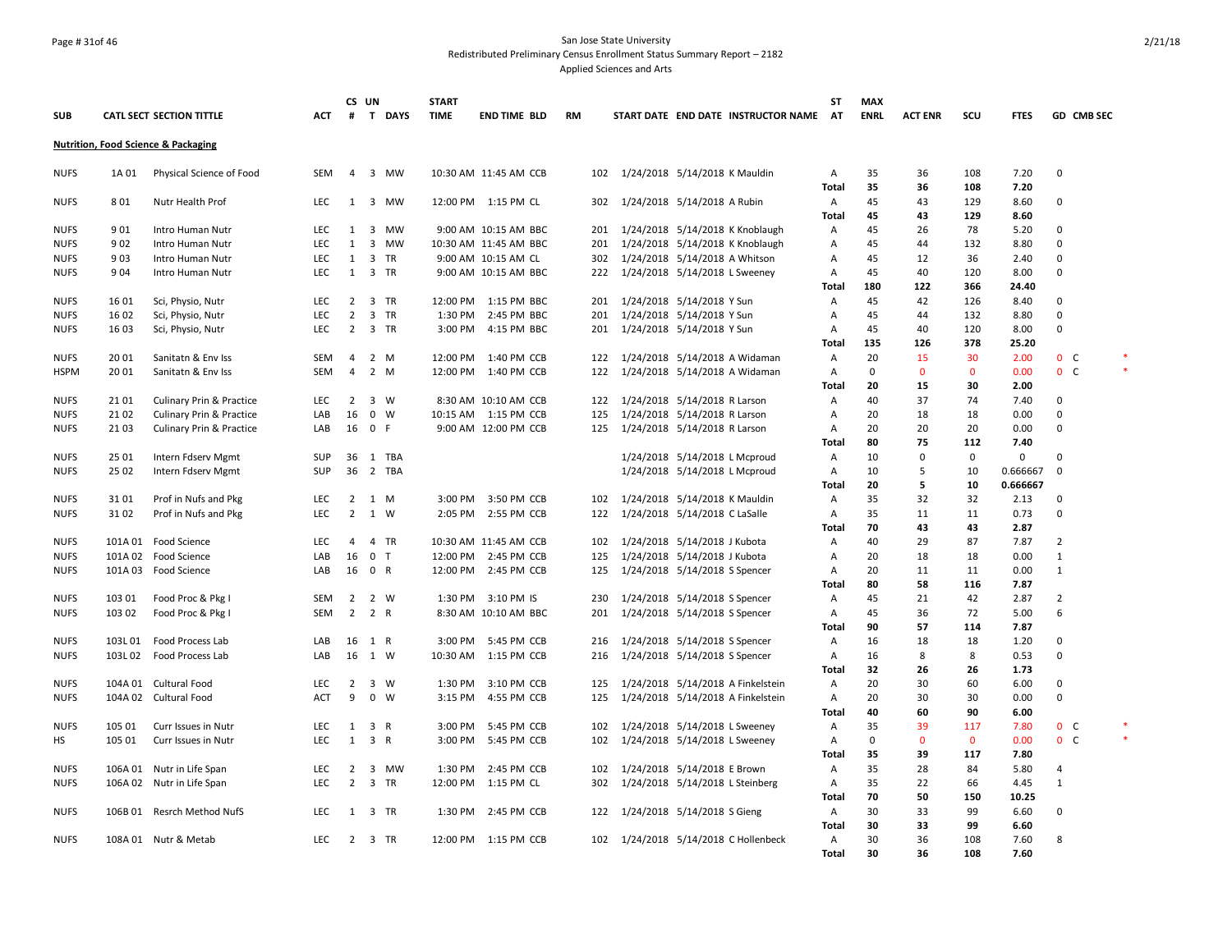San Jose State University
Redistributed Preliminary Census Enrollment Status Summary Report – 2182
Applied Sciences and Arts

| SUB | CATL SECT | SECTION TITTLE | ACT | CS # | UN T | DAYS | START TIME | END TIME | BLD | RM | START DATE | END DATE | INSTRUCTOR NAME | ST AT | MAX ENRL | ACT ENR | SCU | FTES | GD | CMB SEC | |
|---|---|---|---|---|---|---|---|---|---|---|---|---|---|---|---|---|---|---|---|---|---|
| **Nutrition, Food Science & Packaging** | | | | | | | | | | | | | | | | | | | | | |
| NUFS | 1A 01 | Physical Science of Food | SEM | 4 | 3 | MW | 10:30 AM | 11:45 AM | CCB | 102 | 1/24/2018 | 5/14/2018 | K Mauldin | A | 35 | 36 | 108 | 7.20 | 0 | | |
| | | | | | | | | | | | | | | **Total** | **35** | **36** | **108** | **7.20** | | | |
| NUFS | 8 01 | Nutr Health Prof | LEC | 1 | 3 | MW | 12:00 PM | 1:15 PM | CL | 302 | 1/24/2018 | 5/14/2018 | A Rubin | A | 45 | 43 | 129 | 8.60 | 0 | | |
| | | | | | | | | | | | | | | **Total** | **45** | **43** | **129** | **8.60** | | | |
| NUFS | 9 01 | Intro Human Nutr | LEC | 1 | 3 | MW | 9:00 AM | 10:15 AM | BBC | 201 | 1/24/2018 | 5/14/2018 | K Knoblaugh | A | 45 | 26 | 78 | 5.20 | 0 | | |
| NUFS | 9 02 | Intro Human Nutr | LEC | 1 | 3 | MW | 10:30 AM | 11:45 AM | BBC | 201 | 1/24/2018 | 5/14/2018 | K Knoblaugh | A | 45 | 44 | 132 | 8.80 | 0 | | |
| NUFS | 9 03 | Intro Human Nutr | LEC | 1 | 3 | TR | 9:00 AM | 10:15 AM | CL | 302 | 1/24/2018 | 5/14/2018 | A Whitson | A | 45 | 12 | 36 | 2.40 | 0 | | |
| NUFS | 9 04 | Intro Human Nutr | LEC | 1 | 3 | TR | 9:00 AM | 10:15 AM | BBC | 222 | 1/24/2018 | 5/14/2018 | L Sweeney | A | 45 | 40 | 120 | 8.00 | 0 | | |
| | | | | | | | | | | | | | | **Total** | **180** | **122** | **366** | **24.40** | | | |
| NUFS | 16 01 | Sci, Physio, Nutr | LEC | 2 | 3 | TR | 12:00 PM | 1:15 PM | BBC | 201 | 1/24/2018 | 5/14/2018 | Y Sun | A | 45 | 42 | 126 | 8.40 | 0 | | |
| NUFS | 16 02 | Sci, Physio, Nutr | LEC | 2 | 3 | TR | 1:30 PM | 2:45 PM | BBC | 201 | 1/24/2018 | 5/14/2018 | Y Sun | A | 45 | 44 | 132 | 8.80 | 0 | | |
| NUFS | 16 03 | Sci, Physio, Nutr | LEC | 2 | 3 | TR | 3:00 PM | 4:15 PM | BBC | 201 | 1/24/2018 | 5/14/2018 | Y Sun | A | 45 | 40 | 120 | 8.00 | 0 | | |
| | | | | | | | | | | | | | | **Total** | **135** | **126** | **378** | **25.20** | | | |
| NUFS | 20 01 | Sanitatn & Env Iss | SEM | 4 | 2 | M | 12:00 PM | 1:40 PM | CCB | 122 | 1/24/2018 | 5/14/2018 | A Widaman | A | 20 | 15 | 30 | 2.00 | 0 | C | * |
| HSPM | 20 01 | Sanitatn & Env Iss | SEM | 4 | 2 | M | 12:00 PM | 1:40 PM | CCB | 122 | 1/24/2018 | 5/14/2018 | A Widaman | A | 0 | 0 | 0 | 0.00 | 0 | C | * |
| | | | | | | | | | | | | | | **Total** | **20** | **15** | **30** | **2.00** | | | |
| NUFS | 21 01 | Culinary Prin & Practice | LEC | 2 | 3 | W | 8:30 AM | 10:10 AM | CCB | 122 | 1/24/2018 | 5/14/2018 | R Larson | A | 40 | 37 | 74 | 7.40 | 0 | | |
| NUFS | 21 02 | Culinary Prin & Practice | LAB | 16 | 0 | W | 10:15 AM | 1:15 PM | CCB | 125 | 1/24/2018 | 5/14/2018 | R Larson | A | 20 | 18 | 18 | 0.00 | 0 | | |
| NUFS | 21 03 | Culinary Prin & Practice | LAB | 16 | 0 | F | 9:00 AM | 12:00 PM | CCB | 125 | 1/24/2018 | 5/14/2018 | R Larson | A | 20 | 20 | 20 | 0.00 | 0 | | |
| | | | | | | | | | | | | | | **Total** | **80** | **75** | **112** | **7.40** | | | |
| NUFS | 25 01 | Intern Fdserv Mgmt | SUP | 36 | 1 | TBA | | | | | 1/24/2018 | 5/14/2018 | L Mcproud | A | 10 | 0 | 0 | 0 | 0 | | |
| NUFS | 25 02 | Intern Fdserv Mgmt | SUP | 36 | 2 | TBA | | | | | 1/24/2018 | 5/14/2018 | L Mcproud | A | 10 | 5 | 10 | 0.666667 | 0 | | |
| | | | | | | | | | | | | | | **Total** | **20** | **5** | **10** | **0.666667** | | | |
| NUFS | 31 01 | Prof in Nufs and Pkg | LEC | 2 | 1 | M | 3:00 PM | 3:50 PM | CCB | 102 | 1/24/2018 | 5/14/2018 | K Mauldin | A | 35 | 32 | 32 | 2.13 | 0 | | |
| NUFS | 31 02 | Prof in Nufs and Pkg | LEC | 2 | 1 | W | 2:05 PM | 2:55 PM | CCB | 122 | 1/24/2018 | 5/14/2018 | C LaSalle | A | 35 | 11 | 11 | 0.73 | 0 | | |
| | | | | | | | | | | | | | | **Total** | **70** | **43** | **43** | **2.87** | | | |
| NUFS | 101A 01 | Food Science | LEC | 4 | 4 | TR | 10:30 AM | 11:45 AM | CCB | 102 | 1/24/2018 | 5/14/2018 | J Kubota | A | 40 | 29 | 87 | 7.87 | 2 | | |
| NUFS | 101A 02 | Food Science | LAB | 16 | 0 | T | 12:00 PM | 2:45 PM | CCB | 125 | 1/24/2018 | 5/14/2018 | J Kubota | A | 20 | 18 | 18 | 0.00 | 1 | | |
| NUFS | 101A 03 | Food Science | LAB | 16 | 0 | R | 12:00 PM | 2:45 PM | CCB | 125 | 1/24/2018 | 5/14/2018 | S Spencer | A | 20 | 11 | 11 | 0.00 | 1 | | |
| | | | | | | | | | | | | | | **Total** | **80** | **58** | **116** | **7.87** | | | |
| NUFS | 103 01 | Food Proc & Pkg I | SEM | 2 | 2 | W | 1:30 PM | 3:10 PM | IS | 230 | 1/24/2018 | 5/14/2018 | S Spencer | A | 45 | 21 | 42 | 2.87 | 2 | | |
| NUFS | 103 02 | Food Proc & Pkg I | SEM | 2 | 2 | R | 8:30 AM | 10:10 AM | BBC | 201 | 1/24/2018 | 5/14/2018 | S Spencer | A | 45 | 36 | 72 | 5.00 | 6 | | |
| | | | | | | | | | | | | | | **Total** | **90** | **57** | **114** | **7.87** | | | |
| NUFS | 103L 01 | Food Process Lab | LAB | 16 | 1 | R | 3:00 PM | 5:45 PM | CCB | 216 | 1/24/2018 | 5/14/2018 | S Spencer | A | 16 | 18 | 18 | 1.20 | 0 | | |
| NUFS | 103L 02 | Food Process Lab | LAB | 16 | 1 | W | 10:30 AM | 1:15 PM | CCB | 216 | 1/24/2018 | 5/14/2018 | S Spencer | A | 16 | 8 | 8 | 0.53 | 0 | | |
| | | | | | | | | | | | | | | **Total** | **32** | **26** | **26** | **1.73** | | | |
| NUFS | 104A 01 | Cultural Food | LEC | 2 | 3 | W | 1:30 PM | 3:10 PM | CCB | 125 | 1/24/2018 | 5/14/2018 | A Finkelstein | A | 20 | 30 | 60 | 6.00 | 0 | | |
| NUFS | 104A 02 | Cultural Food | ACT | 9 | 0 | W | 3:15 PM | 4:55 PM | CCB | 125 | 1/24/2018 | 5/14/2018 | A Finkelstein | A | 20 | 30 | 30 | 0.00 | 0 | | |
| | | | | | | | | | | | | | | **Total** | **40** | **60** | **90** | **6.00** | | | |
| NUFS | 105 01 | Curr Issues in Nutr | LEC | 1 | 3 | R | 3:00 PM | 5:45 PM | CCB | 102 | 1/24/2018 | 5/14/2018 | L Sweeney | A | 35 | 39 | 117 | 7.80 | 0 | C | * |
| HS | 105 01 | Curr Issues in Nutr | LEC | 1 | 3 | R | 3:00 PM | 5:45 PM | CCB | 102 | 1/24/2018 | 5/14/2018 | L Sweeney | A | 0 | 0 | 0 | 0.00 | 0 | C | * |
| | | | | | | | | | | | | | | **Total** | **35** | **39** | **117** | **7.80** | | | |
| NUFS | 106A 01 | Nutr in Life Span | LEC | 2 | 3 | MW | 1:30 PM | 2:45 PM | CCB | 102 | 1/24/2018 | 5/14/2018 | E Brown | A | 35 | 28 | 84 | 5.80 | 4 | | |
| NUFS | 106A 02 | Nutr in Life Span | LEC | 2 | 3 | TR | 12:00 PM | 1:15 PM | CL | 302 | 1/24/2018 | 5/14/2018 | L Steinberg | A | 35 | 22 | 66 | 4.45 | 1 | | |
| | | | | | | | | | | | | | | **Total** | **70** | **50** | **150** | **10.25** | | | |
| NUFS | 106B 01 | Resrch Method NufS | LEC | 1 | 3 | TR | 1:30 PM | 2:45 PM | CCB | 122 | 1/24/2018 | 5/14/2018 | S Gieng | A | 30 | 33 | 99 | 6.60 | 0 | | |
| | | | | | | | | | | | | | | **Total** | **30** | **33** | **99** | **6.60** | | | |
| NUFS | 108A 01 | Nutr & Metab | LEC | 2 | 3 | TR | 12:00 PM | 1:15 PM | CCB | 102 | 1/24/2018 | 5/14/2018 | C Hollenbeck | A | 30 | 36 | 108 | 7.60 | 8 | | |
| | | | | | | | | | | | | | | **Total** | **30** | **36** | **108** | **7.60** | | | |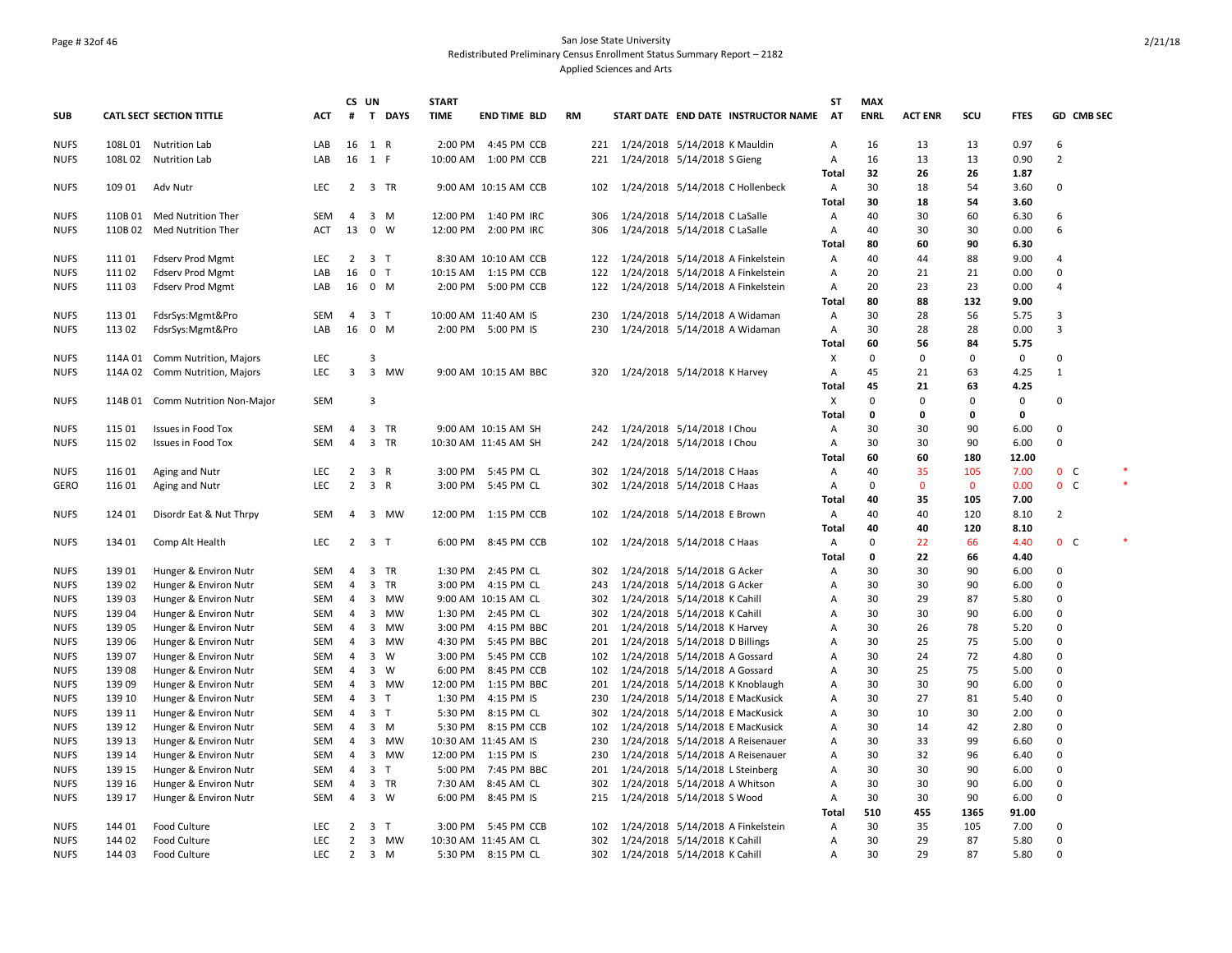San Jose State University
Redistributed Preliminary Census Enrollment Status Summary Report – 2182
Applied Sciences and Arts

| SUB | CATL SECT | SECTION TITTLE | ACT | CS # | UN T | DAYS | START TIME | END TIME | BLD | RM | START DATE | END DATE | INSTRUCTOR NAME | ST AT | MAX ENRL | ACT ENR | SCU | FTES | GD | CMB SEC | |
|---|---|---|---|---|---|---|---|---|---|---|---|---|---|---|---|---|---|---|---|---|---|
| NUFS | 108L 01 | Nutrition Lab | LAB | 16 | 1 | R | 2:00 PM | 4:45 PM | CCB | 221 | 1/24/2018 | 5/14/2018 | K Mauldin | A | 16 | 13 | 13 | 0.97 | 6 | | |
| NUFS | 108L 02 | Nutrition Lab | LAB | 16 | 1 | F | 10:00 AM | 1:00 PM | CCB | 221 | 1/24/2018 | 5/14/2018 | S Gieng | A | 16 | 13 | 13 | 0.90 | 2 | | |
| | | | | | | | | | | | | | | **Total** | **32** | **26** | **26** | **1.87** | | | |
| NUFS | 109 01 | Adv Nutr | LEC | 2 | 3 | TR | 9:00 AM | 10:15 AM | CCB | 102 | 1/24/2018 | 5/14/2018 | C Hollenbeck | A | 30 | 18 | 54 | 3.60 | 0 | | |
| | | | | | | | | | | | | | | **Total** | **30** | **18** | **54** | **3.60** | | | |
| NUFS | 110B 01 | Med Nutrition Ther | SEM | 4 | 3 | M | 12:00 PM | 1:40 PM | IRC | 306 | 1/24/2018 | 5/14/2018 | C LaSalle | A | 40 | 30 | 60 | 6.30 | 6 | | |
| NUFS | 110B 02 | Med Nutrition Ther | ACT | 13 | 0 | W | 12:00 PM | 2:00 PM | IRC | 306 | 1/24/2018 | 5/14/2018 | C LaSalle | A | 40 | 30 | 30 | 0.00 | 6 | | |
| | | | | | | | | | | | | | | **Total** | **80** | **60** | **90** | **6.30** | | | |
| NUFS | 111 01 | Fdserv Prod Mgmt | LEC | 2 | 3 | T | 8:30 AM | 10:10 AM | CCB | 122 | 1/24/2018 | 5/14/2018 | A Finkelstein | A | 40 | 44 | 88 | 9.00 | 4 | | |
| NUFS | 111 02 | Fdserv Prod Mgmt | LAB | 16 | 0 | T | 10:15 AM | 1:15 PM | CCB | 122 | 1/24/2018 | 5/14/2018 | A Finkelstein | A | 20 | 21 | 21 | 0.00 | 0 | | |
| NUFS | 111 03 | Fdserv Prod Mgmt | LAB | 16 | 0 | M | 2:00 PM | 5:00 PM | CCB | 122 | 1/24/2018 | 5/14/2018 | A Finkelstein | A | 20 | 23 | 23 | 0.00 | 4 | | |
| | | | | | | | | | | | | | | **Total** | **80** | **88** | **132** | **9.00** | | | |
| NUFS | 113 01 | FdsrSys:Mgmt&Pro | SEM | 4 | 3 | T | 10:00 AM | 11:40 AM | IS | 230 | 1/24/2018 | 5/14/2018 | A Widaman | A | 30 | 28 | 56 | 5.75 | 3 | | |
| NUFS | 113 02 | FdsrSys:Mgmt&Pro | LAB | 16 | 0 | M | 2:00 PM | 5:00 PM | IS | 230 | 1/24/2018 | 5/14/2018 | A Widaman | A | 30 | 28 | 28 | 0.00 | 3 | | |
| | | | | | | | | | | | | | | **Total** | **60** | **56** | **84** | **5.75** | | | |
| NUFS | 114A 01 | Comm Nutrition, Majors | LEC | | 3 | | | | | | | | | X | 0 | 0 | 0 | 0 | 0 | | |
| NUFS | 114A 02 | Comm Nutrition, Majors | LEC | 3 | 3 | MW | 9:00 AM | 10:15 AM | BBC | 320 | 1/24/2018 | 5/14/2018 | K Harvey | A | 45 | 21 | 63 | 4.25 | 1 | | |
| | | | | | | | | | | | | | | **Total** | **45** | **21** | **63** | **4.25** | | | |
| NUFS | 114B 01 | Comm Nutrition Non-Major | SEM | | 3 | | | | | | | | | X | 0 | 0 | 0 | 0 | 0 | | |
| | | | | | | | | | | | | | | **Total** | **0** | **0** | **0** | **0** | | | |
| NUFS | 115 01 | Issues in Food Tox | SEM | 4 | 3 | TR | 9:00 AM | 10:15 AM | SH | 242 | 1/24/2018 | 5/14/2018 | I Chou | A | 30 | 30 | 90 | 6.00 | 0 | | |
| NUFS | 115 02 | Issues in Food Tox | SEM | 4 | 3 | TR | 10:30 AM | 11:45 AM | SH | 242 | 1/24/2018 | 5/14/2018 | I Chou | A | 30 | 30 | 90 | 6.00 | 0 | | |
| | | | | | | | | | | | | | | **Total** | **60** | **60** | **180** | **12.00** | | | |
| NUFS | 116 01 | Aging and Nutr | LEC | 2 | 3 | R | 3:00 PM | 5:45 PM | CL | 302 | 1/24/2018 | 5/14/2018 | C Haas | A | 40 | 35 | 105 | 7.00 | 0 | C | * |
| GERO | 116 01 | Aging and Nutr | LEC | 2 | 3 | R | 3:00 PM | 5:45 PM | CL | 302 | 1/24/2018 | 5/14/2018 | C Haas | A | 0 | 0 | 0 | 0.00 | 0 | C | * |
| | | | | | | | | | | | | | | **Total** | **40** | **35** | **105** | **7.00** | | | |
| NUFS | 124 01 | Disordr Eat & Nut Thrpy | SEM | 4 | 3 | MW | 12:00 PM | 1:15 PM | CCB | 102 | 1/24/2018 | 5/14/2018 | E Brown | A | 40 | 40 | 120 | 8.10 | 2 | | |
| | | | | | | | | | | | | | | **Total** | **40** | **40** | **120** | **8.10** | | | |
| NUFS | 134 01 | Comp Alt Health | LEC | 2 | 3 | T | 6:00 PM | 8:45 PM | CCB | 102 | 1/24/2018 | 5/14/2018 | C Haas | A | 0 | 22 | 66 | 4.40 | 0 | C | * |
| | | | | | | | | | | | | | | **Total** | **0** | **22** | **66** | **4.40** | | | |
| NUFS | 139 01 | Hunger & Environ Nutr | SEM | 4 | 3 | TR | 1:30 PM | 2:45 PM | CL | 302 | 1/24/2018 | 5/14/2018 | G Acker | A | 30 | 30 | 90 | 6.00 | 0 | | |
| NUFS | 139 02 | Hunger & Environ Nutr | SEM | 4 | 3 | TR | 3:00 PM | 4:15 PM | CL | 243 | 1/24/2018 | 5/14/2018 | G Acker | A | 30 | 30 | 90 | 6.00 | 0 | | |
| NUFS | 139 03 | Hunger & Environ Nutr | SEM | 4 | 3 | MW | 9:00 AM | 10:15 AM | CL | 302 | 1/24/2018 | 5/14/2018 | K Cahill | A | 30 | 29 | 87 | 5.80 | 0 | | |
| NUFS | 139 04 | Hunger & Environ Nutr | SEM | 4 | 3 | MW | 1:30 PM | 2:45 PM | CL | 302 | 1/24/2018 | 5/14/2018 | K Cahill | A | 30 | 30 | 90 | 6.00 | 0 | | |
| NUFS | 139 05 | Hunger & Environ Nutr | SEM | 4 | 3 | MW | 3:00 PM | 4:15 PM | BBC | 201 | 1/24/2018 | 5/14/2018 | K Harvey | A | 30 | 26 | 78 | 5.20 | 0 | | |
| NUFS | 139 06 | Hunger & Environ Nutr | SEM | 4 | 3 | MW | 4:30 PM | 5:45 PM | BBC | 201 | 1/24/2018 | 5/14/2018 | D Billings | A | 30 | 25 | 75 | 5.00 | 0 | | |
| NUFS | 139 07 | Hunger & Environ Nutr | SEM | 4 | 3 | W | 3:00 PM | 5:45 PM | CCB | 102 | 1/24/2018 | 5/14/2018 | A Gossard | A | 30 | 24 | 72 | 4.80 | 0 | | |
| NUFS | 139 08 | Hunger & Environ Nutr | SEM | 4 | 3 | W | 6:00 PM | 8:45 PM | CCB | 102 | 1/24/2018 | 5/14/2018 | A Gossard | A | 30 | 25 | 75 | 5.00 | 0 | | |
| NUFS | 139 09 | Hunger & Environ Nutr | SEM | 4 | 3 | MW | 12:00 PM | 1:15 PM | BBC | 201 | 1/24/2018 | 5/14/2018 | K Knoblaugh | A | 30 | 30 | 90 | 6.00 | 0 | | |
| NUFS | 139 10 | Hunger & Environ Nutr | SEM | 4 | 3 | T | 1:30 PM | 4:15 PM | IS | 230 | 1/24/2018 | 5/14/2018 | E MacKusick | A | 30 | 27 | 81 | 5.40 | 0 | | |
| NUFS | 139 11 | Hunger & Environ Nutr | SEM | 4 | 3 | T | 5:30 PM | 8:15 PM | CL | 302 | 1/24/2018 | 5/14/2018 | E MacKusick | A | 30 | 10 | 30 | 2.00 | 0 | | |
| NUFS | 139 12 | Hunger & Environ Nutr | SEM | 4 | 3 | M | 5:30 PM | 8:15 PM | CCB | 102 | 1/24/2018 | 5/14/2018 | E MacKusick | A | 30 | 14 | 42 | 2.80 | 0 | | |
| NUFS | 139 13 | Hunger & Environ Nutr | SEM | 4 | 3 | MW | 10:30 AM | 11:45 AM | IS | 230 | 1/24/2018 | 5/14/2018 | A Reisenauer | A | 30 | 33 | 99 | 6.60 | 0 | | |
| NUFS | 139 14 | Hunger & Environ Nutr | SEM | 4 | 3 | MW | 12:00 PM | 1:15 PM | IS | 230 | 1/24/2018 | 5/14/2018 | A Reisenauer | A | 30 | 32 | 96 | 6.40 | 0 | | |
| NUFS | 139 15 | Hunger & Environ Nutr | SEM | 4 | 3 | T | 5:00 PM | 7:45 PM | BBC | 201 | 1/24/2018 | 5/14/2018 | L Steinberg | A | 30 | 30 | 90 | 6.00 | 0 | | |
| NUFS | 139 16 | Hunger & Environ Nutr | SEM | 4 | 3 | TR | 7:30 AM | 8:45 AM | CL | 302 | 1/24/2018 | 5/14/2018 | A Whitson | A | 30 | 30 | 90 | 6.00 | 0 | | |
| NUFS | 139 17 | Hunger & Environ Nutr | SEM | 4 | 3 | W | 6:00 PM | 8:45 PM | IS | 215 | 1/24/2018 | 5/14/2018 | S Wood | A | 30 | 30 | 90 | 6.00 | 0 | | |
| | | | | | | | | | | | | | | **Total** | **510** | **455** | **1365** | **91.00** | | | |
| NUFS | 144 01 | Food Culture | LEC | 2 | 3 | T | 3:00 PM | 5:45 PM | CCB | 102 | 1/24/2018 | 5/14/2018 | A Finkelstein | A | 30 | 35 | 105 | 7.00 | 0 | | |
| NUFS | 144 02 | Food Culture | LEC | 2 | 3 | MW | 10:30 AM | 11:45 AM | CL | 302 | 1/24/2018 | 5/14/2018 | K Cahill | A | 30 | 29 | 87 | 5.80 | 0 | | |
| NUFS | 144 03 | Food Culture | LEC | 2 | 3 | M | 5:30 PM | 8:15 PM | CL | 302 | 1/24/2018 | 5/14/2018 | K Cahill | A | 30 | 29 | 87 | 5.80 | 0 | | |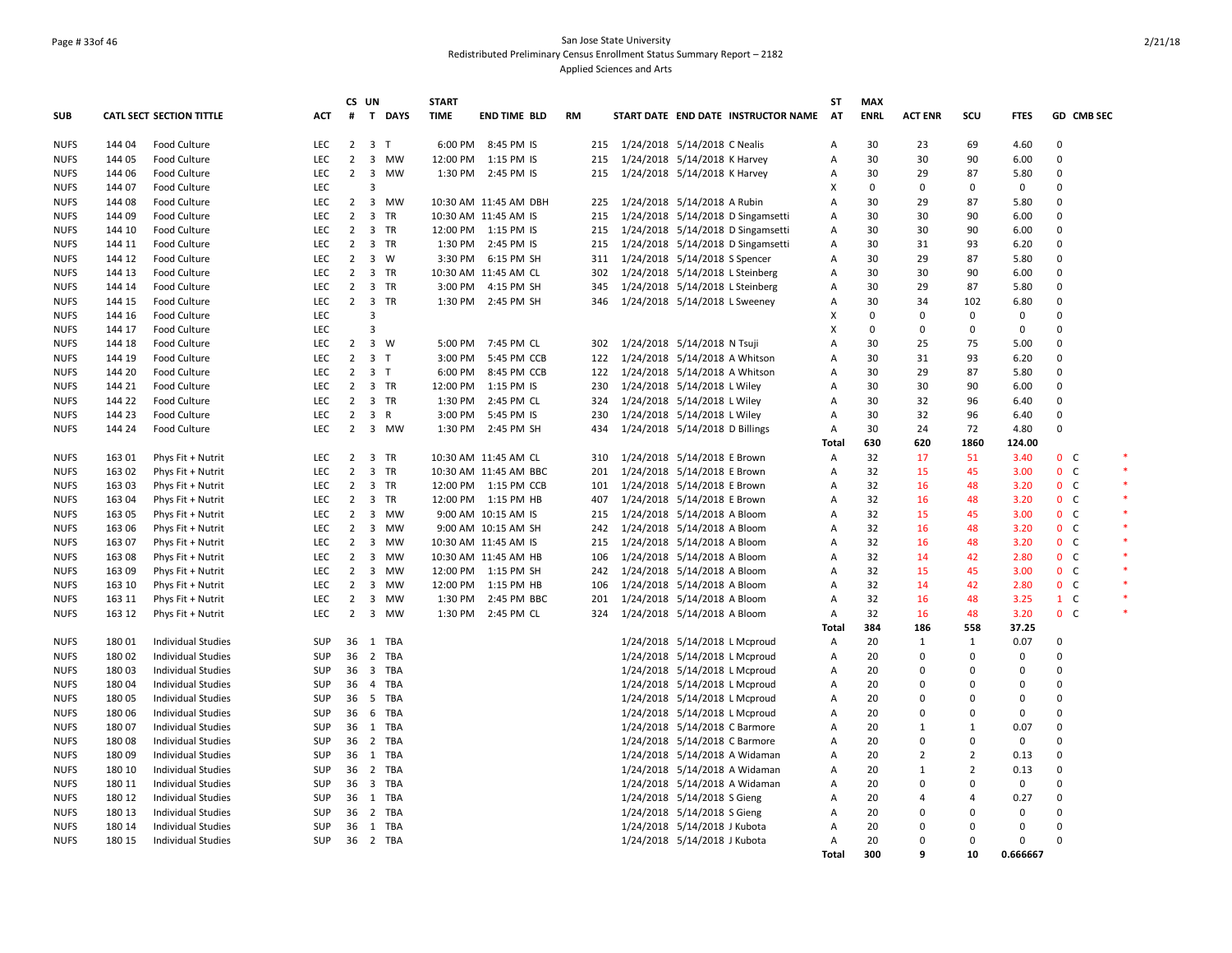San Jose State University
Redistributed Preliminary Census Enrollment Status Summary Report – 2182
Applied Sciences and Arts

| SUB | CATL | SECT | SECTION TITTLE | ACT | CS # | UN T | DAYS | START TIME | END TIME | BLD | RM | START DATE | END DATE | INSTRUCTOR NAME | ST AT | MAX ENRL | ACT ENR | SCU | FTES | GD | CMB SEC | |
|---|---|---|---|---|---|---|---|---|---|---|---|---|---|---|---|---|---|---|---|---|---|---|
| NUFS | 144 | 04 | Food Culture | LEC | 2 | 3 | T | 6:00 PM | 8:45 PM | IS | 215 | 1/24/2018 | 5/14/2018 | C Nealis | A | 30 | 23 | 69 | 4.60 | 0 | | |
| NUFS | 144 | 05 | Food Culture | LEC | 2 | 3 | MW | 12:00 PM | 1:15 PM | IS | 215 | 1/24/2018 | 5/14/2018 | K Harvey | A | 30 | 30 | 90 | 6.00 | 0 | | |
| NUFS | 144 | 06 | Food Culture | LEC | 2 | 3 | MW | 1:30 PM | 2:45 PM | IS | 215 | 1/24/2018 | 5/14/2018 | K Harvey | A | 30 | 29 | 87 | 5.80 | 0 | | |
| NUFS | 144 | 07 | Food Culture | LEC | | 3 | | | | | | | | | X | 0 | 0 | 0 | 0 | 0 | | |
| NUFS | 144 | 08 | Food Culture | LEC | 2 | 3 | MW | 10:30 AM | 11:45 AM | DBH | 225 | 1/24/2018 | 5/14/2018 | A Rubin | A | 30 | 29 | 87 | 5.80 | 0 | | |
| NUFS | 144 | 09 | Food Culture | LEC | 2 | 3 | TR | 10:30 AM | 11:45 AM | IS | 215 | 1/24/2018 | 5/14/2018 | D Singamsetti | A | 30 | 30 | 90 | 6.00 | 0 | | |
| NUFS | 144 | 10 | Food Culture | LEC | 2 | 3 | TR | 12:00 PM | 1:15 PM | IS | 215 | 1/24/2018 | 5/14/2018 | D Singamsetti | A | 30 | 30 | 90 | 6.00 | 0 | | |
| NUFS | 144 | 11 | Food Culture | LEC | 2 | 3 | TR | 1:30 PM | 2:45 PM | IS | 215 | 1/24/2018 | 5/14/2018 | D Singamsetti | A | 30 | 31 | 93 | 6.20 | 0 | | |
| NUFS | 144 | 12 | Food Culture | LEC | 2 | 3 | W | 3:30 PM | 6:15 PM | SH | 311 | 1/24/2018 | 5/14/2018 | S Spencer | A | 30 | 29 | 87 | 5.80 | 0 | | |
| NUFS | 144 | 13 | Food Culture | LEC | 2 | 3 | TR | 10:30 AM | 11:45 AM | CL | 302 | 1/24/2018 | 5/14/2018 | L Steinberg | A | 30 | 30 | 90 | 6.00 | 0 | | |
| NUFS | 144 | 14 | Food Culture | LEC | 2 | 3 | TR | 3:00 PM | 4:15 PM | SH | 345 | 1/24/2018 | 5/14/2018 | L Steinberg | A | 30 | 29 | 87 | 5.80 | 0 | | |
| NUFS | 144 | 15 | Food Culture | LEC | 2 | 3 | TR | 1:30 PM | 2:45 PM | SH | 346 | 1/24/2018 | 5/14/2018 | L Sweeney | A | 30 | 34 | 102 | 6.80 | 0 | | |
| NUFS | 144 | 16 | Food Culture | LEC | | 3 | | | | | | | | | X | 0 | 0 | 0 | 0 | 0 | | |
| NUFS | 144 | 17 | Food Culture | LEC | | 3 | | | | | | | | | X | 0 | 0 | 0 | 0 | 0 | | |
| NUFS | 144 | 18 | Food Culture | LEC | 2 | 3 | W | 5:00 PM | 7:45 PM | CL | 302 | 1/24/2018 | 5/14/2018 | N Tsuji | A | 30 | 25 | 75 | 5.00 | 0 | | |
| NUFS | 144 | 19 | Food Culture | LEC | 2 | 3 | T | 3:00 PM | 5:45 PM | CCB | 122 | 1/24/2018 | 5/14/2018 | A Whitson | A | 30 | 31 | 93 | 6.20 | 0 | | |
| NUFS | 144 | 20 | Food Culture | LEC | 2 | 3 | T | 6:00 PM | 8:45 PM | CCB | 122 | 1/24/2018 | 5/14/2018 | A Whitson | A | 30 | 29 | 87 | 5.80 | 0 | | |
| NUFS | 144 | 21 | Food Culture | LEC | 2 | 3 | TR | 12:00 PM | 1:15 PM | IS | 230 | 1/24/2018 | 5/14/2018 | L Wiley | A | 30 | 30 | 90 | 6.00 | 0 | | |
| NUFS | 144 | 22 | Food Culture | LEC | 2 | 3 | TR | 1:30 PM | 2:45 PM | CL | 324 | 1/24/2018 | 5/14/2018 | L Wiley | A | 30 | 32 | 96 | 6.40 | 0 | | |
| NUFS | 144 | 23 | Food Culture | LEC | 2 | 3 | R | 3:00 PM | 5:45 PM | IS | 230 | 1/24/2018 | 5/14/2018 | L Wiley | A | 30 | 32 | 96 | 6.40 | 0 | | |
| NUFS | 144 | 24 | Food Culture | LEC | 2 | 3 | MW | 1:30 PM | 2:45 PM | SH | 434 | 1/24/2018 | 5/14/2018 | D Billings | A | 30 | 24 | 72 | 4.80 | 0 | | |
| | | | | | | | | | | | | | | | **Total** | **630** | **620** | **1860** | **124.00** | | | |
| NUFS | 163 | 01 | Phys Fit + Nutrit | LEC | 2 | 3 | TR | 10:30 AM | 11:45 AM | CL | 310 | 1/24/2018 | 5/14/2018 | E Brown | A | 32 | 17 | 51 | 3.40 | 0 | C | * |
| NUFS | 163 | 02 | Phys Fit + Nutrit | LEC | 2 | 3 | TR | 10:30 AM | 11:45 AM | BBC | 201 | 1/24/2018 | 5/14/2018 | E Brown | A | 32 | 15 | 45 | 3.00 | 0 | C | * |
| NUFS | 163 | 03 | Phys Fit + Nutrit | LEC | 2 | 3 | TR | 12:00 PM | 1:15 PM | CCB | 101 | 1/24/2018 | 5/14/2018 | E Brown | A | 32 | 16 | 48 | 3.20 | 0 | C | * |
| NUFS | 163 | 04 | Phys Fit + Nutrit | LEC | 2 | 3 | TR | 12:00 PM | 1:15 PM | HB | 407 | 1/24/2018 | 5/14/2018 | E Brown | A | 32 | 16 | 48 | 3.20 | 0 | C | * |
| NUFS | 163 | 05 | Phys Fit + Nutrit | LEC | 2 | 3 | MW | 9:00 AM | 10:15 AM | IS | 215 | 1/24/2018 | 5/14/2018 | A Bloom | A | 32 | 15 | 45 | 3.00 | 0 | C | * |
| NUFS | 163 | 06 | Phys Fit + Nutrit | LEC | 2 | 3 | MW | 9:00 AM | 10:15 AM | SH | 242 | 1/24/2018 | 5/14/2018 | A Bloom | A | 32 | 16 | 48 | 3.20 | 0 | C | * |
| NUFS | 163 | 07 | Phys Fit + Nutrit | LEC | 2 | 3 | MW | 10:30 AM | 11:45 AM | IS | 215 | 1/24/2018 | 5/14/2018 | A Bloom | A | 32 | 16 | 48 | 3.20 | 0 | C | * |
| NUFS | 163 | 08 | Phys Fit + Nutrit | LEC | 2 | 3 | MW | 10:30 AM | 11:45 AM | HB | 106 | 1/24/2018 | 5/14/2018 | A Bloom | A | 32 | 14 | 42 | 2.80 | 0 | C | * |
| NUFS | 163 | 09 | Phys Fit + Nutrit | LEC | 2 | 3 | MW | 12:00 PM | 1:15 PM | SH | 242 | 1/24/2018 | 5/14/2018 | A Bloom | A | 32 | 15 | 45 | 3.00 | 0 | C | * |
| NUFS | 163 | 10 | Phys Fit + Nutrit | LEC | 2 | 3 | MW | 12:00 PM | 1:15 PM | HB | 106 | 1/24/2018 | 5/14/2018 | A Bloom | A | 32 | 14 | 42 | 2.80 | 0 | C | * |
| NUFS | 163 | 11 | Phys Fit + Nutrit | LEC | 2 | 3 | MW | 1:30 PM | 2:45 PM | BBC | 201 | 1/24/2018 | 5/14/2018 | A Bloom | A | 32 | 16 | 48 | 3.25 | 1 | C | * |
| NUFS | 163 | 12 | Phys Fit + Nutrit | LEC | 2 | 3 | MW | 1:30 PM | 2:45 PM | CL | 324 | 1/24/2018 | 5/14/2018 | A Bloom | A | 32 | 16 | 48 | 3.20 | 0 | C | * |
| | | | | | | | | | | | | | | | **Total** | **384** | **186** | **558** | **37.25** | | | |
| NUFS | 180 | 01 | Individual Studies | SUP | 36 | 1 | TBA | | | | | 1/24/2018 | 5/14/2018 | L Mcproud | A | 20 | 1 | 1 | 0.07 | 0 | | |
| NUFS | 180 | 02 | Individual Studies | SUP | 36 | 2 | TBA | | | | | 1/24/2018 | 5/14/2018 | L Mcproud | A | 20 | 0 | 0 | 0 | 0 | | |
| NUFS | 180 | 03 | Individual Studies | SUP | 36 | 3 | TBA | | | | | 1/24/2018 | 5/14/2018 | L Mcproud | A | 20 | 0 | 0 | 0 | 0 | | |
| NUFS | 180 | 04 | Individual Studies | SUP | 36 | 4 | TBA | | | | | 1/24/2018 | 5/14/2018 | L Mcproud | A | 20 | 0 | 0 | 0 | 0 | | |
| NUFS | 180 | 05 | Individual Studies | SUP | 36 | 5 | TBA | | | | | 1/24/2018 | 5/14/2018 | L Mcproud | A | 20 | 0 | 0 | 0 | 0 | | |
| NUFS | 180 | 06 | Individual Studies | SUP | 36 | 6 | TBA | | | | | 1/24/2018 | 5/14/2018 | L Mcproud | A | 20 | 0 | 0 | 0 | 0 | | |
| NUFS | 180 | 07 | Individual Studies | SUP | 36 | 1 | TBA | | | | | 1/24/2018 | 5/14/2018 | C Barmore | A | 20 | 1 | 1 | 0.07 | 0 | | |
| NUFS | 180 | 08 | Individual Studies | SUP | 36 | 2 | TBA | | | | | 1/24/2018 | 5/14/2018 | C Barmore | A | 20 | 0 | 0 | 0 | 0 | | |
| NUFS | 180 | 09 | Individual Studies | SUP | 36 | 1 | TBA | | | | | 1/24/2018 | 5/14/2018 | A Widaman | A | 20 | 2 | 2 | 0.13 | 0 | | |
| NUFS | 180 | 10 | Individual Studies | SUP | 36 | 2 | TBA | | | | | 1/24/2018 | 5/14/2018 | A Widaman | A | 20 | 1 | 2 | 0.13 | 0 | | |
| NUFS | 180 | 11 | Individual Studies | SUP | 36 | 3 | TBA | | | | | 1/24/2018 | 5/14/2018 | A Widaman | A | 20 | 0 | 0 | 0 | 0 | | |
| NUFS | 180 | 12 | Individual Studies | SUP | 36 | 1 | TBA | | | | | 1/24/2018 | 5/14/2018 | S Gieng | A | 20 | 4 | 4 | 0.27 | 0 | | |
| NUFS | 180 | 13 | Individual Studies | SUP | 36 | 2 | TBA | | | | | 1/24/2018 | 5/14/2018 | S Gieng | A | 20 | 0 | 0 | 0 | 0 | | |
| NUFS | 180 | 14 | Individual Studies | SUP | 36 | 1 | TBA | | | | | 1/24/2018 | 5/14/2018 | J Kubota | A | 20 | 0 | 0 | 0 | 0 | | |
| NUFS | 180 | 15 | Individual Studies | SUP | 36 | 2 | TBA | | | | | 1/24/2018 | 5/14/2018 | J Kubota | A | 20 | 0 | 0 | 0 | 0 | | |
| | | | | | | | | | | | | | | | **Total** | **300** | **9** | **10** | **0.666667** | | | |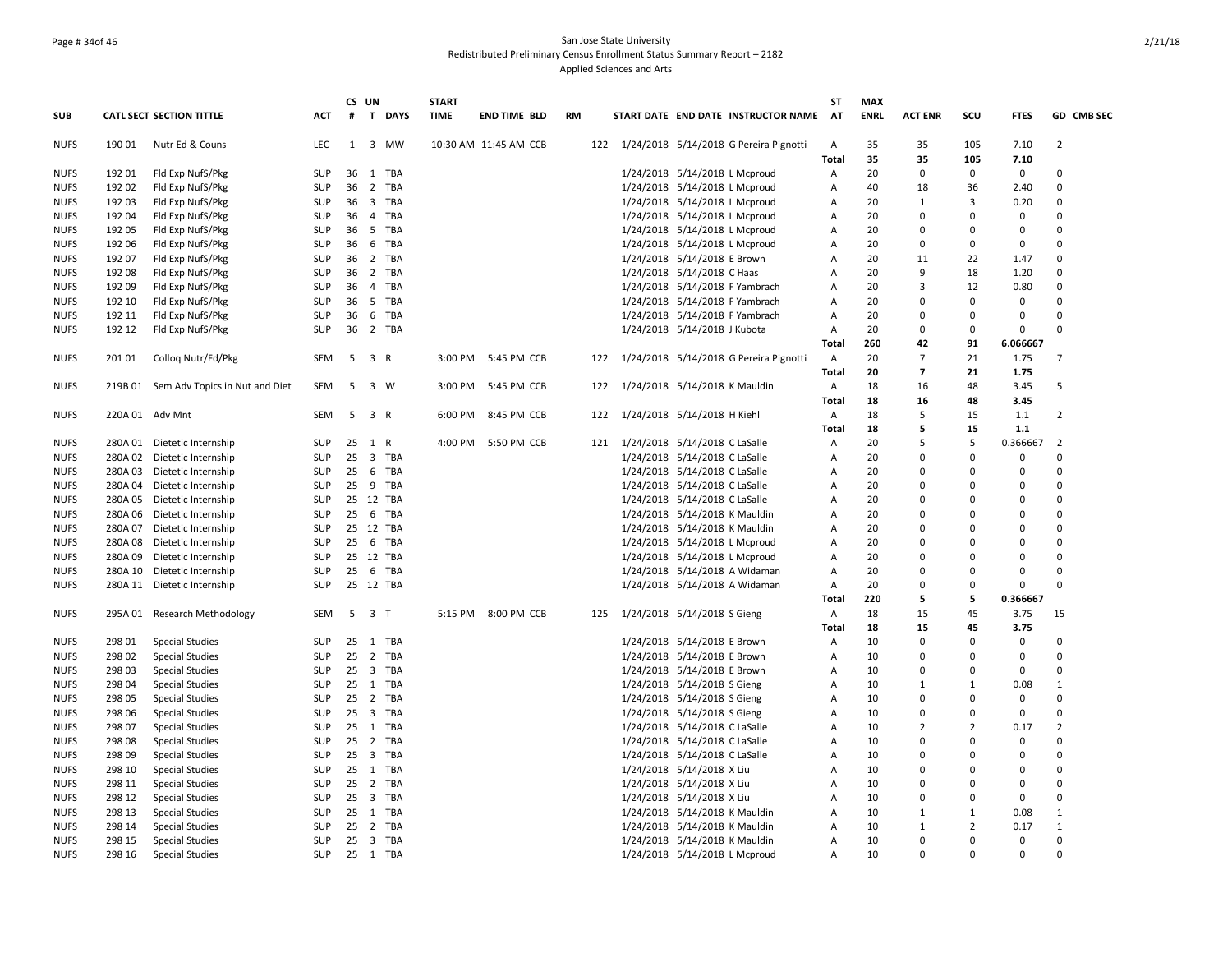San Jose State University
Redistributed Preliminary Census Enrollment Status Summary Report – 2182
Applied Sciences and Arts

| SUB | CATL SECT | SECTION TITTLE | ACT | CS # | UN T | DAYS | START TIME | END TIME | BLD | RM | START DATE | END DATE | INSTRUCTOR NAME | ST AT | MAX ENRL | ACT ENR | SCU | FTES | GD | CMB SEC |
|---|---|---|---|---|---|---|---|---|---|---|---|---|---|---|---|---|---|---|---|---|
| NUFS | 190 01 | Nutr Ed & Couns | LEC | 1 | 3 | MW | 10:30 AM | 11:45 AM | CCB | 122 | 1/24/2018 | 5/14/2018 | G Pereira Pignotti | A | 35 | 35 | 105 | 7.10 | 2 | |
| | | | | | | | | | | | | | | Total | 35 | 35 | 105 | 7.10 | | |
| NUFS | 192 01 | Fld Exp NufS/Pkg | SUP | 36 | 1 | TBA | | | | | 1/24/2018 | 5/14/2018 | L Mcproud | A | 20 | 0 | 0 | 0 | 0 | |
| NUFS | 192 02 | Fld Exp NufS/Pkg | SUP | 36 | 2 | TBA | | | | | 1/24/2018 | 5/14/2018 | L Mcproud | A | 40 | 18 | 36 | 2.40 | 0 | |
| NUFS | 192 03 | Fld Exp NufS/Pkg | SUP | 36 | 3 | TBA | | | | | 1/24/2018 | 5/14/2018 | L Mcproud | A | 20 | 1 | 3 | 0.20 | 0 | |
| NUFS | 192 04 | Fld Exp NufS/Pkg | SUP | 36 | 4 | TBA | | | | | 1/24/2018 | 5/14/2018 | L Mcproud | A | 20 | 0 | 0 | 0 | 0 | |
| NUFS | 192 05 | Fld Exp NufS/Pkg | SUP | 36 | 5 | TBA | | | | | 1/24/2018 | 5/14/2018 | L Mcproud | A | 20 | 0 | 0 | 0 | 0 | |
| NUFS | 192 06 | Fld Exp NufS/Pkg | SUP | 36 | 6 | TBA | | | | | 1/24/2018 | 5/14/2018 | L Mcproud | A | 20 | 0 | 0 | 0 | 0 | |
| NUFS | 192 07 | Fld Exp NufS/Pkg | SUP | 36 | 2 | TBA | | | | | 1/24/2018 | 5/14/2018 | E Brown | A | 20 | 11 | 22 | 1.47 | 0 | |
| NUFS | 192 08 | Fld Exp NufS/Pkg | SUP | 36 | 2 | TBA | | | | | 1/24/2018 | 5/14/2018 | C Haas | A | 20 | 9 | 18 | 1.20 | 0 | |
| NUFS | 192 09 | Fld Exp NufS/Pkg | SUP | 36 | 4 | TBA | | | | | 1/24/2018 | 5/14/2018 | F Yambrach | A | 20 | 3 | 12 | 0.80 | 0 | |
| NUFS | 192 10 | Fld Exp NufS/Pkg | SUP | 36 | 5 | TBA | | | | | 1/24/2018 | 5/14/2018 | F Yambrach | A | 20 | 0 | 0 | 0 | 0 | |
| NUFS | 192 11 | Fld Exp NufS/Pkg | SUP | 36 | 6 | TBA | | | | | 1/24/2018 | 5/14/2018 | F Yambrach | A | 20 | 0 | 0 | 0 | 0 | |
| NUFS | 192 12 | Fld Exp NufS/Pkg | SUP | 36 | 2 | TBA | | | | | 1/24/2018 | 5/14/2018 | J Kubota | A | 20 | 0 | 0 | 0 | 0 | |
| | | | | | | | | | | | | | | Total | 260 | 42 | 91 | 6.066667 | | |
| NUFS | 201 01 | Colloq Nutr/Fd/Pkg | SEM | 5 | 3 | R | 3:00 PM | 5:45 PM | CCB | 122 | 1/24/2018 | 5/14/2018 | G Pereira Pignotti | A | 20 | 7 | 21 | 1.75 | 7 | |
| | | | | | | | | | | | | | | Total | 20 | 7 | 21 | 1.75 | | |
| NUFS | 219B 01 | Sem Adv Topics in Nut and Diet | SEM | 5 | 3 | W | 3:00 PM | 5:45 PM | CCB | 122 | 1/24/2018 | 5/14/2018 | K Mauldin | A | 18 | 16 | 48 | 3.45 | 5 | |
| | | | | | | | | | | | | | | Total | 18 | 16 | 48 | 3.45 | | |
| NUFS | 220A 01 | Adv Mnt | SEM | 5 | 3 | R | 6:00 PM | 8:45 PM | CCB | 122 | 1/24/2018 | 5/14/2018 | H Kiehl | A | 18 | 5 | 15 | 1.1 | 2 | |
| | | | | | | | | | | | | | | Total | 18 | 5 | 15 | 1.1 | | |
| NUFS | 280A 01 | Dietetic Internship | SUP | 25 | 1 | R | 4:00 PM | 5:50 PM | CCB | 121 | 1/24/2018 | 5/14/2018 | C LaSalle | A | 20 | 5 | 5 | 0.366667 | 2 | |
| NUFS | 280A 02 | Dietetic Internship | SUP | 25 | 3 | TBA | | | | | 1/24/2018 | 5/14/2018 | C LaSalle | A | 20 | 0 | 0 | 0 | 0 | |
| NUFS | 280A 03 | Dietetic Internship | SUP | 25 | 6 | TBA | | | | | 1/24/2018 | 5/14/2018 | C LaSalle | A | 20 | 0 | 0 | 0 | 0 | |
| NUFS | 280A 04 | Dietetic Internship | SUP | 25 | 9 | TBA | | | | | 1/24/2018 | 5/14/2018 | C LaSalle | A | 20 | 0 | 0 | 0 | 0 | |
| NUFS | 280A 05 | Dietetic Internship | SUP | 25 | 12 | TBA | | | | | 1/24/2018 | 5/14/2018 | C LaSalle | A | 20 | 0 | 0 | 0 | 0 | |
| NUFS | 280A 06 | Dietetic Internship | SUP | 25 | 6 | TBA | | | | | 1/24/2018 | 5/14/2018 | K Mauldin | A | 20 | 0 | 0 | 0 | 0 | |
| NUFS | 280A 07 | Dietetic Internship | SUP | 25 | 12 | TBA | | | | | 1/24/2018 | 5/14/2018 | K Mauldin | A | 20 | 0 | 0 | 0 | 0 | |
| NUFS | 280A 08 | Dietetic Internship | SUP | 25 | 6 | TBA | | | | | 1/24/2018 | 5/14/2018 | L Mcproud | A | 20 | 0 | 0 | 0 | 0 | |
| NUFS | 280A 09 | Dietetic Internship | SUP | 25 | 12 | TBA | | | | | 1/24/2018 | 5/14/2018 | L Mcproud | A | 20 | 0 | 0 | 0 | 0 | |
| NUFS | 280A 10 | Dietetic Internship | SUP | 25 | 6 | TBA | | | | | 1/24/2018 | 5/14/2018 | A Widaman | A | 20 | 0 | 0 | 0 | 0 | |
| NUFS | 280A 11 | Dietetic Internship | SUP | 25 | 12 | TBA | | | | | 1/24/2018 | 5/14/2018 | A Widaman | A | 20 | 0 | 0 | 0 | 0 | |
| | | | | | | | | | | | | | | Total | 220 | 5 | 5 | 0.366667 | | |
| NUFS | 295A 01 | Research Methodology | SEM | 5 | 3 | T | 5:15 PM | 8:00 PM | CCB | 125 | 1/24/2018 | 5/14/2018 | S Gieng | A | 18 | 15 | 45 | 3.75 | 15 | |
| | | | | | | | | | | | | | | Total | 18 | 15 | 45 | 3.75 | | |
| NUFS | 298 01 | Special Studies | SUP | 25 | 1 | TBA | | | | | 1/24/2018 | 5/14/2018 | E Brown | A | 10 | 0 | 0 | 0 | 0 | |
| NUFS | 298 02 | Special Studies | SUP | 25 | 2 | TBA | | | | | 1/24/2018 | 5/14/2018 | E Brown | A | 10 | 0 | 0 | 0 | 0 | |
| NUFS | 298 03 | Special Studies | SUP | 25 | 3 | TBA | | | | | 1/24/2018 | 5/14/2018 | E Brown | A | 10 | 0 | 0 | 0 | 0 | |
| NUFS | 298 04 | Special Studies | SUP | 25 | 1 | TBA | | | | | 1/24/2018 | 5/14/2018 | S Gieng | A | 10 | 1 | 1 | 0.08 | 1 | |
| NUFS | 298 05 | Special Studies | SUP | 25 | 2 | TBA | | | | | 1/24/2018 | 5/14/2018 | S Gieng | A | 10 | 0 | 0 | 0 | 0 | |
| NUFS | 298 06 | Special Studies | SUP | 25 | 3 | TBA | | | | | 1/24/2018 | 5/14/2018 | S Gieng | A | 10 | 0 | 0 | 0 | 0 | |
| NUFS | 298 07 | Special Studies | SUP | 25 | 1 | TBA | | | | | 1/24/2018 | 5/14/2018 | C LaSalle | A | 10 | 2 | 2 | 0.17 | 2 | |
| NUFS | 298 08 | Special Studies | SUP | 25 | 2 | TBA | | | | | 1/24/2018 | 5/14/2018 | C LaSalle | A | 10 | 0 | 0 | 0 | 0 | |
| NUFS | 298 09 | Special Studies | SUP | 25 | 3 | TBA | | | | | 1/24/2018 | 5/14/2018 | C LaSalle | A | 10 | 0 | 0 | 0 | 0 | |
| NUFS | 298 10 | Special Studies | SUP | 25 | 1 | TBA | | | | | 1/24/2018 | 5/14/2018 | X Liu | A | 10 | 0 | 0 | 0 | 0 | |
| NUFS | 298 11 | Special Studies | SUP | 25 | 2 | TBA | | | | | 1/24/2018 | 5/14/2018 | X Liu | A | 10 | 0 | 0 | 0 | 0 | |
| NUFS | 298 12 | Special Studies | SUP | 25 | 3 | TBA | | | | | 1/24/2018 | 5/14/2018 | X Liu | A | 10 | 0 | 0 | 0 | 0 | |
| NUFS | 298 13 | Special Studies | SUP | 25 | 1 | TBA | | | | | 1/24/2018 | 5/14/2018 | K Mauldin | A | 10 | 1 | 1 | 0.08 | 1 | |
| NUFS | 298 14 | Special Studies | SUP | 25 | 2 | TBA | | | | | 1/24/2018 | 5/14/2018 | K Mauldin | A | 10 | 1 | 2 | 0.17 | 1 | |
| NUFS | 298 15 | Special Studies | SUP | 25 | 3 | TBA | | | | | 1/24/2018 | 5/14/2018 | K Mauldin | A | 10 | 0 | 0 | 0 | 0 | |
| NUFS | 298 16 | Special Studies | SUP | 25 | 1 | TBA | | | | | 1/24/2018 | 5/14/2018 | L Mcproud | A | 10 | 0 | 0 | 0 | 0 | |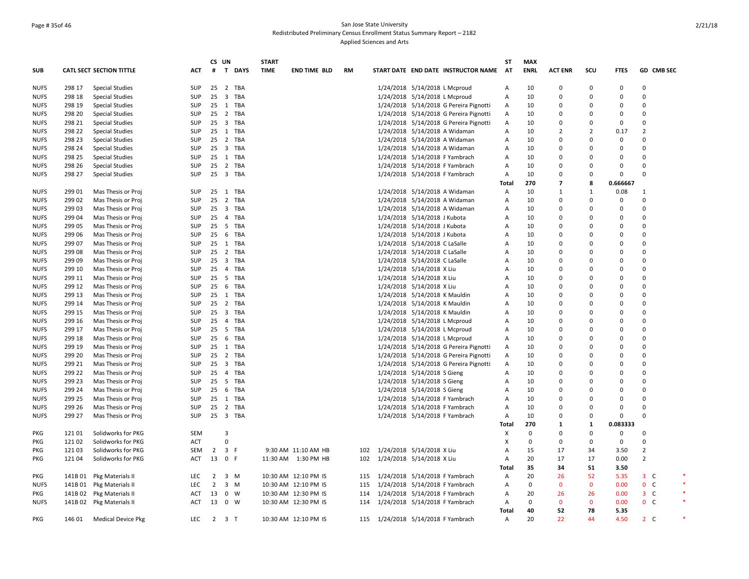San Jose State University
Redistributed Preliminary Census Enrollment Status Summary Report – 2182
Applied Sciences and Arts

| SUB | CATL SECT | SECTION TITTLE | ACT | CS # | UN T | DAYS | START TIME | END TIME | BLD | RM | START DATE | END DATE | INSTRUCTOR NAME | ST AT | MAX ENRL | ACT ENR | SCU | FTES | GD | CMB SEC | |
|---|---|---|---|---|---|---|---|---|---|---|---|---|---|---|---|---|---|---|---|---|---|
| NUFS | 298 17 | Special Studies | SUP | 25 | 2 | TBA | | | | | 1/24/2018 | 5/14/2018 | L Mcproud | A | 10 | 0 | 0 | 0 | 0 | | |
| NUFS | 298 18 | Special Studies | SUP | 25 | 3 | TBA | | | | | 1/24/2018 | 5/14/2018 | L Mcproud | A | 10 | 0 | 0 | 0 | 0 | | |
| NUFS | 298 19 | Special Studies | SUP | 25 | 1 | TBA | | | | | 1/24/2018 | 5/14/2018 | G Pereira Pignotti | A | 10 | 0 | 0 | 0 | 0 | | |
| NUFS | 298 20 | Special Studies | SUP | 25 | 2 | TBA | | | | | 1/24/2018 | 5/14/2018 | G Pereira Pignotti | A | 10 | 0 | 0 | 0 | 0 | | |
| NUFS | 298 21 | Special Studies | SUP | 25 | 3 | TBA | | | | | 1/24/2018 | 5/14/2018 | G Pereira Pignotti | A | 10 | 0 | 0 | 0 | 0 | | |
| NUFS | 298 22 | Special Studies | SUP | 25 | 1 | TBA | | | | | 1/24/2018 | 5/14/2018 | A Widaman | A | 10 | 2 | 2 | 0.17 | 2 | | |
| NUFS | 298 23 | Special Studies | SUP | 25 | 2 | TBA | | | | | 1/24/2018 | 5/14/2018 | A Widaman | A | 10 | 0 | 0 | 0 | 0 | | |
| NUFS | 298 24 | Special Studies | SUP | 25 | 3 | TBA | | | | | 1/24/2018 | 5/14/2018 | A Widaman | A | 10 | 0 | 0 | 0 | 0 | | |
| NUFS | 298 25 | Special Studies | SUP | 25 | 1 | TBA | | | | | 1/24/2018 | 5/14/2018 | F Yambrach | A | 10 | 0 | 0 | 0 | 0 | | |
| NUFS | 298 26 | Special Studies | SUP | 25 | 2 | TBA | | | | | 1/24/2018 | 5/14/2018 | F Yambrach | A | 10 | 0 | 0 | 0 | 0 | | |
| NUFS | 298 27 | Special Studies | SUP | 25 | 3 | TBA | | | | | 1/24/2018 | 5/14/2018 | F Yambrach | A | 10 | 0 | 0 | 0 | 0 | | |
| | | | | | | | | | | | | | | **Total** | **270** | **7** | **8** | **0.666667** | | | |
| NUFS | 299 01 | Mas Thesis or Proj | SUP | 25 | 1 | TBA | | | | | 1/24/2018 | 5/14/2018 | A Widaman | A | 10 | 1 | 1 | 0.08 | 1 | | |
| NUFS | 299 02 | Mas Thesis or Proj | SUP | 25 | 2 | TBA | | | | | 1/24/2018 | 5/14/2018 | A Widaman | A | 10 | 0 | 0 | 0 | 0 | | |
| NUFS | 299 03 | Mas Thesis or Proj | SUP | 25 | 3 | TBA | | | | | 1/24/2018 | 5/14/2018 | A Widaman | A | 10 | 0 | 0 | 0 | 0 | | |
| NUFS | 299 04 | Mas Thesis or Proj | SUP | 25 | 4 | TBA | | | | | 1/24/2018 | 5/14/2018 | J Kubota | A | 10 | 0 | 0 | 0 | 0 | | |
| NUFS | 299 05 | Mas Thesis or Proj | SUP | 25 | 5 | TBA | | | | | 1/24/2018 | 5/14/2018 | J Kubota | A | 10 | 0 | 0 | 0 | 0 | | |
| NUFS | 299 06 | Mas Thesis or Proj | SUP | 25 | 6 | TBA | | | | | 1/24/2018 | 5/14/2018 | J Kubota | A | 10 | 0 | 0 | 0 | 0 | | |
| NUFS | 299 07 | Mas Thesis or Proj | SUP | 25 | 1 | TBA | | | | | 1/24/2018 | 5/14/2018 | C LaSalle | A | 10 | 0 | 0 | 0 | 0 | | |
| NUFS | 299 08 | Mas Thesis or Proj | SUP | 25 | 2 | TBA | | | | | 1/24/2018 | 5/14/2018 | C LaSalle | A | 10 | 0 | 0 | 0 | 0 | | |
| NUFS | 299 09 | Mas Thesis or Proj | SUP | 25 | 3 | TBA | | | | | 1/24/2018 | 5/14/2018 | C LaSalle | A | 10 | 0 | 0 | 0 | 0 | | |
| NUFS | 299 10 | Mas Thesis or Proj | SUP | 25 | 4 | TBA | | | | | 1/24/2018 | 5/14/2018 | X Liu | A | 10 | 0 | 0 | 0 | 0 | | |
| NUFS | 299 11 | Mas Thesis or Proj | SUP | 25 | 5 | TBA | | | | | 1/24/2018 | 5/14/2018 | X Liu | A | 10 | 0 | 0 | 0 | 0 | | |
| NUFS | 299 12 | Mas Thesis or Proj | SUP | 25 | 6 | TBA | | | | | 1/24/2018 | 5/14/2018 | X Liu | A | 10 | 0 | 0 | 0 | 0 | | |
| NUFS | 299 13 | Mas Thesis or Proj | SUP | 25 | 1 | TBA | | | | | 1/24/2018 | 5/14/2018 | K Mauldin | A | 10 | 0 | 0 | 0 | 0 | | |
| NUFS | 299 14 | Mas Thesis or Proj | SUP | 25 | 2 | TBA | | | | | 1/24/2018 | 5/14/2018 | K Mauldin | A | 10 | 0 | 0 | 0 | 0 | | |
| NUFS | 299 15 | Mas Thesis or Proj | SUP | 25 | 3 | TBA | | | | | 1/24/2018 | 5/14/2018 | K Mauldin | A | 10 | 0 | 0 | 0 | 0 | | |
| NUFS | 299 16 | Mas Thesis or Proj | SUP | 25 | 4 | TBA | | | | | 1/24/2018 | 5/14/2018 | L Mcproud | A | 10 | 0 | 0 | 0 | 0 | | |
| NUFS | 299 17 | Mas Thesis or Proj | SUP | 25 | 5 | TBA | | | | | 1/24/2018 | 5/14/2018 | L Mcproud | A | 10 | 0 | 0 | 0 | 0 | | |
| NUFS | 299 18 | Mas Thesis or Proj | SUP | 25 | 6 | TBA | | | | | 1/24/2018 | 5/14/2018 | L Mcproud | A | 10 | 0 | 0 | 0 | 0 | | |
| NUFS | 299 19 | Mas Thesis or Proj | SUP | 25 | 1 | TBA | | | | | 1/24/2018 | 5/14/2018 | G Pereira Pignotti | A | 10 | 0 | 0 | 0 | 0 | | |
| NUFS | 299 20 | Mas Thesis or Proj | SUP | 25 | 2 | TBA | | | | | 1/24/2018 | 5/14/2018 | G Pereira Pignotti | A | 10 | 0 | 0 | 0 | 0 | | |
| NUFS | 299 21 | Mas Thesis or Proj | SUP | 25 | 3 | TBA | | | | | 1/24/2018 | 5/14/2018 | G Pereira Pignotti | A | 10 | 0 | 0 | 0 | 0 | | |
| NUFS | 299 22 | Mas Thesis or Proj | SUP | 25 | 4 | TBA | | | | | 1/24/2018 | 5/14/2018 | S Gieng | A | 10 | 0 | 0 | 0 | 0 | | |
| NUFS | 299 23 | Mas Thesis or Proj | SUP | 25 | 5 | TBA | | | | | 1/24/2018 | 5/14/2018 | S Gieng | A | 10 | 0 | 0 | 0 | 0 | | |
| NUFS | 299 24 | Mas Thesis or Proj | SUP | 25 | 6 | TBA | | | | | 1/24/2018 | 5/14/2018 | S Gieng | A | 10 | 0 | 0 | 0 | 0 | | |
| NUFS | 299 25 | Mas Thesis or Proj | SUP | 25 | 1 | TBA | | | | | 1/24/2018 | 5/14/2018 | F Yambrach | A | 10 | 0 | 0 | 0 | 0 | | |
| NUFS | 299 26 | Mas Thesis or Proj | SUP | 25 | 2 | TBA | | | | | 1/24/2018 | 5/14/2018 | F Yambrach | A | 10 | 0 | 0 | 0 | 0 | | |
| NUFS | 299 27 | Mas Thesis or Proj | SUP | 25 | 3 | TBA | | | | | 1/24/2018 | 5/14/2018 | F Yambrach | A | 10 | 0 | 0 | 0 | 0 | | |
| | | | | | | | | | | | | | | **Total** | **270** | **1** | **1** | **0.083333** | | | |
| PKG | 121 01 | Solidworks for PKG | SEM | | 3 | | | | | | | | | X | 0 | 0 | 0 | 0 | 0 | | |
| PKG | 121 02 | Solidworks for PKG | ACT | | 0 | | | | | | | | | X | 0 | 0 | 0 | 0 | 0 | | |
| PKG | 121 03 | Solidworks for PKG | SEM | 2 | 3 | F | 9:30 AM | 11:10 AM | HB | 102 | 1/24/2018 | 5/14/2018 | X Liu | A | 15 | 17 | 34 | 3.50 | 2 | | |
| PKG | 121 04 | Solidworks for PKG | ACT | 13 | 0 | F | 11:30 AM | 1:30 PM | HB | 102 | 1/24/2018 | 5/14/2018 | X Liu | A | 20 | 17 | 17 | 0.00 | 2 | | |
| | | | | | | | | | | | | | | **Total** | **35** | **34** | **51** | **3.50** | | | |
| PKG | 141B 01 | Pkg Materials II | LEC | 2 | 3 | M | 10:30 AM | 12:10 PM | IS | 115 | 1/24/2018 | 5/14/2018 | F Yambrach | A | 20 | 26 | 52 | 5.35 | 3 | C | * |
| NUFS | 141B 01 | Pkg Materials II | LEC | 2 | 3 | M | 10:30 AM | 12:10 PM | IS | 115 | 1/24/2018 | 5/14/2018 | F Yambrach | A | 0 | 0 | 0 | 0.00 | 0 | C | * |
| PKG | 141B 02 | Pkg Materials II | ACT | 13 | 0 | W | 10:30 AM | 12:30 PM | IS | 114 | 1/24/2018 | 5/14/2018 | F Yambrach | A | 20 | 26 | 26 | 0.00 | 3 | C | * |
| NUFS | 141B 02 | Pkg Materials II | ACT | 13 | 0 | W | 10:30 AM | 12:30 PM | IS | 114 | 1/24/2018 | 5/14/2018 | F Yambrach | A | 0 | 0 | 0 | 0.00 | 0 | C | * |
| | | | | | | | | | | | | | | **Total** | **40** | **52** | **78** | **5.35** | | | |
| PKG | 146 01 | Medical Device Pkg | LEC | 2 | 3 | T | 10:30 AM | 12:10 PM | IS | 115 | 1/24/2018 | 5/14/2018 | F Yambrach | A | 20 | 22 | 44 | 4.50 | 2 | C | * |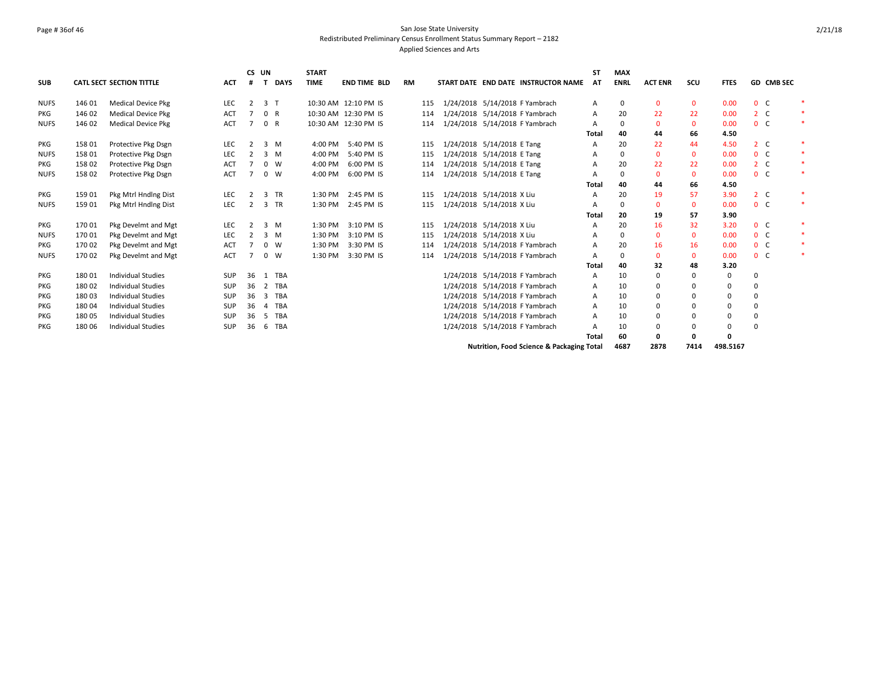San Jose State University
Redistributed Preliminary Census Enrollment Status Summary Report – 2182
Applied Sciences and Arts

| SUB | CATL | SECT | SECTION TITTLE | ACT | CS # | UN T | DAYS | START TIME | END TIME | BLD | RM | START DATE | END DATE | INSTRUCTOR NAME | ST AT | MAX ENRL | ACT ENR | SCU | FTES | GD | CMB SEC | |
|---|---|---|---|---|---|---|---|---|---|---|---|---|---|---|---|---|---|---|---|---|---|---|
| NUFS | 146 | 01 | Medical Device Pkg | LEC | 2 | 3 | T | 10:30 AM | 12:10 PM | IS | 115 | 1/24/2018 | 5/14/2018 | F Yambrach | A | 0 | 0 | 0 | 0.00 | 0 | C | * |
| PKG | 146 | 02 | Medical Device Pkg | ACT | 7 | 0 | R | 10:30 AM | 12:30 PM | IS | 114 | 1/24/2018 | 5/14/2018 | F Yambrach | A | 20 | 22 | 22 | 0.00 | 2 | C | * |
| NUFS | 146 | 02 | Medical Device Pkg | ACT | 7 | 0 | R | 10:30 AM | 12:30 PM | IS | 114 | 1/24/2018 | 5/14/2018 | F Yambrach | A | 0 | 0 | 0 | 0.00 | 0 | C | * |
| | | | | | | | | | | | | | | | Total | 40 | 44 | 66 | 4.50 | | | |
| PKG | 158 | 01 | Protective Pkg Dsgn | LEC | 2 | 3 | M | 4:00 PM | 5:40 PM | IS | 115 | 1/24/2018 | 5/14/2018 | E Tang | A | 20 | 22 | 44 | 4.50 | 2 | C | * |
| NUFS | 158 | 01 | Protective Pkg Dsgn | LEC | 2 | 3 | M | 4:00 PM | 5:40 PM | IS | 115 | 1/24/2018 | 5/14/2018 | E Tang | A | 0 | 0 | 0 | 0.00 | 0 | C | * |
| PKG | 158 | 02 | Protective Pkg Dsgn | ACT | 7 | 0 | W | 4:00 PM | 6:00 PM | IS | 114 | 1/24/2018 | 5/14/2018 | E Tang | A | 20 | 22 | 22 | 0.00 | 2 | C | * |
| NUFS | 158 | 02 | Protective Pkg Dsgn | ACT | 7 | 0 | W | 4:00 PM | 6:00 PM | IS | 114 | 1/24/2018 | 5/14/2018 | E Tang | A | 0 | 0 | 0 | 0.00 | 0 | C | * |
| | | | | | | | | | | | | | | | Total | 40 | 44 | 66 | 4.50 | | | |
| PKG | 159 | 01 | Pkg Mtrl Hndlng Dist | LEC | 2 | 3 | TR | 1:30 PM | 2:45 PM | IS | 115 | 1/24/2018 | 5/14/2018 | X Liu | A | 20 | 19 | 57 | 3.90 | 2 | C | * |
| NUFS | 159 | 01 | Pkg Mtrl Hndlng Dist | LEC | 2 | 3 | TR | 1:30 PM | 2:45 PM | IS | 115 | 1/24/2018 | 5/14/2018 | X Liu | A | 0 | 0 | 0 | 0.00 | 0 | C | * |
| | | | | | | | | | | | | | | | Total | 20 | 19 | 57 | 3.90 | | | |
| PKG | 170 | 01 | Pkg Develmt and Mgt | LEC | 2 | 3 | M | 1:30 PM | 3:10 PM | IS | 115 | 1/24/2018 | 5/14/2018 | X Liu | A | 20 | 16 | 32 | 3.20 | 0 | C | * |
| NUFS | 170 | 01 | Pkg Develmt and Mgt | LEC | 2 | 3 | M | 1:30 PM | 3:10 PM | IS | 115 | 1/24/2018 | 5/14/2018 | X Liu | A | 0 | 0 | 0 | 0.00 | 0 | C | * |
| PKG | 170 | 02 | Pkg Develmt and Mgt | ACT | 7 | 0 | W | 1:30 PM | 3:30 PM | IS | 114 | 1/24/2018 | 5/14/2018 | F Yambrach | A | 20 | 16 | 16 | 0.00 | 0 | C | * |
| NUFS | 170 | 02 | Pkg Develmt and Mgt | ACT | 7 | 0 | W | 1:30 PM | 3:30 PM | IS | 114 | 1/24/2018 | 5/14/2018 | F Yambrach | A | 0 | 0 | 0 | 0.00 | 0 | C | * |
| | | | | | | | | | | | | | | | Total | 40 | 32 | 48 | 3.20 | | | |
| PKG | 180 | 01 | Individual Studies | SUP | 36 | 1 | TBA | | | | | 1/24/2018 | 5/14/2018 | F Yambrach | A | 10 | 0 | 0 | 0 | 0 | | |
| PKG | 180 | 02 | Individual Studies | SUP | 36 | 2 | TBA | | | | | 1/24/2018 | 5/14/2018 | F Yambrach | A | 10 | 0 | 0 | 0 | 0 | | |
| PKG | 180 | 03 | Individual Studies | SUP | 36 | 3 | TBA | | | | | 1/24/2018 | 5/14/2018 | F Yambrach | A | 10 | 0 | 0 | 0 | 0 | | |
| PKG | 180 | 04 | Individual Studies | SUP | 36 | 4 | TBA | | | | | 1/24/2018 | 5/14/2018 | F Yambrach | A | 10 | 0 | 0 | 0 | 0 | | |
| PKG | 180 | 05 | Individual Studies | SUP | 36 | 5 | TBA | | | | | 1/24/2018 | 5/14/2018 | F Yambrach | A | 10 | 0 | 0 | 0 | 0 | | |
| PKG | 180 | 06 | Individual Studies | SUP | 36 | 6 | TBA | | | | | 1/24/2018 | 5/14/2018 | F Yambrach | A | 10 | 0 | 0 | 0 | 0 | | |
| | | | | | | | | | | | | | | | Total | 60 | 0 | 0 | 0 | | | |
| | | | | | | | | | | | | | | Nutrition, Food Science & Packaging Total | | 4687 | 2878 | 7414 | 498.5167 | | | |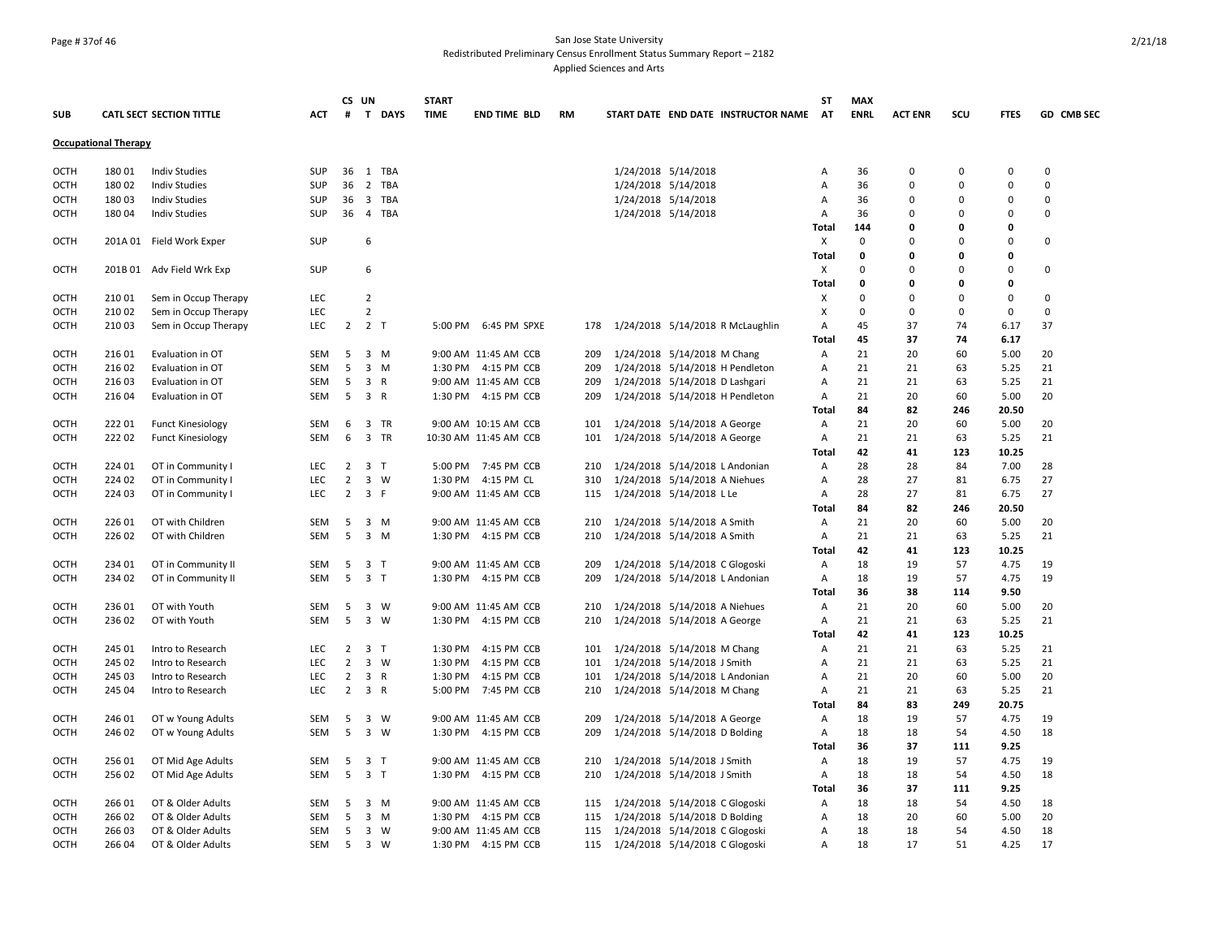San Jose State University

Redistributed Preliminary Census Enrollment Status Summary Report – 2182

Applied Sciences and Arts

| SUB | CATL SECT | SECTION TITTLE | ACT | CS # | UN T | DAYS | START TIME | END TIME | BLD | RM | START DATE | END DATE | INSTRUCTOR NAME | ST AT | MAX ENRL | ACT ENR | SCU | FTES | GD | CMB SEC |
|---|---|---|---|---|---|---|---|---|---|---|---|---|---|---|---|---|---|---|---|---|
| **Occupational Therapy** | | | | | | | | | | | | | | | | | | | | |
| OCTH | 180 01 | Indiv Studies | SUP | 36 | 1 | TBA | | | | | 1/24/2018 | 5/14/2018 | | A | 36 | 0 | 0 | 0 | 0 | |
| OCTH | 180 02 | Indiv Studies | SUP | 36 | 2 | TBA | | | | | 1/24/2018 | 5/14/2018 | | A | 36 | 0 | 0 | 0 | 0 | |
| OCTH | 180 03 | Indiv Studies | SUP | 36 | 3 | TBA | | | | | 1/24/2018 | 5/14/2018 | | A | 36 | 0 | 0 | 0 | 0 | |
| OCTH | 180 04 | Indiv Studies | SUP | 36 | 4 | TBA | | | | | 1/24/2018 | 5/14/2018 | | A | 36 | 0 | 0 | 0 | 0 | |
| | | | | | | | | | | | | | | **Total** | **144** | **0** | **0** | **0** | | |
| OCTH | 201A 01 | Field Work Exper | SUP | | 6 | | | | | | | | | X | 0 | 0 | 0 | 0 | 0 | |
| | | | | | | | | | | | | | | **Total** | **0** | **0** | **0** | **0** | | |
| OCTH | 201B 01 | Adv Field Wrk Exp | SUP | | 6 | | | | | | | | | X | 0 | 0 | 0 | 0 | 0 | |
| | | | | | | | | | | | | | | **Total** | **0** | **0** | **0** | **0** | | |
| OCTH | 210 01 | Sem in Occup Therapy | LEC | | 2 | | | | | | | | | X | 0 | 0 | 0 | 0 | 0 | |
| OCTH | 210 02 | Sem in Occup Therapy | LEC | | 2 | | | | | | | | | X | 0 | 0 | 0 | 0 | 0 | |
| OCTH | 210 03 | Sem in Occup Therapy | LEC | 2 | 2 | T | 5:00 PM | 6:45 PM | SPXE | 178 | 1/24/2018 | 5/14/2018 | R McLaughlin | A | 45 | 37 | 74 | 6.17 | 37 | |
| | | | | | | | | | | | | | | **Total** | **45** | **37** | **74** | **6.17** | | |
| OCTH | 216 01 | Evaluation in OT | SEM | 5 | 3 | M | 9:00 AM | 11:45 AM | CCB | 209 | 1/24/2018 | 5/14/2018 | M Chang | A | 21 | 20 | 60 | 5.00 | 20 | |
| OCTH | 216 02 | Evaluation in OT | SEM | 5 | 3 | M | 1:30 PM | 4:15 PM | CCB | 209 | 1/24/2018 | 5/14/2018 | H Pendleton | A | 21 | 21 | 63 | 5.25 | 21 | |
| OCTH | 216 03 | Evaluation in OT | SEM | 5 | 3 | R | 9:00 AM | 11:45 AM | CCB | 209 | 1/24/2018 | 5/14/2018 | D Lashgari | A | 21 | 21 | 63 | 5.25 | 21 | |
| OCTH | 216 04 | Evaluation in OT | SEM | 5 | 3 | R | 1:30 PM | 4:15 PM | CCB | 209 | 1/24/2018 | 5/14/2018 | H Pendleton | A | 21 | 20 | 60 | 5.00 | 20 | |
| | | | | | | | | | | | | | | **Total** | **84** | **82** | **246** | **20.50** | | |
| OCTH | 222 01 | Funct Kinesiology | SEM | 6 | 3 | TR | 9:00 AM | 10:15 AM | CCB | 101 | 1/24/2018 | 5/14/2018 | A George | A | 21 | 20 | 60 | 5.00 | 20 | |
| OCTH | 222 02 | Funct Kinesiology | SEM | 6 | 3 | TR | 10:30 AM | 11:45 AM | CCB | 101 | 1/24/2018 | 5/14/2018 | A George | A | 21 | 21 | 63 | 5.25 | 21 | |
| | | | | | | | | | | | | | | **Total** | **42** | **41** | **123** | **10.25** | | |
| OCTH | 224 01 | OT in Community I | LEC | 2 | 3 | T | 5:00 PM | 7:45 PM | CCB | 210 | 1/24/2018 | 5/14/2018 | L Andonian | A | 28 | 28 | 84 | 7.00 | 28 | |
| OCTH | 224 02 | OT in Community I | LEC | 2 | 3 | W | 1:30 PM | 4:15 PM | CL | 310 | 1/24/2018 | 5/14/2018 | A Niehues | A | 28 | 27 | 81 | 6.75 | 27 | |
| OCTH | 224 03 | OT in Community I | LEC | 2 | 3 | F | 9:00 AM | 11:45 AM | CCB | 115 | 1/24/2018 | 5/14/2018 | L Le | A | 28 | 27 | 81 | 6.75 | 27 | |
| | | | | | | | | | | | | | | **Total** | **84** | **82** | **246** | **20.50** | | |
| OCTH | 226 01 | OT with Children | SEM | 5 | 3 | M | 9:00 AM | 11:45 AM | CCB | 210 | 1/24/2018 | 5/14/2018 | A Smith | A | 21 | 20 | 60 | 5.00 | 20 | |
| OCTH | 226 02 | OT with Children | SEM | 5 | 3 | M | 1:30 PM | 4:15 PM | CCB | 210 | 1/24/2018 | 5/14/2018 | A Smith | A | 21 | 21 | 63 | 5.25 | 21 | |
| | | | | | | | | | | | | | | **Total** | **42** | **41** | **123** | **10.25** | | |
| OCTH | 234 01 | OT in Community II | SEM | 5 | 3 | T | 9:00 AM | 11:45 AM | CCB | 209 | 1/24/2018 | 5/14/2018 | C Glogoski | A | 18 | 19 | 57 | 4.75 | 19 | |
| OCTH | 234 02 | OT in Community II | SEM | 5 | 3 | T | 1:30 PM | 4:15 PM | CCB | 209 | 1/24/2018 | 5/14/2018 | L Andonian | A | 18 | 19 | 57 | 4.75 | 19 | |
| | | | | | | | | | | | | | | **Total** | **36** | **38** | **114** | **9.50** | | |
| OCTH | 236 01 | OT with Youth | SEM | 5 | 3 | W | 9:00 AM | 11:45 AM | CCB | 210 | 1/24/2018 | 5/14/2018 | A Niehues | A | 21 | 20 | 60 | 5.00 | 20 | |
| OCTH | 236 02 | OT with Youth | SEM | 5 | 3 | W | 1:30 PM | 4:15 PM | CCB | 210 | 1/24/2018 | 5/14/2018 | A George | A | 21 | 21 | 63 | 5.25 | 21 | |
| | | | | | | | | | | | | | | **Total** | **42** | **41** | **123** | **10.25** | | |
| OCTH | 245 01 | Intro to Research | LEC | 2 | 3 | T | 1:30 PM | 4:15 PM | CCB | 101 | 1/24/2018 | 5/14/2018 | M Chang | A | 21 | 21 | 63 | 5.25 | 21 | |
| OCTH | 245 02 | Intro to Research | LEC | 2 | 3 | W | 1:30 PM | 4:15 PM | CCB | 101 | 1/24/2018 | 5/14/2018 | J Smith | A | 21 | 21 | 63 | 5.25 | 21 | |
| OCTH | 245 03 | Intro to Research | LEC | 2 | 3 | R | 1:30 PM | 4:15 PM | CCB | 101 | 1/24/2018 | 5/14/2018 | L Andonian | A | 21 | 20 | 60 | 5.00 | 20 | |
| OCTH | 245 04 | Intro to Research | LEC | 2 | 3 | R | 5:00 PM | 7:45 PM | CCB | 210 | 1/24/2018 | 5/14/2018 | M Chang | A | 21 | 21 | 63 | 5.25 | 21 | |
| | | | | | | | | | | | | | | **Total** | **84** | **83** | **249** | **20.75** | | |
| OCTH | 246 01 | OT w Young Adults | SEM | 5 | 3 | W | 9:00 AM | 11:45 AM | CCB | 209 | 1/24/2018 | 5/14/2018 | A George | A | 18 | 19 | 57 | 4.75 | 19 | |
| OCTH | 246 02 | OT w Young Adults | SEM | 5 | 3 | W | 1:30 PM | 4:15 PM | CCB | 209 | 1/24/2018 | 5/14/2018 | D Bolding | A | 18 | 18 | 54 | 4.50 | 18 | |
| | | | | | | | | | | | | | | **Total** | **36** | **37** | **111** | **9.25** | | |
| OCTH | 256 01 | OT Mid Age Adults | SEM | 5 | 3 | T | 9:00 AM | 11:45 AM | CCB | 210 | 1/24/2018 | 5/14/2018 | J Smith | A | 18 | 19 | 57 | 4.75 | 19 | |
| OCTH | 256 02 | OT Mid Age Adults | SEM | 5 | 3 | T | 1:30 PM | 4:15 PM | CCB | 210 | 1/24/2018 | 5/14/2018 | J Smith | A | 18 | 18 | 54 | 4.50 | 18 | |
| | | | | | | | | | | | | | | **Total** | **36** | **37** | **111** | **9.25** | | |
| OCTH | 266 01 | OT & Older Adults | SEM | 5 | 3 | M | 9:00 AM | 11:45 AM | CCB | 115 | 1/24/2018 | 5/14/2018 | C Glogoski | A | 18 | 18 | 54 | 4.50 | 18 | |
| OCTH | 266 02 | OT & Older Adults | SEM | 5 | 3 | M | 1:30 PM | 4:15 PM | CCB | 115 | 1/24/2018 | 5/14/2018 | D Bolding | A | 18 | 20 | 60 | 5.00 | 20 | |
| OCTH | 266 03 | OT & Older Adults | SEM | 5 | 3 | W | 9:00 AM | 11:45 AM | CCB | 115 | 1/24/2018 | 5/14/2018 | C Glogoski | A | 18 | 18 | 54 | 4.50 | 18 | |
| OCTH | 266 04 | OT & Older Adults | SEM | 5 | 3 | W | 1:30 PM | 4:15 PM | CCB | 115 | 1/24/2018 | 5/14/2018 | C Glogoski | A | 18 | 17 | 51 | 4.25 | 17 | |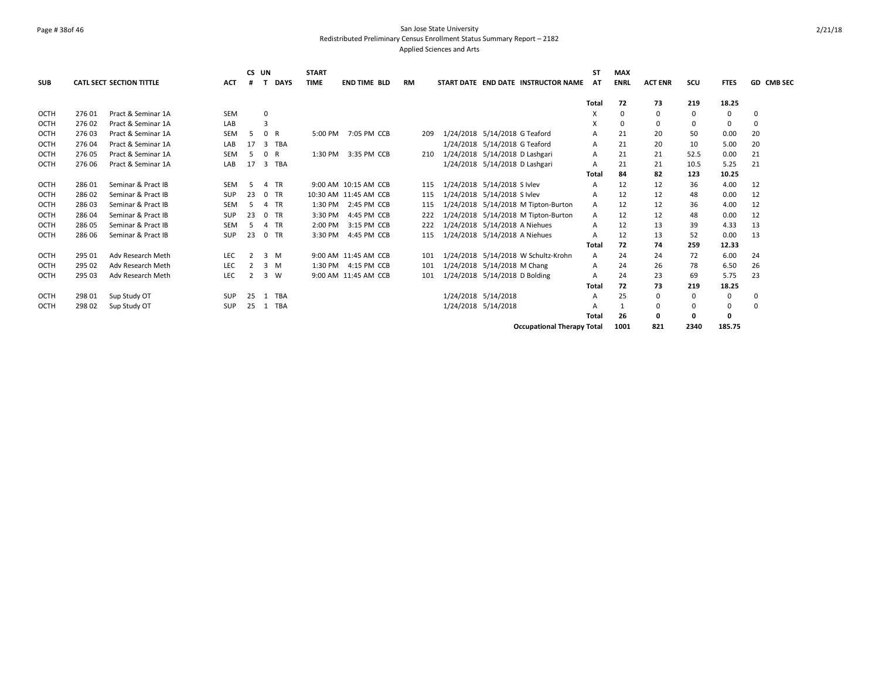San Jose State University
Redistributed Preliminary Census Enrollment Status Summary Report – 2182
Applied Sciences and Arts

| SUB | CATL SECT | SECTION TITTLE | ACT | CS # | UN T | DAYS | START TIME | END TIME | BLD | RM | START DATE | END DATE | INSTRUCTOR NAME | ST AT | MAX ENRL | ACT ENR | SCU | FTES | GD | CMB SEC |
|---|---|---|---|---|---|---|---|---|---|---|---|---|---|---|---|---|---|---|---|---|
| | | | | | | | | | | | | | | Total | 72 | 73 | 219 | 18.25 | | |
| OCTH | 276 01 | Pract & Seminar 1A | SEM | | 0 | | | | | | | | | X | 0 | 0 | 0 | 0 | 0 | |
| OCTH | 276 02 | Pract & Seminar 1A | LAB | | 3 | | | | | | | | | X | 0 | 0 | 0 | 0 | 0 | |
| OCTH | 276 03 | Pract & Seminar 1A | SEM | 5 | 0 | R | 5:00 PM | 7:05 PM | CCB | 209 | 1/24/2018 | 5/14/2018 | G Teaford | A | 21 | 20 | 50 | 0.00 | 20 | |
| OCTH | 276 04 | Pract & Seminar 1A | LAB | 17 | 3 | TBA | | | | | 1/24/2018 | 5/14/2018 | G Teaford | A | 21 | 20 | 10 | 5.00 | 20 | |
| OCTH | 276 05 | Pract & Seminar 1A | SEM | 5 | 0 | R | 1:30 PM | 3:35 PM | CCB | 210 | 1/24/2018 | 5/14/2018 | D Lashgari | A | 21 | 21 | 52.5 | 0.00 | 21 | |
| OCTH | 276 06 | Pract & Seminar 1A | LAB | 17 | 3 | TBA | | | | | 1/24/2018 | 5/14/2018 | D Lashgari | A | 21 | 21 | 10.5 | 5.25 | 21 | |
| | | | | | | | | | | | | | | Total | 84 | 82 | 123 | 10.25 | | |
| OCTH | 286 01 | Seminar & Pract IB | SEM | 5 | 4 | TR | 9:00 AM | 10:15 AM | CCB | 115 | 1/24/2018 | 5/14/2018 | S Ivlev | A | 12 | 12 | 36 | 4.00 | 12 | |
| OCTH | 286 02 | Seminar & Pract IB | SUP | 23 | 0 | TR | 10:30 AM | 11:45 AM | CCB | 115 | 1/24/2018 | 5/14/2018 | S Ivlev | A | 12 | 12 | 48 | 0.00 | 12 | |
| OCTH | 286 03 | Seminar & Pract IB | SEM | 5 | 4 | TR | 1:30 PM | 2:45 PM | CCB | 115 | 1/24/2018 | 5/14/2018 | M Tipton-Burton | A | 12 | 12 | 36 | 4.00 | 12 | |
| OCTH | 286 04 | Seminar & Pract IB | SUP | 23 | 0 | TR | 3:30 PM | 4:45 PM | CCB | 222 | 1/24/2018 | 5/14/2018 | M Tipton-Burton | A | 12 | 12 | 48 | 0.00 | 12 | |
| OCTH | 286 05 | Seminar & Pract IB | SEM | 5 | 4 | TR | 2:00 PM | 3:15 PM | CCB | 222 | 1/24/2018 | 5/14/2018 | A Niehues | A | 12 | 13 | 39 | 4.33 | 13 | |
| OCTH | 286 06 | Seminar & Pract IB | SUP | 23 | 0 | TR | 3:30 PM | 4:45 PM | CCB | 115 | 1/24/2018 | 5/14/2018 | A Niehues | A | 12 | 13 | 52 | 0.00 | 13 | |
| | | | | | | | | | | | | | | Total | 72 | 74 | 259 | 12.33 | | |
| OCTH | 295 01 | Adv Research Meth | LEC | 2 | 3 | M | 9:00 AM | 11:45 AM | CCB | 101 | 1/24/2018 | 5/14/2018 | W Schultz-Krohn | A | 24 | 24 | 72 | 6.00 | 24 | |
| OCTH | 295 02 | Adv Research Meth | LEC | 2 | 3 | M | 1:30 PM | 4:15 PM | CCB | 101 | 1/24/2018 | 5/14/2018 | M Chang | A | 24 | 26 | 78 | 6.50 | 26 | |
| OCTH | 295 03 | Adv Research Meth | LEC | 2 | 3 | W | 9:00 AM | 11:45 AM | CCB | 101 | 1/24/2018 | 5/14/2018 | D Bolding | A | 24 | 23 | 69 | 5.75 | 23 | |
| | | | | | | | | | | | | | | Total | 72 | 73 | 219 | 18.25 | | |
| OCTH | 298 01 | Sup Study OT | SUP | 25 | 1 | TBA | | | | | 1/24/2018 | 5/14/2018 | | A | 25 | 0 | 0 | 0 | 0 | |
| OCTH | 298 02 | Sup Study OT | SUP | 25 | 1 | TBA | | | | | 1/24/2018 | 5/14/2018 | | A | 1 | 0 | 0 | 0 | 0 | |
| | | | | | | | | | | | | | | Total | 26 | 0 | 0 | 0 | | |
| | | | | | | | | | | | | | Occupational Therapy Total | | 1001 | 821 | 2340 | 185.75 | | |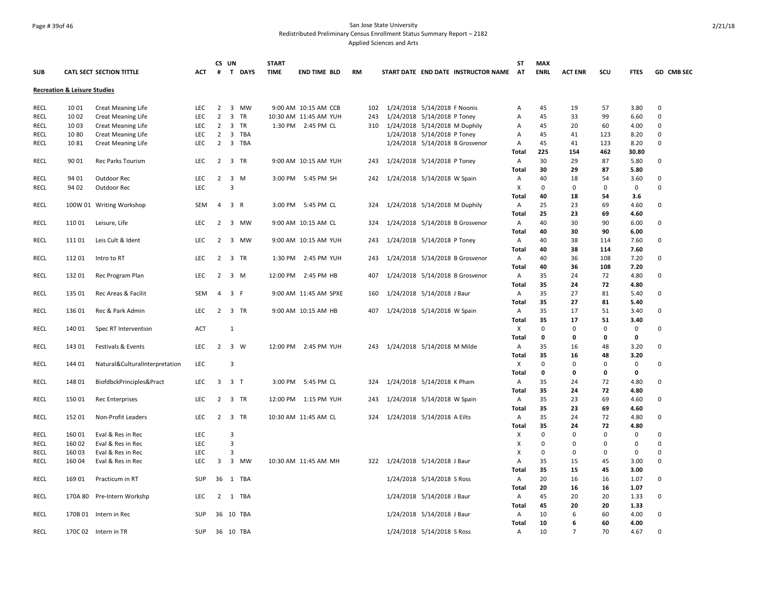San Jose State University
Redistributed Preliminary Census Enrollment Status Summary Report – 2182
Applied Sciences and Arts

| SUB | CATL SECT | SECTION TITTLE | ACT | CS # | UN T | DAYS | START TIME | END TIME | BLD | RM | START DATE | END DATE | INSTRUCTOR NAME | ST AT | MAX ENRL | ACT ENR | SCU | FTES | GD | CMB SEC |
|---|---|---|---|---|---|---|---|---|---|---|---|---|---|---|---|---|---|---|---|---|
| **Recreation & Leisure Studies** | | | | | | | | | | | | | | | | | | | | |
| RECL | 10 01 | Creat Meaning Life | LEC | 2 | 3 | MW | 9:00 AM | 10:15 AM | CCB | 102 | 1/24/2018 | 5/14/2018 | F Noonis | A | 45 | 19 | 57 | 3.80 | 0 | |
| RECL | 10 02 | Creat Meaning Life | LEC | 2 | 3 | TR | 10:30 AM | 11:45 AM | YUH | 243 | 1/24/2018 | 5/14/2018 | P Toney | A | 45 | 33 | 99 | 6.60 | 0 | |
| RECL | 10 03 | Creat Meaning Life | LEC | 2 | 3 | TR | 1:30 PM | 2:45 PM | CL | 310 | 1/24/2018 | 5/14/2018 | M Duphily | A | 45 | 20 | 60 | 4.00 | 0 | |
| RECL | 10 80 | Creat Meaning Life | LEC | 2 | 3 | TBA | | | | | 1/24/2018 | 5/14/2018 | P Toney | A | 45 | 41 | 123 | 8.20 | 0 | |
| RECL | 10 81 | Creat Meaning Life | LEC | 2 | 3 | TBA | | | | | 1/24/2018 | 5/14/2018 | B Grosvenor | A | 45 | 41 | 123 | 8.20 | 0 | |
| | | | | | | | | | | | | | | **Total** | **225** | **154** | **462** | **30.80** | | |
| RECL | 90 01 | Rec Parks Tourism | LEC | 2 | 3 | TR | 9:00 AM | 10:15 AM | YUH | 243 | 1/24/2018 | 5/14/2018 | P Toney | A | 30 | 29 | 87 | 5.80 | 0 | |
| | | | | | | | | | | | | | | **Total** | **30** | **29** | **87** | **5.80** | | |
| RECL | 94 01 | Outdoor Rec | LEC | 2 | 3 | M | 3:00 PM | 5:45 PM | SH | 242 | 1/24/2018 | 5/14/2018 | W Spain | A | 40 | 18 | 54 | 3.60 | 0 | |
| RECL | 94 02 | Outdoor Rec | LEC | | 3 | | | | | | | | | X | 0 | 0 | 0 | 0 | 0 | |
| | | | | | | | | | | | | | | **Total** | **40** | **18** | **54** | **3.6** | | |
| RECL | 100W 01 | Writing Workshop | SEM | 4 | 3 | R | 3:00 PM | 5:45 PM | CL | 324 | 1/24/2018 | 5/14/2018 | M Duphily | A | 25 | 23 | 69 | 4.60 | 0 | |
| | | | | | | | | | | | | | | **Total** | **25** | **23** | **69** | **4.60** | | |
| RECL | 110 01 | Leisure, Life | LEC | 2 | 3 | MW | 9:00 AM | 10:15 AM | CL | 324 | 1/24/2018 | 5/14/2018 | B Grosvenor | A | 40 | 30 | 90 | 6.00 | 0 | |
| | | | | | | | | | | | | | | **Total** | **40** | **30** | **90** | **6.00** | | |
| RECL | 111 01 | Leis Cult & Ident | LEC | 2 | 3 | MW | 9:00 AM | 10:15 AM | YUH | 243 | 1/24/2018 | 5/14/2018 | P Toney | A | 40 | 38 | 114 | 7.60 | 0 | |
| | | | | | | | | | | | | | | **Total** | **40** | **38** | **114** | **7.60** | | |
| RECL | 112 01 | Intro to RT | LEC | 2 | 3 | TR | 1:30 PM | 2:45 PM | YUH | 243 | 1/24/2018 | 5/14/2018 | B Grosvenor | A | 40 | 36 | 108 | 7.20 | 0 | |
| | | | | | | | | | | | | | | **Total** | **40** | **36** | **108** | **7.20** | | |
| RECL | 132 01 | Rec Program Plan | LEC | 2 | 3 | M | 12:00 PM | 2:45 PM | HB | 407 | 1/24/2018 | 5/14/2018 | B Grosvenor | A | 35 | 24 | 72 | 4.80 | 0 | |
| | | | | | | | | | | | | | | **Total** | **35** | **24** | **72** | **4.80** | | |
| RECL | 135 01 | Rec Areas & Facilit | SEM | 4 | 3 | F | 9:00 AM | 11:45 AM | SPXE | 160 | 1/24/2018 | 5/14/2018 | J Baur | A | 35 | 27 | 81 | 5.40 | 0 | |
| | | | | | | | | | | | | | | **Total** | **35** | **27** | **81** | **5.40** | | |
| RECL | 136 01 | Rec & Park Admin | LEC | 2 | 3 | TR | 9:00 AM | 10:15 AM | HB | 407 | 1/24/2018 | 5/14/2018 | W Spain | A | 35 | 17 | 51 | 3.40 | 0 | |
| | | | | | | | | | | | | | | **Total** | **35** | **17** | **51** | **3.40** | | |
| RECL | 140 01 | Spec RT Intervention | ACT | | 1 | | | | | | | | | X | 0 | 0 | 0 | 0 | 0 | |
| | | | | | | | | | | | | | | **Total** | **0** | **0** | **0** | **0** | | |
| RECL | 143 01 | Festivals & Events | LEC | 2 | 3 | W | 12:00 PM | 2:45 PM | YUH | 243 | 1/24/2018 | 5/14/2018 | M Milde | A | 35 | 16 | 48 | 3.20 | 0 | |
| | | | | | | | | | | | | | | **Total** | **35** | **16** | **48** | **3.20** | | |
| RECL | 144 01 | Natural&CulturalInterpretation | LEC | | 3 | | | | | | | | | X | 0 | 0 | 0 | 0 | 0 | |
| | | | | | | | | | | | | | | **Total** | **0** | **0** | **0** | **0** | | |
| RECL | 148 01 | BiofdbckPrinciples&Pract | LEC | 3 | 3 | T | 3:00 PM | 5:45 PM | CL | 324 | 1/24/2018 | 5/14/2018 | K Pham | A | 35 | 24 | 72 | 4.80 | 0 | |
| | | | | | | | | | | | | | | **Total** | **35** | **24** | **72** | **4.80** | | |
| RECL | 150 01 | Rec Enterprises | LEC | 2 | 3 | TR | 12:00 PM | 1:15 PM | YUH | 243 | 1/24/2018 | 5/14/2018 | W Spain | A | 35 | 23 | 69 | 4.60 | 0 | |
| | | | | | | | | | | | | | | **Total** | **35** | **23** | **69** | **4.60** | | |
| RECL | 152 01 | Non-Profit Leaders | LEC | 2 | 3 | TR | 10:30 AM | 11:45 AM | CL | 324 | 1/24/2018 | 5/14/2018 | A Eilts | A | 35 | 24 | 72 | 4.80 | 0 | |
| | | | | | | | | | | | | | | **Total** | **35** | **24** | **72** | **4.80** | | |
| RECL | 160 01 | Eval & Res in Rec | LEC | | 3 | | | | | | | | | X | 0 | 0 | 0 | 0 | 0 | |
| RECL | 160 02 | Eval & Res in Rec | LEC | | 3 | | | | | | | | | X | 0 | 0 | 0 | 0 | 0 | |
| RECL | 160 03 | Eval & Res in Rec | LEC | | 3 | | | | | | | | | X | 0 | 0 | 0 | 0 | 0 | |
| RECL | 160 04 | Eval & Res in Rec | LEC | 3 | 3 | MW | 10:30 AM | 11:45 AM | MH | 322 | 1/24/2018 | 5/14/2018 | J Baur | A | 35 | 15 | 45 | 3.00 | 0 | |
| | | | | | | | | | | | | | | **Total** | **35** | **15** | **45** | **3.00** | | |
| RECL | 169 01 | Practicum in RT | SUP | 36 | 1 | TBA | | | | | 1/24/2018 | 5/14/2018 | S Ross | A | 20 | 16 | 16 | 1.07 | 0 | |
| | | | | | | | | | | | | | | **Total** | **20** | **16** | **16** | **1.07** | | |
| RECL | 170A 80 | Pre-Intern Workshp | LEC | 2 | 1 | TBA | | | | | 1/24/2018 | 5/14/2018 | J Baur | A | 45 | 20 | 20 | 1.33 | 0 | |
| | | | | | | | | | | | | | | **Total** | **45** | **20** | **20** | **1.33** | | |
| RECL | 170B 01 | Intern in Rec | SUP | 36 | 10 | TBA | | | | | 1/24/2018 | 5/14/2018 | J Baur | A | 10 | 6 | 60 | 4.00 | 0 | |
| | | | | | | | | | | | | | | **Total** | **10** | **6** | **60** | **4.00** | | |
| RECL | 170C 02 | Intern in TR | SUP | 36 | 10 | TBA | | | | | 1/24/2018 | 5/14/2018 | S Ross | A | 10 | 7 | 70 | 4.67 | 0 | |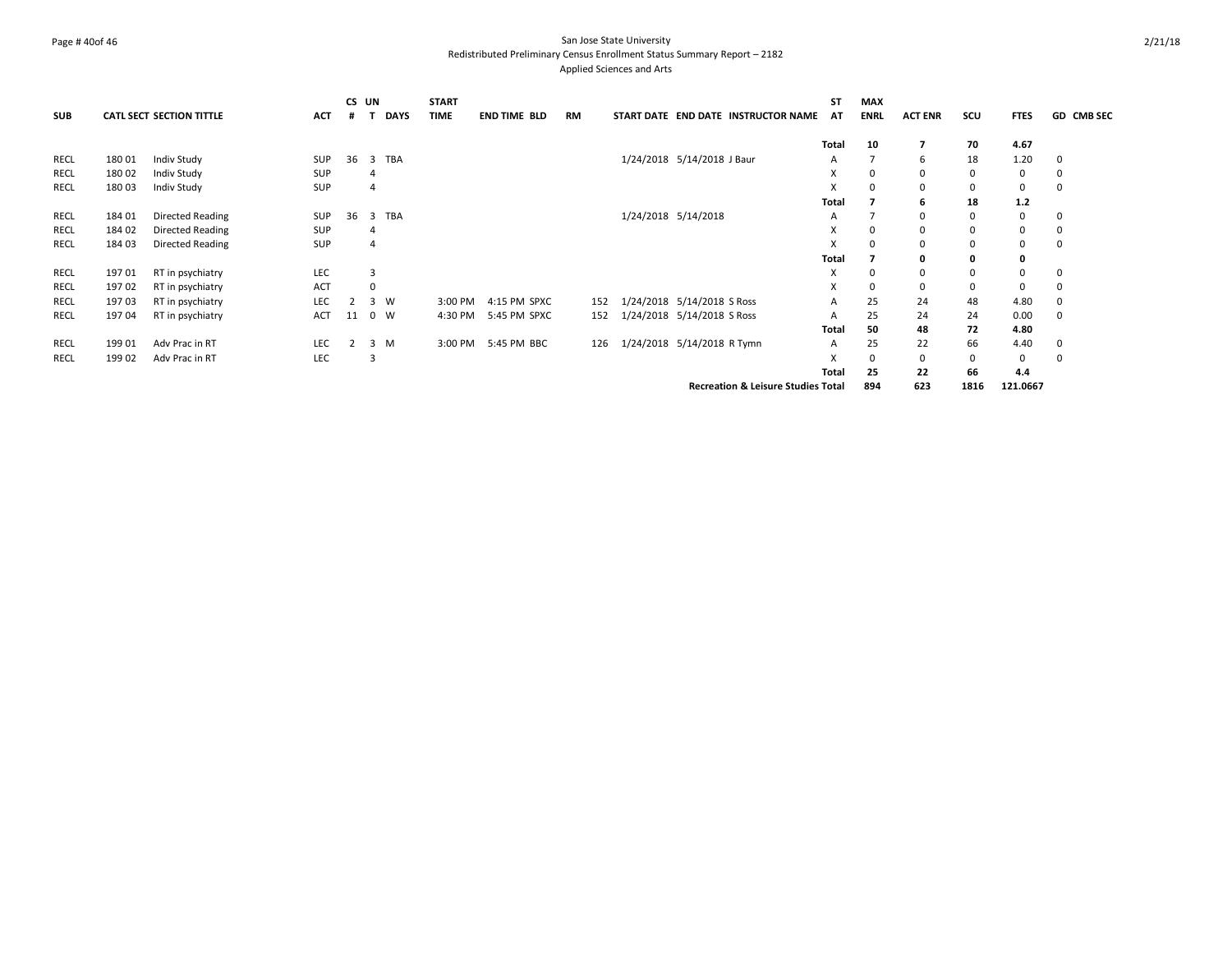San Jose State University

Redistributed Preliminary Census Enrollment Status Summary Report – 2182

Applied Sciences and Arts

| SUB | CATL | SECT | SECTION TITTLE | ACT | CS # | UN T | DAYS | START TIME | END TIME | BLD | RM | START DATE | END DATE | INSTRUCTOR NAME | ST AT | MAX ENRL | ACT ENR | SCU | FTES | GD | CMB SEC |
|---|---|---|---|---|---|---|---|---|---|---|---|---|---|---|---|---|---|---|---|---|---|
| | | | | | | | | | | | | | | | Total | 10 | 7 | 70 | 4.67 | | |
| RECL | 180 | 01 | Indiv Study | SUP | 36 | 3 | TBA | | | | | 1/24/2018 | 5/14/2018 | J Baur | A | 7 | 6 | 18 | 1.20 | 0 | |
| RECL | 180 | 02 | Indiv Study | SUP | | 4 | | | | | | | | | X | 0 | 0 | 0 | 0 | 0 | |
| RECL | 180 | 03 | Indiv Study | SUP | | 4 | | | | | | | | | X | 0 | 0 | 0 | 0 | 0 | |
| | | | | | | | | | | | | | | | Total | 7 | 6 | 18 | 1.2 | | |
| RECL | 184 | 01 | Directed Reading | SUP | 36 | 3 | TBA | | | | | 1/24/2018 | 5/14/2018 | | A | 7 | 0 | 0 | 0 | 0 | |
| RECL | 184 | 02 | Directed Reading | SUP | | 4 | | | | | | | | | X | 0 | 0 | 0 | 0 | 0 | |
| RECL | 184 | 03 | Directed Reading | SUP | | 4 | | | | | | | | | X | 0 | 0 | 0 | 0 | 0 | |
| | | | | | | | | | | | | | | | Total | 7 | 0 | 0 | 0 | | |
| RECL | 197 | 01 | RT in psychiatry | LEC | | 3 | | | | | | | | | X | 0 | 0 | 0 | 0 | 0 | |
| RECL | 197 | 02 | RT in psychiatry | ACT | | 0 | | | | | | | | | X | 0 | 0 | 0 | 0 | 0 | |
| RECL | 197 | 03 | RT in psychiatry | LEC | 2 | 3 | W | 3:00 PM | 4:15 PM | SPXC | 152 | 1/24/2018 | 5/14/2018 | S Ross | A | 25 | 24 | 48 | 4.80 | 0 | |
| RECL | 197 | 04 | RT in psychiatry | ACT | 11 | 0 | W | 4:30 PM | 5:45 PM | SPXC | 152 | 1/24/2018 | 5/14/2018 | S Ross | A | 25 | 24 | 24 | 0.00 | 0 | |
| | | | | | | | | | | | | | | | Total | 50 | 48 | 72 | 4.80 | | |
| RECL | 199 | 01 | Adv Prac in RT | LEC | 2 | 3 | M | 3:00 PM | 5:45 PM | BBC | 126 | 1/24/2018 | 5/14/2018 | R Tymn | A | 25 | 22 | 66 | 4.40 | 0 | |
| RECL | 199 | 02 | Adv Prac in RT | LEC | | 3 | | | | | | | | | X | 0 | 0 | 0 | 0 | 0 | |
| | | | | | | | | | | | | | | | Total | 25 | 22 | 66 | 4.4 | | |
| | | | | | | | | | | | | | | Recreation & Leisure Studies Total | | 894 | 623 | 1816 | 121.0667 | | |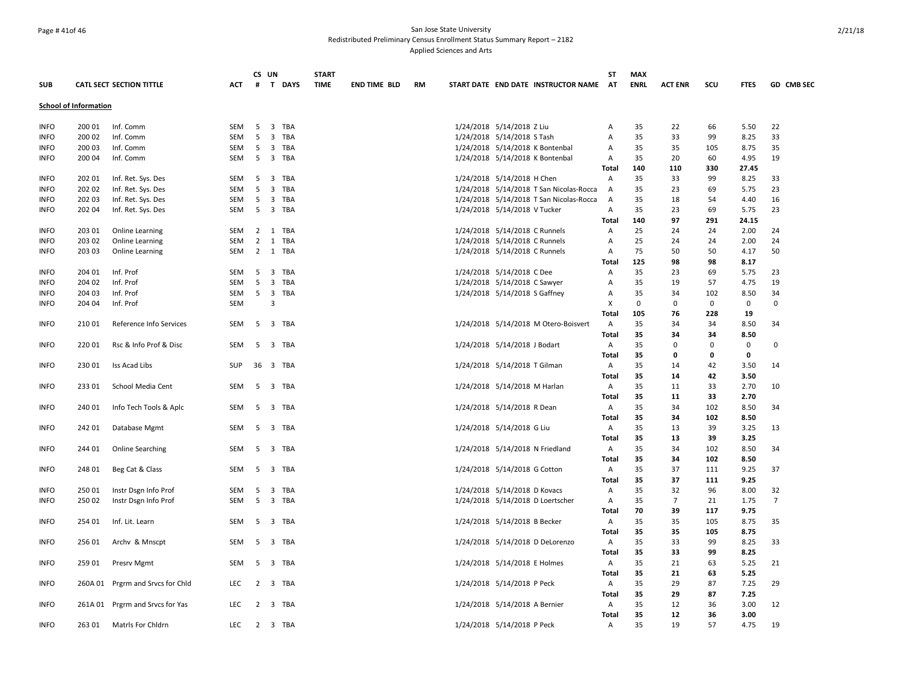San Jose State University
Redistributed Preliminary Census Enrollment Status Summary Report – 2182
Applied Sciences and Arts

| SUB | CATL SECT | SECTION TITTLE | ACT | CS # | UN T | DAYS | START TIME | END TIME | BLD | RM | START DATE | END DATE | INSTRUCTOR NAME | ST AT | MAX ENRL | ACT ENR | SCU | FTES | GD | CMB SEC |
|---|---|---|---|---|---|---|---|---|---|---|---|---|---|---|---|---|---|---|---|---|
| **School of Information** | | | | | | | | | | | | | | | | | | | | |
| INFO | 200 01 | Inf. Comm | SEM | 5 | 3 | TBA | | | | | 1/24/2018 | 5/14/2018 | Z Liu | A | 35 | 22 | 66 | 5.50 | 22 | |
| INFO | 200 02 | Inf. Comm | SEM | 5 | 3 | TBA | | | | | 1/24/2018 | 5/14/2018 | S Tash | A | 35 | 33 | 99 | 8.25 | 33 | |
| INFO | 200 03 | Inf. Comm | SEM | 5 | 3 | TBA | | | | | 1/24/2018 | 5/14/2018 | K Bontenbal | A | 35 | 35 | 105 | 8.75 | 35 | |
| INFO | 200 04 | Inf. Comm | SEM | 5 | 3 | TBA | | | | | 1/24/2018 | 5/14/2018 | K Bontenbal | A | 35 | 20 | 60 | 4.95 | 19 | |
| | | | | | | | | | | | | | | **Total** | **140** | **110** | **330** | **27.45** | | |
| INFO | 202 01 | Inf. Ret. Sys. Des | SEM | 5 | 3 | TBA | | | | | 1/24/2018 | 5/14/2018 | H Chen | A | 35 | 33 | 99 | 8.25 | 33 | |
| INFO | 202 02 | Inf. Ret. Sys. Des | SEM | 5 | 3 | TBA | | | | | 1/24/2018 | 5/14/2018 | T San Nicolas-Rocca | A | 35 | 23 | 69 | 5.75 | 23 | |
| INFO | 202 03 | Inf. Ret. Sys. Des | SEM | 5 | 3 | TBA | | | | | 1/24/2018 | 5/14/2018 | T San Nicolas-Rocca | A | 35 | 18 | 54 | 4.40 | 16 | |
| INFO | 202 04 | Inf. Ret. Sys. Des | SEM | 5 | 3 | TBA | | | | | 1/24/2018 | 5/14/2018 | V Tucker | A | 35 | 23 | 69 | 5.75 | 23 | |
| | | | | | | | | | | | | | | **Total** | **140** | **97** | **291** | **24.15** | | |
| INFO | 203 01 | Online Learning | SEM | 2 | 1 | TBA | | | | | 1/24/2018 | 5/14/2018 | C Runnels | A | 25 | 24 | 24 | 2.00 | 24 | |
| INFO | 203 02 | Online Learning | SEM | 2 | 1 | TBA | | | | | 1/24/2018 | 5/14/2018 | C Runnels | A | 25 | 24 | 24 | 2.00 | 24 | |
| INFO | 203 03 | Online Learning | SEM | 2 | 1 | TBA | | | | | 1/24/2018 | 5/14/2018 | C Runnels | A | 75 | 50 | 50 | 4.17 | 50 | |
| | | | | | | | | | | | | | | **Total** | **125** | **98** | **98** | **8.17** | | |
| INFO | 204 01 | Inf. Prof | SEM | 5 | 3 | TBA | | | | | 1/24/2018 | 5/14/2018 | C Dee | A | 35 | 23 | 69 | 5.75 | 23 | |
| INFO | 204 02 | Inf. Prof | SEM | 5 | 3 | TBA | | | | | 1/24/2018 | 5/14/2018 | C Sawyer | A | 35 | 19 | 57 | 4.75 | 19 | |
| INFO | 204 03 | Inf. Prof | SEM | 5 | 3 | TBA | | | | | 1/24/2018 | 5/14/2018 | S Gaffney | A | 35 | 34 | 102 | 8.50 | 34 | |
| INFO | 204 04 | Inf. Prof | SEM | | 3 | | | | | | | | | X | 0 | 0 | 0 | 0 | 0 | |
| | | | | | | | | | | | | | | **Total** | **105** | **76** | **228** | **19** | | |
| INFO | 210 01 | Reference Info Services | SEM | 5 | 3 | TBA | | | | | 1/24/2018 | 5/14/2018 | M Otero-Boisvert | A | 35 | 34 | 34 | 8.50 | 34 | |
| | | | | | | | | | | | | | | **Total** | **35** | **34** | **34** | **8.50** | | |
| INFO | 220 01 | Rsc & Info Prof & Disc | SEM | 5 | 3 | TBA | | | | | 1/24/2018 | 5/14/2018 | J Bodart | A | 35 | 0 | 0 | 0 | 0 | |
| | | | | | | | | | | | | | | **Total** | **35** | **0** | **0** | **0** | | |
| INFO | 230 01 | Iss Acad Libs | SUP | 36 | 3 | TBA | | | | | 1/24/2018 | 5/14/2018 | T Gilman | A | 35 | 14 | 42 | 3.50 | 14 | |
| | | | | | | | | | | | | | | **Total** | **35** | **14** | **42** | **3.50** | | |
| INFO | 233 01 | School Media Cent | SEM | 5 | 3 | TBA | | | | | 1/24/2018 | 5/14/2018 | M Harlan | A | 35 | 11 | 33 | 2.70 | 10 | |
| | | | | | | | | | | | | | | **Total** | **35** | **11** | **33** | **2.70** | | |
| INFO | 240 01 | Info Tech Tools & Aplc | SEM | 5 | 3 | TBA | | | | | 1/24/2018 | 5/14/2018 | R Dean | A | 35 | 34 | 102 | 8.50 | 34 | |
| | | | | | | | | | | | | | | **Total** | **35** | **34** | **102** | **8.50** | | |
| INFO | 242 01 | Database Mgmt | SEM | 5 | 3 | TBA | | | | | 1/24/2018 | 5/14/2018 | G Liu | A | 35 | 13 | 39 | 3.25 | 13 | |
| | | | | | | | | | | | | | | **Total** | **35** | **13** | **39** | **3.25** | | |
| INFO | 244 01 | Online Searching | SEM | 5 | 3 | TBA | | | | | 1/24/2018 | 5/14/2018 | N Friedland | A | 35 | 34 | 102 | 8.50 | 34 | |
| | | | | | | | | | | | | | | **Total** | **35** | **34** | **102** | **8.50** | | |
| INFO | 248 01 | Beg Cat & Class | SEM | 5 | 3 | TBA | | | | | 1/24/2018 | 5/14/2018 | G Cotton | A | 35 | 37 | 111 | 9.25 | 37 | |
| | | | | | | | | | | | | | | **Total** | **35** | **37** | **111** | **9.25** | | |
| INFO | 250 01 | Instr Dsgn Info Prof | SEM | 5 | 3 | TBA | | | | | 1/24/2018 | 5/14/2018 | D Kovacs | A | 35 | 32 | 96 | 8.00 | 32 | |
| INFO | 250 02 | Instr Dsgn Info Prof | SEM | 5 | 3 | TBA | | | | | 1/24/2018 | 5/14/2018 | D Loertscher | A | 35 | 7 | 21 | 1.75 | 7 | |
| | | | | | | | | | | | | | | **Total** | **70** | **39** | **117** | **9.75** | | |
| INFO | 254 01 | Inf. Lit. Learn | SEM | 5 | 3 | TBA | | | | | 1/24/2018 | 5/14/2018 | B Becker | A | 35 | 35 | 105 | 8.75 | 35 | |
| | | | | | | | | | | | | | | **Total** | **35** | **35** | **105** | **8.75** | | |
| INFO | 256 01 | Archv & Mnscpt | SEM | 5 | 3 | TBA | | | | | 1/24/2018 | 5/14/2018 | D DeLorenzo | A | 35 | 33 | 99 | 8.25 | 33 | |
| | | | | | | | | | | | | | | **Total** | **35** | **33** | **99** | **8.25** | | |
| INFO | 259 01 | Presrv Mgmt | SEM | 5 | 3 | TBA | | | | | 1/24/2018 | 5/14/2018 | E Holmes | A | 35 | 21 | 63 | 5.25 | 21 | |
| | | | | | | | | | | | | | | **Total** | **35** | **21** | **63** | **5.25** | | |
| INFO | 260A 01 | Prgrm and Srvcs for Chld | LEC | 2 | 3 | TBA | | | | | 1/24/2018 | 5/14/2018 | P Peck | A | 35 | 29 | 87 | 7.25 | 29 | |
| | | | | | | | | | | | | | | **Total** | **35** | **29** | **87** | **7.25** | | |
| INFO | 261A 01 | Prgrm and Srvcs for Yas | LEC | 2 | 3 | TBA | | | | | 1/24/2018 | 5/14/2018 | A Bernier | A | 35 | 12 | 36 | 3.00 | 12 | |
| | | | | | | | | | | | | | | **Total** | **35** | **12** | **36** | **3.00** | | |
| INFO | 263 01 | Matrls For Chldrn | LEC | 2 | 3 | TBA | | | | | 1/24/2018 | 5/14/2018 | P Peck | A | 35 | 19 | 57 | 4.75 | 19 | |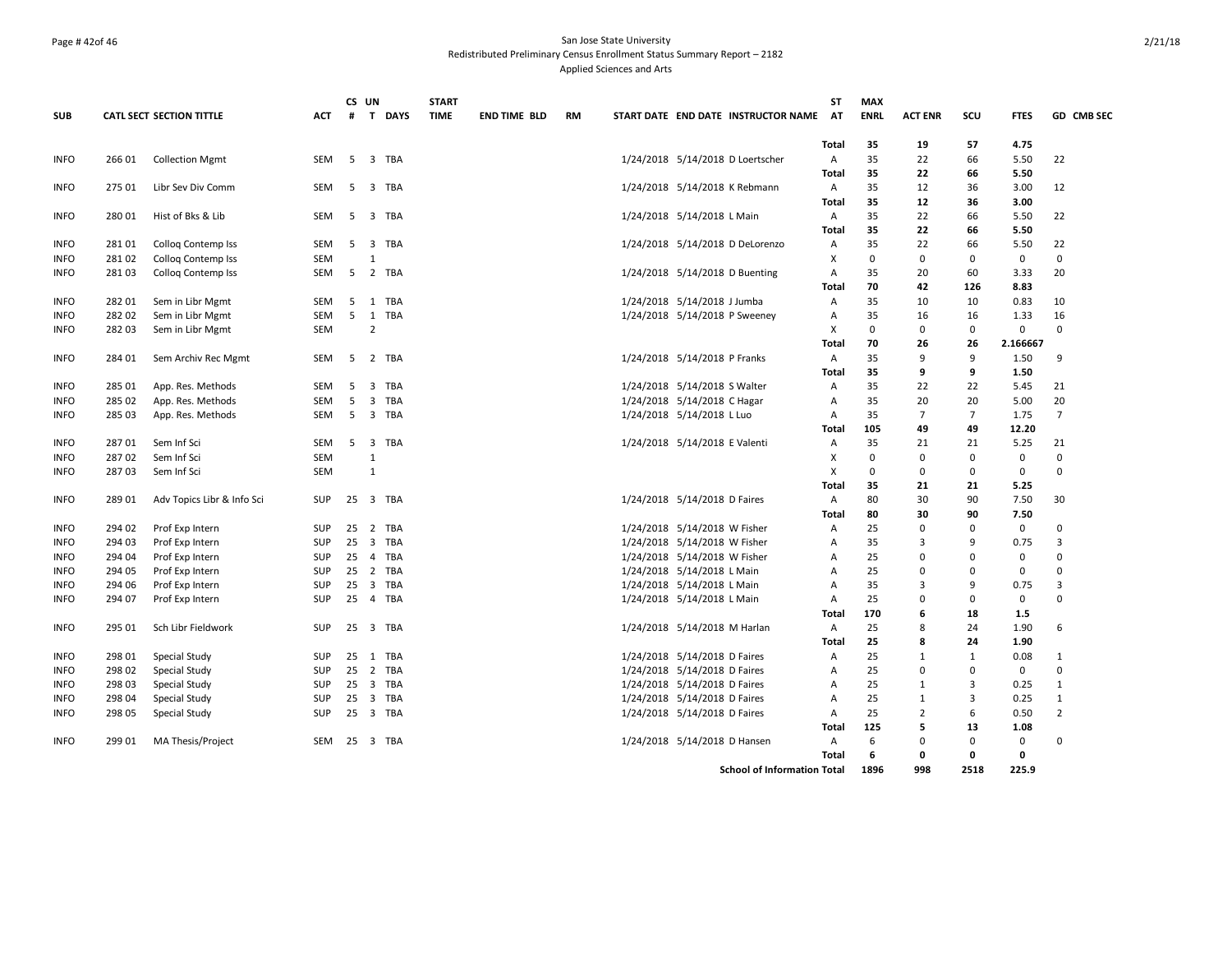San Jose State University
Redistributed Preliminary Census Enrollment Status Summary Report – 2182
Applied Sciences and Arts

| SUB | CATL SECT | SECTION TITTLE | ACT | CS # | UN T | DAYS | START TIME | END TIME | BLD | RM | START DATE | END DATE | INSTRUCTOR NAME | ST AT | MAX ENRL | ACT ENR | SCU | FTES | GD | CMB SEC |
|---|---|---|---|---|---|---|---|---|---|---|---|---|---|---|---|---|---|---|---|---|
| | | | | | | | | | | | | | | **Total** | **35** | **19** | **57** | **4.75** | | |
| INFO | 266 01 | Collection Mgmt | SEM | 5 | 3 | TBA | | | | | 1/24/2018 | 5/14/2018 | D Loertscher | A | 35 | 22 | 66 | 5.50 | 22 | |
| | | | | | | | | | | | | | | **Total** | **35** | **22** | **66** | **5.50** | | |
| INFO | 275 01 | Libr Sev Div Comm | SEM | 5 | 3 | TBA | | | | | 1/24/2018 | 5/14/2018 | K Rebmann | A | 35 | 12 | 36 | 3.00 | 12 | |
| | | | | | | | | | | | | | | **Total** | **35** | **12** | **36** | **3.00** | | |
| INFO | 280 01 | Hist of Bks & Lib | SEM | 5 | 3 | TBA | | | | | 1/24/2018 | 5/14/2018 | L Main | A | 35 | 22 | 66 | 5.50 | 22 | |
| | | | | | | | | | | | | | | **Total** | **35** | **22** | **66** | **5.50** | | |
| INFO | 281 01 | Colloq Contemp Iss | SEM | 5 | 3 | TBA | | | | | 1/24/2018 | 5/14/2018 | D DeLorenzo | A | 35 | 22 | 66 | 5.50 | 22 | |
| INFO | 281 02 | Colloq Contemp Iss | SEM | | 1 | | | | | | | | | X | 0 | 0 | 0 | 0 | 0 | |
| INFO | 281 03 | Colloq Contemp Iss | SEM | 5 | 2 | TBA | | | | | 1/24/2018 | 5/14/2018 | D Buenting | A | 35 | 20 | 60 | 3.33 | 20 | |
| | | | | | | | | | | | | | | **Total** | **70** | **42** | **126** | **8.83** | | |
| INFO | 282 01 | Sem in Libr Mgmt | SEM | 5 | 1 | TBA | | | | | 1/24/2018 | 5/14/2018 | J Jumba | A | 35 | 10 | 10 | 0.83 | 10 | |
| INFO | 282 02 | Sem in Libr Mgmt | SEM | 5 | 1 | TBA | | | | | 1/24/2018 | 5/14/2018 | P Sweeney | A | 35 | 16 | 16 | 1.33 | 16 | |
| INFO | 282 03 | Sem in Libr Mgmt | SEM | | 2 | | | | | | | | | X | 0 | 0 | 0 | 0 | 0 | |
| | | | | | | | | | | | | | | **Total** | **70** | **26** | **26** | **2.166667** | | |
| INFO | 284 01 | Sem Archiv Rec Mgmt | SEM | 5 | 2 | TBA | | | | | 1/24/2018 | 5/14/2018 | P Franks | A | 35 | 9 | 9 | 1.50 | 9 | |
| | | | | | | | | | | | | | | **Total** | **35** | **9** | **9** | **1.50** | | |
| INFO | 285 01 | App. Res. Methods | SEM | 5 | 3 | TBA | | | | | 1/24/2018 | 5/14/2018 | S Walter | A | 35 | 22 | 22 | 5.45 | 21 | |
| INFO | 285 02 | App. Res. Methods | SEM | 5 | 3 | TBA | | | | | 1/24/2018 | 5/14/2018 | C Hagar | A | 35 | 20 | 20 | 5.00 | 20 | |
| INFO | 285 03 | App. Res. Methods | SEM | 5 | 3 | TBA | | | | | 1/24/2018 | 5/14/2018 | L Luo | A | 35 | 7 | 7 | 1.75 | 7 | |
| | | | | | | | | | | | | | | **Total** | **105** | **49** | **49** | **12.20** | | |
| INFO | 287 01 | Sem Inf Sci | SEM | 5 | 3 | TBA | | | | | 1/24/2018 | 5/14/2018 | E Valenti | A | 35 | 21 | 21 | 5.25 | 21 | |
| INFO | 287 02 | Sem Inf Sci | SEM | | 1 | | | | | | | | | X | 0 | 0 | 0 | 0 | 0 | |
| INFO | 287 03 | Sem Inf Sci | SEM | | 1 | | | | | | | | | X | 0 | 0 | 0 | 0 | 0 | |
| | | | | | | | | | | | | | | **Total** | **35** | **21** | **21** | **5.25** | | |
| INFO | 289 01 | Adv Topics Libr & Info Sci | SUP | 25 | 3 | TBA | | | | | 1/24/2018 | 5/14/2018 | D Faires | A | 80 | 30 | 90 | 7.50 | 30 | |
| | | | | | | | | | | | | | | **Total** | **80** | **30** | **90** | **7.50** | | |
| INFO | 294 02 | Prof Exp Intern | SUP | 25 | 2 | TBA | | | | | 1/24/2018 | 5/14/2018 | W Fisher | A | 25 | 0 | 0 | 0 | 0 | |
| INFO | 294 03 | Prof Exp Intern | SUP | 25 | 3 | TBA | | | | | 1/24/2018 | 5/14/2018 | W Fisher | A | 35 | 3 | 9 | 0.75 | 3 | |
| INFO | 294 04 | Prof Exp Intern | SUP | 25 | 4 | TBA | | | | | 1/24/2018 | 5/14/2018 | W Fisher | A | 25 | 0 | 0 | 0 | 0 | |
| INFO | 294 05 | Prof Exp Intern | SUP | 25 | 2 | TBA | | | | | 1/24/2018 | 5/14/2018 | L Main | A | 25 | 0 | 0 | 0 | 0 | |
| INFO | 294 06 | Prof Exp Intern | SUP | 25 | 3 | TBA | | | | | 1/24/2018 | 5/14/2018 | L Main | A | 35 | 3 | 9 | 0.75 | 3 | |
| INFO | 294 07 | Prof Exp Intern | SUP | 25 | 4 | TBA | | | | | 1/24/2018 | 5/14/2018 | L Main | A | 25 | 0 | 0 | 0 | 0 | |
| | | | | | | | | | | | | | | **Total** | **170** | **6** | **18** | **1.5** | | |
| INFO | 295 01 | Sch Libr Fieldwork | SUP | 25 | 3 | TBA | | | | | 1/24/2018 | 5/14/2018 | M Harlan | A | 25 | 8 | 24 | 1.90 | 6 | |
| | | | | | | | | | | | | | | **Total** | **25** | **8** | **24** | **1.90** | | |
| INFO | 298 01 | Special Study | SUP | 25 | 1 | TBA | | | | | 1/24/2018 | 5/14/2018 | D Faires | A | 25 | 1 | 1 | 0.08 | 1 | |
| INFO | 298 02 | Special Study | SUP | 25 | 2 | TBA | | | | | 1/24/2018 | 5/14/2018 | D Faires | A | 25 | 0 | 0 | 0 | 0 | |
| INFO | 298 03 | Special Study | SUP | 25 | 3 | TBA | | | | | 1/24/2018 | 5/14/2018 | D Faires | A | 25 | 1 | 3 | 0.25 | 1 | |
| INFO | 298 04 | Special Study | SUP | 25 | 3 | TBA | | | | | 1/24/2018 | 5/14/2018 | D Faires | A | 25 | 1 | 3 | 0.25 | 1 | |
| INFO | 298 05 | Special Study | SUP | 25 | 3 | TBA | | | | | 1/24/2018 | 5/14/2018 | D Faires | A | 25 | 2 | 6 | 0.50 | 2 | |
| | | | | | | | | | | | | | | **Total** | **125** | **5** | **13** | **1.08** | | |
| INFO | 299 01 | MA Thesis/Project | SEM | 25 | 3 | TBA | | | | | 1/24/2018 | 5/14/2018 | D Hansen | A | 6 | 0 | 0 | 0 | 0 | |
| | | | | | | | | | | | | | | **Total** | **6** | **0** | **0** | **0** | | |
| | | | | | | | | | | | | | **School of Information Total** | | **1896** | **998** | **2518** | **225.9** | | |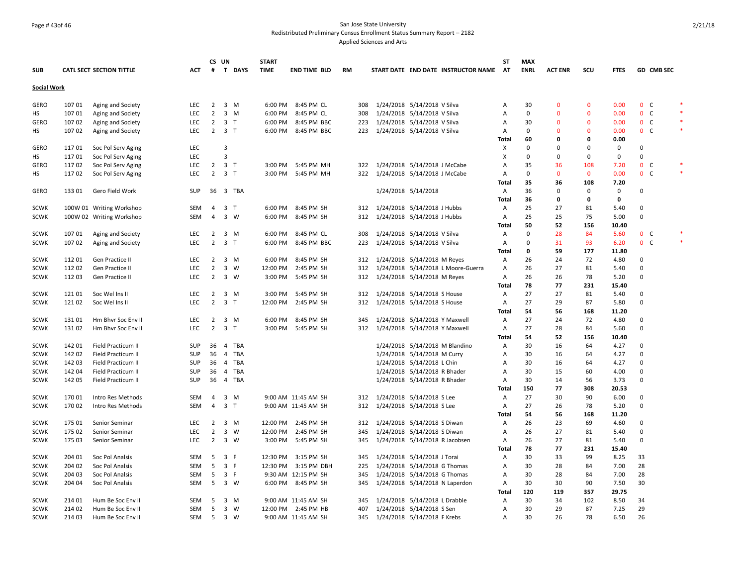San Jose State University
Redistributed Preliminary Census Enrollment Status Summary Report – 2182
Applied Sciences and Arts

| SUB | CATL SECT | SECTION TITTLE | ACT | CS # | UN T | DAYS | START TIME | END TIME | BLD | RM | START DATE | END DATE | INSTRUCTOR NAME | ST AT | MAX ENRL | ACT ENR | SCU | FTES | GD | CMB SEC | |
|---|---|---|---|---|---|---|---|---|---|---|---|---|---|---|---|---|---|---|---|---|---|
| **Social Work** | | | | | | | | | | | | | | | | | | | | | |
| GERO | 107 01 | Aging and Society | LEC | 2 | 3 | M | 6:00 PM | 8:45 PM | CL | 308 | 1/24/2018 | 5/14/2018 | V Silva | A | 30 | 0 | 0 | 0.00 | 0 | C | * |
| HS | 107 01 | Aging and Society | LEC | 2 | 3 | M | 6:00 PM | 8:45 PM | CL | 308 | 1/24/2018 | 5/14/2018 | V Silva | A | 0 | 0 | 0 | 0.00 | 0 | C | * |
| GERO | 107 02 | Aging and Society | LEC | 2 | 3 | T | 6:00 PM | 8:45 PM | BBC | 223 | 1/24/2018 | 5/14/2018 | V Silva | A | 30 | 0 | 0 | 0.00 | 0 | C | * |
| HS | 107 02 | Aging and Society | LEC | 2 | 3 | T | 6:00 PM | 8:45 PM | BBC | 223 | 1/24/2018 | 5/14/2018 | V Silva | A | 0 | 0 | 0 | 0.00 | 0 | C | * |
| | | | | | | | | | | | | | | **Total** | **60** | **0** | **0** | **0.00** | | | |
| GERO | 117 01 | Soc Pol Serv Aging | LEC | | 3 | | | | | | | | | X | 0 | 0 | 0 | 0 | 0 | | |
| HS | 117 01 | Soc Pol Serv Aging | LEC | | 3 | | | | | | | | | X | 0 | 0 | 0 | 0 | 0 | | |
| GERO | 117 02 | Soc Pol Serv Aging | LEC | 2 | 3 | T | 3:00 PM | 5:45 PM | MH | 322 | 1/24/2018 | 5/14/2018 | J McCabe | A | 35 | 36 | 108 | 7.20 | 0 | C | * |
| HS | 117 02 | Soc Pol Serv Aging | LEC | 2 | 3 | T | 3:00 PM | 5:45 PM | MH | 322 | 1/24/2018 | 5/14/2018 | J McCabe | A | 0 | 0 | 0 | 0.00 | 0 | C | * |
| | | | | | | | | | | | | | | **Total** | **35** | **36** | **108** | **7.20** | | | |
| GERO | 133 01 | Gero Field Work | SUP | 36 | 3 | TBA | | | | | 1/24/2018 | 5/14/2018 | | A | 36 | 0 | 0 | 0 | 0 | | |
| | | | | | | | | | | | | | | **Total** | **36** | **0** | **0** | **0** | | | |
| SCWK | 100W 01 | Writing Workshop | SEM | 4 | 3 | T | 6:00 PM | 8:45 PM | SH | 312 | 1/24/2018 | 5/14/2018 | J Hubbs | A | 25 | 27 | 81 | 5.40 | 0 | | |
| SCWK | 100W 02 | Writing Workshop | SEM | 4 | 3 | W | 6:00 PM | 8:45 PM | SH | 312 | 1/24/2018 | 5/14/2018 | J Hubbs | A | 25 | 25 | 75 | 5.00 | 0 | | |
| | | | | | | | | | | | | | | **Total** | **50** | **52** | **156** | **10.40** | | | |
| SCWK | 107 01 | Aging and Society | LEC | 2 | 3 | M | 6:00 PM | 8:45 PM | CL | 308 | 1/24/2018 | 5/14/2018 | V Silva | A | 0 | 28 | 84 | 5.60 | 0 | C | * |
| SCWK | 107 02 | Aging and Society | LEC | 2 | 3 | T | 6:00 PM | 8:45 PM | BBC | 223 | 1/24/2018 | 5/14/2018 | V Silva | A | 0 | 31 | 93 | 6.20 | 0 | C | * |
| | | | | | | | | | | | | | | **Total** | **0** | **59** | **177** | **11.80** | | | |
| SCWK | 112 01 | Gen Practice II | LEC | 2 | 3 | M | 6:00 PM | 8:45 PM | SH | 312 | 1/24/2018 | 5/14/2018 | M Reyes | A | 26 | 24 | 72 | 4.80 | 0 | | |
| SCWK | 112 02 | Gen Practice II | LEC | 2 | 3 | W | 12:00 PM | 2:45 PM | SH | 312 | 1/24/2018 | 5/14/2018 | L Moore-Guerra | A | 26 | 27 | 81 | 5.40 | 0 | | |
| SCWK | 112 03 | Gen Practice II | LEC | 2 | 3 | W | 3:00 PM | 5:45 PM | SH | 312 | 1/24/2018 | 5/14/2018 | M Reyes | A | 26 | 26 | 78 | 5.20 | 0 | | |
| | | | | | | | | | | | | | | **Total** | **78** | **77** | **231** | **15.40** | | | |
| SCWK | 121 01 | Soc Wel Ins II | LEC | 2 | 3 | M | 3:00 PM | 5:45 PM | SH | 312 | 1/24/2018 | 5/14/2018 | S House | A | 27 | 27 | 81 | 5.40 | 0 | | |
| SCWK | 121 02 | Soc Wel Ins II | LEC | 2 | 3 | T | 12:00 PM | 2:45 PM | SH | 312 | 1/24/2018 | 5/14/2018 | S House | A | 27 | 29 | 87 | 5.80 | 0 | | |
| | | | | | | | | | | | | | | **Total** | **54** | **56** | **168** | **11.20** | | | |
| SCWK | 131 01 | Hm Bhvr Soc Env II | LEC | 2 | 3 | M | 6:00 PM | 8:45 PM | SH | 345 | 1/24/2018 | 5/14/2018 | Y Maxwell | A | 27 | 24 | 72 | 4.80 | 0 | | |
| SCWK | 131 02 | Hm Bhvr Soc Env II | LEC | 2 | 3 | T | 3:00 PM | 5:45 PM | SH | 312 | 1/24/2018 | 5/14/2018 | Y Maxwell | A | 27 | 28 | 84 | 5.60 | 0 | | |
| | | | | | | | | | | | | | | **Total** | **54** | **52** | **156** | **10.40** | | | |
| SCWK | 142 01 | Field Practicum II | SUP | 36 | 4 | TBA | | | | | 1/24/2018 | 5/14/2018 | M Blandino | A | 30 | 16 | 64 | 4.27 | 0 | | |
| SCWK | 142 02 | Field Practicum II | SUP | 36 | 4 | TBA | | | | | 1/24/2018 | 5/14/2018 | M Curry | A | 30 | 16 | 64 | 4.27 | 0 | | |
| SCWK | 142 03 | Field Practicum II | SUP | 36 | 4 | TBA | | | | | 1/24/2018 | 5/14/2018 | L Chin | A | 30 | 16 | 64 | 4.27 | 0 | | |
| SCWK | 142 04 | Field Practicum II | SUP | 36 | 4 | TBA | | | | | 1/24/2018 | 5/14/2018 | R Bhader | A | 30 | 15 | 60 | 4.00 | 0 | | |
| SCWK | 142 05 | Field Practicum II | SUP | 36 | 4 | TBA | | | | | 1/24/2018 | 5/14/2018 | R Bhader | A | 30 | 14 | 56 | 3.73 | 0 | | |
| | | | | | | | | | | | | | | **Total** | **150** | **77** | **308** | **20.53** | | | |
| SCWK | 170 01 | Intro Res Methods | SEM | 4 | 3 | M | 9:00 AM | 11:45 AM | SH | 312 | 1/24/2018 | 5/14/2018 | S Lee | A | 27 | 30 | 90 | 6.00 | 0 | | |
| SCWK | 170 02 | Intro Res Methods | SEM | 4 | 3 | T | 9:00 AM | 11:45 AM | SH | 312 | 1/24/2018 | 5/14/2018 | S Lee | A | 27 | 26 | 78 | 5.20 | 0 | | |
| | | | | | | | | | | | | | | **Total** | **54** | **56** | **168** | **11.20** | | | |
| SCWK | 175 01 | Senior Seminar | LEC | 2 | 3 | M | 12:00 PM | 2:45 PM | SH | 312 | 1/24/2018 | 5/14/2018 | S Diwan | A | 26 | 23 | 69 | 4.60 | 0 | | |
| SCWK | 175 02 | Senior Seminar | LEC | 2 | 3 | W | 12:00 PM | 2:45 PM | SH | 345 | 1/24/2018 | 5/14/2018 | S Diwan | A | 26 | 27 | 81 | 5.40 | 0 | | |
| SCWK | 175 03 | Senior Seminar | LEC | 2 | 3 | W | 3:00 PM | 5:45 PM | SH | 345 | 1/24/2018 | 5/14/2018 | R Jacobsen | A | 26 | 27 | 81 | 5.40 | 0 | | |
| | | | | | | | | | | | | | | **Total** | **78** | **77** | **231** | **15.40** | | | |
| SCWK | 204 01 | Soc Pol Analsis | SEM | 5 | 3 | F | 12:30 PM | 3:15 PM | SH | 345 | 1/24/2018 | 5/14/2018 | J Torai | A | 30 | 33 | 99 | 8.25 | 33 | | |
| SCWK | 204 02 | Soc Pol Analsis | SEM | 5 | 3 | F | 12:30 PM | 3:15 PM | DBH | 225 | 1/24/2018 | 5/14/2018 | G Thomas | A | 30 | 28 | 84 | 7.00 | 28 | | |
| SCWK | 204 03 | Soc Pol Analsis | SEM | 5 | 3 | F | 9:30 AM | 12:15 PM | SH | 345 | 1/24/2018 | 5/14/2018 | G Thomas | A | 30 | 28 | 84 | 7.00 | 28 | | |
| SCWK | 204 04 | Soc Pol Analsis | SEM | 5 | 3 | W | 6:00 PM | 8:45 PM | SH | 345 | 1/24/2018 | 5/14/2018 | N Laperdon | A | 30 | 30 | 90 | 7.50 | 30 | | |
| | | | | | | | | | | | | | | **Total** | **120** | **119** | **357** | **29.75** | | | |
| SCWK | 214 01 | Hum Be Soc Env II | SEM | 5 | 3 | M | 9:00 AM | 11:45 AM | SH | 345 | 1/24/2018 | 5/14/2018 | L Drabble | A | 30 | 34 | 102 | 8.50 | 34 | | |
| SCWK | 214 02 | Hum Be Soc Env II | SEM | 5 | 3 | W | 12:00 PM | 2:45 PM | HB | 407 | 1/24/2018 | 5/14/2018 | S Sen | A | 30 | 29 | 87 | 7.25 | 29 | | |
| SCWK | 214 03 | Hum Be Soc Env II | SEM | 5 | 3 | W | 9:00 AM | 11:45 AM | SH | 345 | 1/24/2018 | 5/14/2018 | F Krebs | A | 30 | 26 | 78 | 6.50 | 26 | | |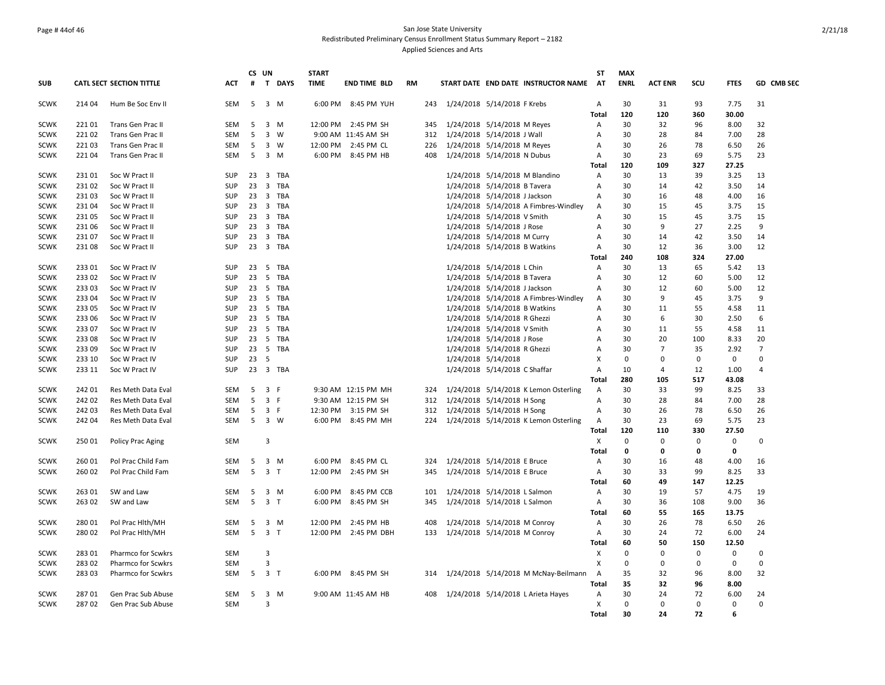San Jose State University
Redistributed Preliminary Census Enrollment Status Summary Report – 2182
Applied Sciences and Arts

| SUB | CATL SECT | SECTION TITTLE | ACT | CS # | UN T | DAYS | START TIME | END TIME | BLD | RM | START DATE | END DATE | INSTRUCTOR NAME | ST AT | MAX ENRL | ACT ENR | SCU | FTES | GD | CMB SEC |
|---|---|---|---|---|---|---|---|---|---|---|---|---|---|---|---|---|---|---|---|---|
| SCWK | 214 04 | Hum Be Soc Env II | SEM | 5 | 3 | M | 6:00 PM | 8:45 PM | YUH | 243 | 1/24/2018 | 5/14/2018 | F Krebs | A | 30 | 31 | 93 | 7.75 | 31 | |
| | | | | | | | | | | | | | | Total | 120 | 120 | 360 | 30.00 | | |
| SCWK | 221 01 | Trans Gen Prac II | SEM | 5 | 3 | M | 12:00 PM | 2:45 PM | SH | 345 | 1/24/2018 | 5/14/2018 | M Reyes | A | 30 | 32 | 96 | 8.00 | 32 | |
| SCWK | 221 02 | Trans Gen Prac II | SEM | 5 | 3 | W | 9:00 AM | 11:45 AM | SH | 312 | 1/24/2018 | 5/14/2018 | J Wall | A | 30 | 28 | 84 | 7.00 | 28 | |
| SCWK | 221 03 | Trans Gen Prac II | SEM | 5 | 3 | W | 12:00 PM | 2:45 PM | CL | 226 | 1/24/2018 | 5/14/2018 | M Reyes | A | 30 | 26 | 78 | 6.50 | 26 | |
| SCWK | 221 04 | Trans Gen Prac II | SEM | 5 | 3 | M | 6:00 PM | 8:45 PM | HB | 408 | 1/24/2018 | 5/14/2018 | N Dubus | A | 30 | 23 | 69 | 5.75 | 23 | |
| | | | | | | | | | | | | | | Total | 120 | 109 | 327 | 27.25 | | |
| SCWK | 231 01 | Soc W Pract II | SUP | 23 | 3 | TBA | | | | | 1/24/2018 | 5/14/2018 | M Blandino | A | 30 | 13 | 39 | 3.25 | 13 | |
| SCWK | 231 02 | Soc W Pract II | SUP | 23 | 3 | TBA | | | | | 1/24/2018 | 5/14/2018 | B Tavera | A | 30 | 14 | 42 | 3.50 | 14 | |
| SCWK | 231 03 | Soc W Pract II | SUP | 23 | 3 | TBA | | | | | 1/24/2018 | 5/14/2018 | J Jackson | A | 30 | 16 | 48 | 4.00 | 16 | |
| SCWK | 231 04 | Soc W Pract II | SUP | 23 | 3 | TBA | | | | | 1/24/2018 | 5/14/2018 | A Fimbres-Windley | A | 30 | 15 | 45 | 3.75 | 15 | |
| SCWK | 231 05 | Soc W Pract II | SUP | 23 | 3 | TBA | | | | | 1/24/2018 | 5/14/2018 | V Smith | A | 30 | 15 | 45 | 3.75 | 15 | |
| SCWK | 231 06 | Soc W Pract II | SUP | 23 | 3 | TBA | | | | | 1/24/2018 | 5/14/2018 | J Rose | A | 30 | 9 | 27 | 2.25 | 9 | |
| SCWK | 231 07 | Soc W Pract II | SUP | 23 | 3 | TBA | | | | | 1/24/2018 | 5/14/2018 | M Curry | A | 30 | 14 | 42 | 3.50 | 14 | |
| SCWK | 231 08 | Soc W Pract II | SUP | 23 | 3 | TBA | | | | | 1/24/2018 | 5/14/2018 | B Watkins | A | 30 | 12 | 36 | 3.00 | 12 | |
| | | | | | | | | | | | | | | Total | 240 | 108 | 324 | 27.00 | | |
| SCWK | 233 01 | Soc W Pract IV | SUP | 23 | 5 | TBA | | | | | 1/24/2018 | 5/14/2018 | L Chin | A | 30 | 13 | 65 | 5.42 | 13 | |
| SCWK | 233 02 | Soc W Pract IV | SUP | 23 | 5 | TBA | | | | | 1/24/2018 | 5/14/2018 | B Tavera | A | 30 | 12 | 60 | 5.00 | 12 | |
| SCWK | 233 03 | Soc W Pract IV | SUP | 23 | 5 | TBA | | | | | 1/24/2018 | 5/14/2018 | J Jackson | A | 30 | 12 | 60 | 5.00 | 12 | |
| SCWK | 233 04 | Soc W Pract IV | SUP | 23 | 5 | TBA | | | | | 1/24/2018 | 5/14/2018 | A Fimbres-Windley | A | 30 | 9 | 45 | 3.75 | 9 | |
| SCWK | 233 05 | Soc W Pract IV | SUP | 23 | 5 | TBA | | | | | 1/24/2018 | 5/14/2018 | B Watkins | A | 30 | 11 | 55 | 4.58 | 11 | |
| SCWK | 233 06 | Soc W Pract IV | SUP | 23 | 5 | TBA | | | | | 1/24/2018 | 5/14/2018 | R Ghezzi | A | 30 | 6 | 30 | 2.50 | 6 | |
| SCWK | 233 07 | Soc W Pract IV | SUP | 23 | 5 | TBA | | | | | 1/24/2018 | 5/14/2018 | V Smith | A | 30 | 11 | 55 | 4.58 | 11 | |
| SCWK | 233 08 | Soc W Pract IV | SUP | 23 | 5 | TBA | | | | | 1/24/2018 | 5/14/2018 | J Rose | A | 30 | 20 | 100 | 8.33 | 20 | |
| SCWK | 233 09 | Soc W Pract IV | SUP | 23 | 5 | TBA | | | | | 1/24/2018 | 5/14/2018 | R Ghezzi | A | 30 | 7 | 35 | 2.92 | 7 | |
| SCWK | 233 10 | Soc W Pract IV | SUP | 23 | 5 | | | | | | 1/24/2018 | 5/14/2018 | | X | 0 | 0 | 0 | 0 | 0 | |
| SCWK | 233 11 | Soc W Pract IV | SUP | 23 | 3 | TBA | | | | | 1/24/2018 | 5/14/2018 | C Shaffar | A | 10 | 4 | 12 | 1.00 | 4 | |
| | | | | | | | | | | | | | | Total | 280 | 105 | 517 | 43.08 | | |
| SCWK | 242 01 | Res Meth Data Eval | SEM | 5 | 3 | F | 9:30 AM | 12:15 PM | MH | 324 | 1/24/2018 | 5/14/2018 | K Lemon Osterling | A | 30 | 33 | 99 | 8.25 | 33 | |
| SCWK | 242 02 | Res Meth Data Eval | SEM | 5 | 3 | F | 9:30 AM | 12:15 PM | SH | 312 | 1/24/2018 | 5/14/2018 | H Song | A | 30 | 28 | 84 | 7.00 | 28 | |
| SCWK | 242 03 | Res Meth Data Eval | SEM | 5 | 3 | F | 12:30 PM | 3:15 PM | SH | 312 | 1/24/2018 | 5/14/2018 | H Song | A | 30 | 26 | 78 | 6.50 | 26 | |
| SCWK | 242 04 | Res Meth Data Eval | SEM | 5 | 3 | W | 6:00 PM | 8:45 PM | MH | 224 | 1/24/2018 | 5/14/2018 | K Lemon Osterling | A | 30 | 23 | 69 | 5.75 | 23 | |
| | | | | | | | | | | | | | | Total | 120 | 110 | 330 | 27.50 | | |
| SCWK | 250 01 | Policy Prac Aging | SEM | | 3 | | | | | | | | | X | 0 | 0 | 0 | 0 | 0 | |
| | | | | | | | | | | | | | | Total | 0 | 0 | 0 | 0 | | |
| SCWK | 260 01 | Pol Prac Child Fam | SEM | 5 | 3 | M | 6:00 PM | 8:45 PM | CL | 324 | 1/24/2018 | 5/14/2018 | E Bruce | A | 30 | 16 | 48 | 4.00 | 16 | |
| SCWK | 260 02 | Pol Prac Child Fam | SEM | 5 | 3 | T | 12:00 PM | 2:45 PM | SH | 345 | 1/24/2018 | 5/14/2018 | E Bruce | A | 30 | 33 | 99 | 8.25 | 33 | |
| | | | | | | | | | | | | | | Total | 60 | 49 | 147 | 12.25 | | |
| SCWK | 263 01 | SW and Law | SEM | 5 | 3 | M | 6:00 PM | 8:45 PM | CCB | 101 | 1/24/2018 | 5/14/2018 | L Salmon | A | 30 | 19 | 57 | 4.75 | 19 | |
| SCWK | 263 02 | SW and Law | SEM | 5 | 3 | T | 6:00 PM | 8:45 PM | SH | 345 | 1/24/2018 | 5/14/2018 | L Salmon | A | 30 | 36 | 108 | 9.00 | 36 | |
| | | | | | | | | | | | | | | Total | 60 | 55 | 165 | 13.75 | | |
| SCWK | 280 01 | Pol Prac Hlth/MH | SEM | 5 | 3 | M | 12:00 PM | 2:45 PM | HB | 408 | 1/24/2018 | 5/14/2018 | M Conroy | A | 30 | 26 | 78 | 6.50 | 26 | |
| SCWK | 280 02 | Pol Prac Hlth/MH | SEM | 5 | 3 | T | 12:00 PM | 2:45 PM | DBH | 133 | 1/24/2018 | 5/14/2018 | M Conroy | A | 30 | 24 | 72 | 6.00 | 24 | |
| | | | | | | | | | | | | | | Total | 60 | 50 | 150 | 12.50 | | |
| SCWK | 283 01 | Pharmco for Scwkrs | SEM | | 3 | | | | | | | | | X | 0 | 0 | 0 | 0 | 0 | |
| SCWK | 283 02 | Pharmco for Scwkrs | SEM | | 3 | | | | | | | | | X | 0 | 0 | 0 | 0 | 0 | |
| SCWK | 283 03 | Pharmco for Scwkrs | SEM | 5 | 3 | T | 6:00 PM | 8:45 PM | SH | 314 | 1/24/2018 | 5/14/2018 | M McNay-Beilmann | A | 35 | 32 | 96 | 8.00 | 32 | |
| | | | | | | | | | | | | | | Total | 35 | 32 | 96 | 8.00 | | |
| SCWK | 287 01 | Gen Prac Sub Abuse | SEM | 5 | 3 | M | 9:00 AM | 11:45 AM | HB | 408 | 1/24/2018 | 5/14/2018 | L Arieta Hayes | A | 30 | 24 | 72 | 6.00 | 24 | |
| SCWK | 287 02 | Gen Prac Sub Abuse | SEM | | 3 | | | | | | | | | X | 0 | 0 | 0 | 0 | 0 | |
| | | | | | | | | | | | | | | Total | 30 | 24 | 72 | 6 | | |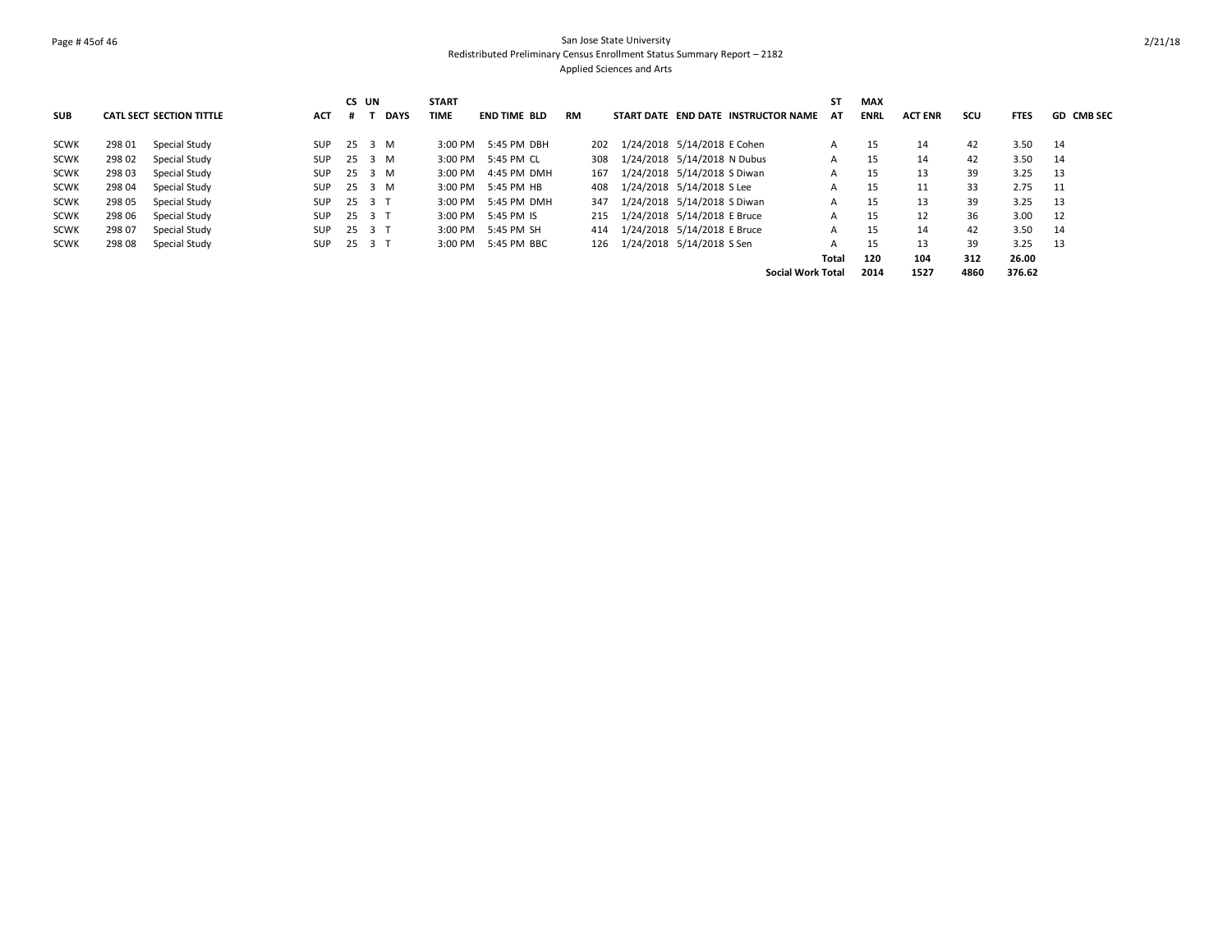San Jose State University
Redistributed Preliminary Census Enrollment Status Summary Report – 2182
Applied Sciences and Arts

| SUB | CATL | SECT | SECTION TITTLE | ACT | CS # | UN T | DAYS | START TIME | END TIME | BLD | RM | START DATE | END DATE | INSTRUCTOR NAME | ST AT | MAX ENRL | ACT ENR | SCU | FTES | GD | CMB SEC |
|---|---|---|---|---|---|---|---|---|---|---|---|---|---|---|---|---|---|---|---|---|---|
| SCWK | 298 | 01 | Special Study | SUP | 25 | 3 | M | 3:00 PM | 5:45 PM | DBH | 202 | 1/24/2018 | 5/14/2018 | E Cohen | A | 15 | 14 | 42 | 3.50 | 14 | |
| SCWK | 298 | 02 | Special Study | SUP | 25 | 3 | M | 3:00 PM | 5:45 PM | CL | 308 | 1/24/2018 | 5/14/2018 | N Dubus | A | 15 | 14 | 42 | 3.50 | 14 | |
| SCWK | 298 | 03 | Special Study | SUP | 25 | 3 | M | 3:00 PM | 4:45 PM | DMH | 167 | 1/24/2018 | 5/14/2018 | S Diwan | A | 15 | 13 | 39 | 3.25 | 13 | |
| SCWK | 298 | 04 | Special Study | SUP | 25 | 3 | M | 3:00 PM | 5:45 PM | HB | 408 | 1/24/2018 | 5/14/2018 | S Lee | A | 15 | 11 | 33 | 2.75 | 11 | |
| SCWK | 298 | 05 | Special Study | SUP | 25 | 3 | T | 3:00 PM | 5:45 PM | DMH | 347 | 1/24/2018 | 5/14/2018 | S Diwan | A | 15 | 13 | 39 | 3.25 | 13 | |
| SCWK | 298 | 06 | Special Study | SUP | 25 | 3 | T | 3:00 PM | 5:45 PM | IS | 215 | 1/24/2018 | 5/14/2018 | E Bruce | A | 15 | 12 | 36 | 3.00 | 12 | |
| SCWK | 298 | 07 | Special Study | SUP | 25 | 3 | T | 3:00 PM | 5:45 PM | SH | 414 | 1/24/2018 | 5/14/2018 | E Bruce | A | 15 | 14 | 42 | 3.50 | 14 | |
| SCWK | 298 | 08 | Special Study | SUP | 25 | 3 | T | 3:00 PM | 5:45 PM | BBC | 126 | 1/24/2018 | 5/14/2018 | S Sen | A | 15 | 13 | 39 | 3.25 | 13 | |
| | | | | | | | | | | | | | | | **Total** | **120** | **104** | **312** | **26.00** | | |
| | | | | | | | | | | | | | | **Social Work Total** | | **2014** | **1527** | **4860** | **376.62** | | |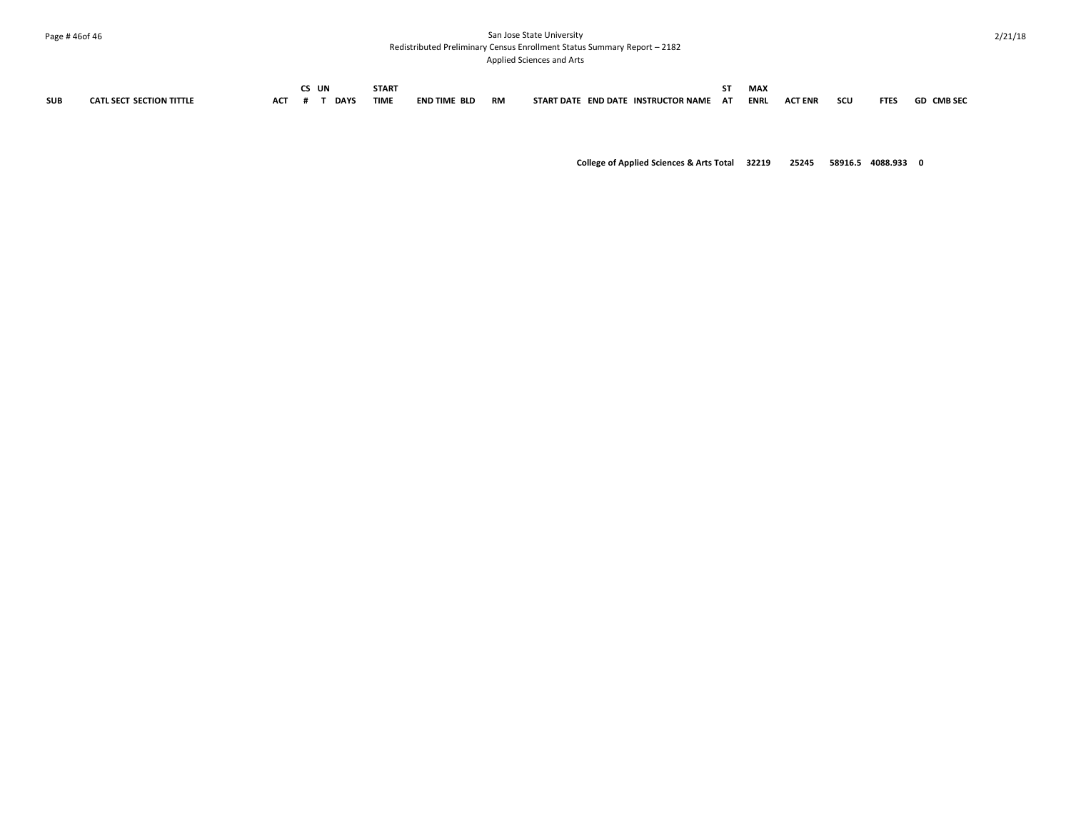| SUB | CATL SECT SECTION TITTLE | ACT | CS # | UNT | DAYS | START TIME | END TIME | BLD | RM | START DATE | END DATE | INSTRUCTOR NAME | STAT | MAX ENRL | ACT ENR | SCU | FTES | GD | CMB SEC |
|---|---|---|---|---|---|---|---|---|---|---|---|---|---|---|---|---|---|---|---|
| | | | | | | | | | | | | **College of Applied Sciences & Arts Total** | | **32219** | **25245** | **58916.5** | **4088.933** | **0** | |